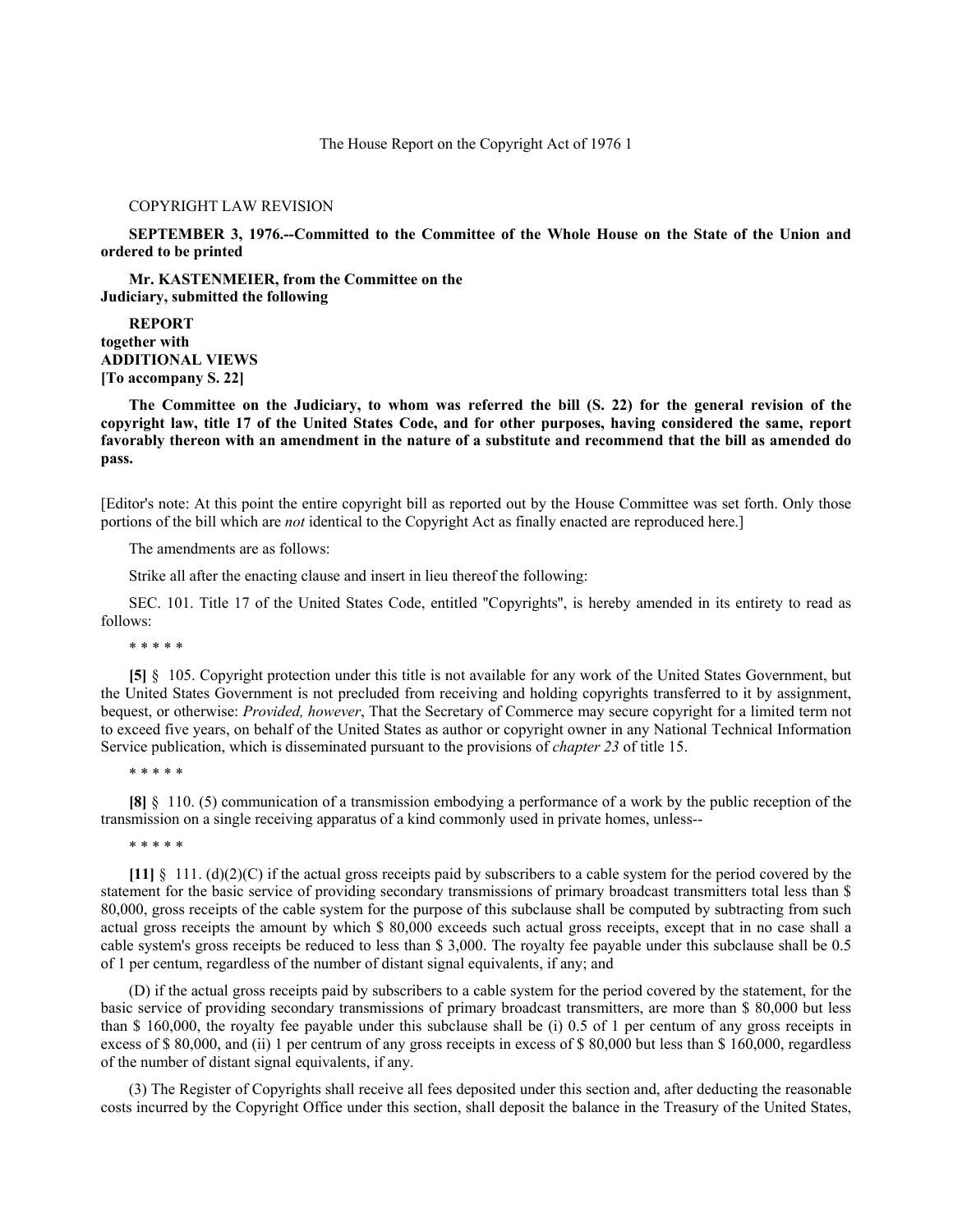The House Report on the Copyright Act of 1976 1

COPYRIGHT LAW REVISION

**SEPTEMBER 3, 1976.--Committed to the Committee of the Whole House on the State of the Union and ordered to be printed**

**Mr. KASTENMEIER, from the Committee on the Judiciary, submitted the following**

**REPORT**
**together with**
**ADDITIONAL VIEWS**
**[To accompany S. 22]**

**The Committee on the Judiciary, to whom was referred the bill (S. 22) for the general revision of the copyright law, title 17 of the United States Code, and for other purposes, having considered the same, report favorably thereon with an amendment in the nature of a substitute and recommend that the bill as amended do pass.**

[Editor's note: At this point the entire copyright bill as reported out by the House Committee was set forth. Only those portions of the bill which are *not* identical to the Copyright Act as finally enacted are reproduced here.]

The amendments are as follows:

Strike all after the enacting clause and insert in lieu thereof the following:

SEC. 101. Title 17 of the United States Code, entitled "Copyrights", is hereby amended in its entirety to read as follows:

\* \* \* \* \*

**[5]** § 105. Copyright protection under this title is not available for any work of the United States Government, but the United States Government is not precluded from receiving and holding copyrights transferred to it by assignment, bequest, or otherwise: *Provided, however*, That the Secretary of Commerce may secure copyright for a limited term not to exceed five years, on behalf of the United States as author or copyright owner in any National Technical Information Service publication, which is disseminated pursuant to the provisions of *chapter 23* of title 15.

\* \* \* \* \*

**[8]** § 110. (5) communication of a transmission embodying a performance of a work by the public reception of the transmission on a single receiving apparatus of a kind commonly used in private homes, unless--

\* \* \* \* \*

**[11]** § 111. (d)(2)(C) if the actual gross receipts paid by subscribers to a cable system for the period covered by the statement for the basic service of providing secondary transmissions of primary broadcast transmitters total less than $ 80,000, gross receipts of the cable system for the purpose of this subclause shall be computed by subtracting from such actual gross receipts the amount by which $ 80,000 exceeds such actual gross receipts, except that in no case shall a cable system's gross receipts be reduced to less than $ 3,000. The royalty fee payable under this subclause shall be 0.5 of 1 per centum, regardless of the number of distant signal equivalents, if any; and

(D) if the actual gross receipts paid by subscribers to a cable system for the period covered by the statement, for the basic service of providing secondary transmissions of primary broadcast transmitters, are more than $ 80,000 but less than $ 160,000, the royalty fee payable under this subclause shall be (i) 0.5 of 1 per centum of any gross receipts in excess of $ 80,000, and (ii) 1 per centrum of any gross receipts in excess of $ 80,000 but less than $ 160,000, regardless of the number of distant signal equivalents, if any.

(3) The Register of Copyrights shall receive all fees deposited under this section and, after deducting the reasonable costs incurred by the Copyright Office under this section, shall deposit the balance in the Treasury of the United States,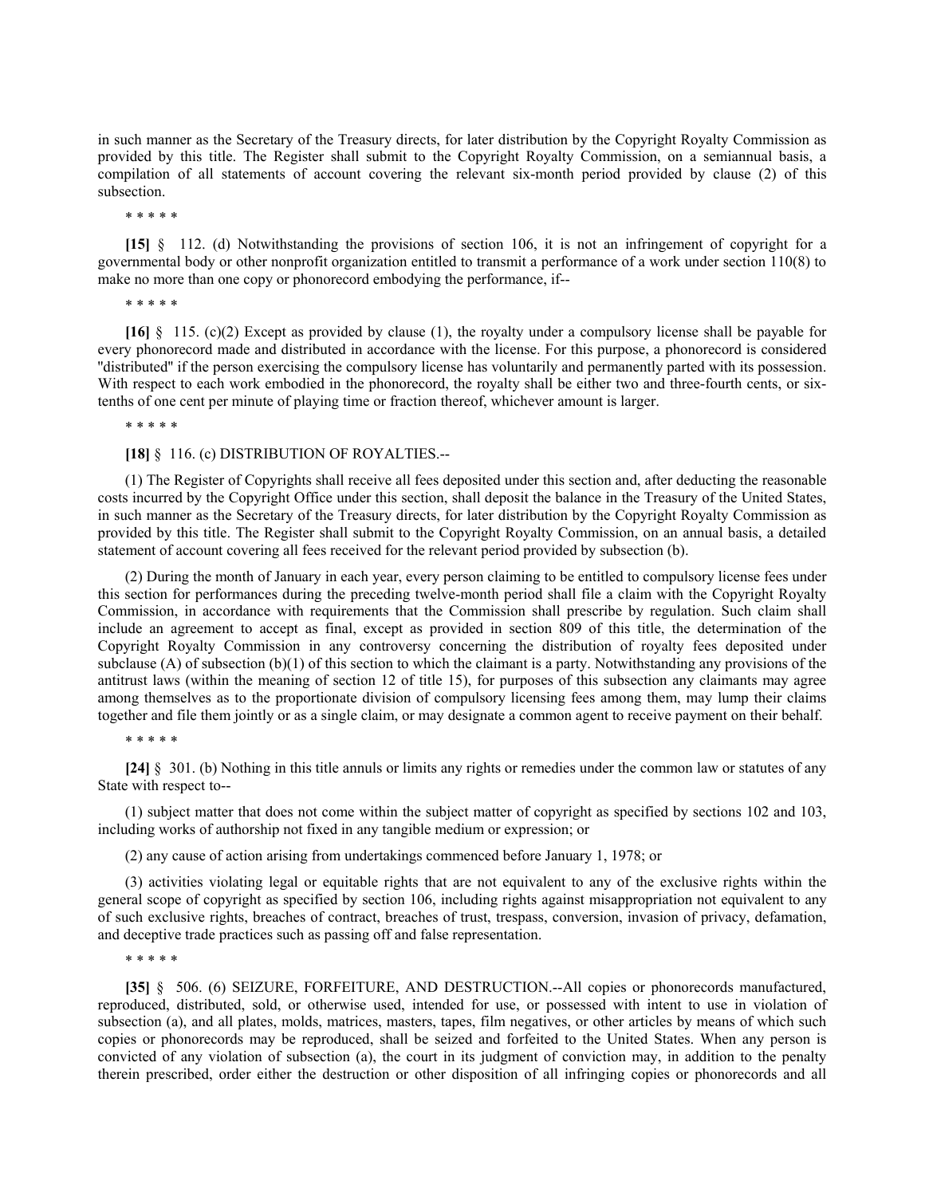in such manner as the Secretary of the Treasury directs, for later distribution by the Copyright Royalty Commission as provided by this title. The Register shall submit to the Copyright Royalty Commission, on a semiannual basis, a compilation of all statements of account covering the relevant six-month period provided by clause (2) of this subsection.

\* \* \* \* \*

**[15]** § 112. (d) Notwithstanding the provisions of section 106, it is not an infringement of copyright for a governmental body or other nonprofit organization entitled to transmit a performance of a work under section 110(8) to make no more than one copy or phonorecord embodying the performance, if--

\* \* \* \* \*

**[16]** § 115. (c)(2) Except as provided by clause (1), the royalty under a compulsory license shall be payable for every phonorecord made and distributed in accordance with the license. For this purpose, a phonorecord is considered "distributed" if the person exercising the compulsory license has voluntarily and permanently parted with its possession. With respect to each work embodied in the phonorecord, the royalty shall be either two and three-fourth cents, or six-tenths of one cent per minute of playing time or fraction thereof, whichever amount is larger.

\* \* \* \* \*

**[18]** § 116. (c) DISTRIBUTION OF ROYALTIES.--

(1) The Register of Copyrights shall receive all fees deposited under this section and, after deducting the reasonable costs incurred by the Copyright Office under this section, shall deposit the balance in the Treasury of the United States, in such manner as the Secretary of the Treasury directs, for later distribution by the Copyright Royalty Commission as provided by this title. The Register shall submit to the Copyright Royalty Commission, on an annual basis, a detailed statement of account covering all fees received for the relevant period provided by subsection (b).

(2) During the month of January in each year, every person claiming to be entitled to compulsory license fees under this section for performances during the preceding twelve-month period shall file a claim with the Copyright Royalty Commission, in accordance with requirements that the Commission shall prescribe by regulation. Such claim shall include an agreement to accept as final, except as provided in section 809 of this title, the determination of the Copyright Royalty Commission in any controversy concerning the distribution of royalty fees deposited under subclause (A) of subsection (b)(1) of this section to which the claimant is a party. Notwithstanding any provisions of the antitrust laws (within the meaning of section 12 of title 15), for purposes of this subsection any claimants may agree among themselves as to the proportionate division of compulsory licensing fees among them, may lump their claims together and file them jointly or as a single claim, or may designate a common agent to receive payment on their behalf.

\* \* \* \* \*

**[24]** § 301. (b) Nothing in this title annuls or limits any rights or remedies under the common law or statutes of any State with respect to--

(1) subject matter that does not come within the subject matter of copyright as specified by sections 102 and 103, including works of authorship not fixed in any tangible medium or expression; or

(2) any cause of action arising from undertakings commenced before January 1, 1978; or

(3) activities violating legal or equitable rights that are not equivalent to any of the exclusive rights within the general scope of copyright as specified by section 106, including rights against misappropriation not equivalent to any of such exclusive rights, breaches of contract, breaches of trust, trespass, conversion, invasion of privacy, defamation, and deceptive trade practices such as passing off and false representation.

\* \* \* \* \*

**[35]** § 506. (6) SEIZURE, FORFEITURE, AND DESTRUCTION.--All copies or phonorecords manufactured, reproduced, distributed, sold, or otherwise used, intended for use, or possessed with intent to use in violation of subsection (a), and all plates, molds, matrices, masters, tapes, film negatives, or other articles by means of which such copies or phonorecords may be reproduced, shall be seized and forfeited to the United States. When any person is convicted of any violation of subsection (a), the court in its judgment of conviction may, in addition to the penalty therein prescribed, order either the destruction or other disposition of all infringing copies or phonorecords and all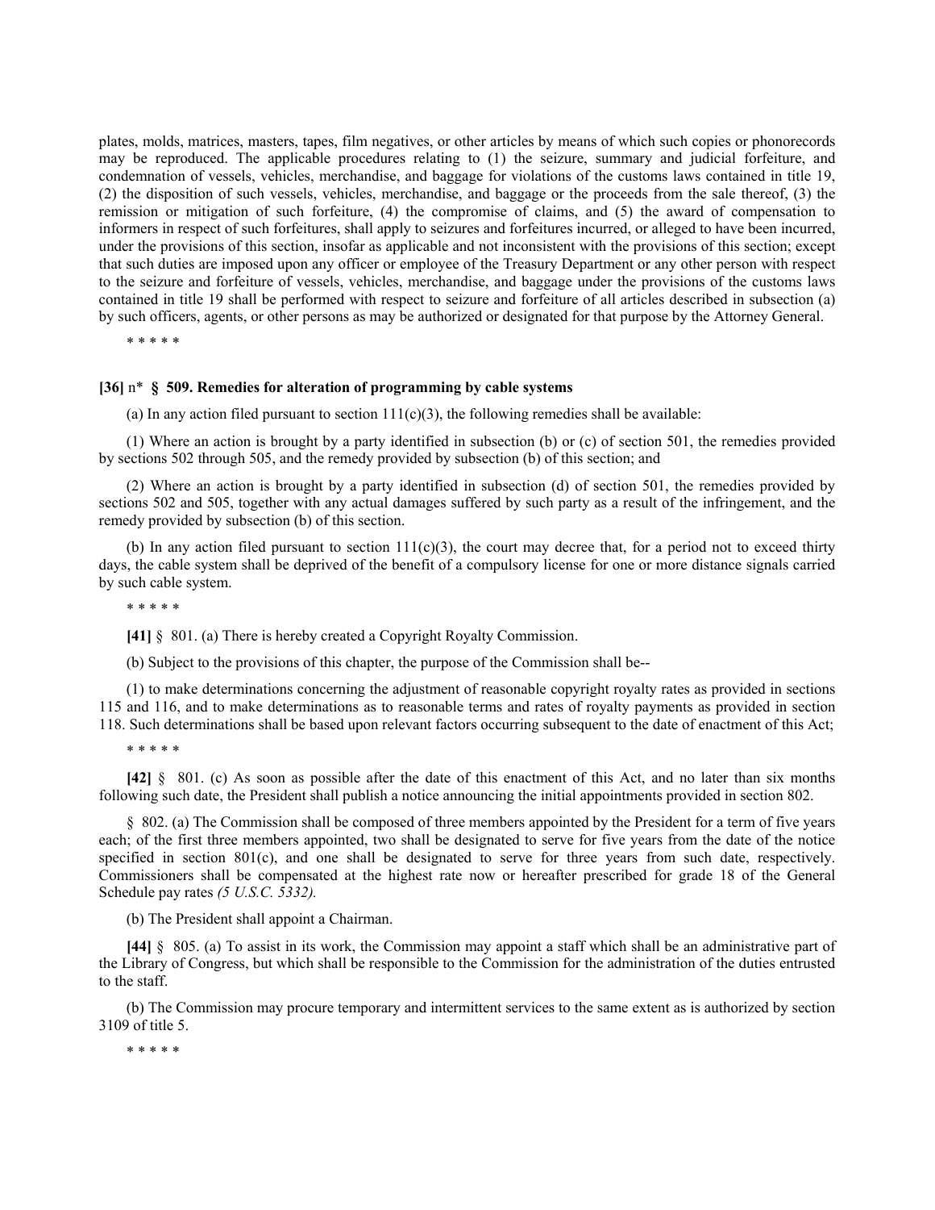plates, molds, matrices, masters, tapes, film negatives, or other articles by means of which such copies or phonorecords may be reproduced. The applicable procedures relating to (1) the seizure, summary and judicial forfeiture, and condemnation of vessels, vehicles, merchandise, and baggage for violations of the customs laws contained in title 19, (2) the disposition of such vessels, vehicles, merchandise, and baggage or the proceeds from the sale thereof, (3) the remission or mitigation of such forfeiture, (4) the compromise of claims, and (5) the award of compensation to informers in respect of such forfeitures, shall apply to seizures and forfeitures incurred, or alleged to have been incurred, under the provisions of this section, insofar as applicable and not inconsistent with the provisions of this section; except that such duties are imposed upon any officer or employee of the Treasury Department or any other person with respect to the seizure and forfeiture of vessels, vehicles, merchandise, and baggage under the provisions of the customs laws contained in title 19 shall be performed with respect to seizure and forfeiture of all articles described in subsection (a) by such officers, agents, or other persons as may be authorized or designated for that purpose by the Attorney General.

* * * * *

**[36]** n* **§ 509. Remedies for alteration of programming by cable systems**

(a) In any action filed pursuant to section 111(c)(3), the following remedies shall be available:

(1) Where an action is brought by a party identified in subsection (b) or (c) of section 501, the remedies provided by sections 502 through 505, and the remedy provided by subsection (b) of this section; and

(2) Where an action is brought by a party identified in subsection (d) of section 501, the remedies provided by sections 502 and 505, together with any actual damages suffered by such party as a result of the infringement, and the remedy provided by subsection (b) of this section.

(b) In any action filed pursuant to section 111(c)(3), the court may decree that, for a period not to exceed thirty days, the cable system shall be deprived of the benefit of a compulsory license for one or more distance signals carried by such cable system.

* * * * *

**[41]** § 801. (a) There is hereby created a Copyright Royalty Commission.

(b) Subject to the provisions of this chapter, the purpose of the Commission shall be--

(1) to make determinations concerning the adjustment of reasonable copyright royalty rates as provided in sections 115 and 116, and to make determinations as to reasonable terms and rates of royalty payments as provided in section 118. Such determinations shall be based upon relevant factors occurring subsequent to the date of enactment of this Act;

* * * * *

**[42]** § 801. (c) As soon as possible after the date of this enactment of this Act, and no later than six months following such date, the President shall publish a notice announcing the initial appointments provided in section 802.

§ 802. (a) The Commission shall be composed of three members appointed by the President for a term of five years each; of the first three members appointed, two shall be designated to serve for five years from the date of the notice specified in section 801(c), and one shall be designated to serve for three years from such date, respectively. Commissioners shall be compensated at the highest rate now or hereafter prescribed for grade 18 of the General Schedule pay rates *(5 U.S.C. 5332)*.

(b) The President shall appoint a Chairman.

**[44]** § 805. (a) To assist in its work, the Commission may appoint a staff which shall be an administrative part of the Library of Congress, but which shall be responsible to the Commission for the administration of the duties entrusted to the staff.

(b) The Commission may procure temporary and intermittent services to the same extent as is authorized by section 3109 of title 5.

* * * * *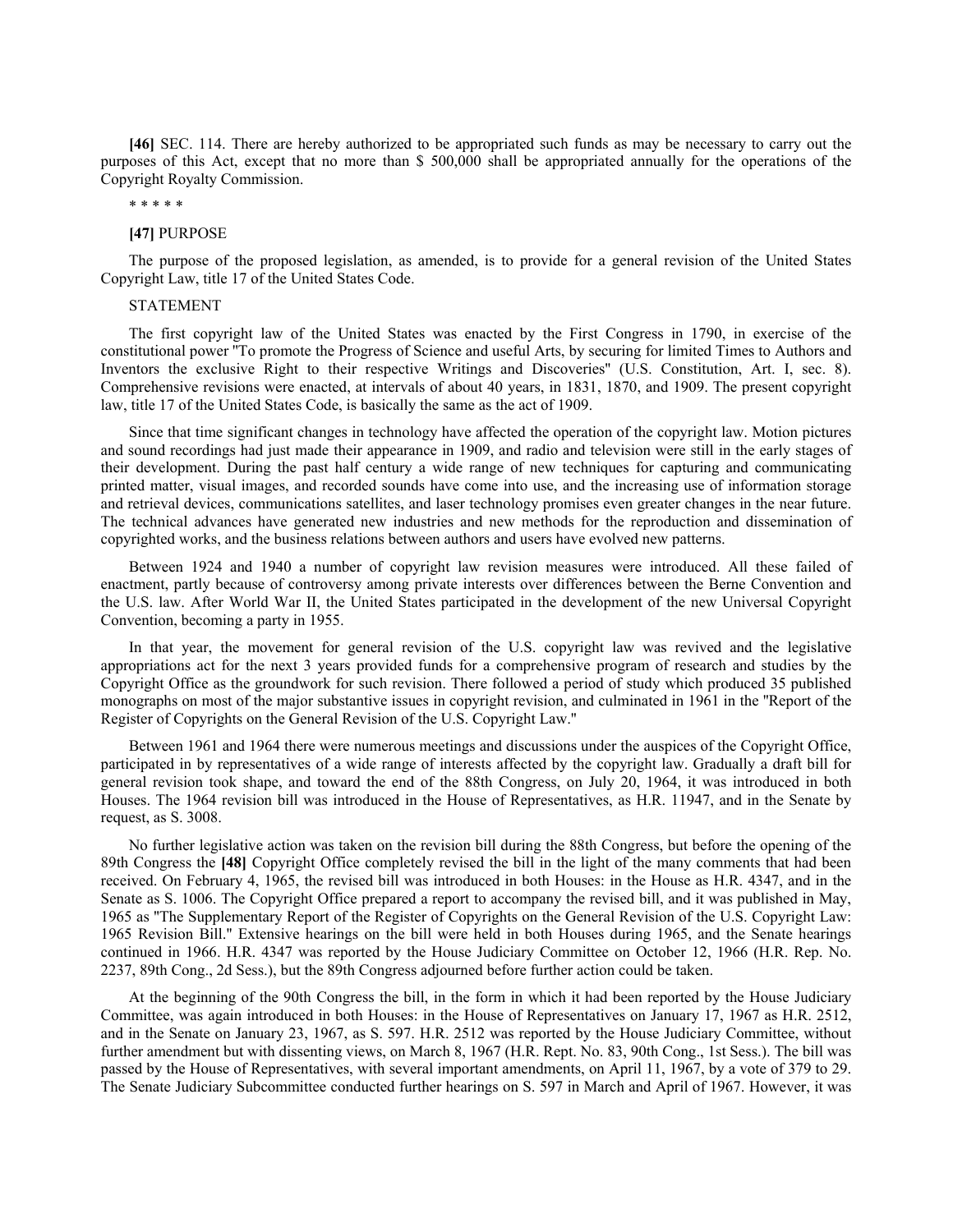**[46]** SEC. 114. There are hereby authorized to be appropriated such funds as may be necessary to carry out the purposes of this Act, except that no more than $ 500,000 shall be appropriated annually for the operations of the Copyright Royalty Commission.

* * * * *

**[47]** PURPOSE

The purpose of the proposed legislation, as amended, is to provide for a general revision of the United States Copyright Law, title 17 of the United States Code.

STATEMENT

The first copyright law of the United States was enacted by the First Congress in 1790, in exercise of the constitutional power "To promote the Progress of Science and useful Arts, by securing for limited Times to Authors and Inventors the exclusive Right to their respective Writings and Discoveries" (U.S. Constitution, Art. I, sec. 8). Comprehensive revisions were enacted, at intervals of about 40 years, in 1831, 1870, and 1909. The present copyright law, title 17 of the United States Code, is basically the same as the act of 1909.

Since that time significant changes in technology have affected the operation of the copyright law. Motion pictures and sound recordings had just made their appearance in 1909, and radio and television were still in the early stages of their development. During the past half century a wide range of new techniques for capturing and communicating printed matter, visual images, and recorded sounds have come into use, and the increasing use of information storage and retrieval devices, communications satellites, and laser technology promises even greater changes in the near future. The technical advances have generated new industries and new methods for the reproduction and dissemination of copyrighted works, and the business relations between authors and users have evolved new patterns.

Between 1924 and 1940 a number of copyright law revision measures were introduced. All these failed of enactment, partly because of controversy among private interests over differences between the Berne Convention and the U.S. law. After World War II, the United States participated in the development of the new Universal Copyright Convention, becoming a party in 1955.

In that year, the movement for general revision of the U.S. copyright law was revived and the legislative appropriations act for the next 3 years provided funds for a comprehensive program of research and studies by the Copyright Office as the groundwork for such revision. There followed a period of study which produced 35 published monographs on most of the major substantive issues in copyright revision, and culminated in 1961 in the "Report of the Register of Copyrights on the General Revision of the U.S. Copyright Law."

Between 1961 and 1964 there were numerous meetings and discussions under the auspices of the Copyright Office, participated in by representatives of a wide range of interests affected by the copyright law. Gradually a draft bill for general revision took shape, and toward the end of the 88th Congress, on July 20, 1964, it was introduced in both Houses. The 1964 revision bill was introduced in the House of Representatives, as H.R. 11947, and in the Senate by request, as S. 3008.

No further legislative action was taken on the revision bill during the 88th Congress, but before the opening of the 89th Congress the **[48]** Copyright Office completely revised the bill in the light of the many comments that had been received. On February 4, 1965, the revised bill was introduced in both Houses: in the House as H.R. 4347, and in the Senate as S. 1006. The Copyright Office prepared a report to accompany the revised bill, and it was published in May, 1965 as "The Supplementary Report of the Register of Copyrights on the General Revision of the U.S. Copyright Law: 1965 Revision Bill." Extensive hearings on the bill were held in both Houses during 1965, and the Senate hearings continued in 1966. H.R. 4347 was reported by the House Judiciary Committee on October 12, 1966 (H.R. Rep. No. 2237, 89th Cong., 2d Sess.), but the 89th Congress adjourned before further action could be taken.

At the beginning of the 90th Congress the bill, in the form in which it had been reported by the House Judiciary Committee, was again introduced in both Houses: in the House of Representatives on January 17, 1967 as H.R. 2512, and in the Senate on January 23, 1967, as S. 597. H.R. 2512 was reported by the House Judiciary Committee, without further amendment but with dissenting views, on March 8, 1967 (H.R. Rept. No. 83, 90th Cong., 1st Sess.). The bill was passed by the House of Representatives, with several important amendments, on April 11, 1967, by a vote of 379 to 29. The Senate Judiciary Subcommittee conducted further hearings on S. 597 in March and April of 1967. However, it was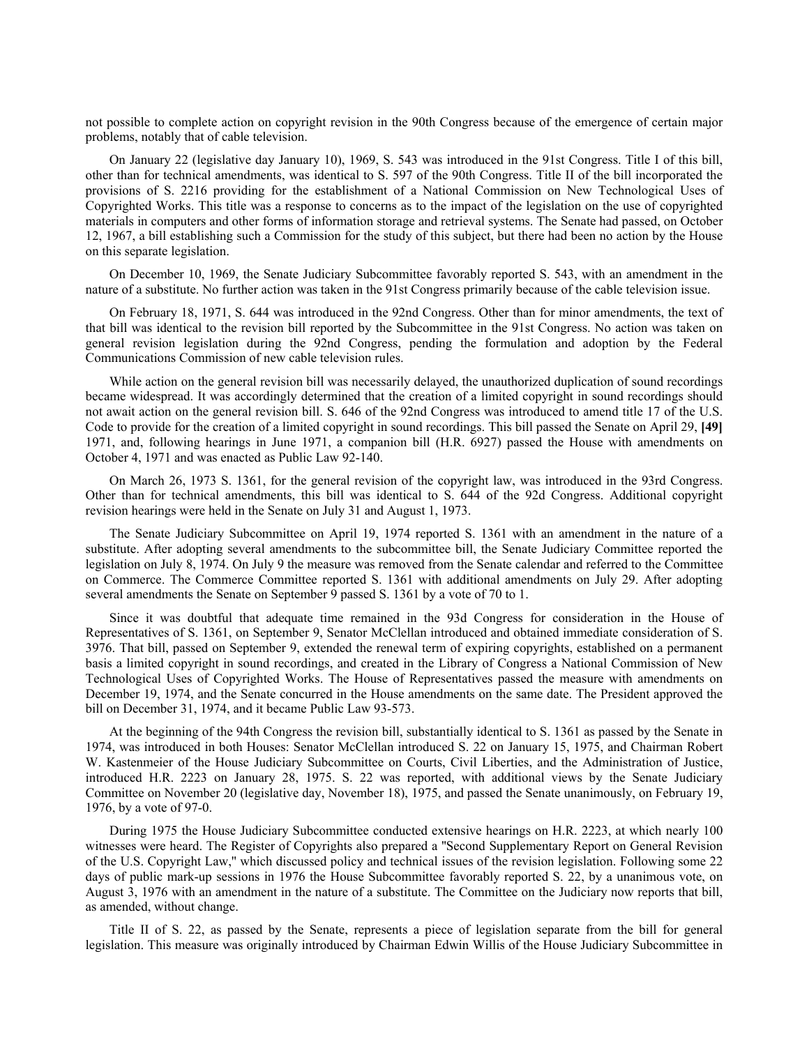not possible to complete action on copyright revision in the 90th Congress because of the emergence of certain major problems, notably that of cable television.

On January 22 (legislative day January 10), 1969, S. 543 was introduced in the 91st Congress. Title I of this bill, other than for technical amendments, was identical to S. 597 of the 90th Congress. Title II of the bill incorporated the provisions of S. 2216 providing for the establishment of a National Commission on New Technological Uses of Copyrighted Works. This title was a response to concerns as to the impact of the legislation on the use of copyrighted materials in computers and other forms of information storage and retrieval systems. The Senate had passed, on October 12, 1967, a bill establishing such a Commission for the study of this subject, but there had been no action by the House on this separate legislation.

On December 10, 1969, the Senate Judiciary Subcommittee favorably reported S. 543, with an amendment in the nature of a substitute. No further action was taken in the 91st Congress primarily because of the cable television issue.

On February 18, 1971, S. 644 was introduced in the 92nd Congress. Other than for minor amendments, the text of that bill was identical to the revision bill reported by the Subcommittee in the 91st Congress. No action was taken on general revision legislation during the 92nd Congress, pending the formulation and adoption by the Federal Communications Commission of new cable television rules.

While action on the general revision bill was necessarily delayed, the unauthorized duplication of sound recordings became widespread. It was accordingly determined that the creation of a limited copyright in sound recordings should not await action on the general revision bill. S. 646 of the 92nd Congress was introduced to amend title 17 of the U.S. Code to provide for the creation of a limited copyright in sound recordings. This bill passed the Senate on April 29, **[49]** 1971, and, following hearings in June 1971, a companion bill (H.R. 6927) passed the House with amendments on October 4, 1971 and was enacted as Public Law 92-140.

On March 26, 1973 S. 1361, for the general revision of the copyright law, was introduced in the 93rd Congress. Other than for technical amendments, this bill was identical to S. 644 of the 92d Congress. Additional copyright revision hearings were held in the Senate on July 31 and August 1, 1973.

The Senate Judiciary Subcommittee on April 19, 1974 reported S. 1361 with an amendment in the nature of a substitute. After adopting several amendments to the subcommittee bill, the Senate Judiciary Committee reported the legislation on July 8, 1974. On July 9 the measure was removed from the Senate calendar and referred to the Committee on Commerce. The Commerce Committee reported S. 1361 with additional amendments on July 29. After adopting several amendments the Senate on September 9 passed S. 1361 by a vote of 70 to 1.

Since it was doubtful that adequate time remained in the 93d Congress for consideration in the House of Representatives of S. 1361, on September 9, Senator McClellan introduced and obtained immediate consideration of S. 3976. That bill, passed on September 9, extended the renewal term of expiring copyrights, established on a permanent basis a limited copyright in sound recordings, and created in the Library of Congress a National Commission of New Technological Uses of Copyrighted Works. The House of Representatives passed the measure with amendments on December 19, 1974, and the Senate concurred in the House amendments on the same date. The President approved the bill on December 31, 1974, and it became Public Law 93-573.

At the beginning of the 94th Congress the revision bill, substantially identical to S. 1361 as passed by the Senate in 1974, was introduced in both Houses: Senator McClellan introduced S. 22 on January 15, 1975, and Chairman Robert W. Kastenmeier of the House Judiciary Subcommittee on Courts, Civil Liberties, and the Administration of Justice, introduced H.R. 2223 on January 28, 1975. S. 22 was reported, with additional views by the Senate Judiciary Committee on November 20 (legislative day, November 18), 1975, and passed the Senate unanimously, on February 19, 1976, by a vote of 97-0.

During 1975 the House Judiciary Subcommittee conducted extensive hearings on H.R. 2223, at which nearly 100 witnesses were heard. The Register of Copyrights also prepared a "Second Supplementary Report on General Revision of the U.S. Copyright Law," which discussed policy and technical issues of the revision legislation. Following some 22 days of public mark-up sessions in 1976 the House Subcommittee favorably reported S. 22, by a unanimous vote, on August 3, 1976 with an amendment in the nature of a substitute. The Committee on the Judiciary now reports that bill, as amended, without change.

Title II of S. 22, as passed by the Senate, represents a piece of legislation separate from the bill for general legislation. This measure was originally introduced by Chairman Edwin Willis of the House Judiciary Subcommittee in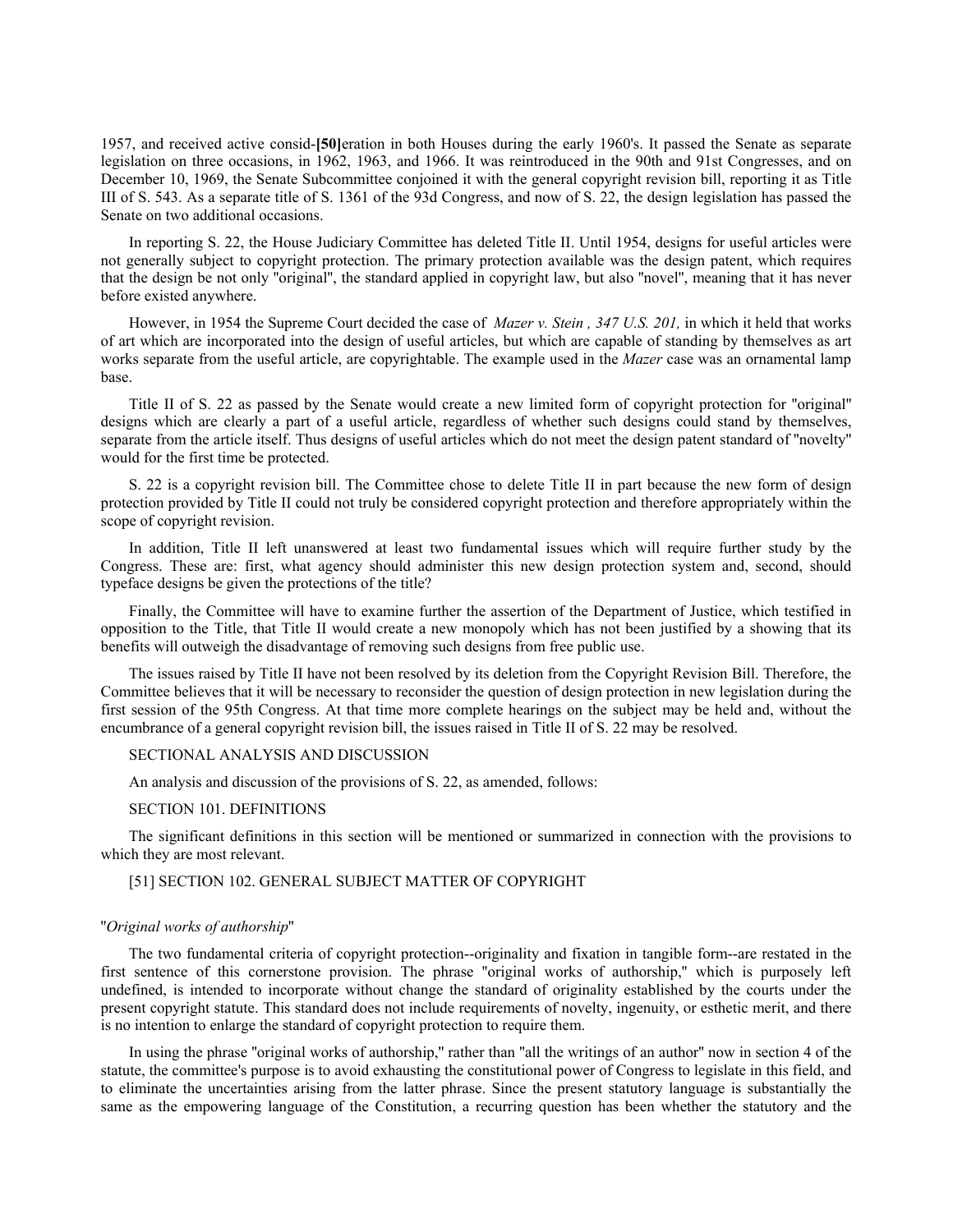1957, and received active consid-**[50]**eration in both Houses during the early 1960's. It passed the Senate as separate legislation on three occasions, in 1962, 1963, and 1966. It was reintroduced in the 90th and 91st Congresses, and on December 10, 1969, the Senate Subcommittee conjoined it with the general copyright revision bill, reporting it as Title III of S. 543. As a separate title of S. 1361 of the 93d Congress, and now of S. 22, the design legislation has passed the Senate on two additional occasions.

In reporting S. 22, the House Judiciary Committee has deleted Title II. Until 1954, designs for useful articles were not generally subject to copyright protection. The primary protection available was the design patent, which requires that the design be not only "original", the standard applied in copyright law, but also "novel", meaning that it has never before existed anywhere.

However, in 1954 the Supreme Court decided the case of *Mazer v. Stein , 347 U.S. 201,* in which it held that works of art which are incorporated into the design of useful articles, but which are capable of standing by themselves as art works separate from the useful article, are copyrightable. The example used in the *Mazer* case was an ornamental lamp base.

Title II of S. 22 as passed by the Senate would create a new limited form of copyright protection for "original" designs which are clearly a part of a useful article, regardless of whether such designs could stand by themselves, separate from the article itself. Thus designs of useful articles which do not meet the design patent standard of "novelty" would for the first time be protected.

S. 22 is a copyright revision bill. The Committee chose to delete Title II in part because the new form of design protection provided by Title II could not truly be considered copyright protection and therefore appropriately within the scope of copyright revision.

In addition, Title II left unanswered at least two fundamental issues which will require further study by the Congress. These are: first, what agency should administer this new design protection system and, second, should typeface designs be given the protections of the title?

Finally, the Committee will have to examine further the assertion of the Department of Justice, which testified in opposition to the Title, that Title II would create a new monopoly which has not been justified by a showing that its benefits will outweigh the disadvantage of removing such designs from free public use.

The issues raised by Title II have not been resolved by its deletion from the Copyright Revision Bill. Therefore, the Committee believes that it will be necessary to reconsider the question of design protection in new legislation during the first session of the 95th Congress. At that time more complete hearings on the subject may be held and, without the encumbrance of a general copyright revision bill, the issues raised in Title II of S. 22 may be resolved.

SECTIONAL ANALYSIS AND DISCUSSION

An analysis and discussion of the provisions of S. 22, as amended, follows:

SECTION 101. DEFINITIONS

The significant definitions in this section will be mentioned or summarized in connection with the provisions to which they are most relevant.

[51] SECTION 102. GENERAL SUBJECT MATTER OF COPYRIGHT

"*Original works of authorship*"

The two fundamental criteria of copyright protection--originality and fixation in tangible form--are restated in the first sentence of this cornerstone provision. The phrase "original works of authorship," which is purposely left undefined, is intended to incorporate without change the standard of originality established by the courts under the present copyright statute. This standard does not include requirements of novelty, ingenuity, or esthetic merit, and there is no intention to enlarge the standard of copyright protection to require them.

In using the phrase "original works of authorship," rather than "all the writings of an author" now in section 4 of the statute, the committee's purpose is to avoid exhausting the constitutional power of Congress to legislate in this field, and to eliminate the uncertainties arising from the latter phrase. Since the present statutory language is substantially the same as the empowering language of the Constitution, a recurring question has been whether the statutory and the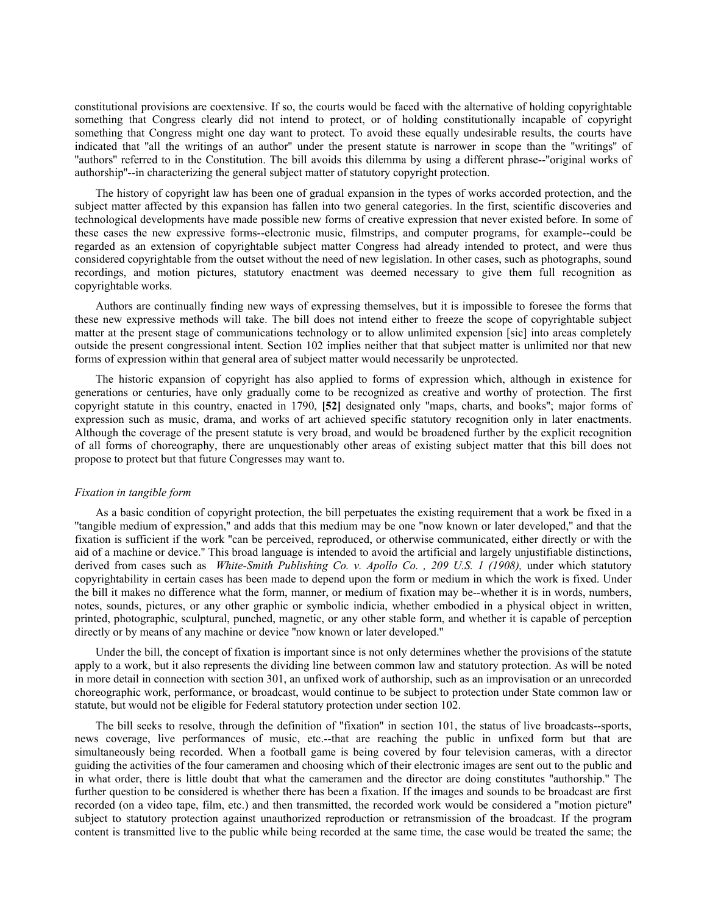constitutional provisions are coextensive. If so, the courts would be faced with the alternative of holding copyrightable something that Congress clearly did not intend to protect, or of holding constitutionally incapable of copyright something that Congress might one day want to protect. To avoid these equally undesirable results, the courts have indicated that "all the writings of an author" under the present statute is narrower in scope than the "writings" of "authors" referred to in the Constitution. The bill avoids this dilemma by using a different phrase--"original works of authorship"--in characterizing the general subject matter of statutory copyright protection.

The history of copyright law has been one of gradual expansion in the types of works accorded protection, and the subject matter affected by this expansion has fallen into two general categories. In the first, scientific discoveries and technological developments have made possible new forms of creative expression that never existed before. In some of these cases the new expressive forms--electronic music, filmstrips, and computer programs, for example--could be regarded as an extension of copyrightable subject matter Congress had already intended to protect, and were thus considered copyrightable from the outset without the need of new legislation. In other cases, such as photographs, sound recordings, and motion pictures, statutory enactment was deemed necessary to give them full recognition as copyrightable works.

Authors are continually finding new ways of expressing themselves, but it is impossible to foresee the forms that these new expressive methods will take. The bill does not intend either to freeze the scope of copyrightable subject matter at the present stage of communications technology or to allow unlimited expension [sic] into areas completely outside the present congressional intent. Section 102 implies neither that that subject matter is unlimited nor that new forms of expression within that general area of subject matter would necessarily be unprotected.

The historic expansion of copyright has also applied to forms of expression which, although in existence for generations or centuries, have only gradually come to be recognized as creative and worthy of protection. The first copyright statute in this country, enacted in 1790, **[52]** designated only "maps, charts, and books"; major forms of expression such as music, drama, and works of art achieved specific statutory recognition only in later enactments. Although the coverage of the present statute is very broad, and would be broadened further by the explicit recognition of all forms of choreography, there are unquestionably other areas of existing subject matter that this bill does not propose to protect but that future Congresses may want to.

*Fixation in tangible form*

As a basic condition of copyright protection, the bill perpetuates the existing requirement that a work be fixed in a "tangible medium of expression," and adds that this medium may be one "now known or later developed," and that the fixation is sufficient if the work "can be perceived, reproduced, or otherwise communicated, either directly or with the aid of a machine or device." This broad language is intended to avoid the artificial and largely unjustifiable distinctions, derived from cases such as *White-Smith Publishing Co. v. Apollo Co. , 209 U.S. 1 (1908),* under which statutory copyrightability in certain cases has been made to depend upon the form or medium in which the work is fixed. Under the bill it makes no difference what the form, manner, or medium of fixation may be--whether it is in words, numbers, notes, sounds, pictures, or any other graphic or symbolic indicia, whether embodied in a physical object in written, printed, photographic, sculptural, punched, magnetic, or any other stable form, and whether it is capable of perception directly or by means of any machine or device "now known or later developed."

Under the bill, the concept of fixation is important since is not only determines whether the provisions of the statute apply to a work, but it also represents the dividing line between common law and statutory protection. As will be noted in more detail in connection with section 301, an unfixed work of authorship, such as an improvisation or an unrecorded choreographic work, performance, or broadcast, would continue to be subject to protection under State common law or statute, but would not be eligible for Federal statutory protection under section 102.

The bill seeks to resolve, through the definition of "fixation" in section 101, the status of live broadcasts--sports, news coverage, live performances of music, etc.--that are reaching the public in unfixed form but that are simultaneously being recorded. When a football game is being covered by four television cameras, with a director guiding the activities of the four cameramen and choosing which of their electronic images are sent out to the public and in what order, there is little doubt that what the cameramen and the director are doing constitutes "authorship." The further question to be considered is whether there has been a fixation. If the images and sounds to be broadcast are first recorded (on a video tape, film, etc.) and then transmitted, the recorded work would be considered a "motion picture" subject to statutory protection against unauthorized reproduction or retransmission of the broadcast. If the program content is transmitted live to the public while being recorded at the same time, the case would be treated the same; the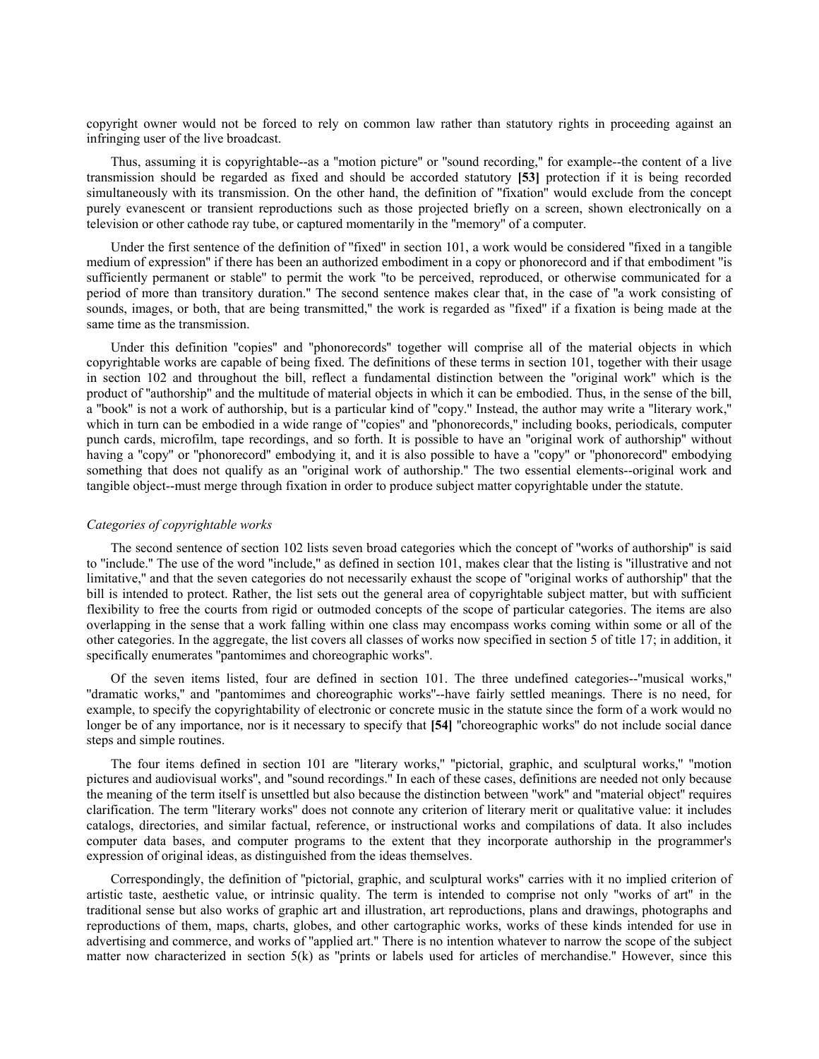copyright owner would not be forced to rely on common law rather than statutory rights in proceeding against an infringing user of the live broadcast.

Thus, assuming it is copyrightable--as a "motion picture" or "sound recording," for example--the content of a live transmission should be regarded as fixed and should be accorded statutory **[53]** protection if it is being recorded simultaneously with its transmission. On the other hand, the definition of "fixation" would exclude from the concept purely evanescent or transient reproductions such as those projected briefly on a screen, shown electronically on a television or other cathode ray tube, or captured momentarily in the "memory" of a computer.

Under the first sentence of the definition of "fixed" in section 101, a work would be considered "fixed in a tangible medium of expression" if there has been an authorized embodiment in a copy or phonorecord and if that embodiment "is sufficiently permanent or stable" to permit the work "to be perceived, reproduced, or otherwise communicated for a period of more than transitory duration." The second sentence makes clear that, in the case of "a work consisting of sounds, images, or both, that are being transmitted," the work is regarded as "fixed" if a fixation is being made at the same time as the transmission.

Under this definition "copies" and "phonorecords" together will comprise all of the material objects in which copyrightable works are capable of being fixed. The definitions of these terms in section 101, together with their usage in section 102 and throughout the bill, reflect a fundamental distinction between the "original work" which is the product of "authorship" and the multitude of material objects in which it can be embodied. Thus, in the sense of the bill, a "book" is not a work of authorship, but is a particular kind of "copy." Instead, the author may write a "literary work," which in turn can be embodied in a wide range of "copies" and "phonorecords," including books, periodicals, computer punch cards, microfilm, tape recordings, and so forth. It is possible to have an "original work of authorship" without having a "copy" or "phonorecord" embodying it, and it is also possible to have a "copy" or "phonorecord" embodying something that does not qualify as an "original work of authorship." The two essential elements--original work and tangible object--must merge through fixation in order to produce subject matter copyrightable under the statute.

*Categories of copyrightable works*

The second sentence of section 102 lists seven broad categories which the concept of "works of authorship" is said to "include." The use of the word "include," as defined in section 101, makes clear that the listing is "illustrative and not limitative," and that the seven categories do not necessarily exhaust the scope of "original works of authorship" that the bill is intended to protect. Rather, the list sets out the general area of copyrightable subject matter, but with sufficient flexibility to free the courts from rigid or outmoded concepts of the scope of particular categories. The items are also overlapping in the sense that a work falling within one class may encompass works coming within some or all of the other categories. In the aggregate, the list covers all classes of works now specified in section 5 of title 17; in addition, it specifically enumerates "pantomimes and choreographic works".

Of the seven items listed, four are defined in section 101. The three undefined categories--"musical works," "dramatic works," and "pantomimes and choreographic works"--have fairly settled meanings. There is no need, for example, to specify the copyrightability of electronic or concrete music in the statute since the form of a work would no longer be of any importance, nor is it necessary to specify that **[54]** "choreographic works" do not include social dance steps and simple routines.

The four items defined in section 101 are "literary works," "pictorial, graphic, and sculptural works," "motion pictures and audiovisual works", and "sound recordings." In each of these cases, definitions are needed not only because the meaning of the term itself is unsettled but also because the distinction between "work" and "material object" requires clarification. The term "literary works" does not connote any criterion of literary merit or qualitative value: it includes catalogs, directories, and similar factual, reference, or instructional works and compilations of data. It also includes computer data bases, and computer programs to the extent that they incorporate authorship in the programmer's expression of original ideas, as distinguished from the ideas themselves.

Correspondingly, the definition of "pictorial, graphic, and sculptural works" carries with it no implied criterion of artistic taste, aesthetic value, or intrinsic quality. The term is intended to comprise not only "works of art" in the traditional sense but also works of graphic art and illustration, art reproductions, plans and drawings, photographs and reproductions of them, maps, charts, globes, and other cartographic works, works of these kinds intended for use in advertising and commerce, and works of "applied art." There is no intention whatever to narrow the scope of the subject matter now characterized in section 5(k) as "prints or labels used for articles of merchandise." However, since this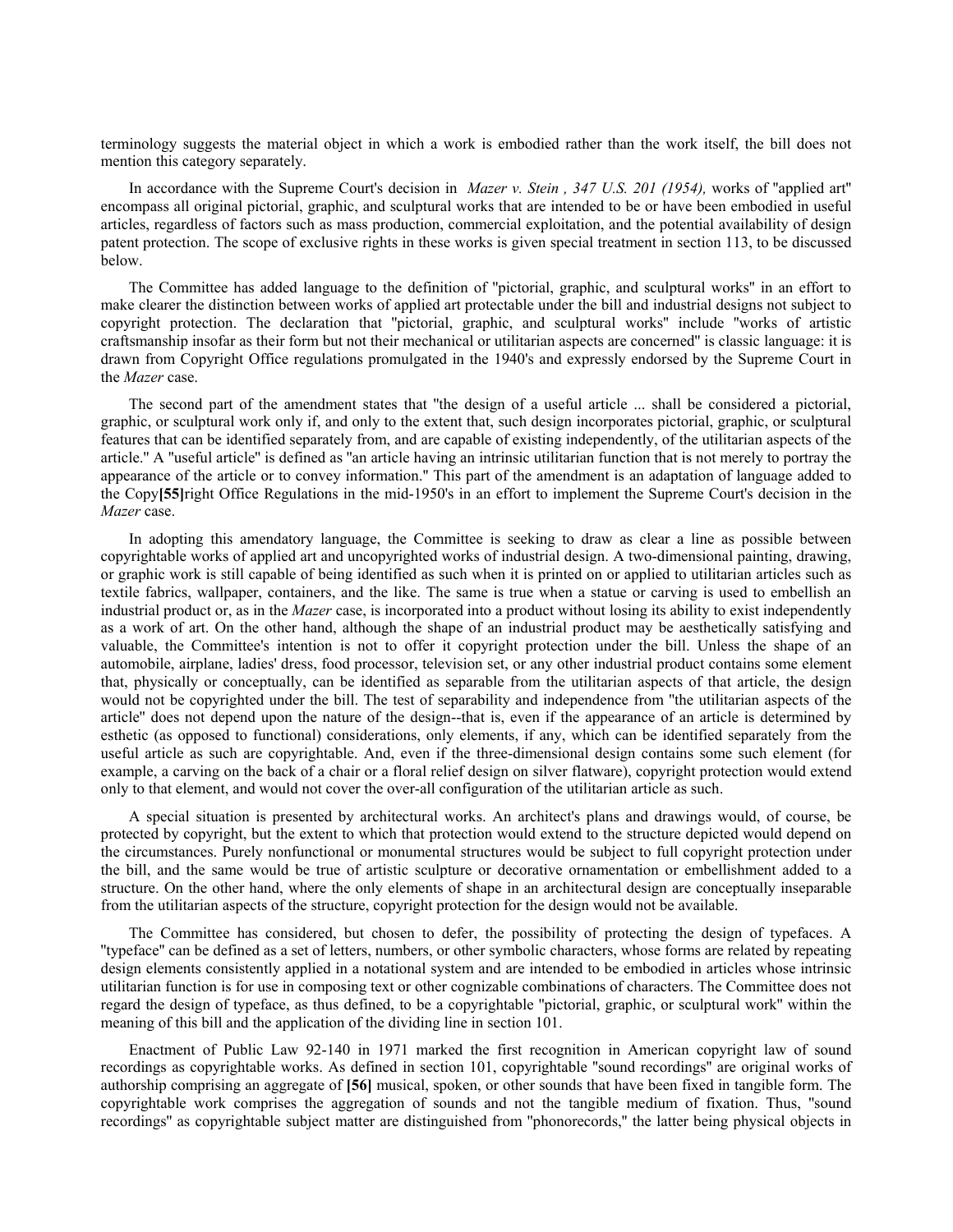terminology suggests the material object in which a work is embodied rather than the work itself, the bill does not mention this category separately.

In accordance with the Supreme Court's decision in *Mazer v. Stein , 347 U.S. 201 (1954),* works of "applied art" encompass all original pictorial, graphic, and sculptural works that are intended to be or have been embodied in useful articles, regardless of factors such as mass production, commercial exploitation, and the potential availability of design patent protection. The scope of exclusive rights in these works is given special treatment in section 113, to be discussed below.

The Committee has added language to the definition of "pictorial, graphic, and sculptural works" in an effort to make clearer the distinction between works of applied art protectable under the bill and industrial designs not subject to copyright protection. The declaration that "pictorial, graphic, and sculptural works" include "works of artistic craftsmanship insofar as their form but not their mechanical or utilitarian aspects are concerned" is classic language: it is drawn from Copyright Office regulations promulgated in the 1940's and expressly endorsed by the Supreme Court in the *Mazer* case.

The second part of the amendment states that "the design of a useful article ... shall be considered a pictorial, graphic, or sculptural work only if, and only to the extent that, such design incorporates pictorial, graphic, or sculptural features that can be identified separately from, and are capable of existing independently, of the utilitarian aspects of the article." A "useful article" is defined as "an article having an intrinsic utilitarian function that is not merely to portray the appearance of the article or to convey information." This part of the amendment is an adaptation of language added to the Copy**[55]**right Office Regulations in the mid-1950's in an effort to implement the Supreme Court's decision in the *Mazer* case.

In adopting this amendatory language, the Committee is seeking to draw as clear a line as possible between copyrightable works of applied art and uncopyrighted works of industrial design. A two-dimensional painting, drawing, or graphic work is still capable of being identified as such when it is printed on or applied to utilitarian articles such as textile fabrics, wallpaper, containers, and the like. The same is true when a statue or carving is used to embellish an industrial product or, as in the *Mazer* case, is incorporated into a product without losing its ability to exist independently as a work of art. On the other hand, although the shape of an industrial product may be aesthetically satisfying and valuable, the Committee's intention is not to offer it copyright protection under the bill. Unless the shape of an automobile, airplane, ladies' dress, food processor, television set, or any other industrial product contains some element that, physically or conceptually, can be identified as separable from the utilitarian aspects of that article, the design would not be copyrighted under the bill. The test of separability and independence from "the utilitarian aspects of the article" does not depend upon the nature of the design--that is, even if the appearance of an article is determined by esthetic (as opposed to functional) considerations, only elements, if any, which can be identified separately from the useful article as such are copyrightable. And, even if the three-dimensional design contains some such element (for example, a carving on the back of a chair or a floral relief design on silver flatware), copyright protection would extend only to that element, and would not cover the over-all configuration of the utilitarian article as such.

A special situation is presented by architectural works. An architect's plans and drawings would, of course, be protected by copyright, but the extent to which that protection would extend to the structure depicted would depend on the circumstances. Purely nonfunctional or monumental structures would be subject to full copyright protection under the bill, and the same would be true of artistic sculpture or decorative ornamentation or embellishment added to a structure. On the other hand, where the only elements of shape in an architectural design are conceptually inseparable from the utilitarian aspects of the structure, copyright protection for the design would not be available.

The Committee has considered, but chosen to defer, the possibility of protecting the design of typefaces. A "typeface" can be defined as a set of letters, numbers, or other symbolic characters, whose forms are related by repeating design elements consistently applied in a notational system and are intended to be embodied in articles whose intrinsic utilitarian function is for use in composing text or other cognizable combinations of characters. The Committee does not regard the design of typeface, as thus defined, to be a copyrightable "pictorial, graphic, or sculptural work" within the meaning of this bill and the application of the dividing line in section 101.

Enactment of Public Law 92-140 in 1971 marked the first recognition in American copyright law of sound recordings as copyrightable works. As defined in section 101, copyrightable "sound recordings" are original works of authorship comprising an aggregate of **[56]** musical, spoken, or other sounds that have been fixed in tangible form. The copyrightable work comprises the aggregation of sounds and not the tangible medium of fixation. Thus, "sound recordings" as copyrightable subject matter are distinguished from "phonorecords," the latter being physical objects in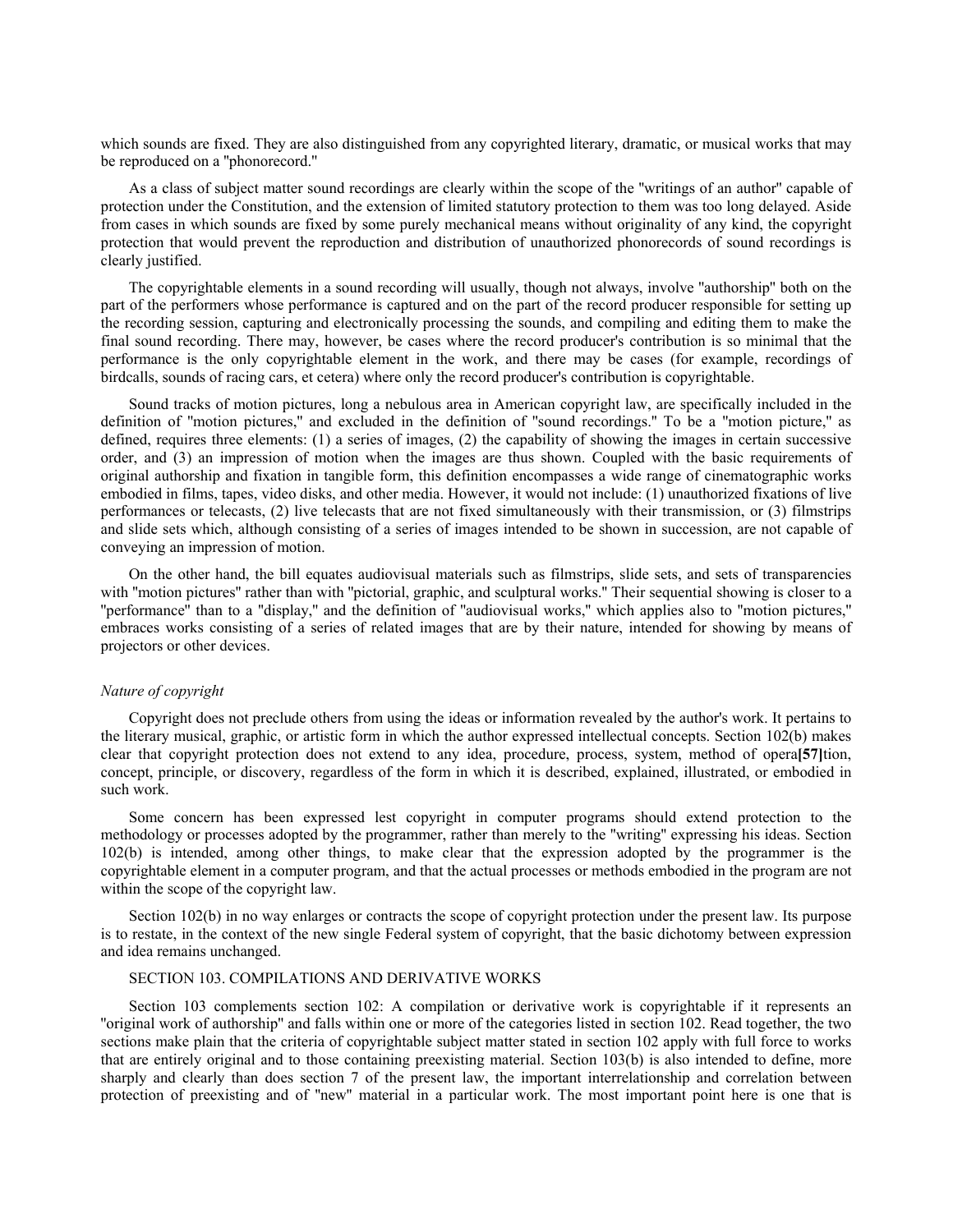which sounds are fixed. They are also distinguished from any copyrighted literary, dramatic, or musical works that may be reproduced on a "phonorecord."

As a class of subject matter sound recordings are clearly within the scope of the "writings of an author" capable of protection under the Constitution, and the extension of limited statutory protection to them was too long delayed. Aside from cases in which sounds are fixed by some purely mechanical means without originality of any kind, the copyright protection that would prevent the reproduction and distribution of unauthorized phonorecords of sound recordings is clearly justified.

The copyrightable elements in a sound recording will usually, though not always, involve "authorship" both on the part of the performers whose performance is captured and on the part of the record producer responsible for setting up the recording session, capturing and electronically processing the sounds, and compiling and editing them to make the final sound recording. There may, however, be cases where the record producer's contribution is so minimal that the performance is the only copyrightable element in the work, and there may be cases (for example, recordings of birdcalls, sounds of racing cars, et cetera) where only the record producer's contribution is copyrightable.

Sound tracks of motion pictures, long a nebulous area in American copyright law, are specifically included in the definition of "motion pictures," and excluded in the definition of "sound recordings." To be a "motion picture," as defined, requires three elements: (1) a series of images, (2) the capability of showing the images in certain successive order, and (3) an impression of motion when the images are thus shown. Coupled with the basic requirements of original authorship and fixation in tangible form, this definition encompasses a wide range of cinematographic works embodied in films, tapes, video disks, and other media. However, it would not include: (1) unauthorized fixations of live performances or telecasts, (2) live telecasts that are not fixed simultaneously with their transmission, or (3) filmstrips and slide sets which, although consisting of a series of images intended to be shown in succession, are not capable of conveying an impression of motion.

On the other hand, the bill equates audiovisual materials such as filmstrips, slide sets, and sets of transparencies with "motion pictures" rather than with "pictorial, graphic, and sculptural works." Their sequential showing is closer to a "performance" than to a "display," and the definition of "audiovisual works," which applies also to "motion pictures," embraces works consisting of a series of related images that are by their nature, intended for showing by means of projectors or other devices.

*Nature of copyright*

Copyright does not preclude others from using the ideas or information revealed by the author's work. It pertains to the literary musical, graphic, or artistic form in which the author expressed intellectual concepts. Section 102(b) makes clear that copyright protection does not extend to any idea, procedure, process, system, method of opera**[57]**tion, concept, principle, or discovery, regardless of the form in which it is described, explained, illustrated, or embodied in such work.

Some concern has been expressed lest copyright in computer programs should extend protection to the methodology or processes adopted by the programmer, rather than merely to the "writing" expressing his ideas. Section 102(b) is intended, among other things, to make clear that the expression adopted by the programmer is the copyrightable element in a computer program, and that the actual processes or methods embodied in the program are not within the scope of the copyright law.

Section 102(b) in no way enlarges or contracts the scope of copyright protection under the present law. Its purpose is to restate, in the context of the new single Federal system of copyright, that the basic dichotomy between expression and idea remains unchanged.

SECTION 103. COMPILATIONS AND DERIVATIVE WORKS

Section 103 complements section 102: A compilation or derivative work is copyrightable if it represents an "original work of authorship" and falls within one or more of the categories listed in section 102. Read together, the two sections make plain that the criteria of copyrightable subject matter stated in section 102 apply with full force to works that are entirely original and to those containing preexisting material. Section 103(b) is also intended to define, more sharply and clearly than does section 7 of the present law, the important interrelationship and correlation between protection of preexisting and of "new" material in a particular work. The most important point here is one that is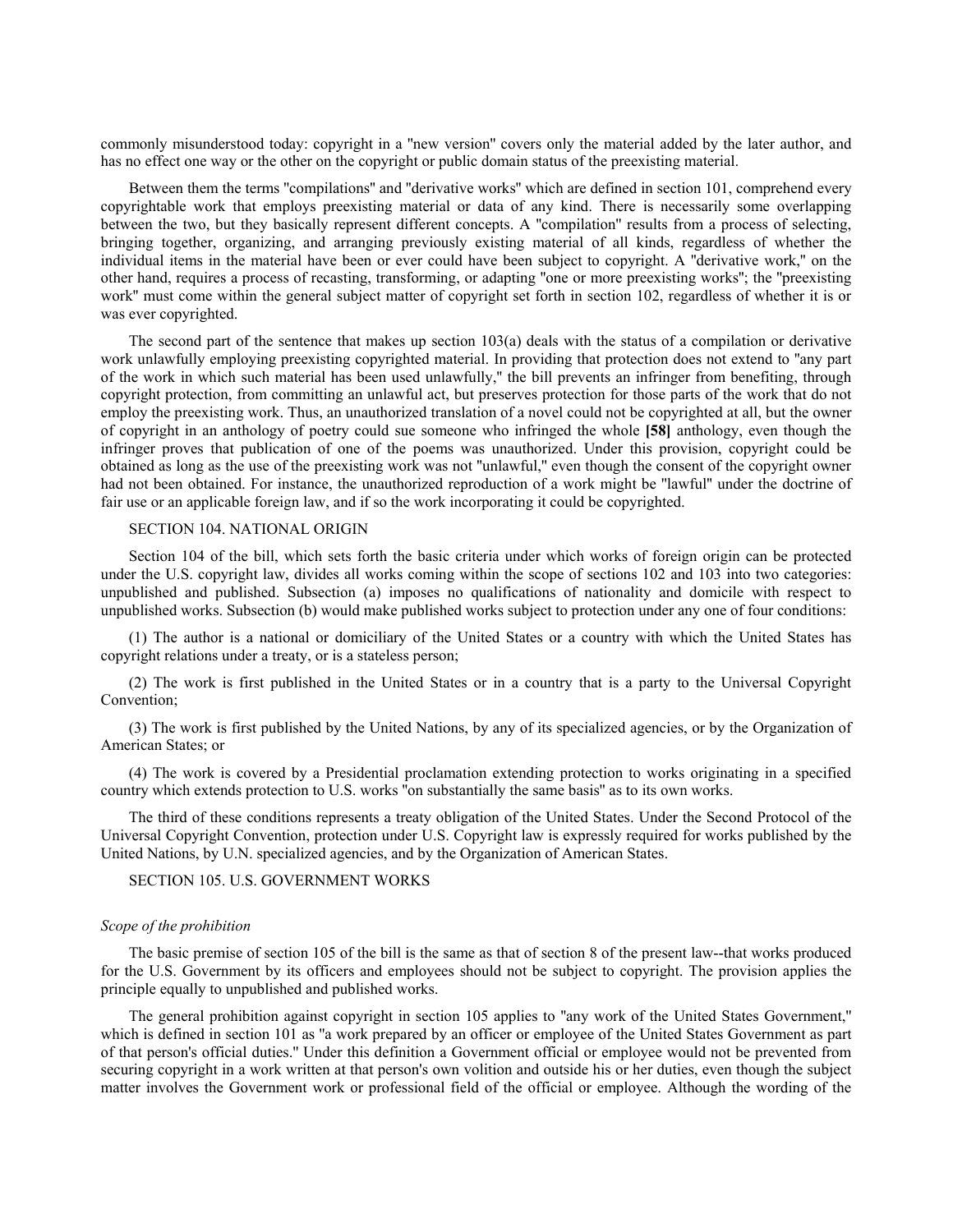commonly misunderstood today: copyright in a "new version" covers only the material added by the later author, and has no effect one way or the other on the copyright or public domain status of the preexisting material.

Between them the terms "compilations" and "derivative works" which are defined in section 101, comprehend every copyrightable work that employs preexisting material or data of any kind. There is necessarily some overlapping between the two, but they basically represent different concepts. A "compilation" results from a process of selecting, bringing together, organizing, and arranging previously existing material of all kinds, regardless of whether the individual items in the material have been or ever could have been subject to copyright. A "derivative work," on the other hand, requires a process of recasting, transforming, or adapting "one or more preexisting works"; the "preexisting work" must come within the general subject matter of copyright set forth in section 102, regardless of whether it is or was ever copyrighted.

The second part of the sentence that makes up section 103(a) deals with the status of a compilation or derivative work unlawfully employing preexisting copyrighted material. In providing that protection does not extend to "any part of the work in which such material has been used unlawfully," the bill prevents an infringer from benefiting, through copyright protection, from committing an unlawful act, but preserves protection for those parts of the work that do not employ the preexisting work. Thus, an unauthorized translation of a novel could not be copyrighted at all, but the owner of copyright in an anthology of poetry could sue someone who infringed the whole **[58]** anthology, even though the infringer proves that publication of one of the poems was unauthorized. Under this provision, copyright could be obtained as long as the use of the preexisting work was not "unlawful," even though the consent of the copyright owner had not been obtained. For instance, the unauthorized reproduction of a work might be "lawful" under the doctrine of fair use or an applicable foreign law, and if so the work incorporating it could be copyrighted.

SECTION 104. NATIONAL ORIGIN

Section 104 of the bill, which sets forth the basic criteria under which works of foreign origin can be protected under the U.S. copyright law, divides all works coming within the scope of sections 102 and 103 into two categories: unpublished and published. Subsection (a) imposes no qualifications of nationality and domicile with respect to unpublished works. Subsection (b) would make published works subject to protection under any one of four conditions:

(1) The author is a national or domiciliary of the United States or a country with which the United States has copyright relations under a treaty, or is a stateless person;

(2) The work is first published in the United States or in a country that is a party to the Universal Copyright Convention;

(3) The work is first published by the United Nations, by any of its specialized agencies, or by the Organization of American States; or

(4) The work is covered by a Presidential proclamation extending protection to works originating in a specified country which extends protection to U.S. works "on substantially the same basis" as to its own works.

The third of these conditions represents a treaty obligation of the United States. Under the Second Protocol of the Universal Copyright Convention, protection under U.S. Copyright law is expressly required for works published by the United Nations, by U.N. specialized agencies, and by the Organization of American States.

SECTION 105. U.S. GOVERNMENT WORKS

*Scope of the prohibition*

The basic premise of section 105 of the bill is the same as that of section 8 of the present law--that works produced for the U.S. Government by its officers and employees should not be subject to copyright. The provision applies the principle equally to unpublished and published works.

The general prohibition against copyright in section 105 applies to "any work of the United States Government," which is defined in section 101 as "a work prepared by an officer or employee of the United States Government as part of that person's official duties." Under this definition a Government official or employee would not be prevented from securing copyright in a work written at that person's own volition and outside his or her duties, even though the subject matter involves the Government work or professional field of the official or employee. Although the wording of the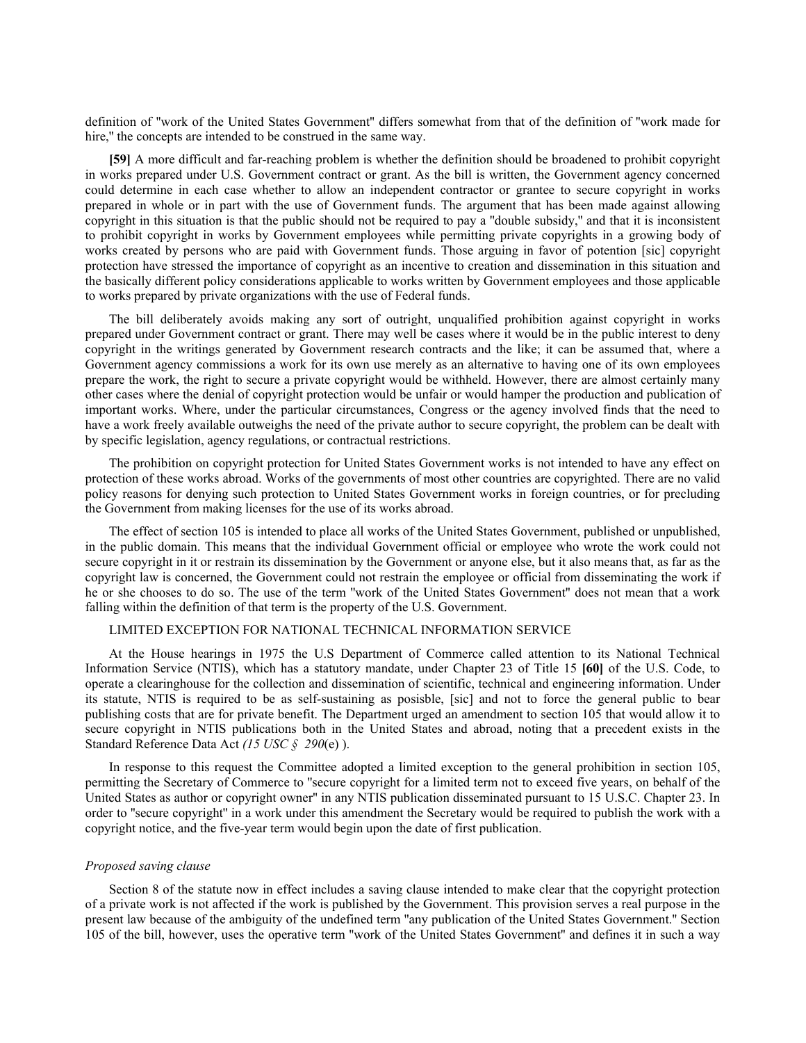definition of "work of the United States Government" differs somewhat from that of the definition of "work made for hire," the concepts are intended to be construed in the same way.

**[59]** A more difficult and far-reaching problem is whether the definition should be broadened to prohibit copyright in works prepared under U.S. Government contract or grant. As the bill is written, the Government agency concerned could determine in each case whether to allow an independent contractor or grantee to secure copyright in works prepared in whole or in part with the use of Government funds. The argument that has been made against allowing copyright in this situation is that the public should not be required to pay a "double subsidy," and that it is inconsistent to prohibit copyright in works by Government employees while permitting private copyrights in a growing body of works created by persons who are paid with Government funds. Those arguing in favor of potention [sic] copyright protection have stressed the importance of copyright as an incentive to creation and dissemination in this situation and the basically different policy considerations applicable to works written by Government employees and those applicable to works prepared by private organizations with the use of Federal funds.

The bill deliberately avoids making any sort of outright, unqualified prohibition against copyright in works prepared under Government contract or grant. There may well be cases where it would be in the public interest to deny copyright in the writings generated by Government research contracts and the like; it can be assumed that, where a Government agency commissions a work for its own use merely as an alternative to having one of its own employees prepare the work, the right to secure a private copyright would be withheld. However, there are almost certainly many other cases where the denial of copyright protection would be unfair or would hamper the production and publication of important works. Where, under the particular circumstances, Congress or the agency involved finds that the need to have a work freely available outweighs the need of the private author to secure copyright, the problem can be dealt with by specific legislation, agency regulations, or contractual restrictions.

The prohibition on copyright protection for United States Government works is not intended to have any effect on protection of these works abroad. Works of the governments of most other countries are copyrighted. There are no valid policy reasons for denying such protection to United States Government works in foreign countries, or for precluding the Government from making licenses for the use of its works abroad.

The effect of section 105 is intended to place all works of the United States Government, published or unpublished, in the public domain. This means that the individual Government official or employee who wrote the work could not secure copyright in it or restrain its dissemination by the Government or anyone else, but it also means that, as far as the copyright law is concerned, the Government could not restrain the employee or official from disseminating the work if he or she chooses to do so. The use of the term "work of the United States Government" does not mean that a work falling within the definition of that term is the property of the U.S. Government.

LIMITED EXCEPTION FOR NATIONAL TECHNICAL INFORMATION SERVICE

At the House hearings in 1975 the U.S Department of Commerce called attention to its National Technical Information Service (NTIS), which has a statutory mandate, under Chapter 23 of Title 15 **[60]** of the U.S. Code, to operate a clearinghouse for the collection and dissemination of scientific, technical and engineering information. Under its statute, NTIS is required to be as self-sustaining as posisble, [sic] and not to force the general public to bear publishing costs that are for private benefit. The Department urged an amendment to section 105 that would allow it to secure copyright in NTIS publications both in the United States and abroad, noting that a precedent exists in the Standard Reference Data Act *(15 USC § 290*(e) ).

In response to this request the Committee adopted a limited exception to the general prohibition in section 105, permitting the Secretary of Commerce to "secure copyright for a limited term not to exceed five years, on behalf of the United States as author or copyright owner" in any NTIS publication disseminated pursuant to 15 U.S.C. Chapter 23. In order to "secure copyright" in a work under this amendment the Secretary would be required to publish the work with a copyright notice, and the five-year term would begin upon the date of first publication.

*Proposed saving clause*

Section 8 of the statute now in effect includes a saving clause intended to make clear that the copyright protection of a private work is not affected if the work is published by the Government. This provision serves a real purpose in the present law because of the ambiguity of the undefined term "any publication of the United States Government." Section 105 of the bill, however, uses the operative term "work of the United States Government" and defines it in such a way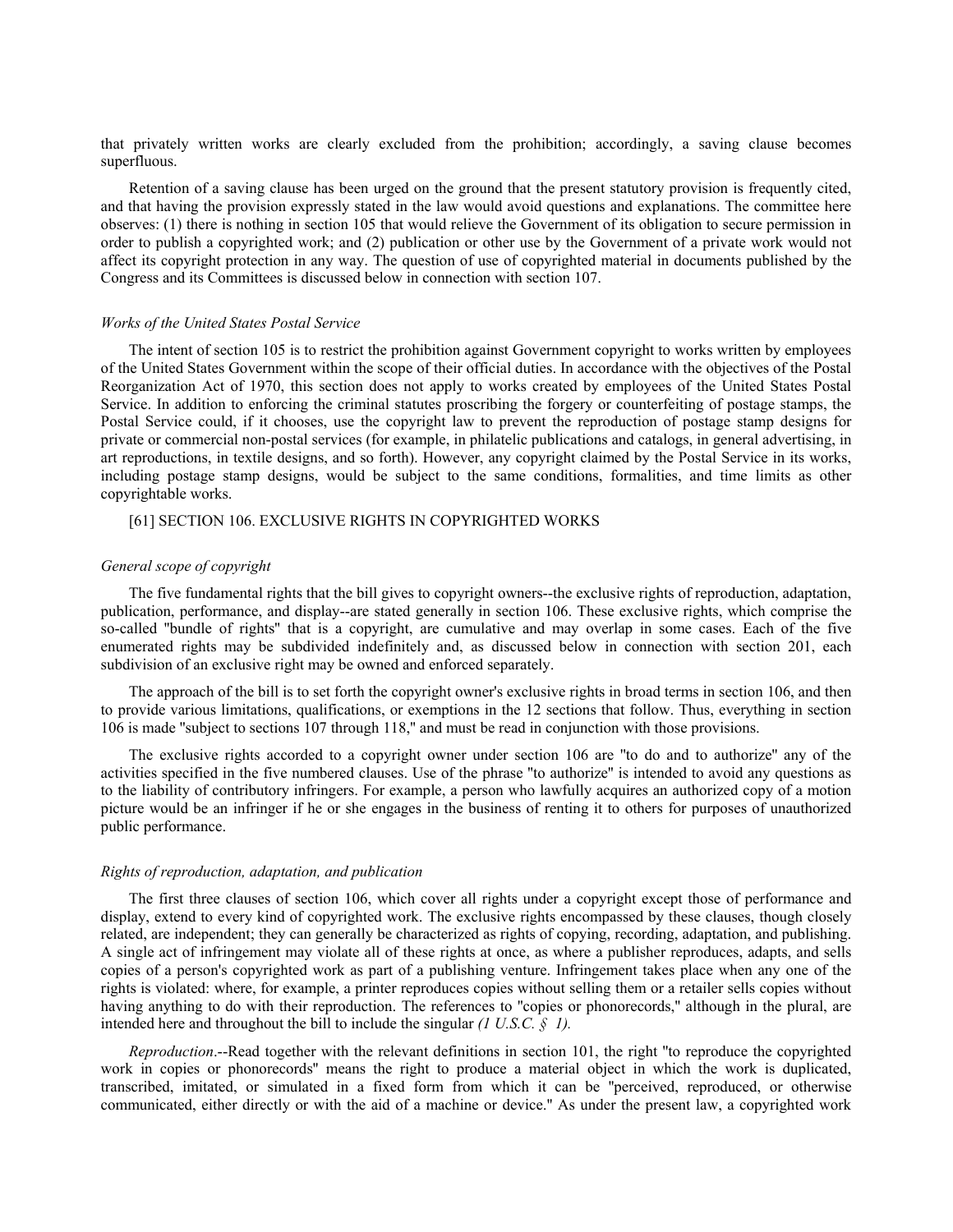that privately written works are clearly excluded from the prohibition; accordingly, a saving clause becomes superfluous.

Retention of a saving clause has been urged on the ground that the present statutory provision is frequently cited, and that having the provision expressly stated in the law would avoid questions and explanations. The committee here observes: (1) there is nothing in section 105 that would relieve the Government of its obligation to secure permission in order to publish a copyrighted work; and (2) publication or other use by the Government of a private work would not affect its copyright protection in any way. The question of use of copyrighted material in documents published by the Congress and its Committees is discussed below in connection with section 107.

*Works of the United States Postal Service*

The intent of section 105 is to restrict the prohibition against Government copyright to works written by employees of the United States Government within the scope of their official duties. In accordance with the objectives of the Postal Reorganization Act of 1970, this section does not apply to works created by employees of the United States Postal Service. In addition to enforcing the criminal statutes proscribing the forgery or counterfeiting of postage stamps, the Postal Service could, if it chooses, use the copyright law to prevent the reproduction of postage stamp designs for private or commercial non-postal services (for example, in philatelic publications and catalogs, in general advertising, in art reproductions, in textile designs, and so forth). However, any copyright claimed by the Postal Service in its works, including postage stamp designs, would be subject to the same conditions, formalities, and time limits as other copyrightable works.

[61] SECTION 106. EXCLUSIVE RIGHTS IN COPYRIGHTED WORKS

*General scope of copyright*

The five fundamental rights that the bill gives to copyright owners--the exclusive rights of reproduction, adaptation, publication, performance, and display--are stated generally in section 106. These exclusive rights, which comprise the so-called "bundle of rights" that is a copyright, are cumulative and may overlap in some cases. Each of the five enumerated rights may be subdivided indefinitely and, as discussed below in connection with section 201, each subdivision of an exclusive right may be owned and enforced separately.

The approach of the bill is to set forth the copyright owner's exclusive rights in broad terms in section 106, and then to provide various limitations, qualifications, or exemptions in the 12 sections that follow. Thus, everything in section 106 is made "subject to sections 107 through 118," and must be read in conjunction with those provisions.

The exclusive rights accorded to a copyright owner under section 106 are "to do and to authorize" any of the activities specified in the five numbered clauses. Use of the phrase "to authorize" is intended to avoid any questions as to the liability of contributory infringers. For example, a person who lawfully acquires an authorized copy of a motion picture would be an infringer if he or she engages in the business of renting it to others for purposes of unauthorized public performance.

*Rights of reproduction, adaptation, and publication*

The first three clauses of section 106, which cover all rights under a copyright except those of performance and display, extend to every kind of copyrighted work. The exclusive rights encompassed by these clauses, though closely related, are independent; they can generally be characterized as rights of copying, recording, adaptation, and publishing. A single act of infringement may violate all of these rights at once, as where a publisher reproduces, adapts, and sells copies of a person's copyrighted work as part of a publishing venture. Infringement takes place when any one of the rights is violated: where, for example, a printer reproduces copies without selling them or a retailer sells copies without having anything to do with their reproduction. The references to "copies or phonorecords," although in the plural, are intended here and throughout the bill to include the singular *(1 U.S.C. § 1).*

*Reproduction*.--Read together with the relevant definitions in section 101, the right "to reproduce the copyrighted work in copies or phonorecords" means the right to produce a material object in which the work is duplicated, transcribed, imitated, or simulated in a fixed form from which it can be "perceived, reproduced, or otherwise communicated, either directly or with the aid of a machine or device." As under the present law, a copyrighted work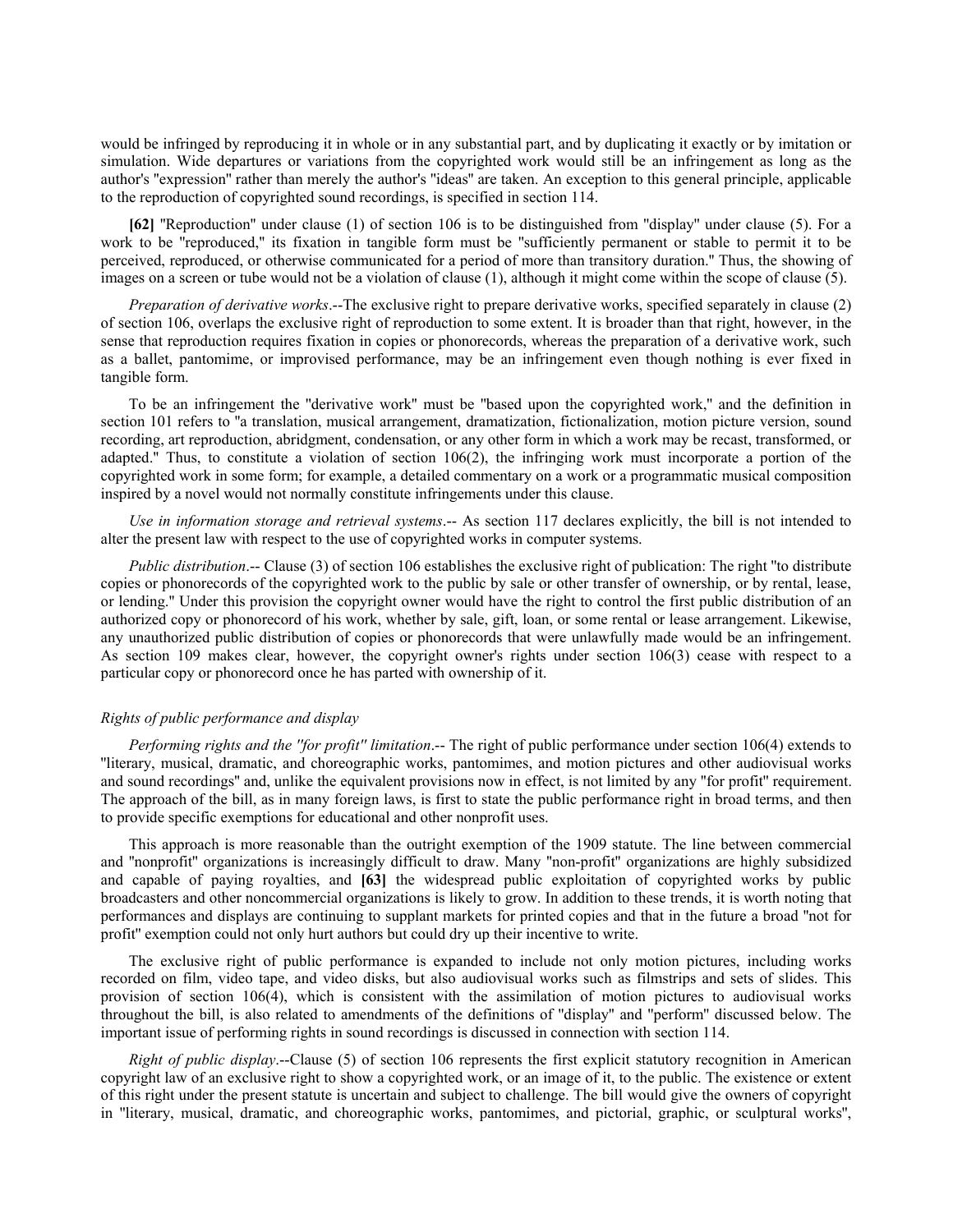would be infringed by reproducing it in whole or in any substantial part, and by duplicating it exactly or by imitation or simulation. Wide departures or variations from the copyrighted work would still be an infringement as long as the author's "expression" rather than merely the author's "ideas" are taken. An exception to this general principle, applicable to the reproduction of copyrighted sound recordings, is specified in section 114.

**[62]** "Reproduction" under clause (1) of section 106 is to be distinguished from "display" under clause (5). For a work to be "reproduced," its fixation in tangible form must be "sufficiently permanent or stable to permit it to be perceived, reproduced, or otherwise communicated for a period of more than transitory duration." Thus, the showing of images on a screen or tube would not be a violation of clause (1), although it might come within the scope of clause (5).

*Preparation of derivative works*.--The exclusive right to prepare derivative works, specified separately in clause (2) of section 106, overlaps the exclusive right of reproduction to some extent. It is broader than that right, however, in the sense that reproduction requires fixation in copies or phonorecords, whereas the preparation of a derivative work, such as a ballet, pantomime, or improvised performance, may be an infringement even though nothing is ever fixed in tangible form.

To be an infringement the "derivative work" must be "based upon the copyrighted work," and the definition in section 101 refers to "a translation, musical arrangement, dramatization, fictionalization, motion picture version, sound recording, art reproduction, abridgment, condensation, or any other form in which a work may be recast, transformed, or adapted." Thus, to constitute a violation of section 106(2), the infringing work must incorporate a portion of the copyrighted work in some form; for example, a detailed commentary on a work or a programmatic musical composition inspired by a novel would not normally constitute infringements under this clause.

*Use in information storage and retrieval systems*.-- As section 117 declares explicitly, the bill is not intended to alter the present law with respect to the use of copyrighted works in computer systems.

*Public distribution*.-- Clause (3) of section 106 establishes the exclusive right of publication: The right "to distribute copies or phonorecords of the copyrighted work to the public by sale or other transfer of ownership, or by rental, lease, or lending." Under this provision the copyright owner would have the right to control the first public distribution of an authorized copy or phonorecord of his work, whether by sale, gift, loan, or some rental or lease arrangement. Likewise, any unauthorized public distribution of copies or phonorecords that were unlawfully made would be an infringement. As section 109 makes clear, however, the copyright owner's rights under section 106(3) cease with respect to a particular copy or phonorecord once he has parted with ownership of it.

*Rights of public performance and display*

*Performing rights and the "for profit" limitation*.-- The right of public performance under section 106(4) extends to "literary, musical, dramatic, and choreographic works, pantomimes, and motion pictures and other audiovisual works and sound recordings" and, unlike the equivalent provisions now in effect, is not limited by any "for profit" requirement. The approach of the bill, as in many foreign laws, is first to state the public performance right in broad terms, and then to provide specific exemptions for educational and other nonprofit uses.

This approach is more reasonable than the outright exemption of the 1909 statute. The line between commercial and "nonprofit" organizations is increasingly difficult to draw. Many "non-profit" organizations are highly subsidized and capable of paying royalties, and **[63]** the widespread public exploitation of copyrighted works by public broadcasters and other noncommercial organizations is likely to grow. In addition to these trends, it is worth noting that performances and displays are continuing to supplant markets for printed copies and that in the future a broad "not for profit" exemption could not only hurt authors but could dry up their incentive to write.

The exclusive right of public performance is expanded to include not only motion pictures, including works recorded on film, video tape, and video disks, but also audiovisual works such as filmstrips and sets of slides. This provision of section 106(4), which is consistent with the assimilation of motion pictures to audiovisual works throughout the bill, is also related to amendments of the definitions of "display" and "perform" discussed below. The important issue of performing rights in sound recordings is discussed in connection with section 114.

*Right of public display*.--Clause (5) of section 106 represents the first explicit statutory recognition in American copyright law of an exclusive right to show a copyrighted work, or an image of it, to the public. The existence or extent of this right under the present statute is uncertain and subject to challenge. The bill would give the owners of copyright in "literary, musical, dramatic, and choreographic works, pantomimes, and pictorial, graphic, or sculptural works",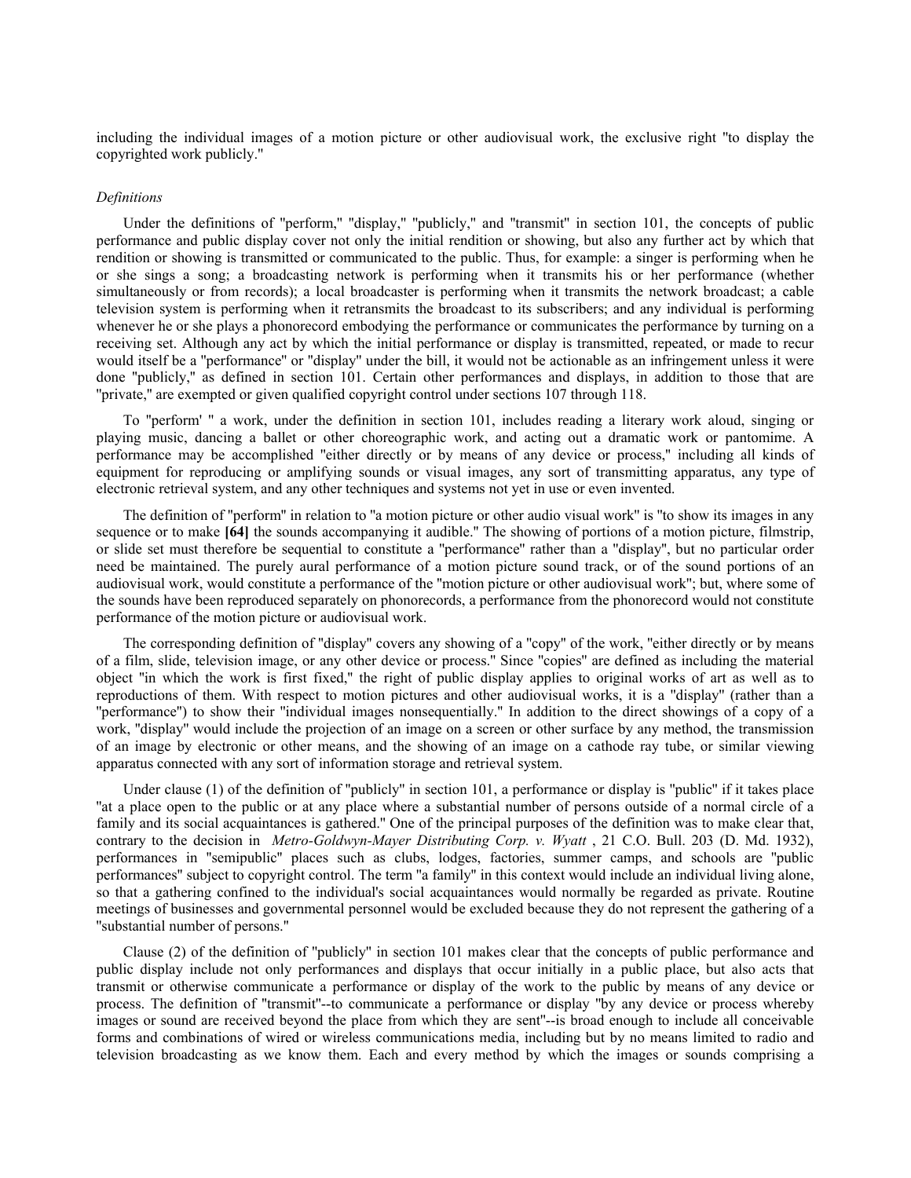including the individual images of a motion picture or other audiovisual work, the exclusive right "to display the copyrighted work publicly."

*Definitions*

Under the definitions of "perform," "display," "publicly," and "transmit" in section 101, the concepts of public performance and public display cover not only the initial rendition or showing, but also any further act by which that rendition or showing is transmitted or communicated to the public. Thus, for example: a singer is performing when he or she sings a song; a broadcasting network is performing when it transmits his or her performance (whether simultaneously or from records); a local broadcaster is performing when it transmits the network broadcast; a cable television system is performing when it retransmits the broadcast to its subscribers; and any individual is performing whenever he or she plays a phonorecord embodying the performance or communicates the performance by turning on a receiving set. Although any act by which the initial performance or display is transmitted, repeated, or made to recur would itself be a "performance" or "display" under the bill, it would not be actionable as an infringement unless it were done "publicly," as defined in section 101. Certain other performances and displays, in addition to those that are "private," are exempted or given qualified copyright control under sections 107 through 118.

To "perform' " a work, under the definition in section 101, includes reading a literary work aloud, singing or playing music, dancing a ballet or other choreographic work, and acting out a dramatic work or pantomime. A performance may be accomplished "either directly or by means of any device or process," including all kinds of equipment for reproducing or amplifying sounds or visual images, any sort of transmitting apparatus, any type of electronic retrieval system, and any other techniques and systems not yet in use or even invented.

The definition of "perform" in relation to "a motion picture or other audio visual work" is "to show its images in any sequence or to make **[64]** the sounds accompanying it audible." The showing of portions of a motion picture, filmstrip, or slide set must therefore be sequential to constitute a "performance" rather than a "display", but no particular order need be maintained. The purely aural performance of a motion picture sound track, or of the sound portions of an audiovisual work, would constitute a performance of the "motion picture or other audiovisual work"; but, where some of the sounds have been reproduced separately on phonorecords, a performance from the phonorecord would not constitute performance of the motion picture or audiovisual work.

The corresponding definition of "display" covers any showing of a "copy" of the work, "either directly or by means of a film, slide, television image, or any other device or process." Since "copies" are defined as including the material object "in which the work is first fixed," the right of public display applies to original works of art as well as to reproductions of them. With respect to motion pictures and other audiovisual works, it is a "display" (rather than a "performance") to show their "individual images nonsequentially." In addition to the direct showings of a copy of a work, "display" would include the projection of an image on a screen or other surface by any method, the transmission of an image by electronic or other means, and the showing of an image on a cathode ray tube, or similar viewing apparatus connected with any sort of information storage and retrieval system.

Under clause (1) of the definition of "publicly" in section 101, a performance or display is "public" if it takes place "at a place open to the public or at any place where a substantial number of persons outside of a normal circle of a family and its social acquaintances is gathered." One of the principal purposes of the definition was to make clear that, contrary to the decision in *Metro-Goldwyn-Mayer Distributing Corp. v. Wyatt* , 21 C.O. Bull. 203 (D. Md. 1932), performances in "semipublic" places such as clubs, lodges, factories, summer camps, and schools are "public performances" subject to copyright control. The term "a family" in this context would include an individual living alone, so that a gathering confined to the individual's social acquaintances would normally be regarded as private. Routine meetings of businesses and governmental personnel would be excluded because they do not represent the gathering of a "substantial number of persons."

Clause (2) of the definition of "publicly" in section 101 makes clear that the concepts of public performance and public display include not only performances and displays that occur initially in a public place, but also acts that transmit or otherwise communicate a performance or display of the work to the public by means of any device or process. The definition of "transmit"--to communicate a performance or display "by any device or process whereby images or sound are received beyond the place from which they are sent"--is broad enough to include all conceivable forms and combinations of wired or wireless communications media, including but by no means limited to radio and television broadcasting as we know them. Each and every method by which the images or sounds comprising a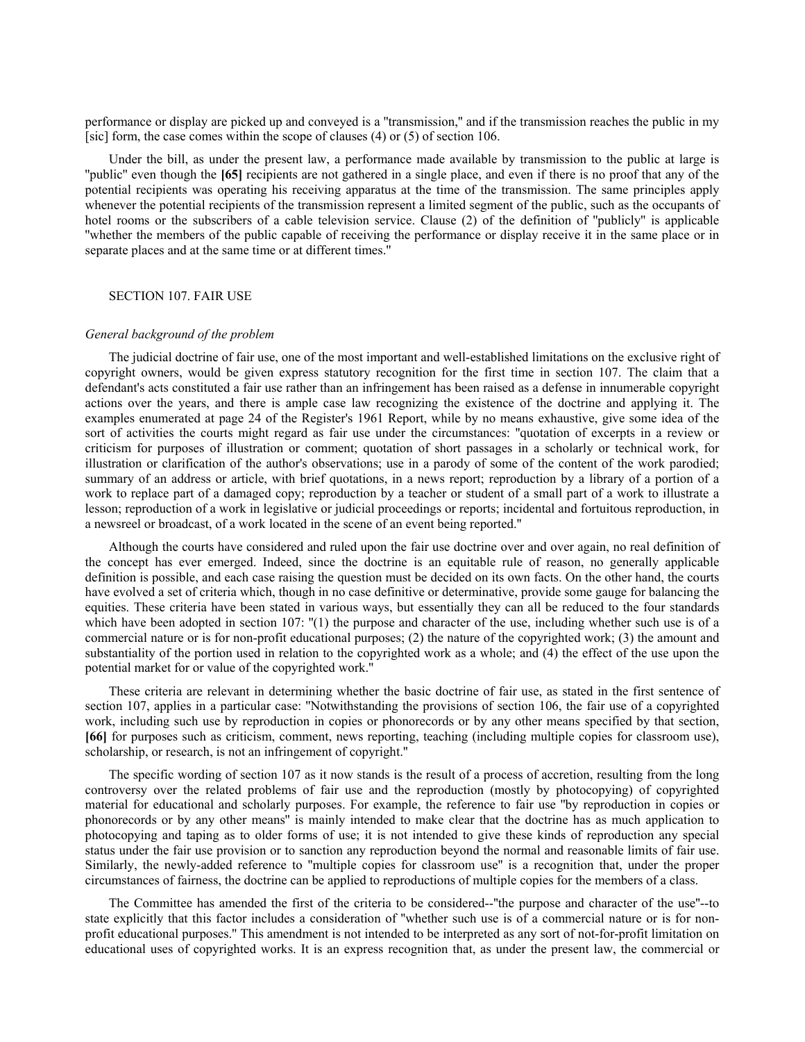performance or display are picked up and conveyed is a "transmission," and if the transmission reaches the public in my [sic] form, the case comes within the scope of clauses (4) or (5) of section 106.

Under the bill, as under the present law, a performance made available by transmission to the public at large is "public" even though the **[65]** recipients are not gathered in a single place, and even if there is no proof that any of the potential recipients was operating his receiving apparatus at the time of the transmission. The same principles apply whenever the potential recipients of the transmission represent a limited segment of the public, such as the occupants of hotel rooms or the subscribers of a cable television service. Clause (2) of the definition of "publicly" is applicable "whether the members of the public capable of receiving the performance or display receive it in the same place or in separate places and at the same time or at different times."

## SECTION 107. FAIR USE

### *General background of the problem*

The judicial doctrine of fair use, one of the most important and well-established limitations on the exclusive right of copyright owners, would be given express statutory recognition for the first time in section 107. The claim that a defendant's acts constituted a fair use rather than an infringement has been raised as a defense in innumerable copyright actions over the years, and there is ample case law recognizing the existence of the doctrine and applying it. The examples enumerated at page 24 of the Register's 1961 Report, while by no means exhaustive, give some idea of the sort of activities the courts might regard as fair use under the circumstances: "quotation of excerpts in a review or criticism for purposes of illustration or comment; quotation of short passages in a scholarly or technical work, for illustration or clarification of the author's observations; use in a parody of some of the content of the work parodied; summary of an address or article, with brief quotations, in a news report; reproduction by a library of a portion of a work to replace part of a damaged copy; reproduction by a teacher or student of a small part of a work to illustrate a lesson; reproduction of a work in legislative or judicial proceedings or reports; incidental and fortuitous reproduction, in a newsreel or broadcast, of a work located in the scene of an event being reported."

Although the courts have considered and ruled upon the fair use doctrine over and over again, no real definition of the concept has ever emerged. Indeed, since the doctrine is an equitable rule of reason, no generally applicable definition is possible, and each case raising the question must be decided on its own facts. On the other hand, the courts have evolved a set of criteria which, though in no case definitive or determinative, provide some gauge for balancing the equities. These criteria have been stated in various ways, but essentially they can all be reduced to the four standards which have been adopted in section 107: "(1) the purpose and character of the use, including whether such use is of a commercial nature or is for non-profit educational purposes; (2) the nature of the copyrighted work; (3) the amount and substantiality of the portion used in relation to the copyrighted work as a whole; and (4) the effect of the use upon the potential market for or value of the copyrighted work."

These criteria are relevant in determining whether the basic doctrine of fair use, as stated in the first sentence of section 107, applies in a particular case: "Notwithstanding the provisions of section 106, the fair use of a copyrighted work, including such use by reproduction in copies or phonorecords or by any other means specified by that section, **[66]** for purposes such as criticism, comment, news reporting, teaching (including multiple copies for classroom use), scholarship, or research, is not an infringement of copyright."

The specific wording of section 107 as it now stands is the result of a process of accretion, resulting from the long controversy over the related problems of fair use and the reproduction (mostly by photocopying) of copyrighted material for educational and scholarly purposes. For example, the reference to fair use "by reproduction in copies or phonorecords or by any other means" is mainly intended to make clear that the doctrine has as much application to photocopying and taping as to older forms of use; it is not intended to give these kinds of reproduction any special status under the fair use provision or to sanction any reproduction beyond the normal and reasonable limits of fair use. Similarly, the newly-added reference to "multiple copies for classroom use" is a recognition that, under the proper circumstances of fairness, the doctrine can be applied to reproductions of multiple copies for the members of a class.

The Committee has amended the first of the criteria to be considered--"the purpose and character of the use"--to state explicitly that this factor includes a consideration of "whether such use is of a commercial nature or is for non-profit educational purposes." This amendment is not intended to be interpreted as any sort of not-for-profit limitation on educational uses of copyrighted works. It is an express recognition that, as under the present law, the commercial or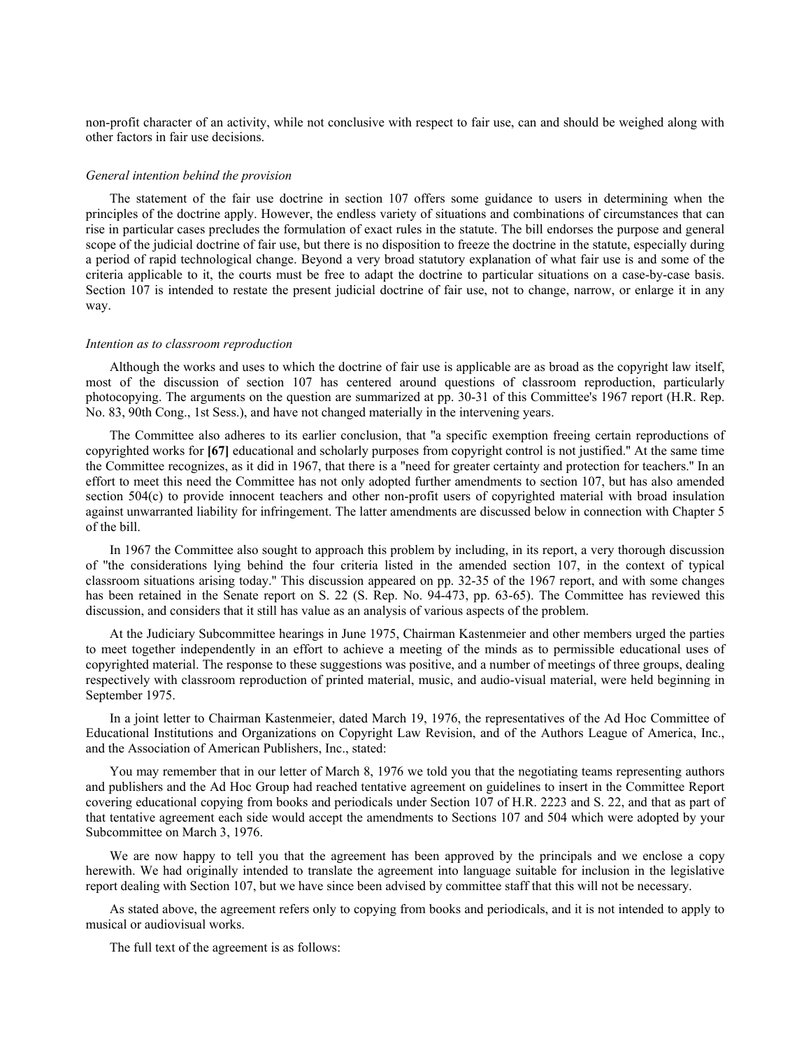non-profit character of an activity, while not conclusive with respect to fair use, can and should be weighed along with other factors in fair use decisions.

*General intention behind the provision*

The statement of the fair use doctrine in section 107 offers some guidance to users in determining when the principles of the doctrine apply. However, the endless variety of situations and combinations of circumstances that can rise in particular cases precludes the formulation of exact rules in the statute. The bill endorses the purpose and general scope of the judicial doctrine of fair use, but there is no disposition to freeze the doctrine in the statute, especially during a period of rapid technological change. Beyond a very broad statutory explanation of what fair use is and some of the criteria applicable to it, the courts must be free to adapt the doctrine to particular situations on a case-by-case basis. Section 107 is intended to restate the present judicial doctrine of fair use, not to change, narrow, or enlarge it in any way.

*Intention as to classroom reproduction*

Although the works and uses to which the doctrine of fair use is applicable are as broad as the copyright law itself, most of the discussion of section 107 has centered around questions of classroom reproduction, particularly photocopying. The arguments on the question are summarized at pp. 30-31 of this Committee's 1967 report (H.R. Rep. No. 83, 90th Cong., 1st Sess.), and have not changed materially in the intervening years.

The Committee also adheres to its earlier conclusion, that "a specific exemption freeing certain reproductions of copyrighted works for **[67]** educational and scholarly purposes from copyright control is not justified." At the same time the Committee recognizes, as it did in 1967, that there is a "need for greater certainty and protection for teachers." In an effort to meet this need the Committee has not only adopted further amendments to section 107, but has also amended section 504(c) to provide innocent teachers and other non-profit users of copyrighted material with broad insulation against unwarranted liability for infringement. The latter amendments are discussed below in connection with Chapter 5 of the bill.

In 1967 the Committee also sought to approach this problem by including, in its report, a very thorough discussion of "the considerations lying behind the four criteria listed in the amended section 107, in the context of typical classroom situations arising today." This discussion appeared on pp. 32-35 of the 1967 report, and with some changes has been retained in the Senate report on S. 22 (S. Rep. No. 94-473, pp. 63-65). The Committee has reviewed this discussion, and considers that it still has value as an analysis of various aspects of the problem.

At the Judiciary Subcommittee hearings in June 1975, Chairman Kastenmeier and other members urged the parties to meet together independently in an effort to achieve a meeting of the minds as to permissible educational uses of copyrighted material. The response to these suggestions was positive, and a number of meetings of three groups, dealing respectively with classroom reproduction of printed material, music, and audio-visual material, were held beginning in September 1975.

In a joint letter to Chairman Kastenmeier, dated March 19, 1976, the representatives of the Ad Hoc Committee of Educational Institutions and Organizations on Copyright Law Revision, and of the Authors League of America, Inc., and the Association of American Publishers, Inc., stated:

You may remember that in our letter of March 8, 1976 we told you that the negotiating teams representing authors and publishers and the Ad Hoc Group had reached tentative agreement on guidelines to insert in the Committee Report covering educational copying from books and periodicals under Section 107 of H.R. 2223 and S. 22, and that as part of that tentative agreement each side would accept the amendments to Sections 107 and 504 which were adopted by your Subcommittee on March 3, 1976.

We are now happy to tell you that the agreement has been approved by the principals and we enclose a copy herewith. We had originally intended to translate the agreement into language suitable for inclusion in the legislative report dealing with Section 107, but we have since been advised by committee staff that this will not be necessary.

As stated above, the agreement refers only to copying from books and periodicals, and it is not intended to apply to musical or audiovisual works.

The full text of the agreement is as follows: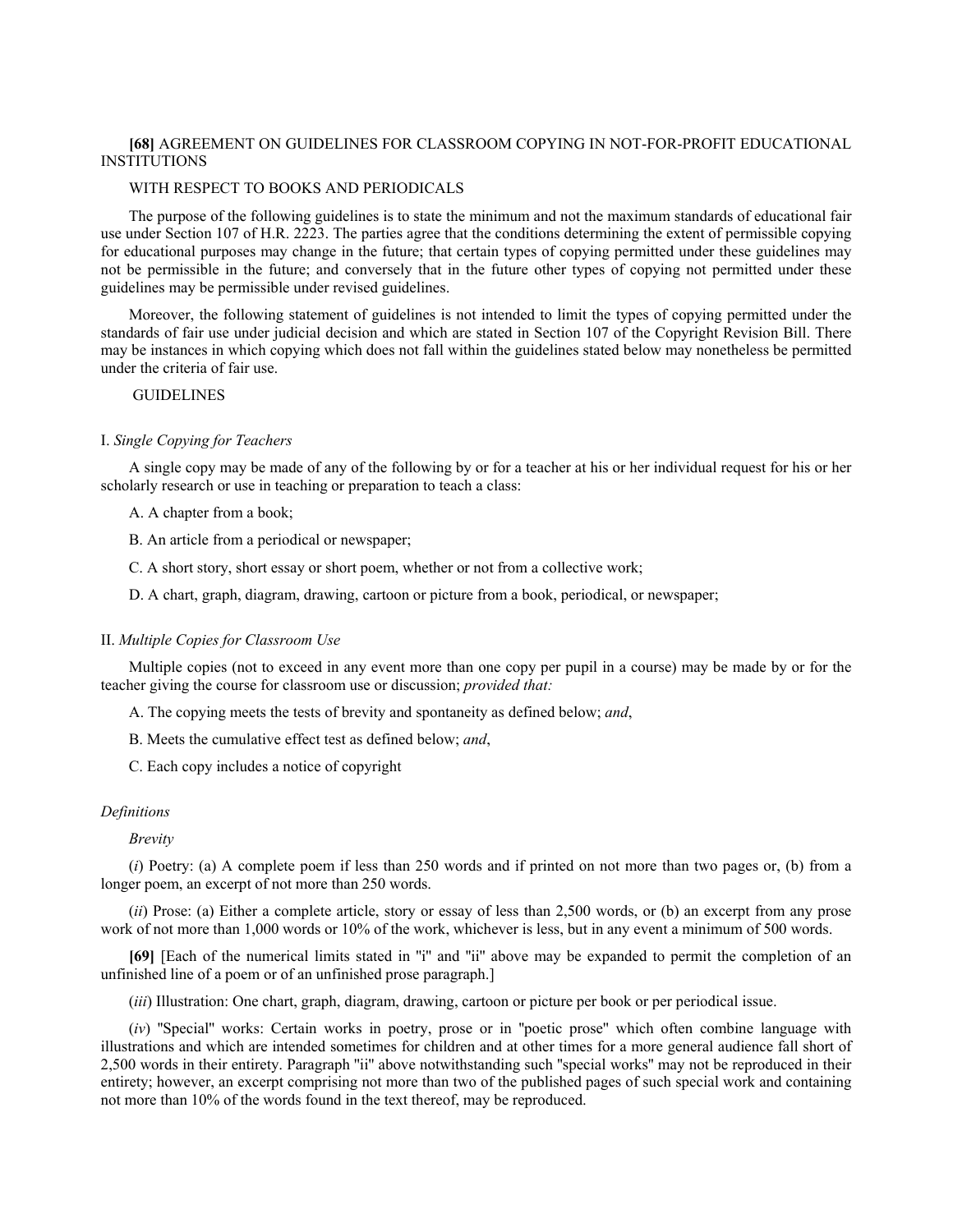**[68]** AGREEMENT ON GUIDELINES FOR CLASSROOM COPYING IN NOT-FOR-PROFIT EDUCATIONAL INSTITUTIONS

WITH RESPECT TO BOOKS AND PERIODICALS

The purpose of the following guidelines is to state the minimum and not the maximum standards of educational fair use under Section 107 of H.R. 2223. The parties agree that the conditions determining the extent of permissible copying for educational purposes may change in the future; that certain types of copying permitted under these guidelines may not be permissible in the future; and conversely that in the future other types of copying not permitted under these guidelines may be permissible under revised guidelines.

Moreover, the following statement of guidelines is not intended to limit the types of copying permitted under the standards of fair use under judicial decision and which are stated in Section 107 of the Copyright Revision Bill. There may be instances in which copying which does not fall within the guidelines stated below may nonetheless be permitted under the criteria of fair use.

GUIDELINES

I. *Single Copying for Teachers*

A single copy may be made of any of the following by or for a teacher at his or her individual request for his or her scholarly research or use in teaching or preparation to teach a class:

A. A chapter from a book;

B. An article from a periodical or newspaper;

C. A short story, short essay or short poem, whether or not from a collective work;

D. A chart, graph, diagram, drawing, cartoon or picture from a book, periodical, or newspaper;

II. *Multiple Copies for Classroom Use*

Multiple copies (not to exceed in any event more than one copy per pupil in a course) may be made by or for the teacher giving the course for classroom use or discussion; *provided that:*

A. The copying meets the tests of brevity and spontaneity as defined below; *and*,

B. Meets the cumulative effect test as defined below; *and*,

C. Each copy includes a notice of copyright

*Definitions*

*Brevity*

(*i*) Poetry: (a) A complete poem if less than 250 words and if printed on not more than two pages or, (b) from a longer poem, an excerpt of not more than 250 words.

(*ii*) Prose: (a) Either a complete article, story or essay of less than 2,500 words, or (b) an excerpt from any prose work of not more than 1,000 words or 10% of the work, whichever is less, but in any event a minimum of 500 words.

**[69]** [Each of the numerical limits stated in "i" and "ii" above may be expanded to permit the completion of an unfinished line of a poem or of an unfinished prose paragraph.]

(*iii*) Illustration: One chart, graph, diagram, drawing, cartoon or picture per book or per periodical issue.

(*iv*) "Special" works: Certain works in poetry, prose or in "poetic prose" which often combine language with illustrations and which are intended sometimes for children and at other times for a more general audience fall short of 2,500 words in their entirety. Paragraph "ii" above notwithstanding such "special works" may not be reproduced in their entirety; however, an excerpt comprising not more than two of the published pages of such special work and containing not more than 10% of the words found in the text thereof, may be reproduced.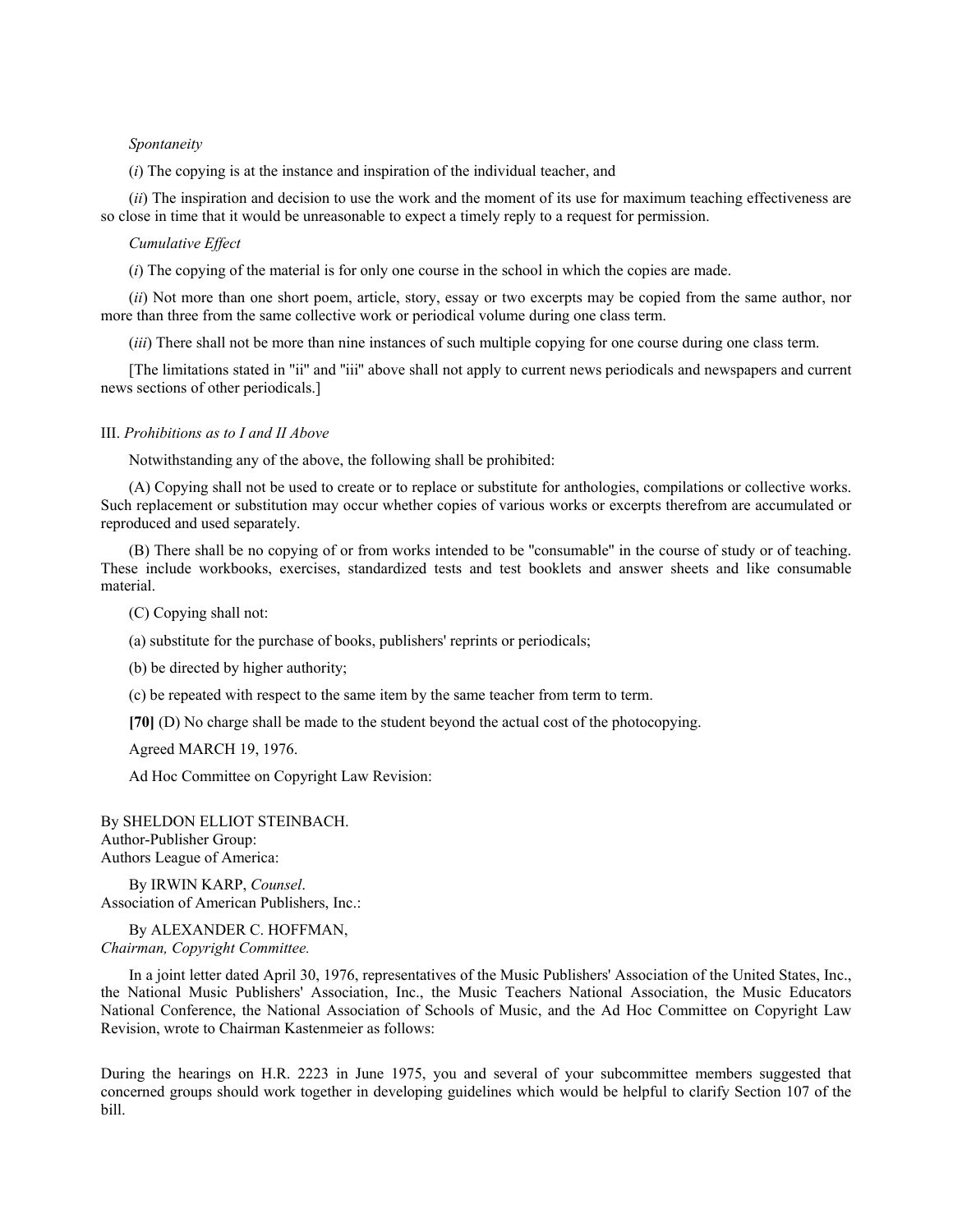*Spontaneity*

(*i*) The copying is at the instance and inspiration of the individual teacher, and

(*ii*) The inspiration and decision to use the work and the moment of its use for maximum teaching effectiveness are so close in time that it would be unreasonable to expect a timely reply to a request for permission.

*Cumulative Effect*

(*i*) The copying of the material is for only one course in the school in which the copies are made.

(*ii*) Not more than one short poem, article, story, essay or two excerpts may be copied from the same author, nor more than three from the same collective work or periodical volume during one class term.

(*iii*) There shall not be more than nine instances of such multiple copying for one course during one class term.

[The limitations stated in "ii" and "iii" above shall not apply to current news periodicals and newspapers and current news sections of other periodicals.]

III. *Prohibitions as to I and II Above*

Notwithstanding any of the above, the following shall be prohibited:

(A) Copying shall not be used to create or to replace or substitute for anthologies, compilations or collective works. Such replacement or substitution may occur whether copies of various works or excerpts therefrom are accumulated or reproduced and used separately.

(B) There shall be no copying of or from works intended to be "consumable" in the course of study or of teaching. These include workbooks, exercises, standardized tests and test booklets and answer sheets and like consumable material.

(C) Copying shall not:

(a) substitute for the purchase of books, publishers' reprints or periodicals;

(b) be directed by higher authority;

(c) be repeated with respect to the same item by the same teacher from term to term.

**[70]** (D) No charge shall be made to the student beyond the actual cost of the photocopying.

Agreed MARCH 19, 1976.

Ad Hoc Committee on Copyright Law Revision:

By SHELDON ELLIOT STEINBACH.
Author-Publisher Group:
Authors League of America:

By IRWIN KARP, *Counsel*.
Association of American Publishers, Inc.:

By ALEXANDER C. HOFFMAN,
*Chairman, Copyright Committee.*

In a joint letter dated April 30, 1976, representatives of the Music Publishers' Association of the United States, Inc., the National Music Publishers' Association, Inc., the Music Teachers National Association, the Music Educators National Conference, the National Association of Schools of Music, and the Ad Hoc Committee on Copyright Law Revision, wrote to Chairman Kastenmeier as follows:

During the hearings on H.R. 2223 in June 1975, you and several of your subcommittee members suggested that concerned groups should work together in developing guidelines which would be helpful to clarify Section 107 of the bill.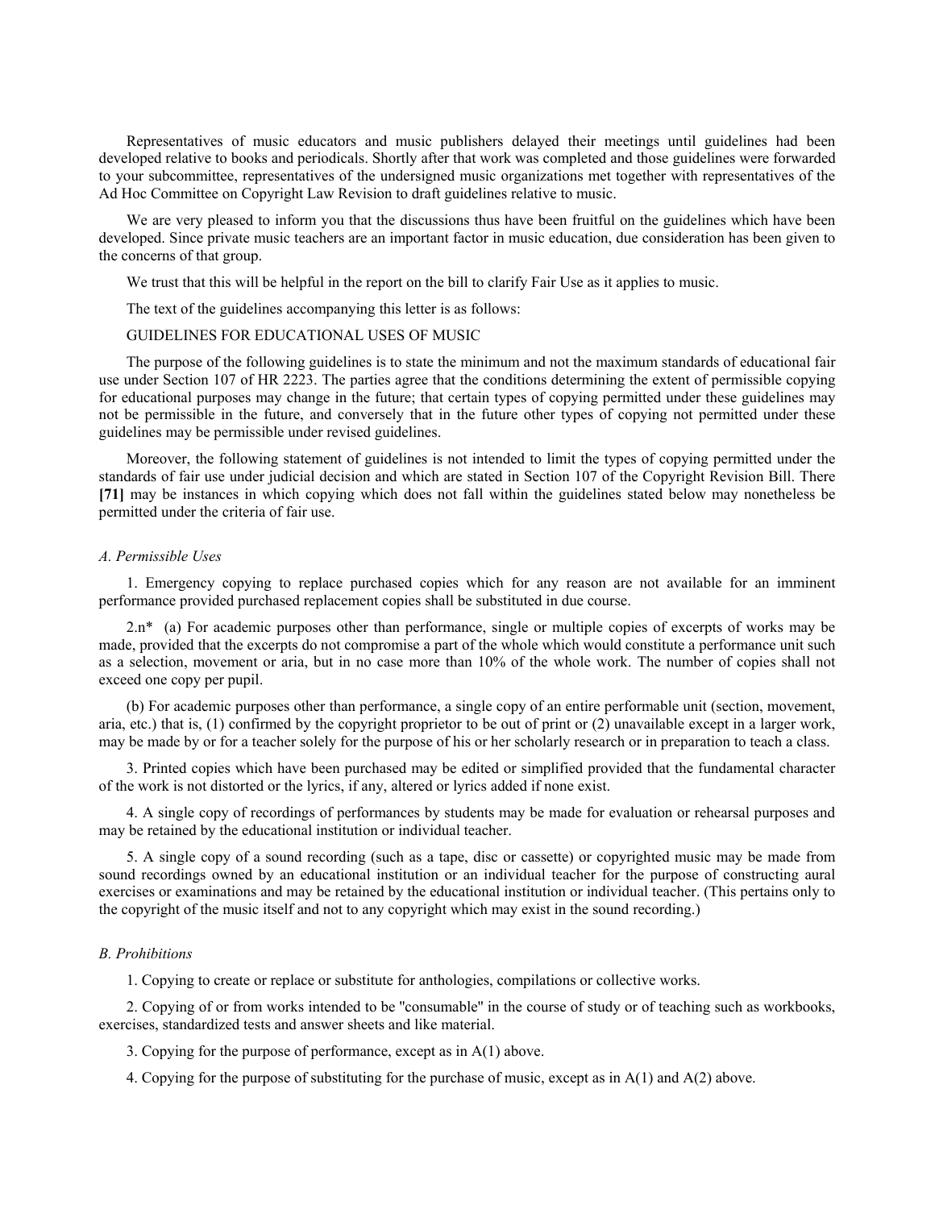Representatives of music educators and music publishers delayed their meetings until guidelines had been developed relative to books and periodicals. Shortly after that work was completed and those guidelines were forwarded to your subcommittee, representatives of the undersigned music organizations met together with representatives of the Ad Hoc Committee on Copyright Law Revision to draft guidelines relative to music.

We are very pleased to inform you that the discussions thus have been fruitful on the guidelines which have been developed. Since private music teachers are an important factor in music education, due consideration has been given to the concerns of that group.

We trust that this will be helpful in the report on the bill to clarify Fair Use as it applies to music.

The text of the guidelines accompanying this letter is as follows:

GUIDELINES FOR EDUCATIONAL USES OF MUSIC

The purpose of the following guidelines is to state the minimum and not the maximum standards of educational fair use under Section 107 of HR 2223. The parties agree that the conditions determining the extent of permissible copying for educational purposes may change in the future; that certain types of copying permitted under these guidelines may not be permissible in the future, and conversely that in the future other types of copying not permitted under these guidelines may be permissible under revised guidelines.

Moreover, the following statement of guidelines is not intended to limit the types of copying permitted under the standards of fair use under judicial decision and which are stated in Section 107 of the Copyright Revision Bill. There **[71]** may be instances in which copying which does not fall within the guidelines stated below may nonetheless be permitted under the criteria of fair use.

*A. Permissible Uses*

1. Emergency copying to replace purchased copies which for any reason are not available for an imminent performance provided purchased replacement copies shall be substituted in due course.

2.n* (a) For academic purposes other than performance, single or multiple copies of excerpts of works may be made, provided that the excerpts do not compromise a part of the whole which would constitute a performance unit such as a selection, movement or aria, but in no case more than 10% of the whole work. The number of copies shall not exceed one copy per pupil.

(b) For academic purposes other than performance, a single copy of an entire performable unit (section, movement, aria, etc.) that is, (1) confirmed by the copyright proprietor to be out of print or (2) unavailable except in a larger work, may be made by or for a teacher solely for the purpose of his or her scholarly research or in preparation to teach a class.

3. Printed copies which have been purchased may be edited or simplified provided that the fundamental character of the work is not distorted or the lyrics, if any, altered or lyrics added if none exist.

4. A single copy of recordings of performances by students may be made for evaluation or rehearsal purposes and may be retained by the educational institution or individual teacher.

5. A single copy of a sound recording (such as a tape, disc or cassette) or copyrighted music may be made from sound recordings owned by an educational institution or an individual teacher for the purpose of constructing aural exercises or examinations and may be retained by the educational institution or individual teacher. (This pertains only to the copyright of the music itself and not to any copyright which may exist in the sound recording.)

*B. Prohibitions*

1. Copying to create or replace or substitute for anthologies, compilations or collective works.

2. Copying of or from works intended to be "consumable" in the course of study or of teaching such as workbooks, exercises, standardized tests and answer sheets and like material.

3. Copying for the purpose of performance, except as in A(1) above.

4. Copying for the purpose of substituting for the purchase of music, except as in A(1) and A(2) above.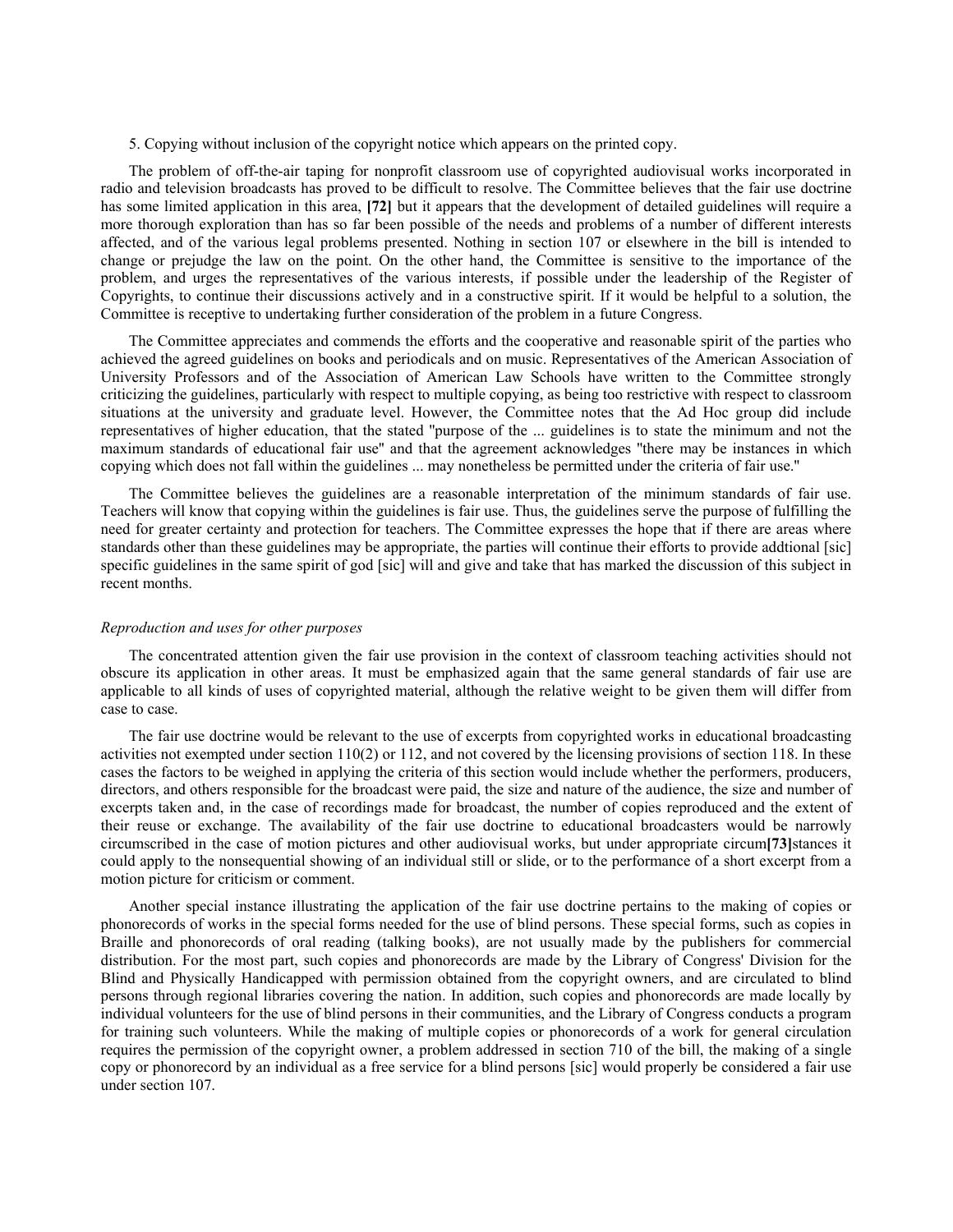5. Copying without inclusion of the copyright notice which appears on the printed copy.

The problem of off-the-air taping for nonprofit classroom use of copyrighted audiovisual works incorporated in radio and television broadcasts has proved to be difficult to resolve. The Committee believes that the fair use doctrine has some limited application in this area, **[72]** but it appears that the development of detailed guidelines will require a more thorough exploration than has so far been possible of the needs and problems of a number of different interests affected, and of the various legal problems presented. Nothing in section 107 or elsewhere in the bill is intended to change or prejudge the law on the point. On the other hand, the Committee is sensitive to the importance of the problem, and urges the representatives of the various interests, if possible under the leadership of the Register of Copyrights, to continue their discussions actively and in a constructive spirit. If it would be helpful to a solution, the Committee is receptive to undertaking further consideration of the problem in a future Congress.

The Committee appreciates and commends the efforts and the cooperative and reasonable spirit of the parties who achieved the agreed guidelines on books and periodicals and on music. Representatives of the American Association of University Professors and of the Association of American Law Schools have written to the Committee strongly criticizing the guidelines, particularly with respect to multiple copying, as being too restrictive with respect to classroom situations at the university and graduate level. However, the Committee notes that the Ad Hoc group did include representatives of higher education, that the stated "purpose of the ... guidelines is to state the minimum and not the maximum standards of educational fair use" and that the agreement acknowledges "there may be instances in which copying which does not fall within the guidelines ... may nonetheless be permitted under the criteria of fair use."

The Committee believes the guidelines are a reasonable interpretation of the minimum standards of fair use. Teachers will know that copying within the guidelines is fair use. Thus, the guidelines serve the purpose of fulfilling the need for greater certainty and protection for teachers. The Committee expresses the hope that if there are areas where standards other than these guidelines may be appropriate, the parties will continue their efforts to provide addtional [sic] specific guidelines in the same spirit of god [sic] will and give and take that has marked the discussion of this subject in recent months.

*Reproduction and uses for other purposes*

The concentrated attention given the fair use provision in the context of classroom teaching activities should not obscure its application in other areas. It must be emphasized again that the same general standards of fair use are applicable to all kinds of uses of copyrighted material, although the relative weight to be given them will differ from case to case.

The fair use doctrine would be relevant to the use of excerpts from copyrighted works in educational broadcasting activities not exempted under section 110(2) or 112, and not covered by the licensing provisions of section 118. In these cases the factors to be weighed in applying the criteria of this section would include whether the performers, producers, directors, and others responsible for the broadcast were paid, the size and nature of the audience, the size and number of excerpts taken and, in the case of recordings made for broadcast, the number of copies reproduced and the extent of their reuse or exchange. The availability of the fair use doctrine to educational broadcasters would be narrowly circumscribed in the case of motion pictures and other audiovisual works, but under appropriate circum**[73]**stances it could apply to the nonsequential showing of an individual still or slide, or to the performance of a short excerpt from a motion picture for criticism or comment.

Another special instance illustrating the application of the fair use doctrine pertains to the making of copies or phonorecords of works in the special forms needed for the use of blind persons. These special forms, such as copies in Braille and phonorecords of oral reading (talking books), are not usually made by the publishers for commercial distribution. For the most part, such copies and phonorecords are made by the Library of Congress' Division for the Blind and Physically Handicapped with permission obtained from the copyright owners, and are circulated to blind persons through regional libraries covering the nation. In addition, such copies and phonorecords are made locally by individual volunteers for the use of blind persons in their communities, and the Library of Congress conducts a program for training such volunteers. While the making of multiple copies or phonorecords of a work for general circulation requires the permission of the copyright owner, a problem addressed in section 710 of the bill, the making of a single copy or phonorecord by an individual as a free service for a blind persons [sic] would properly be considered a fair use under section 107.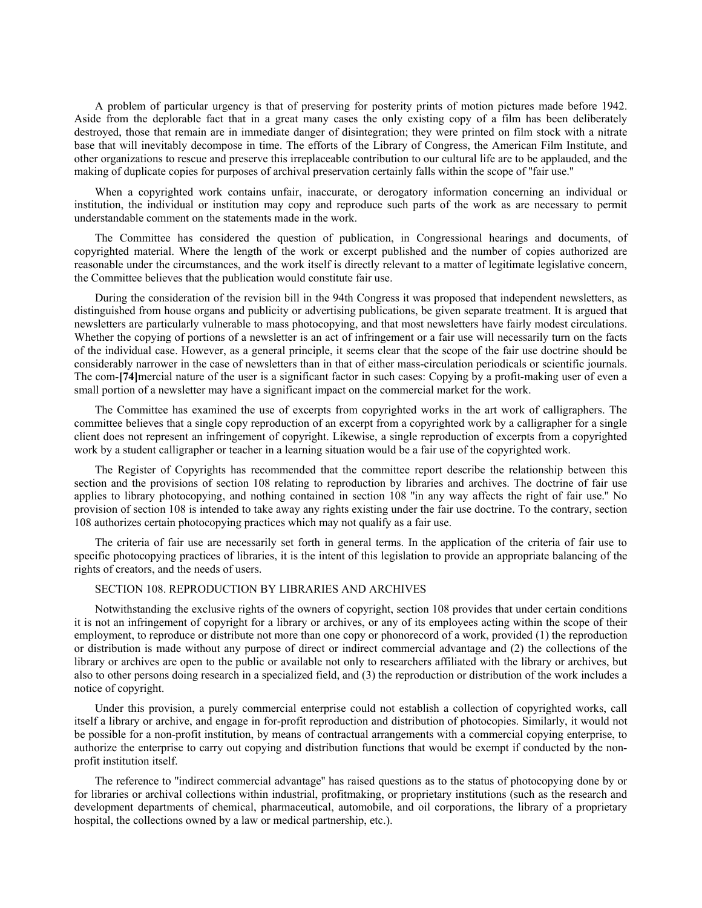A problem of particular urgency is that of preserving for posterity prints of motion pictures made before 1942. Aside from the deplorable fact that in a great many cases the only existing copy of a film has been deliberately destroyed, those that remain are in immediate danger of disintegration; they were printed on film stock with a nitrate base that will inevitably decompose in time. The efforts of the Library of Congress, the American Film Institute, and other organizations to rescue and preserve this irreplaceable contribution to our cultural life are to be applauded, and the making of duplicate copies for purposes of archival preservation certainly falls within the scope of "fair use."

When a copyrighted work contains unfair, inaccurate, or derogatory information concerning an individual or institution, the individual or institution may copy and reproduce such parts of the work as are necessary to permit understandable comment on the statements made in the work.

The Committee has considered the question of publication, in Congressional hearings and documents, of copyrighted material. Where the length of the work or excerpt published and the number of copies authorized are reasonable under the circumstances, and the work itself is directly relevant to a matter of legitimate legislative concern, the Committee believes that the publication would constitute fair use.

During the consideration of the revision bill in the 94th Congress it was proposed that independent newsletters, as distinguished from house organs and publicity or advertising publications, be given separate treatment. It is argued that newsletters are particularly vulnerable to mass photocopying, and that most newsletters have fairly modest circulations. Whether the copying of portions of a newsletter is an act of infringement or a fair use will necessarily turn on the facts of the individual case. However, as a general principle, it seems clear that the scope of the fair use doctrine should be considerably narrower in the case of newsletters than in that of either mass-circulation periodicals or scientific journals. The com-**[74]**mercial nature of the user is a significant factor in such cases: Copying by a profit-making user of even a small portion of a newsletter may have a significant impact on the commercial market for the work.

The Committee has examined the use of excerpts from copyrighted works in the art work of calligraphers. The committee believes that a single copy reproduction of an excerpt from a copyrighted work by a calligrapher for a single client does not represent an infringement of copyright. Likewise, a single reproduction of excerpts from a copyrighted work by a student calligrapher or teacher in a learning situation would be a fair use of the copyrighted work.

The Register of Copyrights has recommended that the committee report describe the relationship between this section and the provisions of section 108 relating to reproduction by libraries and archives. The doctrine of fair use applies to library photocopying, and nothing contained in section 108 "in any way affects the right of fair use." No provision of section 108 is intended to take away any rights existing under the fair use doctrine. To the contrary, section 108 authorizes certain photocopying practices which may not qualify as a fair use.

The criteria of fair use are necessarily set forth in general terms. In the application of the criteria of fair use to specific photocopying practices of libraries, it is the intent of this legislation to provide an appropriate balancing of the rights of creators, and the needs of users.

SECTION 108. REPRODUCTION BY LIBRARIES AND ARCHIVES

Notwithstanding the exclusive rights of the owners of copyright, section 108 provides that under certain conditions it is not an infringement of copyright for a library or archives, or any of its employees acting within the scope of their employment, to reproduce or distribute not more than one copy or phonorecord of a work, provided (1) the reproduction or distribution is made without any purpose of direct or indirect commercial advantage and (2) the collections of the library or archives are open to the public or available not only to researchers affiliated with the library or archives, but also to other persons doing research in a specialized field, and (3) the reproduction or distribution of the work includes a notice of copyright.

Under this provision, a purely commercial enterprise could not establish a collection of copyrighted works, call itself a library or archive, and engage in for-profit reproduction and distribution of photocopies. Similarly, it would not be possible for a non-profit institution, by means of contractual arrangements with a commercial copying enterprise, to authorize the enterprise to carry out copying and distribution functions that would be exempt if conducted by the non-profit institution itself.

The reference to "indirect commercial advantage" has raised questions as to the status of photocopying done by or for libraries or archival collections within industrial, profitmaking, or proprietary institutions (such as the research and development departments of chemical, pharmaceutical, automobile, and oil corporations, the library of a proprietary hospital, the collections owned by a law or medical partnership, etc.).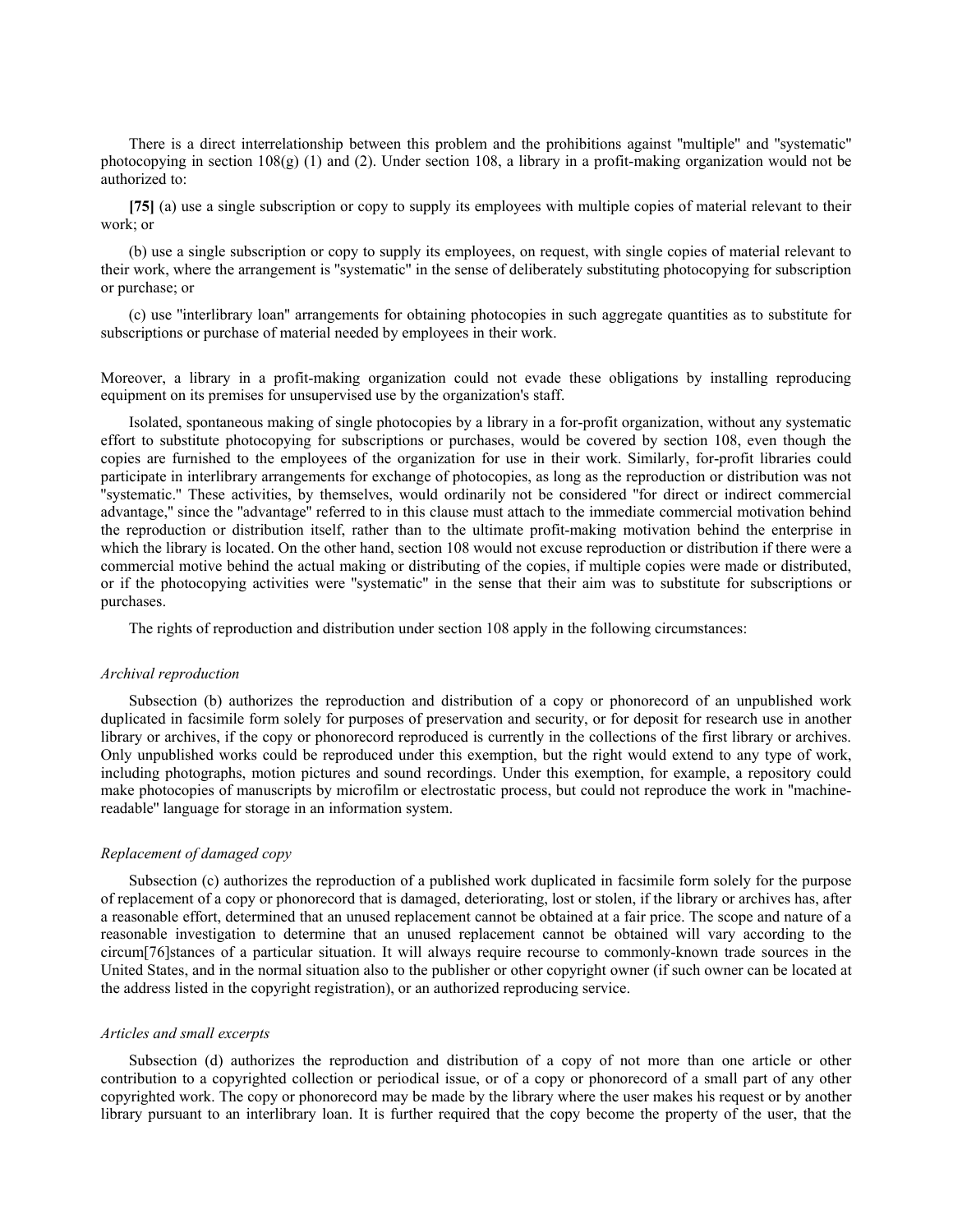There is a direct interrelationship between this problem and the prohibitions against "multiple" and "systematic" photocopying in section 108(g) (1) and (2). Under section 108, a library in a profit-making organization would not be authorized to:

**[75]** (a) use a single subscription or copy to supply its employees with multiple copies of material relevant to their work; or

(b) use a single subscription or copy to supply its employees, on request, with single copies of material relevant to their work, where the arrangement is "systematic" in the sense of deliberately substituting photocopying for subscription or purchase; or

(c) use "interlibrary loan" arrangements for obtaining photocopies in such aggregate quantities as to substitute for subscriptions or purchase of material needed by employees in their work.

Moreover, a library in a profit-making organization could not evade these obligations by installing reproducing equipment on its premises for unsupervised use by the organization's staff.

Isolated, spontaneous making of single photocopies by a library in a for-profit organization, without any systematic effort to substitute photocopying for subscriptions or purchases, would be covered by section 108, even though the copies are furnished to the employees of the organization for use in their work. Similarly, for-profit libraries could participate in interlibrary arrangements for exchange of photocopies, as long as the reproduction or distribution was not "systematic." These activities, by themselves, would ordinarily not be considered "for direct or indirect commercial advantage," since the "advantage" referred to in this clause must attach to the immediate commercial motivation behind the reproduction or distribution itself, rather than to the ultimate profit-making motivation behind the enterprise in which the library is located. On the other hand, section 108 would not excuse reproduction or distribution if there were a commercial motive behind the actual making or distributing of the copies, if multiple copies were made or distributed, or if the photocopying activities were "systematic" in the sense that their aim was to substitute for subscriptions or purchases.

The rights of reproduction and distribution under section 108 apply in the following circumstances:

*Archival reproduction*

Subsection (b) authorizes the reproduction and distribution of a copy or phonorecord of an unpublished work duplicated in facsimile form solely for purposes of preservation and security, or for deposit for research use in another library or archives, if the copy or phonorecord reproduced is currently in the collections of the first library or archives. Only unpublished works could be reproduced under this exemption, but the right would extend to any type of work, including photographs, motion pictures and sound recordings. Under this exemption, for example, a repository could make photocopies of manuscripts by microfilm or electrostatic process, but could not reproduce the work in "machine-readable" language for storage in an information system.

*Replacement of damaged copy*

Subsection (c) authorizes the reproduction of a published work duplicated in facsimile form solely for the purpose of replacement of a copy or phonorecord that is damaged, deteriorating, lost or stolen, if the library or archives has, after a reasonable effort, determined that an unused replacement cannot be obtained at a fair price. The scope and nature of a reasonable investigation to determine that an unused replacement cannot be obtained will vary according to the circum[76]stances of a particular situation. It will always require recourse to commonly-known trade sources in the United States, and in the normal situation also to the publisher or other copyright owner (if such owner can be located at the address listed in the copyright registration), or an authorized reproducing service.

*Articles and small excerpts*

Subsection (d) authorizes the reproduction and distribution of a copy of not more than one article or other contribution to a copyrighted collection or periodical issue, or of a copy or phonorecord of a small part of any other copyrighted work. The copy or phonorecord may be made by the library where the user makes his request or by another library pursuant to an interlibrary loan. It is further required that the copy become the property of the user, that the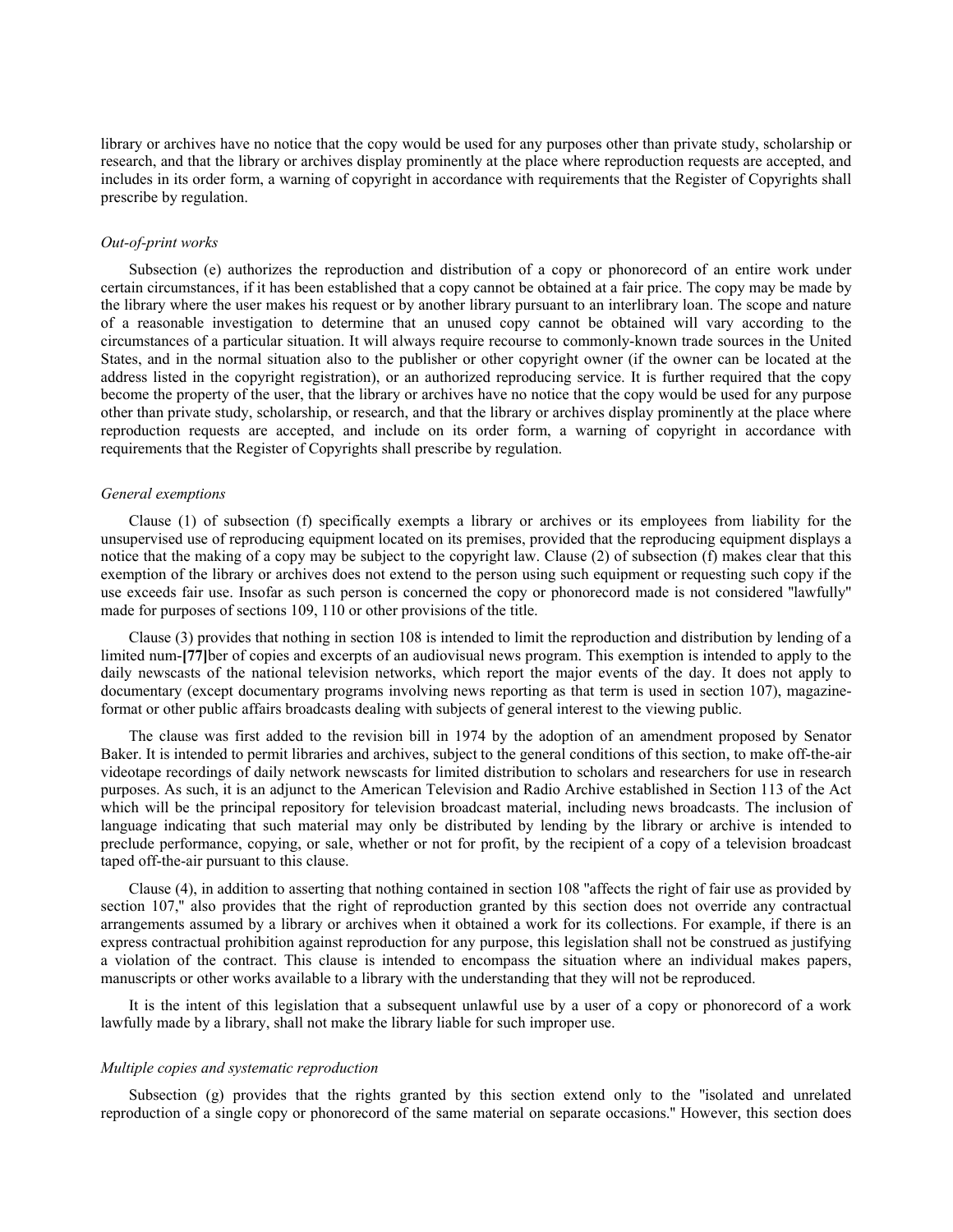library or archives have no notice that the copy would be used for any purposes other than private study, scholarship or research, and that the library or archives display prominently at the place where reproduction requests are accepted, and includes in its order form, a warning of copyright in accordance with requirements that the Register of Copyrights shall prescribe by regulation.

*Out-of-print works*

Subsection (e) authorizes the reproduction and distribution of a copy or phonorecord of an entire work under certain circumstances, if it has been established that a copy cannot be obtained at a fair price. The copy may be made by the library where the user makes his request or by another library pursuant to an interlibrary loan. The scope and nature of a reasonable investigation to determine that an unused copy cannot be obtained will vary according to the circumstances of a particular situation. It will always require recourse to commonly-known trade sources in the United States, and in the normal situation also to the publisher or other copyright owner (if the owner can be located at the address listed in the copyright registration), or an authorized reproducing service. It is further required that the copy become the property of the user, that the library or archives have no notice that the copy would be used for any purpose other than private study, scholarship, or research, and that the library or archives display prominently at the place where reproduction requests are accepted, and include on its order form, a warning of copyright in accordance with requirements that the Register of Copyrights shall prescribe by regulation.

*General exemptions*

Clause (1) of subsection (f) specifically exempts a library or archives or its employees from liability for the unsupervised use of reproducing equipment located on its premises, provided that the reproducing equipment displays a notice that the making of a copy may be subject to the copyright law. Clause (2) of subsection (f) makes clear that this exemption of the library or archives does not extend to the person using such equipment or requesting such copy if the use exceeds fair use. Insofar as such person is concerned the copy or phonorecord made is not considered "lawfully" made for purposes of sections 109, 110 or other provisions of the title.

Clause (3) provides that nothing in section 108 is intended to limit the reproduction and distribution by lending of a limited num-**[77]**ber of copies and excerpts of an audiovisual news program. This exemption is intended to apply to the daily newscasts of the national television networks, which report the major events of the day. It does not apply to documentary (except documentary programs involving news reporting as that term is used in section 107), magazine-format or other public affairs broadcasts dealing with subjects of general interest to the viewing public.

The clause was first added to the revision bill in 1974 by the adoption of an amendment proposed by Senator Baker. It is intended to permit libraries and archives, subject to the general conditions of this section, to make off-the-air videotape recordings of daily network newscasts for limited distribution to scholars and researchers for use in research purposes. As such, it is an adjunct to the American Television and Radio Archive established in Section 113 of the Act which will be the principal repository for television broadcast material, including news broadcasts. The inclusion of language indicating that such material may only be distributed by lending by the library or archive is intended to preclude performance, copying, or sale, whether or not for profit, by the recipient of a copy of a television broadcast taped off-the-air pursuant to this clause.

Clause (4), in addition to asserting that nothing contained in section 108 "affects the right of fair use as provided by section 107," also provides that the right of reproduction granted by this section does not override any contractual arrangements assumed by a library or archives when it obtained a work for its collections. For example, if there is an express contractual prohibition against reproduction for any purpose, this legislation shall not be construed as justifying a violation of the contract. This clause is intended to encompass the situation where an individual makes papers, manuscripts or other works available to a library with the understanding that they will not be reproduced.

It is the intent of this legislation that a subsequent unlawful use by a user of a copy or phonorecord of a work lawfully made by a library, shall not make the library liable for such improper use.

*Multiple copies and systematic reproduction*

Subsection (g) provides that the rights granted by this section extend only to the "isolated and unrelated reproduction of a single copy or phonorecord of the same material on separate occasions." However, this section does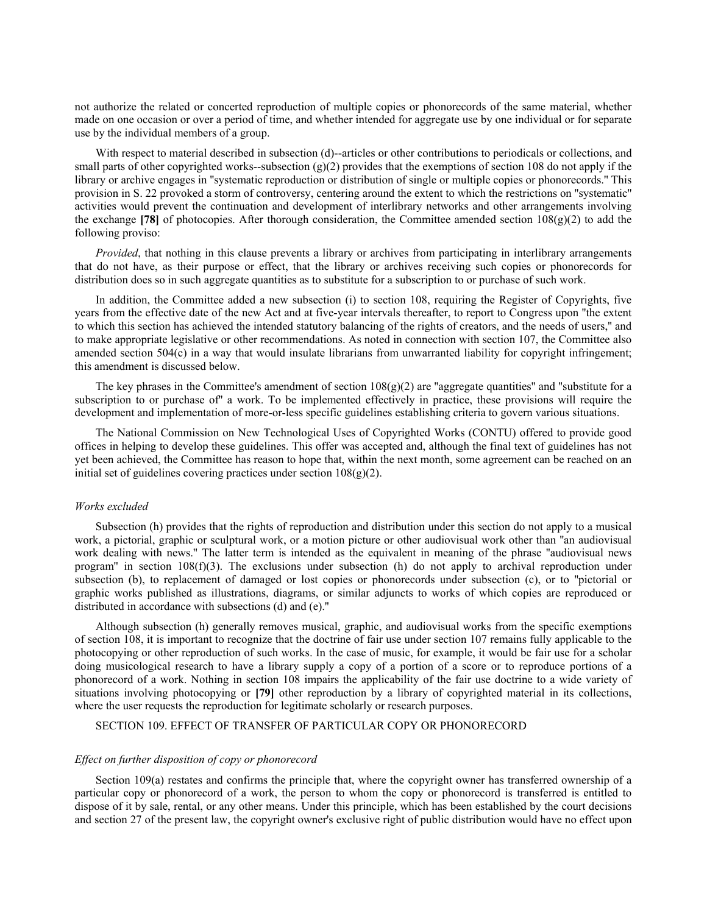not authorize the related or concerted reproduction of multiple copies or phonorecords of the same material, whether made on one occasion or over a period of time, and whether intended for aggregate use by one individual or for separate use by the individual members of a group.

With respect to material described in subsection (d)--articles or other contributions to periodicals or collections, and small parts of other copyrighted works--subsection (g)(2) provides that the exemptions of section 108 do not apply if the library or archive engages in "systematic reproduction or distribution of single or multiple copies or phonorecords." This provision in S. 22 provoked a storm of controversy, centering around the extent to which the restrictions on "systematic" activities would prevent the continuation and development of interlibrary networks and other arrangements involving the exchange **[78]** of photocopies. After thorough consideration, the Committee amended section 108(g)(2) to add the following proviso:

*Provided*, that nothing in this clause prevents a library or archives from participating in interlibrary arrangements that do not have, as their purpose or effect, that the library or archives receiving such copies or phonorecords for distribution does so in such aggregate quantities as to substitute for a subscription to or purchase of such work.

In addition, the Committee added a new subsection (i) to section 108, requiring the Register of Copyrights, five years from the effective date of the new Act and at five-year intervals thereafter, to report to Congress upon "the extent to which this section has achieved the intended statutory balancing of the rights of creators, and the needs of users," and to make appropriate legislative or other recommendations. As noted in connection with section 107, the Committee also amended section 504(c) in a way that would insulate librarians from unwarranted liability for copyright infringement; this amendment is discussed below.

The key phrases in the Committee's amendment of section 108(g)(2) are "aggregate quantities" and "substitute for a subscription to or purchase of" a work. To be implemented effectively in practice, these provisions will require the development and implementation of more-or-less specific guidelines establishing criteria to govern various situations.

The National Commission on New Technological Uses of Copyrighted Works (CONTU) offered to provide good offices in helping to develop these guidelines. This offer was accepted and, although the final text of guidelines has not yet been achieved, the Committee has reason to hope that, within the next month, some agreement can be reached on an initial set of guidelines covering practices under section 108(g)(2).

*Works excluded*

Subsection (h) provides that the rights of reproduction and distribution under this section do not apply to a musical work, a pictorial, graphic or sculptural work, or a motion picture or other audiovisual work other than "an audiovisual work dealing with news." The latter term is intended as the equivalent in meaning of the phrase "audiovisual news program" in section 108(f)(3). The exclusions under subsection (h) do not apply to archival reproduction under subsection (b), to replacement of damaged or lost copies or phonorecords under subsection (c), or to "pictorial or graphic works published as illustrations, diagrams, or similar adjuncts to works of which copies are reproduced or distributed in accordance with subsections (d) and (e)."

Although subsection (h) generally removes musical, graphic, and audiovisual works from the specific exemptions of section 108, it is important to recognize that the doctrine of fair use under section 107 remains fully applicable to the photocopying or other reproduction of such works. In the case of music, for example, it would be fair use for a scholar doing musicological research to have a library supply a copy of a portion of a score or to reproduce portions of a phonorecord of a work. Nothing in section 108 impairs the applicability of the fair use doctrine to a wide variety of situations involving photocopying or **[79]** other reproduction by a library of copyrighted material in its collections, where the user requests the reproduction for legitimate scholarly or research purposes.

SECTION 109. EFFECT OF TRANSFER OF PARTICULAR COPY OR PHONORECORD

*Effect on further disposition of copy or phonorecord*

Section 109(a) restates and confirms the principle that, where the copyright owner has transferred ownership of a particular copy or phonorecord of a work, the person to whom the copy or phonorecord is transferred is entitled to dispose of it by sale, rental, or any other means. Under this principle, which has been established by the court decisions and section 27 of the present law, the copyright owner's exclusive right of public distribution would have no effect upon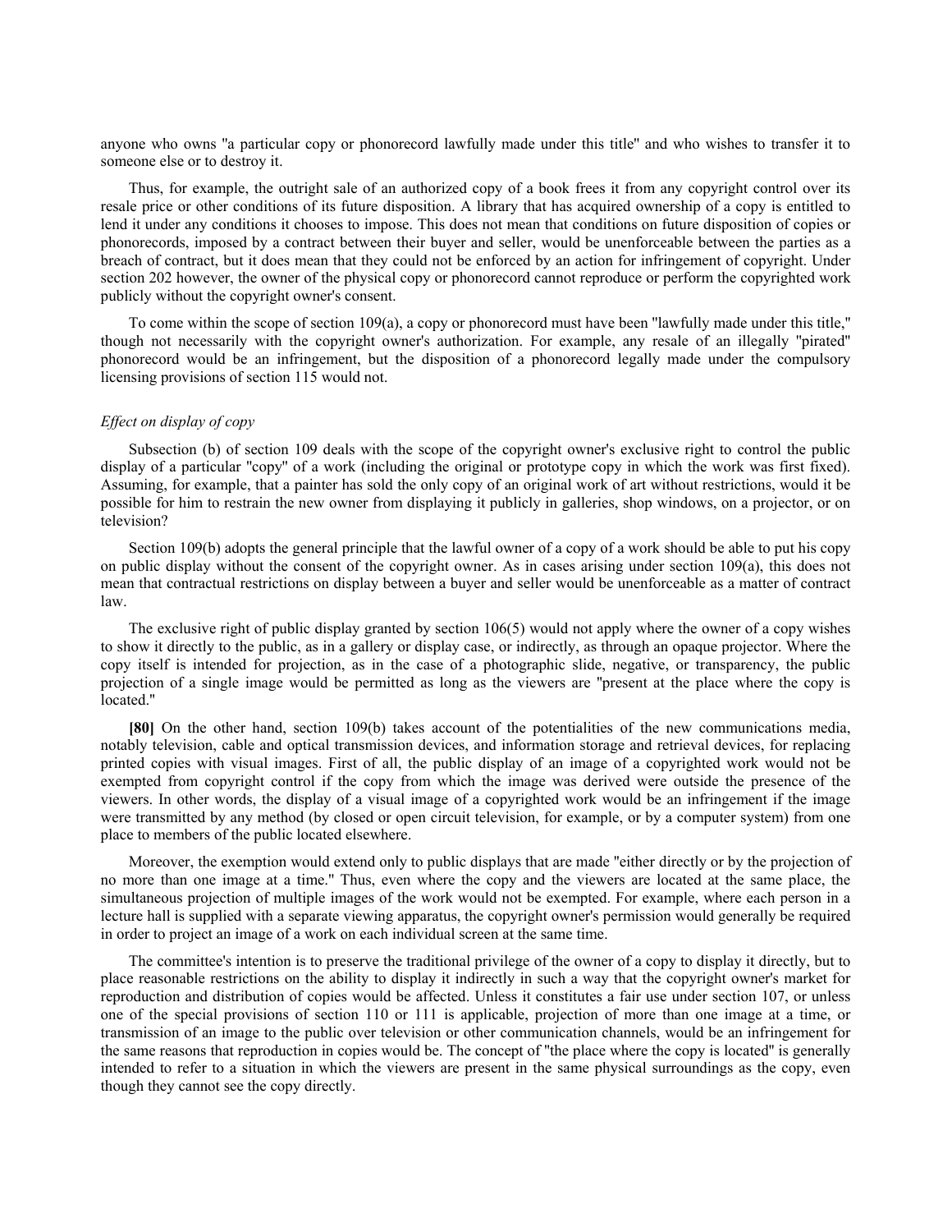anyone who owns "a particular copy or phonorecord lawfully made under this title" and who wishes to transfer it to someone else or to destroy it.

Thus, for example, the outright sale of an authorized copy of a book frees it from any copyright control over its resale price or other conditions of its future disposition. A library that has acquired ownership of a copy is entitled to lend it under any conditions it chooses to impose. This does not mean that conditions on future disposition of copies or phonorecords, imposed by a contract between their buyer and seller, would be unenforceable between the parties as a breach of contract, but it does mean that they could not be enforced by an action for infringement of copyright. Under section 202 however, the owner of the physical copy or phonorecord cannot reproduce or perform the copyrighted work publicly without the copyright owner's consent.

To come within the scope of section 109(a), a copy or phonorecord must have been "lawfully made under this title," though not necessarily with the copyright owner's authorization. For example, any resale of an illegally "pirated" phonorecord would be an infringement, but the disposition of a phonorecord legally made under the compulsory licensing provisions of section 115 would not.

*Effect on display of copy*

Subsection (b) of section 109 deals with the scope of the copyright owner's exclusive right to control the public display of a particular "copy" of a work (including the original or prototype copy in which the work was first fixed). Assuming, for example, that a painter has sold the only copy of an original work of art without restrictions, would it be possible for him to restrain the new owner from displaying it publicly in galleries, shop windows, on a projector, or on television?

Section 109(b) adopts the general principle that the lawful owner of a copy of a work should be able to put his copy on public display without the consent of the copyright owner. As in cases arising under section 109(a), this does not mean that contractual restrictions on display between a buyer and seller would be unenforceable as a matter of contract law.

The exclusive right of public display granted by section 106(5) would not apply where the owner of a copy wishes to show it directly to the public, as in a gallery or display case, or indirectly, as through an opaque projector. Where the copy itself is intended for projection, as in the case of a photographic slide, negative, or transparency, the public projection of a single image would be permitted as long as the viewers are "present at the place where the copy is located."

**[80]** On the other hand, section 109(b) takes account of the potentialities of the new communications media, notably television, cable and optical transmission devices, and information storage and retrieval devices, for replacing printed copies with visual images. First of all, the public display of an image of a copyrighted work would not be exempted from copyright control if the copy from which the image was derived were outside the presence of the viewers. In other words, the display of a visual image of a copyrighted work would be an infringement if the image were transmitted by any method (by closed or open circuit television, for example, or by a computer system) from one place to members of the public located elsewhere.

Moreover, the exemption would extend only to public displays that are made "either directly or by the projection of no more than one image at a time." Thus, even where the copy and the viewers are located at the same place, the simultaneous projection of multiple images of the work would not be exempted. For example, where each person in a lecture hall is supplied with a separate viewing apparatus, the copyright owner's permission would generally be required in order to project an image of a work on each individual screen at the same time.

The committee's intention is to preserve the traditional privilege of the owner of a copy to display it directly, but to place reasonable restrictions on the ability to display it indirectly in such a way that the copyright owner's market for reproduction and distribution of copies would be affected. Unless it constitutes a fair use under section 107, or unless one of the special provisions of section 110 or 111 is applicable, projection of more than one image at a time, or transmission of an image to the public over television or other communication channels, would be an infringement for the same reasons that reproduction in copies would be. The concept of "the place where the copy is located" is generally intended to refer to a situation in which the viewers are present in the same physical surroundings as the copy, even though they cannot see the copy directly.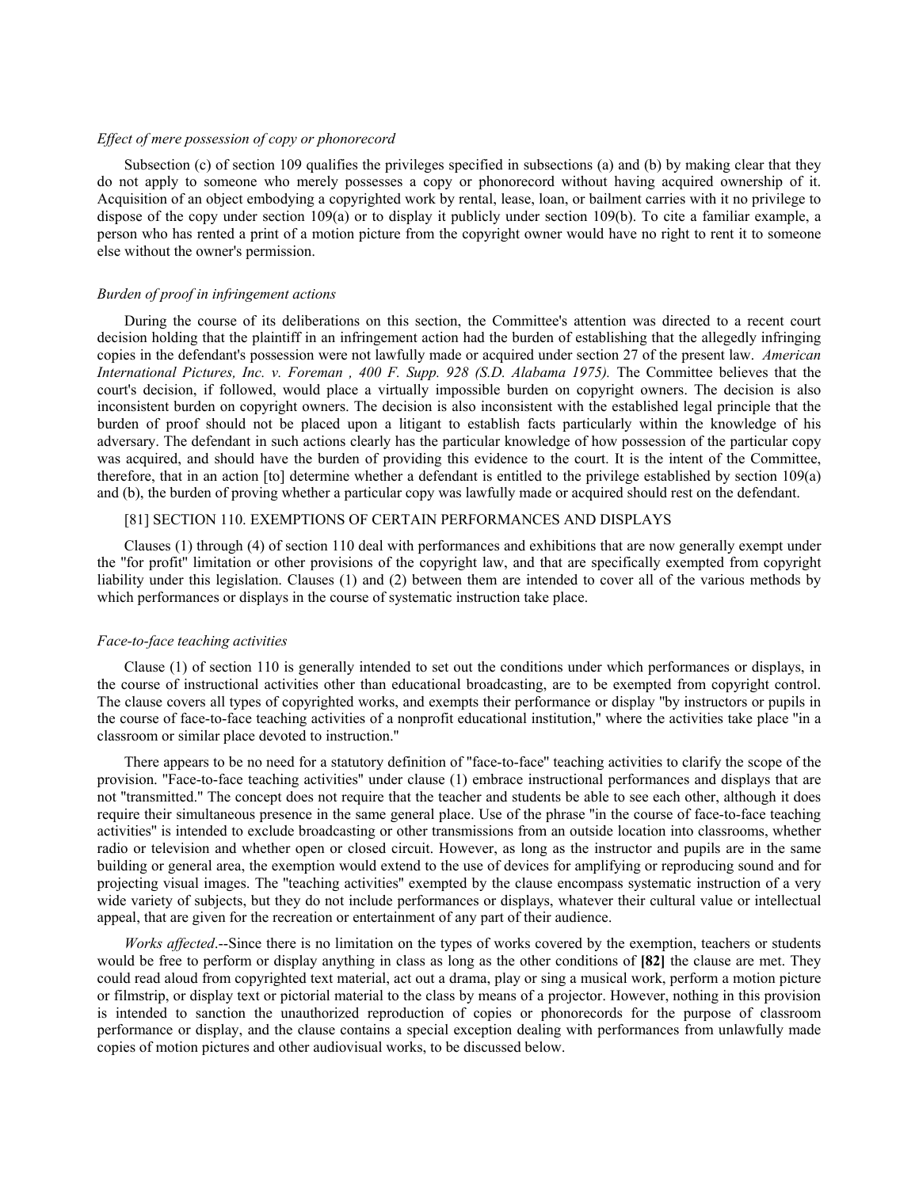*Effect of mere possession of copy or phonorecord*

Subsection (c) of section 109 qualifies the privileges specified in subsections (a) and (b) by making clear that they do not apply to someone who merely possesses a copy or phonorecord without having acquired ownership of it. Acquisition of an object embodying a copyrighted work by rental, lease, loan, or bailment carries with it no privilege to dispose of the copy under section 109(a) or to display it publicly under section 109(b). To cite a familiar example, a person who has rented a print of a motion picture from the copyright owner would have no right to rent it to someone else without the owner's permission.

*Burden of proof in infringement actions*

During the course of its deliberations on this section, the Committee's attention was directed to a recent court decision holding that the plaintiff in an infringement action had the burden of establishing that the allegedly infringing copies in the defendant's possession were not lawfully made or acquired under section 27 of the present law. *American International Pictures, Inc. v. Foreman , 400 F. Supp. 928 (S.D. Alabama 1975).* The Committee believes that the court's decision, if followed, would place a virtually impossible burden on copyright owners. The decision is also inconsistent burden on copyright owners. The decision is also inconsistent with the established legal principle that the burden of proof should not be placed upon a litigant to establish facts particularly within the knowledge of his adversary. The defendant in such actions clearly has the particular knowledge of how possession of the particular copy was acquired, and should have the burden of providing this evidence to the court. It is the intent of the Committee, therefore, that in an action [to] determine whether a defendant is entitled to the privilege established by section 109(a) and (b), the burden of proving whether a particular copy was lawfully made or acquired should rest on the defendant.

[81] SECTION 110. EXEMPTIONS OF CERTAIN PERFORMANCES AND DISPLAYS

Clauses (1) through (4) of section 110 deal with performances and exhibitions that are now generally exempt under the "for profit" limitation or other provisions of the copyright law, and that are specifically exempted from copyright liability under this legislation. Clauses (1) and (2) between them are intended to cover all of the various methods by which performances or displays in the course of systematic instruction take place.

*Face-to-face teaching activities*

Clause (1) of section 110 is generally intended to set out the conditions under which performances or displays, in the course of instructional activities other than educational broadcasting, are to be exempted from copyright control. The clause covers all types of copyrighted works, and exempts their performance or display "by instructors or pupils in the course of face-to-face teaching activities of a nonprofit educational institution," where the activities take place "in a classroom or similar place devoted to instruction."

There appears to be no need for a statutory definition of "face-to-face" teaching activities to clarify the scope of the provision. "Face-to-face teaching activities" under clause (1) embrace instructional performances and displays that are not "transmitted." The concept does not require that the teacher and students be able to see each other, although it does require their simultaneous presence in the same general place. Use of the phrase "in the course of face-to-face teaching activities" is intended to exclude broadcasting or other transmissions from an outside location into classrooms, whether radio or television and whether open or closed circuit. However, as long as the instructor and pupils are in the same building or general area, the exemption would extend to the use of devices for amplifying or reproducing sound and for projecting visual images. The "teaching activities" exempted by the clause encompass systematic instruction of a very wide variety of subjects, but they do not include performances or displays, whatever their cultural value or intellectual appeal, that are given for the recreation or entertainment of any part of their audience.

*Works affected*.--Since there is no limitation on the types of works covered by the exemption, teachers or students would be free to perform or display anything in class as long as the other conditions of **[82]** the clause are met. They could read aloud from copyrighted text material, act out a drama, play or sing a musical work, perform a motion picture or filmstrip, or display text or pictorial material to the class by means of a projector. However, nothing in this provision is intended to sanction the unauthorized reproduction of copies or phonorecords for the purpose of classroom performance or display, and the clause contains a special exception dealing with performances from unlawfully made copies of motion pictures and other audiovisual works, to be discussed below.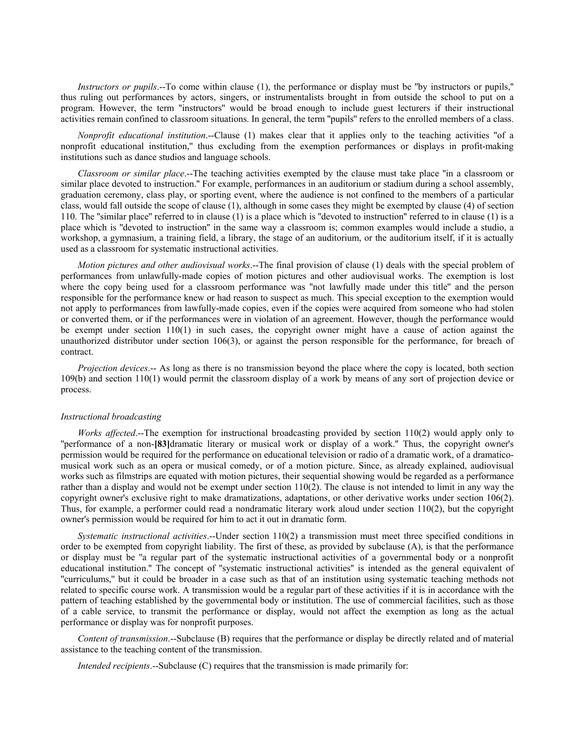*Instructors or pupils*.--To come within clause (1), the performance or display must be "by instructors or pupils," thus ruling out performances by actors, singers, or instrumentalists brought in from outside the school to put on a program. However, the term "instructors" would be broad enough to include guest lecturers if their instructional activities remain confined to classroom situations. In general, the term "pupils" refers to the enrolled members of a class.

*Nonprofit educational institution*.--Clause (1) makes clear that it applies only to the teaching activities "of a nonprofit educational institution," thus excluding from the exemption performances or displays in profit-making institutions such as dance studios and language schools.

*Classroom or similar place*.--The teaching activities exempted by the clause must take place "in a classroom or similar place devoted to instruction." For example, performances in an auditorium or stadium during a school assembly, graduation ceremony, class play, or sporting event, where the audience is not confined to the members of a particular class, would fall outside the scope of clause (1), although in some cases they might be exempted by clause (4) of section 110. The "similar place" referred to in clause (1) is a place which is "devoted to instruction" referred to in clause (1) is a place which is "devoted to instruction" in the same way a classroom is; common examples would include a studio, a workshop, a gymnasium, a training field, a library, the stage of an auditorium, or the auditorium itself, if it is actually used as a classroom for systematic instructional activities.

*Motion pictures and other audiovisual works*.--The final provision of clause (1) deals with the special problem of performances from unlawfully-made copies of motion pictures and other audiovisual works. The exemption is lost where the copy being used for a classroom performance was "not lawfully made under this title" and the person responsible for the performance knew or had reason to suspect as much. This special exception to the exemption would not apply to performances from lawfully-made copies, even if the copies were acquired from someone who had stolen or converted them, or if the performances were in violation of an agreement. However, though the performance would be exempt under section 110(1) in such cases, the copyright owner might have a cause of action against the unauthorized distributor under section 106(3), or against the person responsible for the performance, for breach of contract.

*Projection devices*.-- As long as there is no transmission beyond the place where the copy is located, both section 109(b) and section 110(1) would permit the classroom display of a work by means of any sort of projection device or process.

*Instructional broadcasting*

*Works affected*.--The exemption for instructional broadcasting provided by section 110(2) would apply only to "performance of a non-**[83]**dramatic literary or musical work or display of a work." Thus, the copyright owner's permission would be required for the performance on educational television or radio of a dramatic work, of a dramatico-musical work such as an opera or musical comedy, or of a motion picture. Since, as already explained, audiovisual works such as filmstrips are equated with motion pictures, their sequential showing would be regarded as a performance rather than a display and would not be exempt under section 110(2). The clause is not intended to limit in any way the copyright owner's exclusive right to make dramatizations, adaptations, or other derivative works under section 106(2). Thus, for example, a performer could read a nondramatic literary work aloud under section 110(2), but the copyright owner's permission would be required for him to act it out in dramatic form.

*Systematic instructional activities*.--Under section 110(2) a transmission must meet three specified conditions in order to be exempted from copyright liability. The first of these, as provided by subclause (A), is that the performance or display must be "a regular part of the systematic instructional activities of a governmental body or a nonprofit educational institution." The concept of "systematic instructional activities" is intended as the general equivalent of "curriculums," but it could be broader in a case such as that of an institution using systematic teaching methods not related to specific course work. A transmission would be a regular part of these activities if it is in accordance with the pattern of teaching established by the governmental body or institution. The use of commercial facilities, such as those of a cable service, to transmit the performance or display, would not affect the exemption as long as the actual performance or display was for nonprofit purposes.

*Content of transmission*.--Subclause (B) requires that the performance or display be directly related and of material assistance to the teaching content of the transmission.

*Intended recipients*.--Subclause (C) requires that the transmission is made primarily for: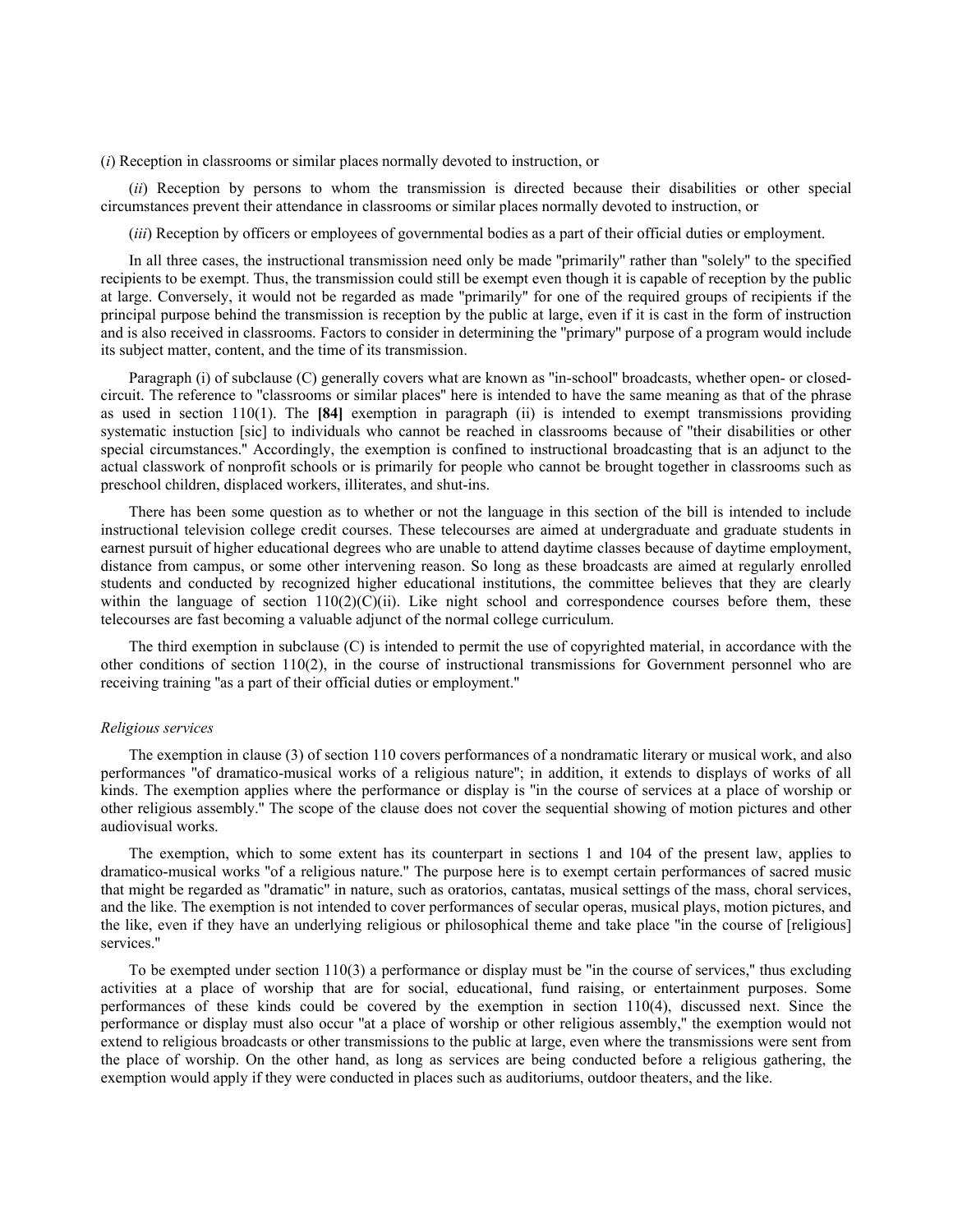(*i*) Reception in classrooms or similar places normally devoted to instruction, or

(*ii*) Reception by persons to whom the transmission is directed because their disabilities or other special circumstances prevent their attendance in classrooms or similar places normally devoted to instruction, or

(*iii*) Reception by officers or employees of governmental bodies as a part of their official duties or employment.

In all three cases, the instructional transmission need only be made "primarily" rather than "solely" to the specified recipients to be exempt. Thus, the transmission could still be exempt even though it is capable of reception by the public at large. Conversely, it would not be regarded as made "primarily" for one of the required groups of recipients if the principal purpose behind the transmission is reception by the public at large, even if it is cast in the form of instruction and is also received in classrooms. Factors to consider in determining the "primary" purpose of a program would include its subject matter, content, and the time of its transmission.

Paragraph (i) of subclause (C) generally covers what are known as "in-school" broadcasts, whether open- or closed-circuit. The reference to "classrooms or similar places" here is intended to have the same meaning as that of the phrase as used in section 110(1). The **[84]** exemption in paragraph (ii) is intended to exempt transmissions providing systematic instuction [sic] to individuals who cannot be reached in classrooms because of "their disabilities or other special circumstances." Accordingly, the exemption is confined to instructional broadcasting that is an adjunct to the actual classwork of nonprofit schools or is primarily for people who cannot be brought together in classrooms such as preschool children, displaced workers, illiterates, and shut-ins.

There has been some question as to whether or not the language in this section of the bill is intended to include instructional television college credit courses. These telecourses are aimed at undergraduate and graduate students in earnest pursuit of higher educational degrees who are unable to attend daytime classes because of daytime employment, distance from campus, or some other intervening reason. So long as these broadcasts are aimed at regularly enrolled students and conducted by recognized higher educational institutions, the committee believes that they are clearly within the language of section 110(2)(C)(ii). Like night school and correspondence courses before them, these telecourses are fast becoming a valuable adjunct of the normal college curriculum.

The third exemption in subclause (C) is intended to permit the use of copyrighted material, in accordance with the other conditions of section 110(2), in the course of instructional transmissions for Government personnel who are receiving training "as a part of their official duties or employment."

*Religious services*

The exemption in clause (3) of section 110 covers performances of a nondramatic literary or musical work, and also performances "of dramatico-musical works of a religious nature"; in addition, it extends to displays of works of all kinds. The exemption applies where the performance or display is "in the course of services at a place of worship or other religious assembly." The scope of the clause does not cover the sequential showing of motion pictures and other audiovisual works.

The exemption, which to some extent has its counterpart in sections 1 and 104 of the present law, applies to dramatico-musical works "of a religious nature." The purpose here is to exempt certain performances of sacred music that might be regarded as "dramatic" in nature, such as oratorios, cantatas, musical settings of the mass, choral services, and the like. The exemption is not intended to cover performances of secular operas, musical plays, motion pictures, and the like, even if they have an underlying religious or philosophical theme and take place "in the course of [religious] services."

To be exempted under section 110(3) a performance or display must be "in the course of services," thus excluding activities at a place of worship that are for social, educational, fund raising, or entertainment purposes. Some performances of these kinds could be covered by the exemption in section 110(4), discussed next. Since the performance or display must also occur "at a place of worship or other religious assembly," the exemption would not extend to religious broadcasts or other transmissions to the public at large, even where the transmissions were sent from the place of worship. On the other hand, as long as services are being conducted before a religious gathering, the exemption would apply if they were conducted in places such as auditoriums, outdoor theaters, and the like.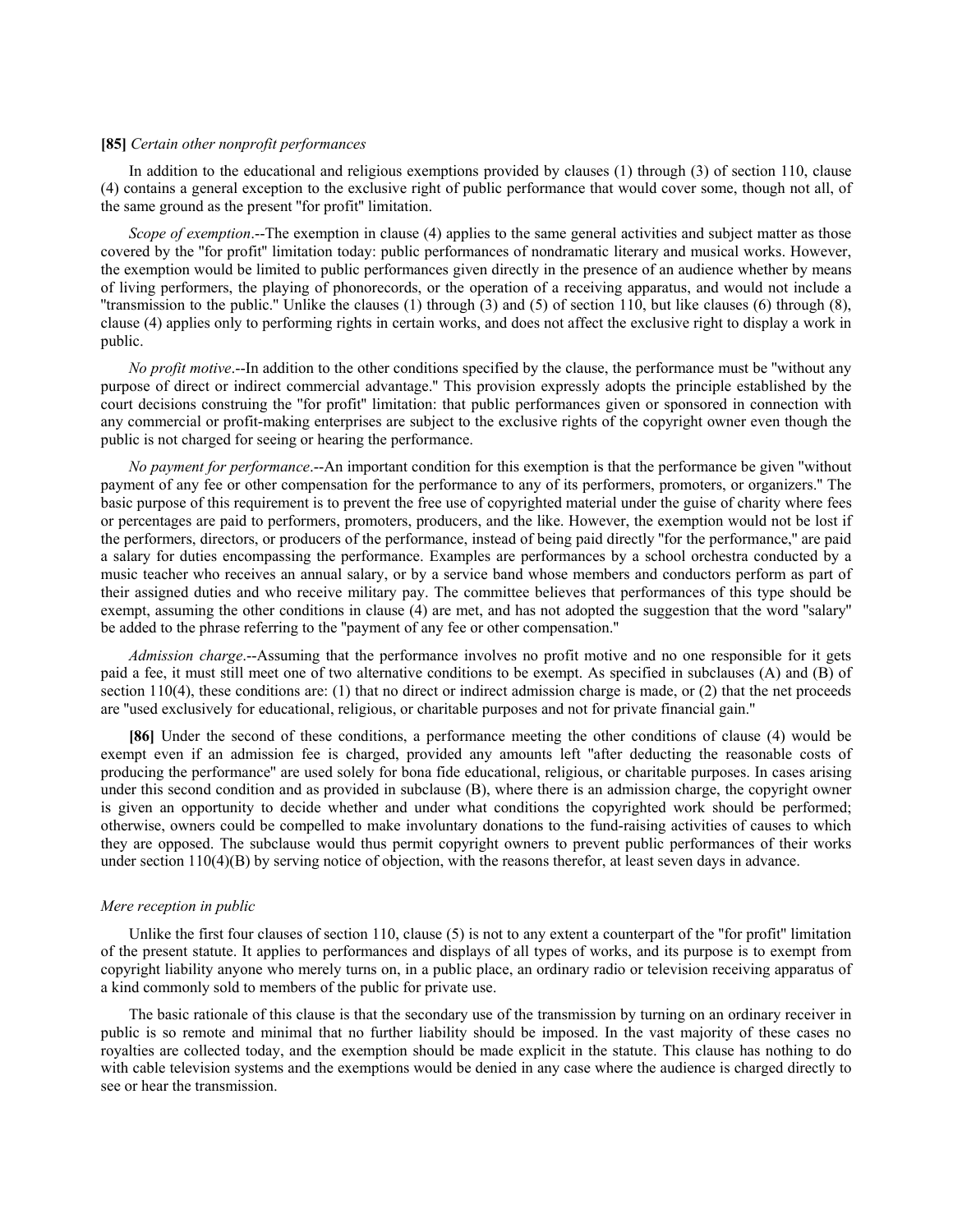**[85]** *Certain other nonprofit performances*

In addition to the educational and religious exemptions provided by clauses (1) through (3) of section 110, clause (4) contains a general exception to the exclusive right of public performance that would cover some, though not all, of the same ground as the present "for profit" limitation.

*Scope of exemption*.--The exemption in clause (4) applies to the same general activities and subject matter as those covered by the "for profit" limitation today: public performances of nondramatic literary and musical works. However, the exemption would be limited to public performances given directly in the presence of an audience whether by means of living performers, the playing of phonorecords, or the operation of a receiving apparatus, and would not include a "transmission to the public." Unlike the clauses (1) through (3) and (5) of section 110, but like clauses (6) through (8), clause (4) applies only to performing rights in certain works, and does not affect the exclusive right to display a work in public.

*No profit motive*.--In addition to the other conditions specified by the clause, the performance must be "without any purpose of direct or indirect commercial advantage." This provision expressly adopts the principle established by the court decisions construing the "for profit" limitation: that public performances given or sponsored in connection with any commercial or profit-making enterprises are subject to the exclusive rights of the copyright owner even though the public is not charged for seeing or hearing the performance.

*No payment for performance*.--An important condition for this exemption is that the performance be given "without payment of any fee or other compensation for the performance to any of its performers, promoters, or organizers." The basic purpose of this requirement is to prevent the free use of copyrighted material under the guise of charity where fees or percentages are paid to performers, promoters, producers, and the like. However, the exemption would not be lost if the performers, directors, or producers of the performance, instead of being paid directly "for the performance," are paid a salary for duties encompassing the performance. Examples are performances by a school orchestra conducted by a music teacher who receives an annual salary, or by a service band whose members and conductors perform as part of their assigned duties and who receive military pay. The committee believes that performances of this type should be exempt, assuming the other conditions in clause (4) are met, and has not adopted the suggestion that the word "salary" be added to the phrase referring to the "payment of any fee or other compensation."

*Admission charge*.--Assuming that the performance involves no profit motive and no one responsible for it gets paid a fee, it must still meet one of two alternative conditions to be exempt. As specified in subclauses (A) and (B) of section 110(4), these conditions are: (1) that no direct or indirect admission charge is made, or (2) that the net proceeds are "used exclusively for educational, religious, or charitable purposes and not for private financial gain."

**[86]** Under the second of these conditions, a performance meeting the other conditions of clause (4) would be exempt even if an admission fee is charged, provided any amounts left "after deducting the reasonable costs of producing the performance" are used solely for bona fide educational, religious, or charitable purposes. In cases arising under this second condition and as provided in subclause (B), where there is an admission charge, the copyright owner is given an opportunity to decide whether and under what conditions the copyrighted work should be performed; otherwise, owners could be compelled to make involuntary donations to the fund-raising activities of causes to which they are opposed. The subclause would thus permit copyright owners to prevent public performances of their works under section 110(4)(B) by serving notice of objection, with the reasons therefor, at least seven days in advance.

*Mere reception in public*

Unlike the first four clauses of section 110, clause (5) is not to any extent a counterpart of the "for profit" limitation of the present statute. It applies to performances and displays of all types of works, and its purpose is to exempt from copyright liability anyone who merely turns on, in a public place, an ordinary radio or television receiving apparatus of a kind commonly sold to members of the public for private use.

The basic rationale of this clause is that the secondary use of the transmission by turning on an ordinary receiver in public is so remote and minimal that no further liability should be imposed. In the vast majority of these cases no royalties are collected today, and the exemption should be made explicit in the statute. This clause has nothing to do with cable television systems and the exemptions would be denied in any case where the audience is charged directly to see or hear the transmission.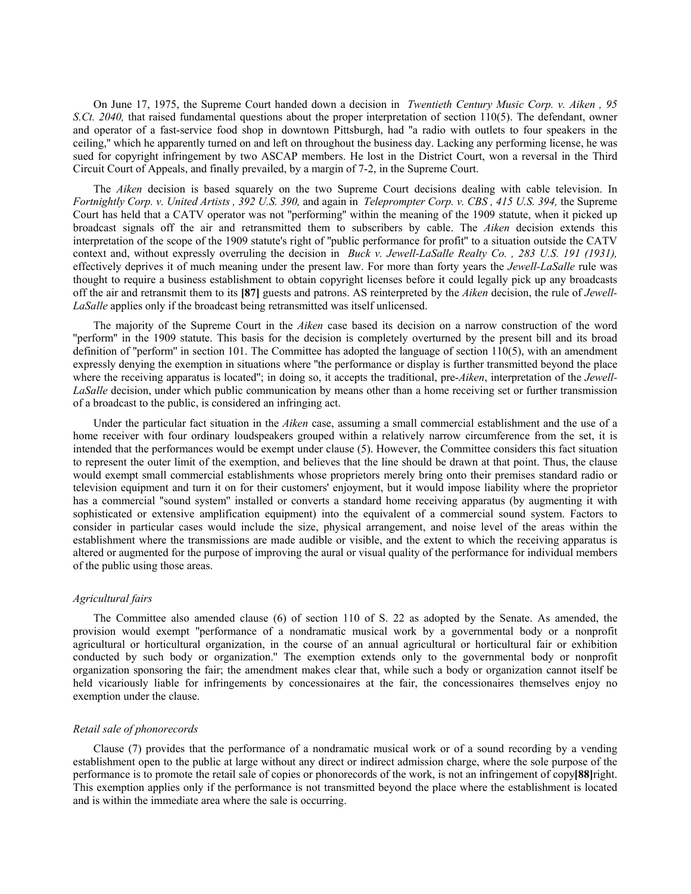On June 17, 1975, the Supreme Court handed down a decision in *Twentieth Century Music Corp. v. Aiken , 95 S.Ct. 2040,* that raised fundamental questions about the proper interpretation of section 110(5). The defendant, owner and operator of a fast-service food shop in downtown Pittsburgh, had "a radio with outlets to four speakers in the ceiling," which he apparently turned on and left on throughout the business day. Lacking any performing license, he was sued for copyright infringement by two ASCAP members. He lost in the District Court, won a reversal in the Third Circuit Court of Appeals, and finally prevailed, by a margin of 7-2, in the Supreme Court.

The *Aiken* decision is based squarely on the two Supreme Court decisions dealing with cable television. In *Fortnightly Corp. v. United Artists , 392 U.S. 390,* and again in *Teleprompter Corp. v. CBS , 415 U.S. 394,* the Supreme Court has held that a CATV operator was not "performing" within the meaning of the 1909 statute, when it picked up broadcast signals off the air and retransmitted them to subscribers by cable. The *Aiken* decision extends this interpretation of the scope of the 1909 statute's right of "public performance for profit" to a situation outside the CATV context and, without expressly overruling the decision in *Buck v. Jewell-LaSalle Realty Co. , 283 U.S. 191 (1931),* effectively deprives it of much meaning under the present law. For more than forty years the *Jewell-LaSalle* rule was thought to require a business establishment to obtain copyright licenses before it could legally pick up any broadcasts off the air and retransmit them to its **[87]** guests and patrons. AS reinterpreted by the *Aiken* decision, the rule of *Jewell-LaSalle* applies only if the broadcast being retransmitted was itself unlicensed.

The majority of the Supreme Court in the *Aiken* case based its decision on a narrow construction of the word "perform" in the 1909 statute. This basis for the decision is completely overturned by the present bill and its broad definition of "perform" in section 101. The Committee has adopted the language of section 110(5), with an amendment expressly denying the exemption in situations where "the performance or display is further transmitted beyond the place where the receiving apparatus is located"; in doing so, it accepts the traditional, pre-*Aiken*, interpretation of the *Jewell-LaSalle* decision, under which public communication by means other than a home receiving set or further transmission of a broadcast to the public, is considered an infringing act.

Under the particular fact situation in the *Aiken* case, assuming a small commercial establishment and the use of a home receiver with four ordinary loudspeakers grouped within a relatively narrow circumference from the set, it is intended that the performances would be exempt under clause (5). However, the Committee considers this fact situation to represent the outer limit of the exemption, and believes that the line should be drawn at that point. Thus, the clause would exempt small commercial establishments whose proprietors merely bring onto their premises standard radio or television equipment and turn it on for their customers' enjoyment, but it would impose liability where the proprietor has a commercial "sound system" installed or converts a standard home receiving apparatus (by augmenting it with sophisticated or extensive amplification equipment) into the equivalent of a commercial sound system. Factors to consider in particular cases would include the size, physical arrangement, and noise level of the areas within the establishment where the transmissions are made audible or visible, and the extent to which the receiving apparatus is altered or augmented for the purpose of improving the aural or visual quality of the performance for individual members of the public using those areas.

*Agricultural fairs*

The Committee also amended clause (6) of section 110 of S. 22 as adopted by the Senate. As amended, the provision would exempt "performance of a nondramatic musical work by a governmental body or a nonprofit agricultural or horticultural organization, in the course of an annual agricultural or horticultural fair or exhibition conducted by such body or organization." The exemption extends only to the governmental body or nonprofit organization sponsoring the fair; the amendment makes clear that, while such a body or organization cannot itself be held vicariously liable for infringements by concessionaires at the fair, the concessionaires themselves enjoy no exemption under the clause.

*Retail sale of phonorecords*

Clause (7) provides that the performance of a nondramatic musical work or of a sound recording by a vending establishment open to the public at large without any direct or indirect admission charge, where the sole purpose of the performance is to promote the retail sale of copies or phonorecords of the work, is not an infringement of copy**[88]**right. This exemption applies only if the performance is not transmitted beyond the place where the establishment is located and is within the immediate area where the sale is occurring.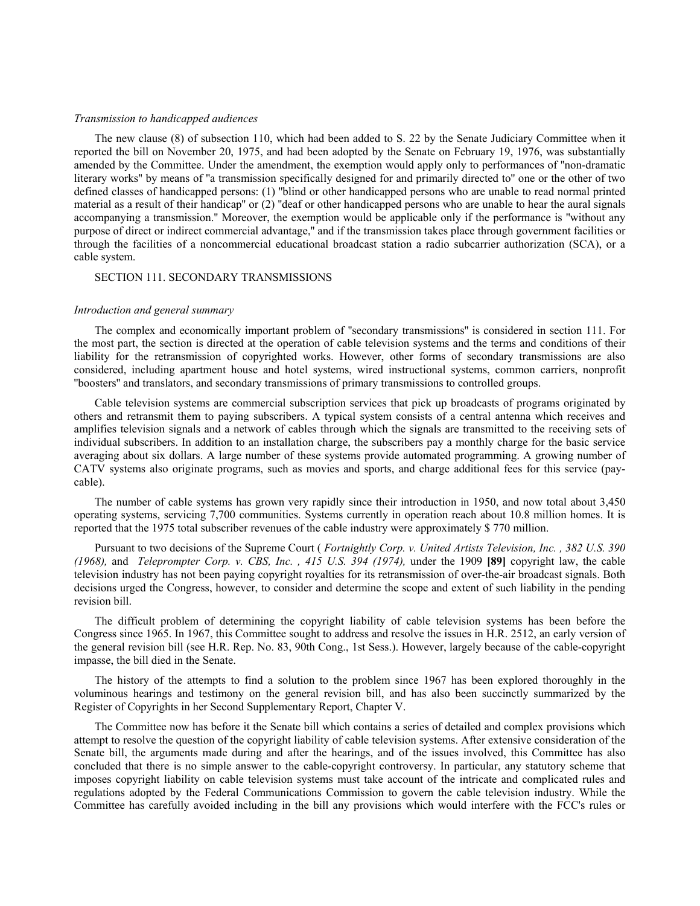*Transmission to handicapped audiences*

The new clause (8) of subsection 110, which had been added to S. 22 by the Senate Judiciary Committee when it reported the bill on November 20, 1975, and had been adopted by the Senate on February 19, 1976, was substantially amended by the Committee. Under the amendment, the exemption would apply only to performances of "non-dramatic literary works" by means of "a transmission specifically designed for and primarily directed to" one or the other of two defined classes of handicapped persons: (1) "blind or other handicapped persons who are unable to read normal printed material as a result of their handicap" or (2) "deaf or other handicapped persons who are unable to hear the aural signals accompanying a transmission." Moreover, the exemption would be applicable only if the performance is "without any purpose of direct or indirect commercial advantage," and if the transmission takes place through government facilities or through the facilities of a noncommercial educational broadcast station a radio subcarrier authorization (SCA), or a cable system.

SECTION 111. SECONDARY TRANSMISSIONS

*Introduction and general summary*

The complex and economically important problem of "secondary transmissions" is considered in section 111. For the most part, the section is directed at the operation of cable television systems and the terms and conditions of their liability for the retransmission of copyrighted works. However, other forms of secondary transmissions are also considered, including apartment house and hotel systems, wired instructional systems, common carriers, nonprofit "boosters" and translators, and secondary transmissions of primary transmissions to controlled groups.

Cable television systems are commercial subscription services that pick up broadcasts of programs originated by others and retransmit them to paying subscribers. A typical system consists of a central antenna which receives and amplifies television signals and a network of cables through which the signals are transmitted to the receiving sets of individual subscribers. In addition to an installation charge, the subscribers pay a monthly charge for the basic service averaging about six dollars. A large number of these systems provide automated programming. A growing number of CATV systems also originate programs, such as movies and sports, and charge additional fees for this service (pay-cable).

The number of cable systems has grown very rapidly since their introduction in 1950, and now total about 3,450 operating systems, servicing 7,700 communities. Systems currently in operation reach about 10.8 million homes. It is reported that the 1975 total subscriber revenues of the cable industry were approximately $ 770 million.

Pursuant to two decisions of the Supreme Court ( *Fortnightly Corp. v. United Artists Television, Inc. , 382 U.S. 390 (1968),* and *Teleprompter Corp. v. CBS, Inc. , 415 U.S. 394 (1974),* under the 1909 **[89]** copyright law, the cable television industry has not been paying copyright royalties for its retransmission of over-the-air broadcast signals. Both decisions urged the Congress, however, to consider and determine the scope and extent of such liability in the pending revision bill.

The difficult problem of determining the copyright liability of cable television systems has been before the Congress since 1965. In 1967, this Committee sought to address and resolve the issues in H.R. 2512, an early version of the general revision bill (see H.R. Rep. No. 83, 90th Cong., 1st Sess.). However, largely because of the cable-copyright impasse, the bill died in the Senate.

The history of the attempts to find a solution to the problem since 1967 has been explored thoroughly in the voluminous hearings and testimony on the general revision bill, and has also been succinctly summarized by the Register of Copyrights in her Second Supplementary Report, Chapter V.

The Committee now has before it the Senate bill which contains a series of detailed and complex provisions which attempt to resolve the question of the copyright liability of cable television systems. After extensive consideration of the Senate bill, the arguments made during and after the hearings, and of the issues involved, this Committee has also concluded that there is no simple answer to the cable-copyright controversy. In particular, any statutory scheme that imposes copyright liability on cable television systems must take account of the intricate and complicated rules and regulations adopted by the Federal Communications Commission to govern the cable television industry. While the Committee has carefully avoided including in the bill any provisions which would interfere with the FCC's rules or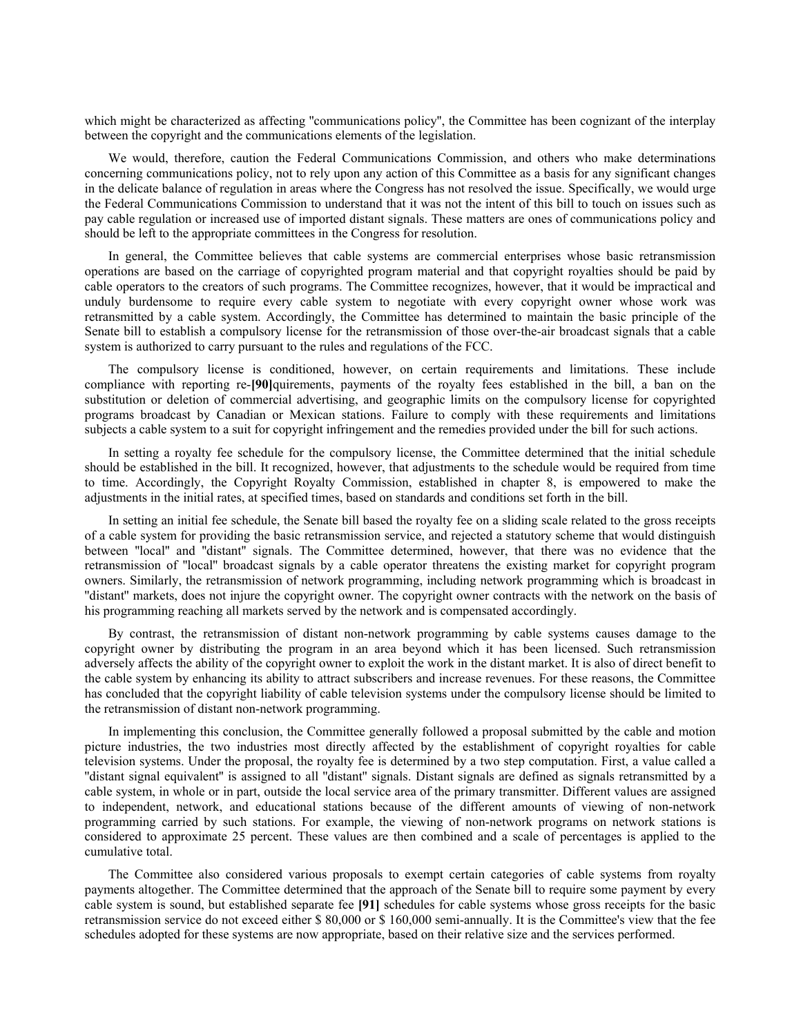which might be characterized as affecting "communications policy", the Committee has been cognizant of the interplay between the copyright and the communications elements of the legislation.

We would, therefore, caution the Federal Communications Commission, and others who make determinations concerning communications policy, not to rely upon any action of this Committee as a basis for any significant changes in the delicate balance of regulation in areas where the Congress has not resolved the issue. Specifically, we would urge the Federal Communications Commission to understand that it was not the intent of this bill to touch on issues such as pay cable regulation or increased use of imported distant signals. These matters are ones of communications policy and should be left to the appropriate committees in the Congress for resolution.

In general, the Committee believes that cable systems are commercial enterprises whose basic retransmission operations are based on the carriage of copyrighted program material and that copyright royalties should be paid by cable operators to the creators of such programs. The Committee recognizes, however, that it would be impractical and unduly burdensome to require every cable system to negotiate with every copyright owner whose work was retransmitted by a cable system. Accordingly, the Committee has determined to maintain the basic principle of the Senate bill to establish a compulsory license for the retransmission of those over-the-air broadcast signals that a cable system is authorized to carry pursuant to the rules and regulations of the FCC.

The compulsory license is conditioned, however, on certain requirements and limitations. These include compliance with reporting re-**[90]**quirements, payments of the royalty fees established in the bill, a ban on the substitution or deletion of commercial advertising, and geographic limits on the compulsory license for copyrighted programs broadcast by Canadian or Mexican stations. Failure to comply with these requirements and limitations subjects a cable system to a suit for copyright infringement and the remedies provided under the bill for such actions.

In setting a royalty fee schedule for the compulsory license, the Committee determined that the initial schedule should be established in the bill. It recognized, however, that adjustments to the schedule would be required from time to time. Accordingly, the Copyright Royalty Commission, established in chapter 8, is empowered to make the adjustments in the initial rates, at specified times, based on standards and conditions set forth in the bill.

In setting an initial fee schedule, the Senate bill based the royalty fee on a sliding scale related to the gross receipts of a cable system for providing the basic retransmission service, and rejected a statutory scheme that would distinguish between "local" and "distant" signals. The Committee determined, however, that there was no evidence that the retransmission of "local" broadcast signals by a cable operator threatens the existing market for copyright program owners. Similarly, the retransmission of network programming, including network programming which is broadcast in "distant" markets, does not injure the copyright owner. The copyright owner contracts with the network on the basis of his programming reaching all markets served by the network and is compensated accordingly.

By contrast, the retransmission of distant non-network programming by cable systems causes damage to the copyright owner by distributing the program in an area beyond which it has been licensed. Such retransmission adversely affects the ability of the copyright owner to exploit the work in the distant market. It is also of direct benefit to the cable system by enhancing its ability to attract subscribers and increase revenues. For these reasons, the Committee has concluded that the copyright liability of cable television systems under the compulsory license should be limited to the retransmission of distant non-network programming.

In implementing this conclusion, the Committee generally followed a proposal submitted by the cable and motion picture industries, the two industries most directly affected by the establishment of copyright royalties for cable television systems. Under the proposal, the royalty fee is determined by a two step computation. First, a value called a "distant signal equivalent" is assigned to all "distant" signals. Distant signals are defined as signals retransmitted by a cable system, in whole or in part, outside the local service area of the primary transmitter. Different values are assigned to independent, network, and educational stations because of the different amounts of viewing of non-network programming carried by such stations. For example, the viewing of non-network programs on network stations is considered to approximate 25 percent. These values are then combined and a scale of percentages is applied to the cumulative total.

The Committee also considered various proposals to exempt certain categories of cable systems from royalty payments altogether. The Committee determined that the approach of the Senate bill to require some payment by every cable system is sound, but established separate fee **[91]** schedules for cable systems whose gross receipts for the basic retransmission service do not exceed either $ 80,000 or $ 160,000 semi-annually. It is the Committee's view that the fee schedules adopted for these systems are now appropriate, based on their relative size and the services performed.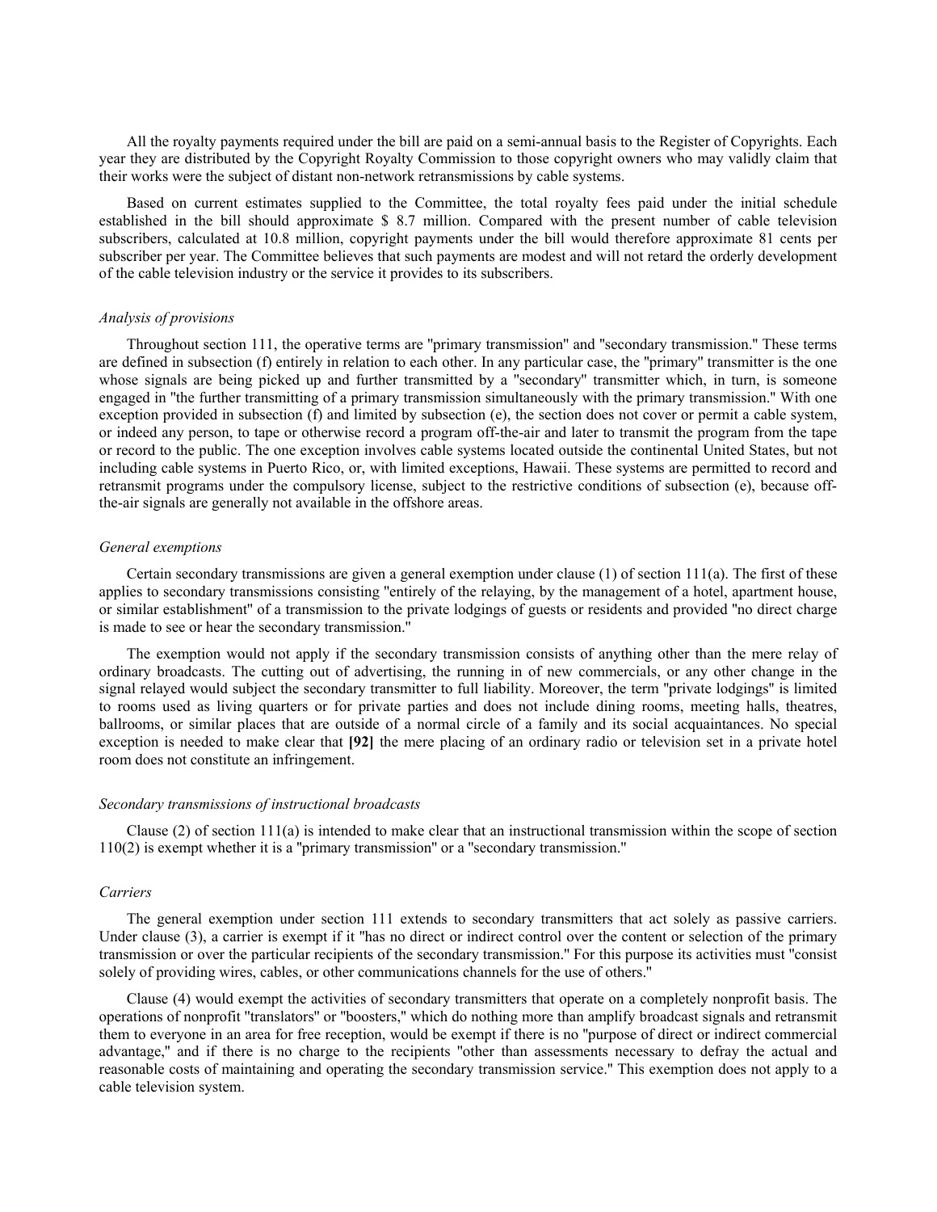All the royalty payments required under the bill are paid on a semi-annual basis to the Register of Copyrights. Each year they are distributed by the Copyright Royalty Commission to those copyright owners who may validly claim that their works were the subject of distant non-network retransmissions by cable systems.

Based on current estimates supplied to the Committee, the total royalty fees paid under the initial schedule established in the bill should approximate $ 8.7 million. Compared with the present number of cable television subscribers, calculated at 10.8 million, copyright payments under the bill would therefore approximate 81 cents per subscriber per year. The Committee believes that such payments are modest and will not retard the orderly development of the cable television industry or the service it provides to its subscribers.

*Analysis of provisions*

Throughout section 111, the operative terms are "primary transmission" and "secondary transmission." These terms are defined in subsection (f) entirely in relation to each other. In any particular case, the "primary" transmitter is the one whose signals are being picked up and further transmitted by a "secondary" transmitter which, in turn, is someone engaged in "the further transmitting of a primary transmission simultaneously with the primary transmission." With one exception provided in subsection (f) and limited by subsection (e), the section does not cover or permit a cable system, or indeed any person, to tape or otherwise record a program off-the-air and later to transmit the program from the tape or record to the public. The one exception involves cable systems located outside the continental United States, but not including cable systems in Puerto Rico, or, with limited exceptions, Hawaii. These systems are permitted to record and retransmit programs under the compulsory license, subject to the restrictive conditions of subsection (e), because off-the-air signals are generally not available in the offshore areas.

*General exemptions*

Certain secondary transmissions are given a general exemption under clause (1) of section 111(a). The first of these applies to secondary transmissions consisting "entirely of the relaying, by the management of a hotel, apartment house, or similar establishment" of a transmission to the private lodgings of guests or residents and provided "no direct charge is made to see or hear the secondary transmission."

The exemption would not apply if the secondary transmission consists of anything other than the mere relay of ordinary broadcasts. The cutting out of advertising, the running in of new commercials, or any other change in the signal relayed would subject the secondary transmitter to full liability. Moreover, the term "private lodgings" is limited to rooms used as living quarters or for private parties and does not include dining rooms, meeting halls, theatres, ballrooms, or similar places that are outside of a normal circle of a family and its social acquaintances. No special exception is needed to make clear that **[92]** the mere placing of an ordinary radio or television set in a private hotel room does not constitute an infringement.

*Secondary transmissions of instructional broadcasts*

Clause (2) of section 111(a) is intended to make clear that an instructional transmission within the scope of section 110(2) is exempt whether it is a "primary transmission" or a "secondary transmission."

*Carriers*

The general exemption under section 111 extends to secondary transmitters that act solely as passive carriers. Under clause (3), a carrier is exempt if it "has no direct or indirect control over the content or selection of the primary transmission or over the particular recipients of the secondary transmission." For this purpose its activities must "consist solely of providing wires, cables, or other communications channels for the use of others."

Clause (4) would exempt the activities of secondary transmitters that operate on a completely nonprofit basis. The operations of nonprofit "translators" or "boosters," which do nothing more than amplify broadcast signals and retransmit them to everyone in an area for free reception, would be exempt if there is no "purpose of direct or indirect commercial advantage," and if there is no charge to the recipients "other than assessments necessary to defray the actual and reasonable costs of maintaining and operating the secondary transmission service." This exemption does not apply to a cable television system.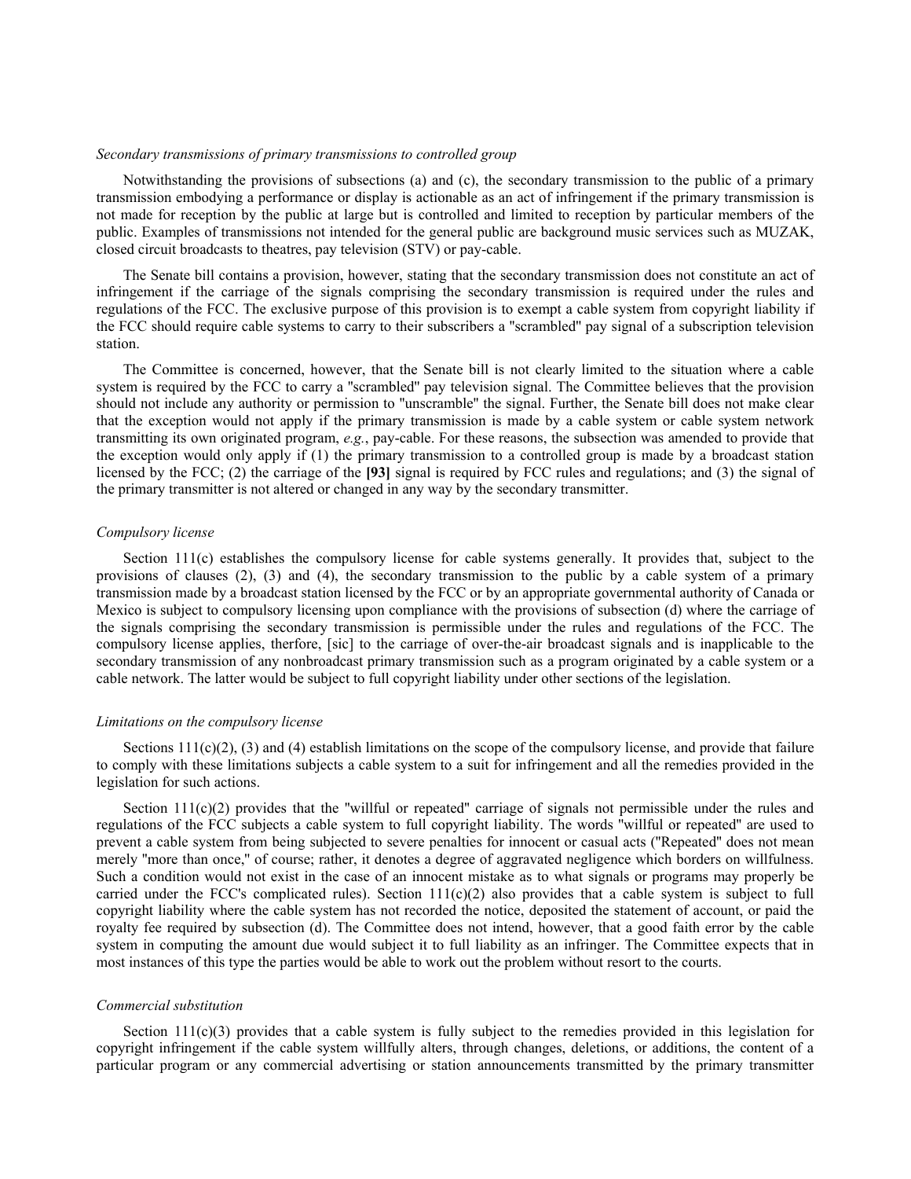*Secondary transmissions of primary transmissions to controlled group*

Notwithstanding the provisions of subsections (a) and (c), the secondary transmission to the public of a primary transmission embodying a performance or display is actionable as an act of infringement if the primary transmission is not made for reception by the public at large but is controlled and limited to reception by particular members of the public. Examples of transmissions not intended for the general public are background music services such as MUZAK, closed circuit broadcasts to theatres, pay television (STV) or pay-cable.

The Senate bill contains a provision, however, stating that the secondary transmission does not constitute an act of infringement if the carriage of the signals comprising the secondary transmission is required under the rules and regulations of the FCC. The exclusive purpose of this provision is to exempt a cable system from copyright liability if the FCC should require cable systems to carry to their subscribers a "scrambled" pay signal of a subscription television station.

The Committee is concerned, however, that the Senate bill is not clearly limited to the situation where a cable system is required by the FCC to carry a "scrambled" pay television signal. The Committee believes that the provision should not include any authority or permission to "unscramble" the signal. Further, the Senate bill does not make clear that the exception would not apply if the primary transmission is made by a cable system or cable system network transmitting its own originated program, *e.g.*, pay-cable. For these reasons, the subsection was amended to provide that the exception would only apply if (1) the primary transmission to a controlled group is made by a broadcast station licensed by the FCC; (2) the carriage of the **[93]** signal is required by FCC rules and regulations; and (3) the signal of the primary transmitter is not altered or changed in any way by the secondary transmitter.

*Compulsory license*

Section 111(c) establishes the compulsory license for cable systems generally. It provides that, subject to the provisions of clauses (2), (3) and (4), the secondary transmission to the public by a cable system of a primary transmission made by a broadcast station licensed by the FCC or by an appropriate governmental authority of Canada or Mexico is subject to compulsory licensing upon compliance with the provisions of subsection (d) where the carriage of the signals comprising the secondary transmission is permissible under the rules and regulations of the FCC. The compulsory license applies, therfore, [sic] to the carriage of over-the-air broadcast signals and is inapplicable to the secondary transmission of any nonbroadcast primary transmission such as a program originated by a cable system or a cable network. The latter would be subject to full copyright liability under other sections of the legislation.

*Limitations on the compulsory license*

Sections 111(c)(2), (3) and (4) establish limitations on the scope of the compulsory license, and provide that failure to comply with these limitations subjects a cable system to a suit for infringement and all the remedies provided in the legislation for such actions.

Section 111(c)(2) provides that the "willful or repeated" carriage of signals not permissible under the rules and regulations of the FCC subjects a cable system to full copyright liability. The words "willful or repeated" are used to prevent a cable system from being subjected to severe penalties for innocent or casual acts ("Repeated" does not mean merely "more than once," of course; rather, it denotes a degree of aggravated negligence which borders on willfulness. Such a condition would not exist in the case of an innocent mistake as to what signals or programs may properly be carried under the FCC's complicated rules). Section 111(c)(2) also provides that a cable system is subject to full copyright liability where the cable system has not recorded the notice, deposited the statement of account, or paid the royalty fee required by subsection (d). The Committee does not intend, however, that a good faith error by the cable system in computing the amount due would subject it to full liability as an infringer. The Committee expects that in most instances of this type the parties would be able to work out the problem without resort to the courts.

*Commercial substitution*

Section 111(c)(3) provides that a cable system is fully subject to the remedies provided in this legislation for copyright infringement if the cable system willfully alters, through changes, deletions, or additions, the content of a particular program or any commercial advertising or station announcements transmitted by the primary transmitter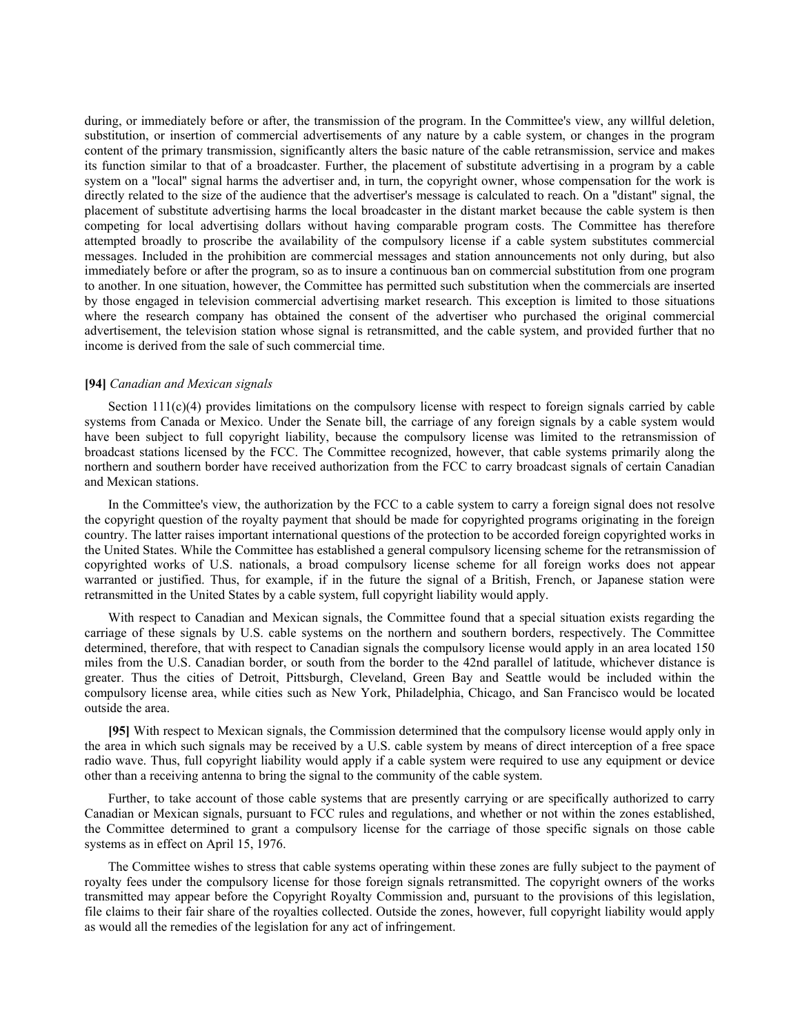during, or immediately before or after, the transmission of the program. In the Committee's view, any willful deletion, substitution, or insertion of commercial advertisements of any nature by a cable system, or changes in the program content of the primary transmission, significantly alters the basic nature of the cable retransmission, service and makes its function similar to that of a broadcaster. Further, the placement of substitute advertising in a program by a cable system on a "local" signal harms the advertiser and, in turn, the copyright owner, whose compensation for the work is directly related to the size of the audience that the advertiser's message is calculated to reach. On a "distant" signal, the placement of substitute advertising harms the local broadcaster in the distant market because the cable system is then competing for local advertising dollars without having comparable program costs. The Committee has therefore attempted broadly to proscribe the availability of the compulsory license if a cable system substitutes commercial messages. Included in the prohibition are commercial messages and station announcements not only during, but also immediately before or after the program, so as to insure a continuous ban on commercial substitution from one program to another. In one situation, however, the Committee has permitted such substitution when the commercials are inserted by those engaged in television commercial advertising market research. This exception is limited to those situations where the research company has obtained the consent of the advertiser who purchased the original commercial advertisement, the television station whose signal is retransmitted, and the cable system, and provided further that no income is derived from the sale of such commercial time.

**[94]** *Canadian and Mexican signals*

Section 111(c)(4) provides limitations on the compulsory license with respect to foreign signals carried by cable systems from Canada or Mexico. Under the Senate bill, the carriage of any foreign signals by a cable system would have been subject to full copyright liability, because the compulsory license was limited to the retransmission of broadcast stations licensed by the FCC. The Committee recognized, however, that cable systems primarily along the northern and southern border have received authorization from the FCC to carry broadcast signals of certain Canadian and Mexican stations.

In the Committee's view, the authorization by the FCC to a cable system to carry a foreign signal does not resolve the copyright question of the royalty payment that should be made for copyrighted programs originating in the foreign country. The latter raises important international questions of the protection to be accorded foreign copyrighted works in the United States. While the Committee has established a general compulsory licensing scheme for the retransmission of copyrighted works of U.S. nationals, a broad compulsory license scheme for all foreign works does not appear warranted or justified. Thus, for example, if in the future the signal of a British, French, or Japanese station were retransmitted in the United States by a cable system, full copyright liability would apply.

With respect to Canadian and Mexican signals, the Committee found that a special situation exists regarding the carriage of these signals by U.S. cable systems on the northern and southern borders, respectively. The Committee determined, therefore, that with respect to Canadian signals the compulsory license would apply in an area located 150 miles from the U.S. Canadian border, or south from the border to the 42nd parallel of latitude, whichever distance is greater. Thus the cities of Detroit, Pittsburgh, Cleveland, Green Bay and Seattle would be included within the compulsory license area, while cities such as New York, Philadelphia, Chicago, and San Francisco would be located outside the area.

**[95]** With respect to Mexican signals, the Commission determined that the compulsory license would apply only in the area in which such signals may be received by a U.S. cable system by means of direct interception of a free space radio wave. Thus, full copyright liability would apply if a cable system were required to use any equipment or device other than a receiving antenna to bring the signal to the community of the cable system.

Further, to take account of those cable systems that are presently carrying or are specifically authorized to carry Canadian or Mexican signals, pursuant to FCC rules and regulations, and whether or not within the zones established, the Committee determined to grant a compulsory license for the carriage of those specific signals on those cable systems as in effect on April 15, 1976.

The Committee wishes to stress that cable systems operating within these zones are fully subject to the payment of royalty fees under the compulsory license for those foreign signals retransmitted. The copyright owners of the works transmitted may appear before the Copyright Royalty Commission and, pursuant to the provisions of this legislation, file claims to their fair share of the royalties collected. Outside the zones, however, full copyright liability would apply as would all the remedies of the legislation for any act of infringement.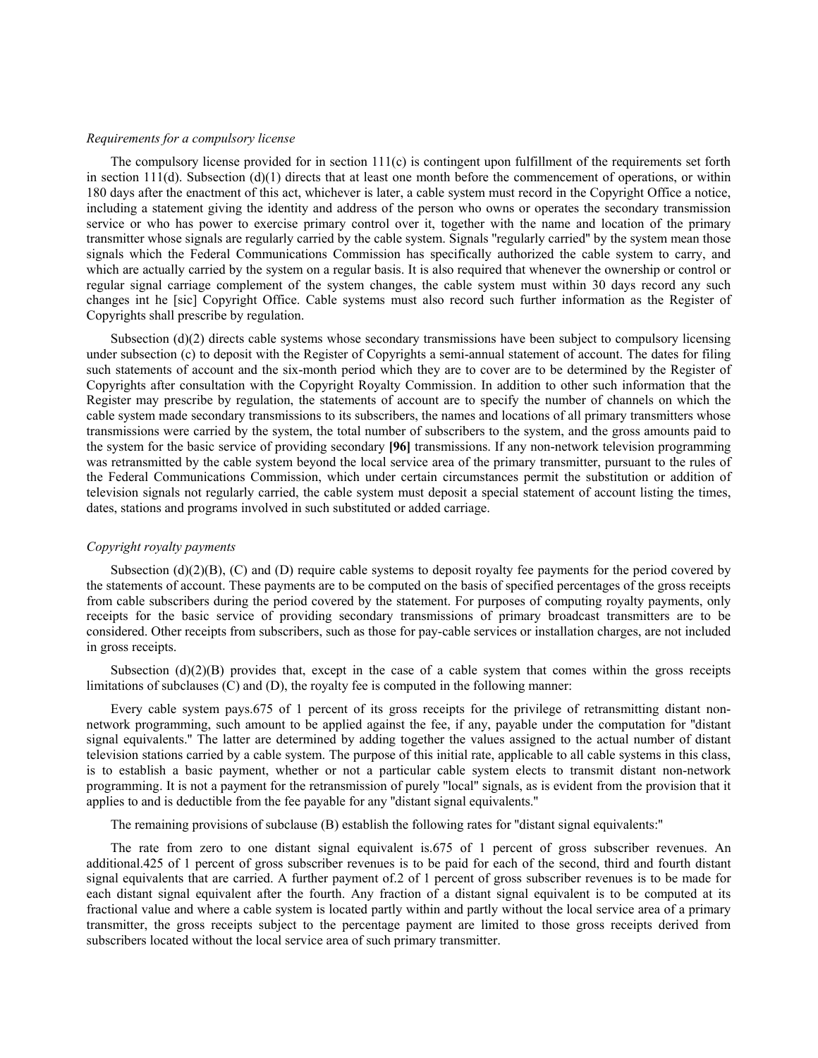*Requirements for a compulsory license*

The compulsory license provided for in section 111(c) is contingent upon fulfillment of the requirements set forth in section 111(d). Subsection (d)(1) directs that at least one month before the commencement of operations, or within 180 days after the enactment of this act, whichever is later, a cable system must record in the Copyright Office a notice, including a statement giving the identity and address of the person who owns or operates the secondary transmission service or who has power to exercise primary control over it, together with the name and location of the primary transmitter whose signals are regularly carried by the cable system. Signals "regularly carried" by the system mean those signals which the Federal Communications Commission has specifically authorized the cable system to carry, and which are actually carried by the system on a regular basis. It is also required that whenever the ownership or control or regular signal carriage complement of the system changes, the cable system must within 30 days record any such changes int he [sic] Copyright Office. Cable systems must also record such further information as the Register of Copyrights shall prescribe by regulation.

Subsection (d)(2) directs cable systems whose secondary transmissions have been subject to compulsory licensing under subsection (c) to deposit with the Register of Copyrights a semi-annual statement of account. The dates for filing such statements of account and the six-month period which they are to cover are to be determined by the Register of Copyrights after consultation with the Copyright Royalty Commission. In addition to other such information that the Register may prescribe by regulation, the statements of account are to specify the number of channels on which the cable system made secondary transmissions to its subscribers, the names and locations of all primary transmitters whose transmissions were carried by the system, the total number of subscribers to the system, and the gross amounts paid to the system for the basic service of providing secondary **[96]** transmissions. If any non-network television programming was retransmitted by the cable system beyond the local service area of the primary transmitter, pursuant to the rules of the Federal Communications Commission, which under certain circumstances permit the substitution or addition of television signals not regularly carried, the cable system must deposit a special statement of account listing the times, dates, stations and programs involved in such substituted or added carriage.

*Copyright royalty payments*

Subsection (d)(2)(B), (C) and (D) require cable systems to deposit royalty fee payments for the period covered by the statements of account. These payments are to be computed on the basis of specified percentages of the gross receipts from cable subscribers during the period covered by the statement. For purposes of computing royalty payments, only receipts for the basic service of providing secondary transmissions of primary broadcast transmitters are to be considered. Other receipts from subscribers, such as those for pay-cable services or installation charges, are not included in gross receipts.

Subsection (d)(2)(B) provides that, except in the case of a cable system that comes within the gross receipts limitations of subclauses (C) and (D), the royalty fee is computed in the following manner:

Every cable system pays.675 of 1 percent of its gross receipts for the privilege of retransmitting distant non-network programming, such amount to be applied against the fee, if any, payable under the computation for "distant signal equivalents." The latter are determined by adding together the values assigned to the actual number of distant television stations carried by a cable system. The purpose of this initial rate, applicable to all cable systems in this class, is to establish a basic payment, whether or not a particular cable system elects to transmit distant non-network programming. It is not a payment for the retransmission of purely "local" signals, as is evident from the provision that it applies to and is deductible from the fee payable for any "distant signal equivalents."

The remaining provisions of subclause (B) establish the following rates for "distant signal equivalents:"

The rate from zero to one distant signal equivalent is.675 of 1 percent of gross subscriber revenues. An additional.425 of 1 percent of gross subscriber revenues is to be paid for each of the second, third and fourth distant signal equivalents that are carried. A further payment of.2 of 1 percent of gross subscriber revenues is to be made for each distant signal equivalent after the fourth. Any fraction of a distant signal equivalent is to be computed at its fractional value and where a cable system is located partly within and partly without the local service area of a primary transmitter, the gross receipts subject to the percentage payment are limited to those gross receipts derived from subscribers located without the local service area of such primary transmitter.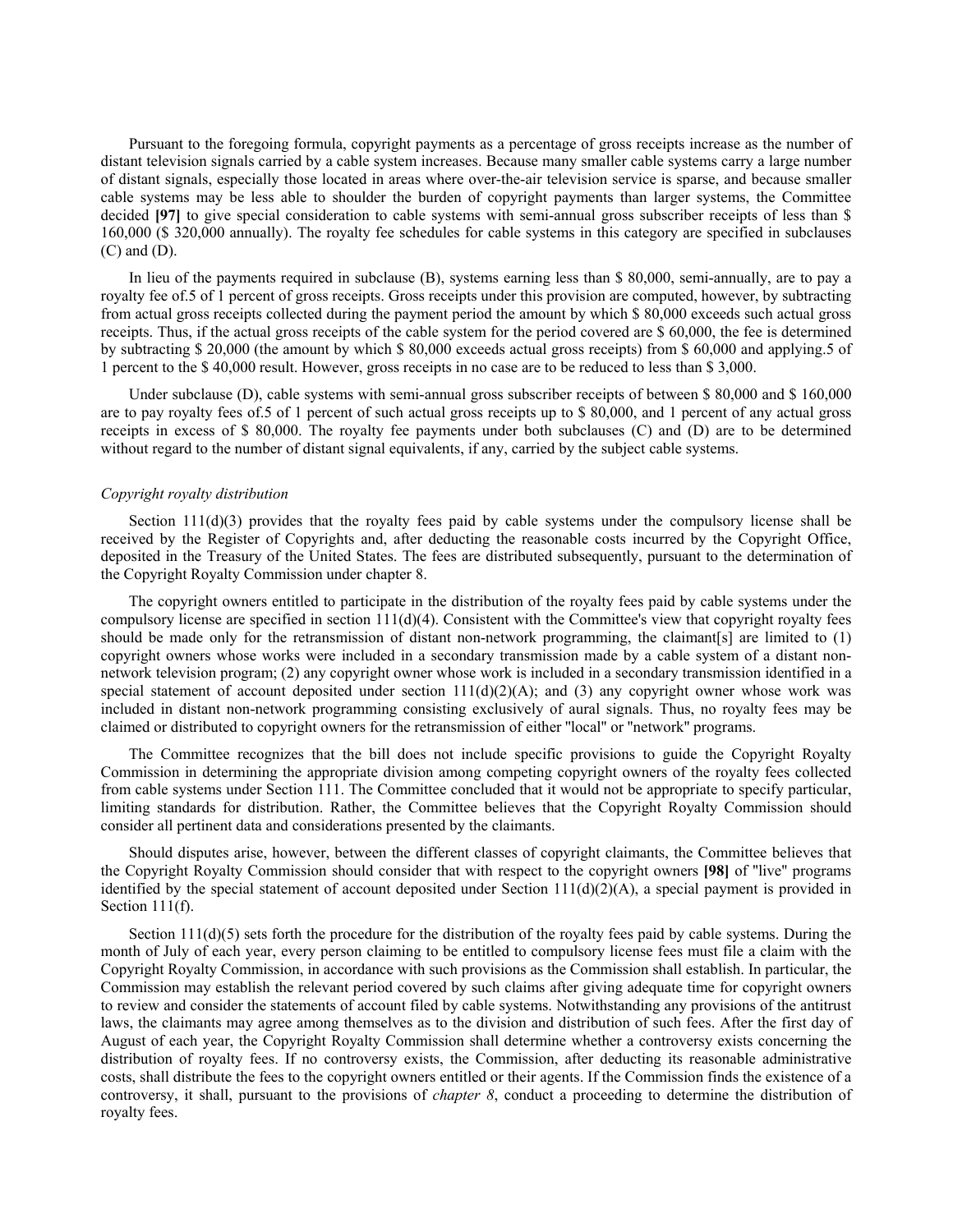Pursuant to the foregoing formula, copyright payments as a percentage of gross receipts increase as the number of distant television signals carried by a cable system increases. Because many smaller cable systems carry a large number of distant signals, especially those located in areas where over-the-air television service is sparse, and because smaller cable systems may be less able to shoulder the burden of copyright payments than larger systems, the Committee decided **[97]** to give special consideration to cable systems with semi-annual gross subscriber receipts of less than $ 160,000 ($ 320,000 annually). The royalty fee schedules for cable systems in this category are specified in subclauses (C) and (D).

In lieu of the payments required in subclause (B), systems earning less than $ 80,000, semi-annually, are to pay a royalty fee of.5 of 1 percent of gross receipts. Gross receipts under this provision are computed, however, by subtracting from actual gross receipts collected during the payment period the amount by which $ 80,000 exceeds such actual gross receipts. Thus, if the actual gross receipts of the cable system for the period covered are $ 60,000, the fee is determined by subtracting $ 20,000 (the amount by which $ 80,000 exceeds actual gross receipts) from $ 60,000 and applying.5 of 1 percent to the $ 40,000 result. However, gross receipts in no case are to be reduced to less than $ 3,000.

Under subclause (D), cable systems with semi-annual gross subscriber receipts of between $ 80,000 and $ 160,000 are to pay royalty fees of.5 of 1 percent of such actual gross receipts up to $ 80,000, and 1 percent of any actual gross receipts in excess of $ 80,000. The royalty fee payments under both subclauses (C) and (D) are to be determined without regard to the number of distant signal equivalents, if any, carried by the subject cable systems.

*Copyright royalty distribution*

Section 111(d)(3) provides that the royalty fees paid by cable systems under the compulsory license shall be received by the Register of Copyrights and, after deducting the reasonable costs incurred by the Copyright Office, deposited in the Treasury of the United States. The fees are distributed subsequently, pursuant to the determination of the Copyright Royalty Commission under chapter 8.

The copyright owners entitled to participate in the distribution of the royalty fees paid by cable systems under the compulsory license are specified in section 111(d)(4). Consistent with the Committee's view that copyright royalty fees should be made only for the retransmission of distant non-network programming, the claimant[s] are limited to (1) copyright owners whose works were included in a secondary transmission made by a cable system of a distant non-network television program; (2) any copyright owner whose work is included in a secondary transmission identified in a special statement of account deposited under section 111(d)(2)(A); and (3) any copyright owner whose work was included in distant non-network programming consisting exclusively of aural signals. Thus, no royalty fees may be claimed or distributed to copyright owners for the retransmission of either "local" or "network" programs.

The Committee recognizes that the bill does not include specific provisions to guide the Copyright Royalty Commission in determining the appropriate division among competing copyright owners of the royalty fees collected from cable systems under Section 111. The Committee concluded that it would not be appropriate to specify particular, limiting standards for distribution. Rather, the Committee believes that the Copyright Royalty Commission should consider all pertinent data and considerations presented by the claimants.

Should disputes arise, however, between the different classes of copyright claimants, the Committee believes that the Copyright Royalty Commission should consider that with respect to the copyright owners **[98]** of "live" programs identified by the special statement of account deposited under Section 111(d)(2)(A), a special payment is provided in Section 111(f).

Section 111(d)(5) sets forth the procedure for the distribution of the royalty fees paid by cable systems. During the month of July of each year, every person claiming to be entitled to compulsory license fees must file a claim with the Copyright Royalty Commission, in accordance with such provisions as the Commission shall establish. In particular, the Commission may establish the relevant period covered by such claims after giving adequate time for copyright owners to review and consider the statements of account filed by cable systems. Notwithstanding any provisions of the antitrust laws, the claimants may agree among themselves as to the division and distribution of such fees. After the first day of August of each year, the Copyright Royalty Commission shall determine whether a controversy exists concerning the distribution of royalty fees. If no controversy exists, the Commission, after deducting its reasonable administrative costs, shall distribute the fees to the copyright owners entitled or their agents. If the Commission finds the existence of a controversy, it shall, pursuant to the provisions of *chapter 8*, conduct a proceeding to determine the distribution of royalty fees.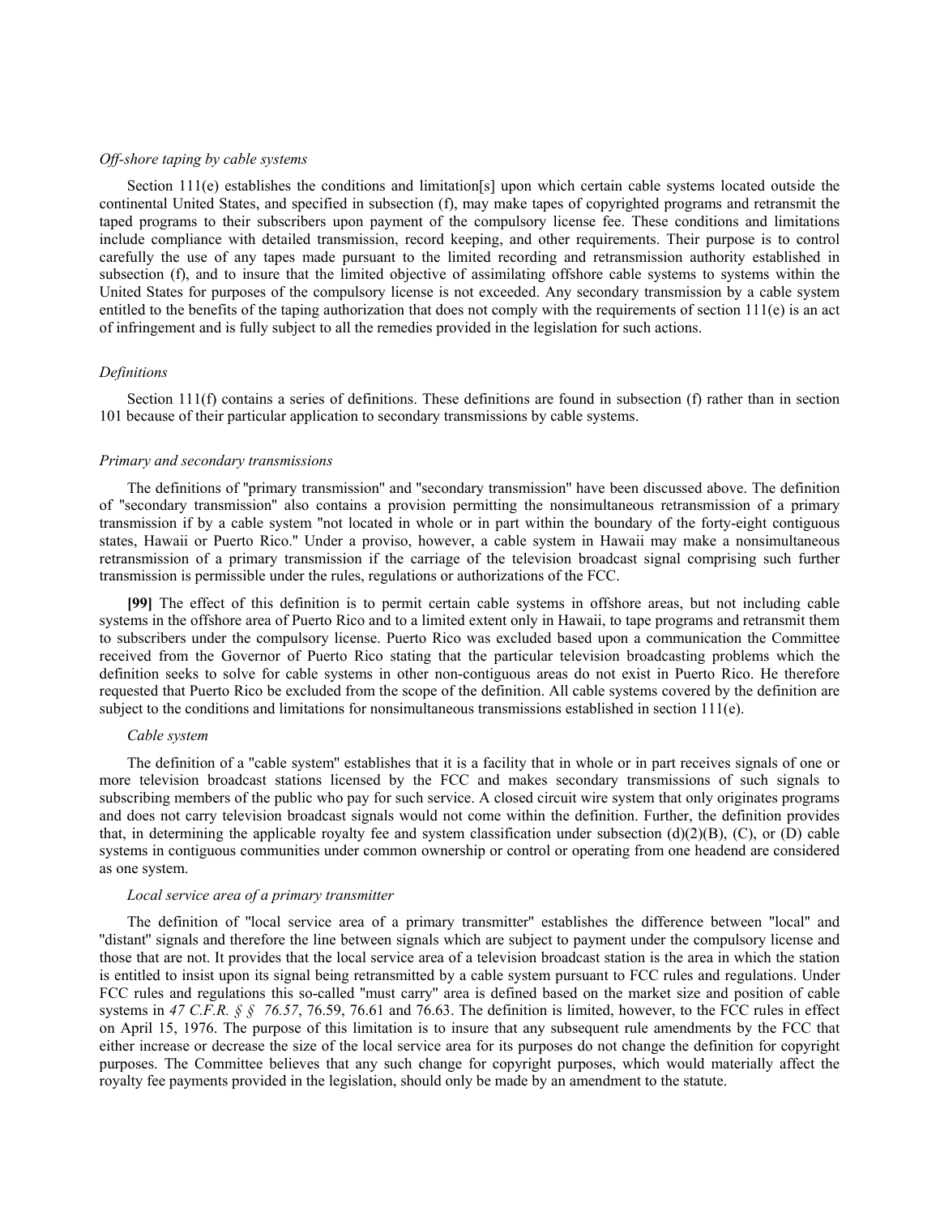*Off-shore taping by cable systems*

Section 111(e) establishes the conditions and limitation[s] upon which certain cable systems located outside the continental United States, and specified in subsection (f), may make tapes of copyrighted programs and retransmit the taped programs to their subscribers upon payment of the compulsory license fee. These conditions and limitations include compliance with detailed transmission, record keeping, and other requirements. Their purpose is to control carefully the use of any tapes made pursuant to the limited recording and retransmission authority established in subsection (f), and to insure that the limited objective of assimilating offshore cable systems to systems within the United States for purposes of the compulsory license is not exceeded. Any secondary transmission by a cable system entitled to the benefits of the taping authorization that does not comply with the requirements of section 111(e) is an act of infringement and is fully subject to all the remedies provided in the legislation for such actions.

*Definitions*

Section 111(f) contains a series of definitions. These definitions are found in subsection (f) rather than in section 101 because of their particular application to secondary transmissions by cable systems.

*Primary and secondary transmissions*

The definitions of "primary transmission" and "secondary transmission" have been discussed above. The definition of "secondary transmission" also contains a provision permitting the nonsimultaneous retransmission of a primary transmission if by a cable system "not located in whole or in part within the boundary of the forty-eight contiguous states, Hawaii or Puerto Rico." Under a proviso, however, a cable system in Hawaii may make a nonsimultaneous retransmission of a primary transmission if the carriage of the television broadcast signal comprising such further transmission is permissible under the rules, regulations or authorizations of the FCC.

**[99]** The effect of this definition is to permit certain cable systems in offshore areas, but not including cable systems in the offshore area of Puerto Rico and to a limited extent only in Hawaii, to tape programs and retransmit them to subscribers under the compulsory license. Puerto Rico was excluded based upon a communication the Committee received from the Governor of Puerto Rico stating that the particular television broadcasting problems which the definition seeks to solve for cable systems in other non-contiguous areas do not exist in Puerto Rico. He therefore requested that Puerto Rico be excluded from the scope of the definition. All cable systems covered by the definition are subject to the conditions and limitations for nonsimultaneous transmissions established in section 111(e).

*Cable system*

The definition of a "cable system" establishes that it is a facility that in whole or in part receives signals of one or more television broadcast stations licensed by the FCC and makes secondary transmissions of such signals to subscribing members of the public who pay for such service. A closed circuit wire system that only originates programs and does not carry television broadcast signals would not come within the definition. Further, the definition provides that, in determining the applicable royalty fee and system classification under subsection (d)(2)(B), (C), or (D) cable systems in contiguous communities under common ownership or control or operating from one headend are considered as one system.

*Local service area of a primary transmitter*

The definition of "local service area of a primary transmitter" establishes the difference between "local" and "distant" signals and therefore the line between signals which are subject to payment under the compulsory license and those that are not. It provides that the local service area of a television broadcast station is the area in which the station is entitled to insist upon its signal being retransmitted by a cable system pursuant to FCC rules and regulations. Under FCC rules and regulations this so-called "must carry" area is defined based on the market size and position of cable systems in *47 C.F.R. § § 76.57*, 76.59, 76.61 and 76.63. The definition is limited, however, to the FCC rules in effect on April 15, 1976. The purpose of this limitation is to insure that any subsequent rule amendments by the FCC that either increase or decrease the size of the local service area for its purposes do not change the definition for copyright purposes. The Committee believes that any such change for copyright purposes, which would materially affect the royalty fee payments provided in the legislation, should only be made by an amendment to the statute.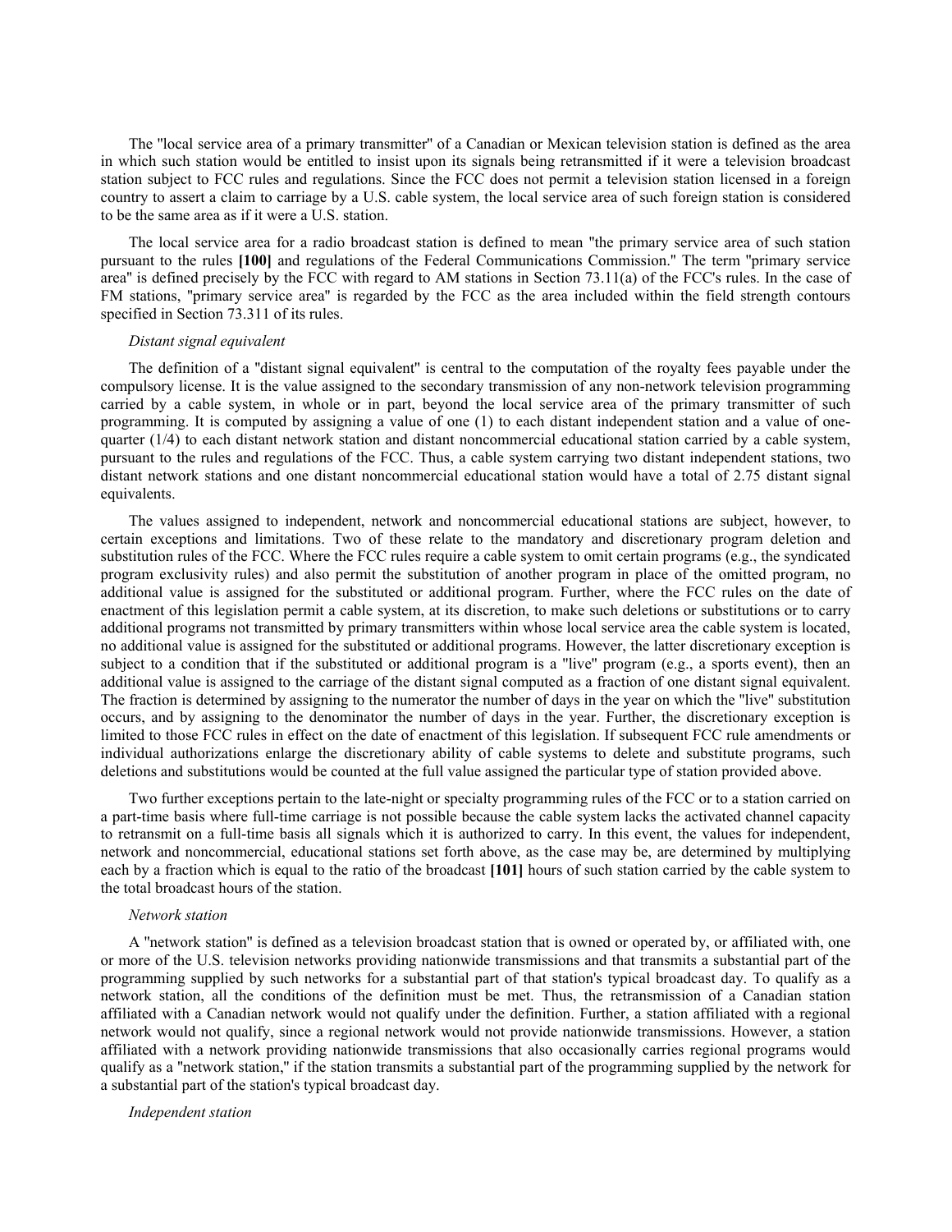The "local service area of a primary transmitter" of a Canadian or Mexican television station is defined as the area in which such station would be entitled to insist upon its signals being retransmitted if it were a television broadcast station subject to FCC rules and regulations. Since the FCC does not permit a television station licensed in a foreign country to assert a claim to carriage by a U.S. cable system, the local service area of such foreign station is considered to be the same area as if it were a U.S. station.

The local service area for a radio broadcast station is defined to mean "the primary service area of such station pursuant to the rules **[100]** and regulations of the Federal Communications Commission." The term "primary service area" is defined precisely by the FCC with regard to AM stations in Section 73.11(a) of the FCC's rules. In the case of FM stations, "primary service area" is regarded by the FCC as the area included within the field strength contours specified in Section 73.311 of its rules.

*Distant signal equivalent*

The definition of a "distant signal equivalent" is central to the computation of the royalty fees payable under the compulsory license. It is the value assigned to the secondary transmission of any non-network television programming carried by a cable system, in whole or in part, beyond the local service area of the primary transmitter of such programming. It is computed by assigning a value of one (1) to each distant independent station and a value of one-quarter (1/4) to each distant network station and distant noncommercial educational station carried by a cable system, pursuant to the rules and regulations of the FCC. Thus, a cable system carrying two distant independent stations, two distant network stations and one distant noncommercial educational station would have a total of 2.75 distant signal equivalents.

The values assigned to independent, network and noncommercial educational stations are subject, however, to certain exceptions and limitations. Two of these relate to the mandatory and discretionary program deletion and substitution rules of the FCC. Where the FCC rules require a cable system to omit certain programs (e.g., the syndicated program exclusivity rules) and also permit the substitution of another program in place of the omitted program, no additional value is assigned for the substituted or additional program. Further, where the FCC rules on the date of enactment of this legislation permit a cable system, at its discretion, to make such deletions or substitutions or to carry additional programs not transmitted by primary transmitters within whose local service area the cable system is located, no additional value is assigned for the substituted or additional programs. However, the latter discretionary exception is subject to a condition that if the substituted or additional program is a "live" program (e.g., a sports event), then an additional value is assigned to the carriage of the distant signal computed as a fraction of one distant signal equivalent. The fraction is determined by assigning to the numerator the number of days in the year on which the "live" substitution occurs, and by assigning to the denominator the number of days in the year. Further, the discretionary exception is limited to those FCC rules in effect on the date of enactment of this legislation. If subsequent FCC rule amendments or individual authorizations enlarge the discretionary ability of cable systems to delete and substitute programs, such deletions and substitutions would be counted at the full value assigned the particular type of station provided above.

Two further exceptions pertain to the late-night or specialty programming rules of the FCC or to a station carried on a part-time basis where full-time carriage is not possible because the cable system lacks the activated channel capacity to retransmit on a full-time basis all signals which it is authorized to carry. In this event, the values for independent, network and noncommercial, educational stations set forth above, as the case may be, are determined by multiplying each by a fraction which is equal to the ratio of the broadcast **[101]** hours of such station carried by the cable system to the total broadcast hours of the station.

*Network station*

A "network station" is defined as a television broadcast station that is owned or operated by, or affiliated with, one or more of the U.S. television networks providing nationwide transmissions and that transmits a substantial part of the programming supplied by such networks for a substantial part of that station's typical broadcast day. To qualify as a network station, all the conditions of the definition must be met. Thus, the retransmission of a Canadian station affiliated with a Canadian network would not qualify under the definition. Further, a station affiliated with a regional network would not qualify, since a regional network would not provide nationwide transmissions. However, a station affiliated with a network providing nationwide transmissions that also occasionally carries regional programs would qualify as a "network station," if the station transmits a substantial part of the programming supplied by the network for a substantial part of the station's typical broadcast day.

*Independent station*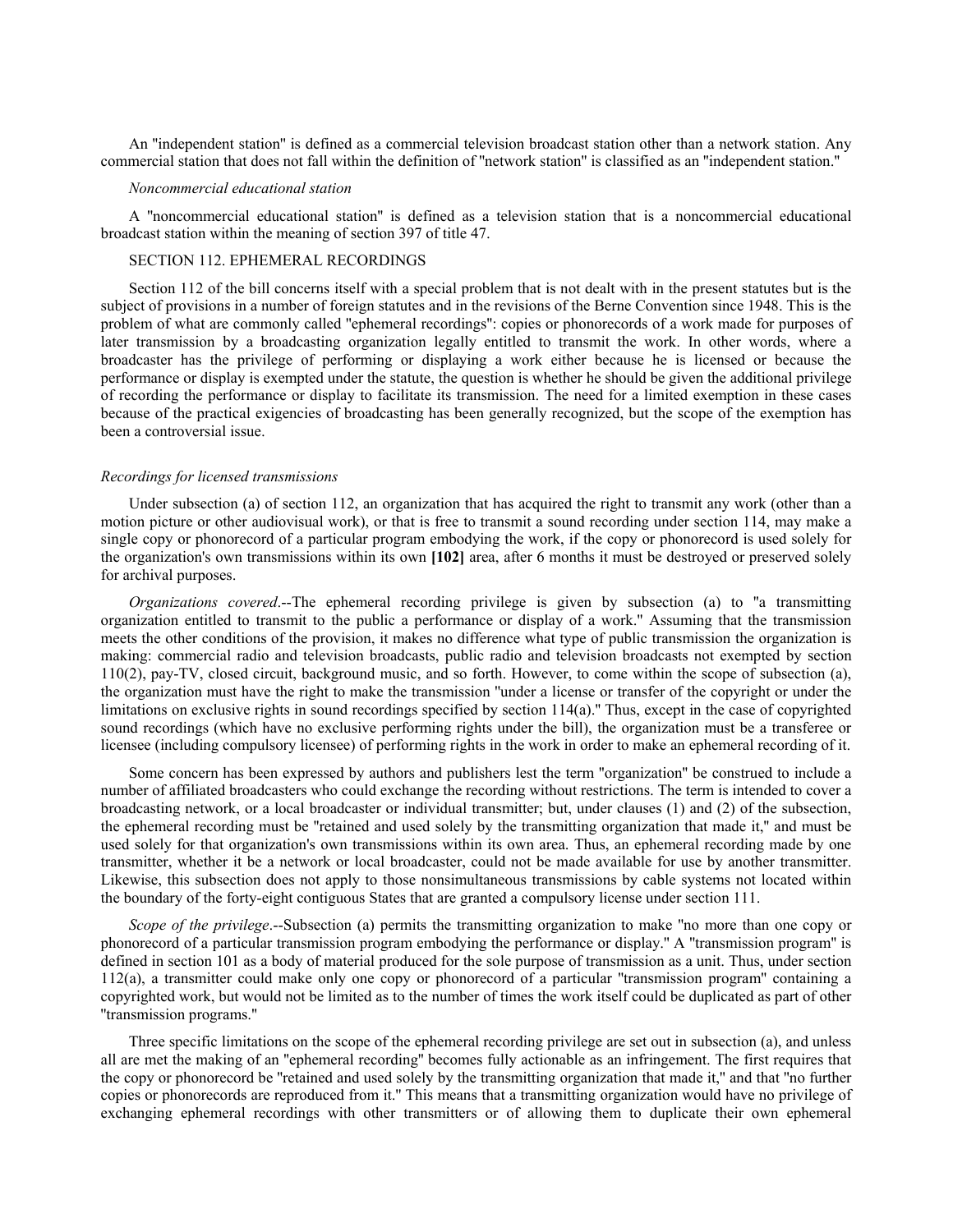An "independent station" is defined as a commercial television broadcast station other than a network station. Any commercial station that does not fall within the definition of "network station" is classified as an "independent station."

*Noncommercial educational station*

A "noncommercial educational station" is defined as a television station that is a noncommercial educational broadcast station within the meaning of section 397 of title 47.

SECTION 112. EPHEMERAL RECORDINGS

Section 112 of the bill concerns itself with a special problem that is not dealt with in the present statutes but is the subject of provisions in a number of foreign statutes and in the revisions of the Berne Convention since 1948. This is the problem of what are commonly called "ephemeral recordings": copies or phonorecords of a work made for purposes of later transmission by a broadcasting organization legally entitled to transmit the work. In other words, where a broadcaster has the privilege of performing or displaying a work either because he is licensed or because the performance or display is exempted under the statute, the question is whether he should be given the additional privilege of recording the performance or display to facilitate its transmission. The need for a limited exemption in these cases because of the practical exigencies of broadcasting has been generally recognized, but the scope of the exemption has been a controversial issue.

*Recordings for licensed transmissions*

Under subsection (a) of section 112, an organization that has acquired the right to transmit any work (other than a motion picture or other audiovisual work), or that is free to transmit a sound recording under section 114, may make a single copy or phonorecord of a particular program embodying the work, if the copy or phonorecord is used solely for the organization's own transmissions within its own **[102]** area, after 6 months it must be destroyed or preserved solely for archival purposes.

*Organizations covered*.--The ephemeral recording privilege is given by subsection (a) to "a transmitting organization entitled to transmit to the public a performance or display of a work." Assuming that the transmission meets the other conditions of the provision, it makes no difference what type of public transmission the organization is making: commercial radio and television broadcasts, public radio and television broadcasts not exempted by section 110(2), pay-TV, closed circuit, background music, and so forth. However, to come within the scope of subsection (a), the organization must have the right to make the transmission "under a license or transfer of the copyright or under the limitations on exclusive rights in sound recordings specified by section 114(a)." Thus, except in the case of copyrighted sound recordings (which have no exclusive performing rights under the bill), the organization must be a transferee or licensee (including compulsory licensee) of performing rights in the work in order to make an ephemeral recording of it.

Some concern has been expressed by authors and publishers lest the term "organization" be construed to include a number of affiliated broadcasters who could exchange the recording without restrictions. The term is intended to cover a broadcasting network, or a local broadcaster or individual transmitter; but, under clauses (1) and (2) of the subsection, the ephemeral recording must be "retained and used solely by the transmitting organization that made it," and must be used solely for that organization's own transmissions within its own area. Thus, an ephemeral recording made by one transmitter, whether it be a network or local broadcaster, could not be made available for use by another transmitter. Likewise, this subsection does not apply to those nonsimultaneous transmissions by cable systems not located within the boundary of the forty-eight contiguous States that are granted a compulsory license under section 111.

*Scope of the privilege*.--Subsection (a) permits the transmitting organization to make "no more than one copy or phonorecord of a particular transmission program embodying the performance or display." A "transmission program" is defined in section 101 as a body of material produced for the sole purpose of transmission as a unit. Thus, under section 112(a), a transmitter could make only one copy or phonorecord of a particular "transmission program" containing a copyrighted work, but would not be limited as to the number of times the work itself could be duplicated as part of other "transmission programs."

Three specific limitations on the scope of the ephemeral recording privilege are set out in subsection (a), and unless all are met the making of an "ephemeral recording" becomes fully actionable as an infringement. The first requires that the copy or phonorecord be "retained and used solely by the transmitting organization that made it," and that "no further copies or phonorecords are reproduced from it." This means that a transmitting organization would have no privilege of exchanging ephemeral recordings with other transmitters or of allowing them to duplicate their own ephemeral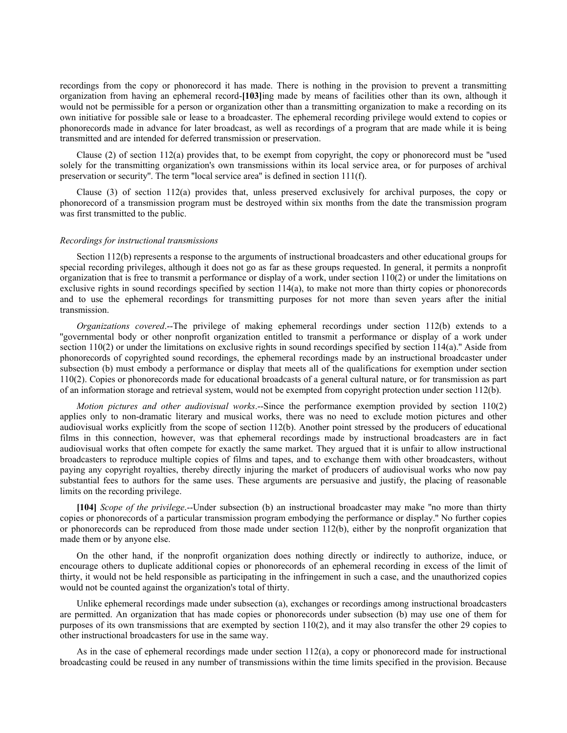recordings from the copy or phonorecord it has made. There is nothing in the provision to prevent a transmitting organization from having an ephemeral record-**[103]**ing made by means of facilities other than its own, although it would not be permissible for a person or organization other than a transmitting organization to make a recording on its own initiative for possible sale or lease to a broadcaster. The ephemeral recording privilege would extend to copies or phonorecords made in advance for later broadcast, as well as recordings of a program that are made while it is being transmitted and are intended for deferred transmission or preservation.

Clause (2) of section 112(a) provides that, to be exempt from copyright, the copy or phonorecord must be "used solely for the transmitting organization's own transmissions within its local service area, or for purposes of archival preservation or security". The term "local service area" is defined in section 111(f).

Clause (3) of section 112(a) provides that, unless preserved exclusively for archival purposes, the copy or phonorecord of a transmission program must be destroyed within six months from the date the transmission program was first transmitted to the public.

*Recordings for instructional transmissions*

Section 112(b) represents a response to the arguments of instructional broadcasters and other educational groups for special recording privileges, although it does not go as far as these groups requested. In general, it permits a nonprofit organization that is free to transmit a performance or display of a work, under section 110(2) or under the limitations on exclusive rights in sound recordings specified by section 114(a), to make not more than thirty copies or phonorecords and to use the ephemeral recordings for transmitting purposes for not more than seven years after the initial transmission.

*Organizations covered*.--The privilege of making ephemeral recordings under section 112(b) extends to a "governmental body or other nonprofit organization entitled to transmit a performance or display of a work under section 110(2) or under the limitations on exclusive rights in sound recordings specified by section 114(a)." Aside from phonorecords of copyrighted sound recordings, the ephemeral recordings made by an instructional broadcaster under subsection (b) must embody a performance or display that meets all of the qualifications for exemption under section 110(2). Copies or phonorecords made for educational broadcasts of a general cultural nature, or for transmission as part of an information storage and retrieval system, would not be exempted from copyright protection under section 112(b).

*Motion pictures and other audiovisual works*.--Since the performance exemption provided by section 110(2) applies only to non-dramatic literary and musical works, there was no need to exclude motion pictures and other audiovisual works explicitly from the scope of section 112(b). Another point stressed by the producers of educational films in this connection, however, was that ephemeral recordings made by instructional broadcasters are in fact audiovisual works that often compete for exactly the same market. They argued that it is unfair to allow instructional broadcasters to reproduce multiple copies of films and tapes, and to exchange them with other broadcasters, without paying any copyright royalties, thereby directly injuring the market of producers of audiovisual works who now pay substantial fees to authors for the same uses. These arguments are persuasive and justify, the placing of reasonable limits on the recording privilege.

**[104]** *Scope of the privilege*.--Under subsection (b) an instructional broadcaster may make "no more than thirty copies or phonorecords of a particular transmission program embodying the performance or display." No further copies or phonorecords can be reproduced from those made under section 112(b), either by the nonprofit organization that made them or by anyone else.

On the other hand, if the nonprofit organization does nothing directly or indirectly to authorize, induce, or encourage others to duplicate additional copies or phonorecords of an ephemeral recording in excess of the limit of thirty, it would not be held responsible as participating in the infringement in such a case, and the unauthorized copies would not be counted against the organization's total of thirty.

Unlike ephemeral recordings made under subsection (a), exchanges or recordings among instructional broadcasters are permitted. An organization that has made copies or phonorecords under subsection (b) may use one of them for purposes of its own transmissions that are exempted by section 110(2), and it may also transfer the other 29 copies to other instructional broadcasters for use in the same way.

As in the case of ephemeral recordings made under section 112(a), a copy or phonorecord made for instructional broadcasting could be reused in any number of transmissions within the time limits specified in the provision. Because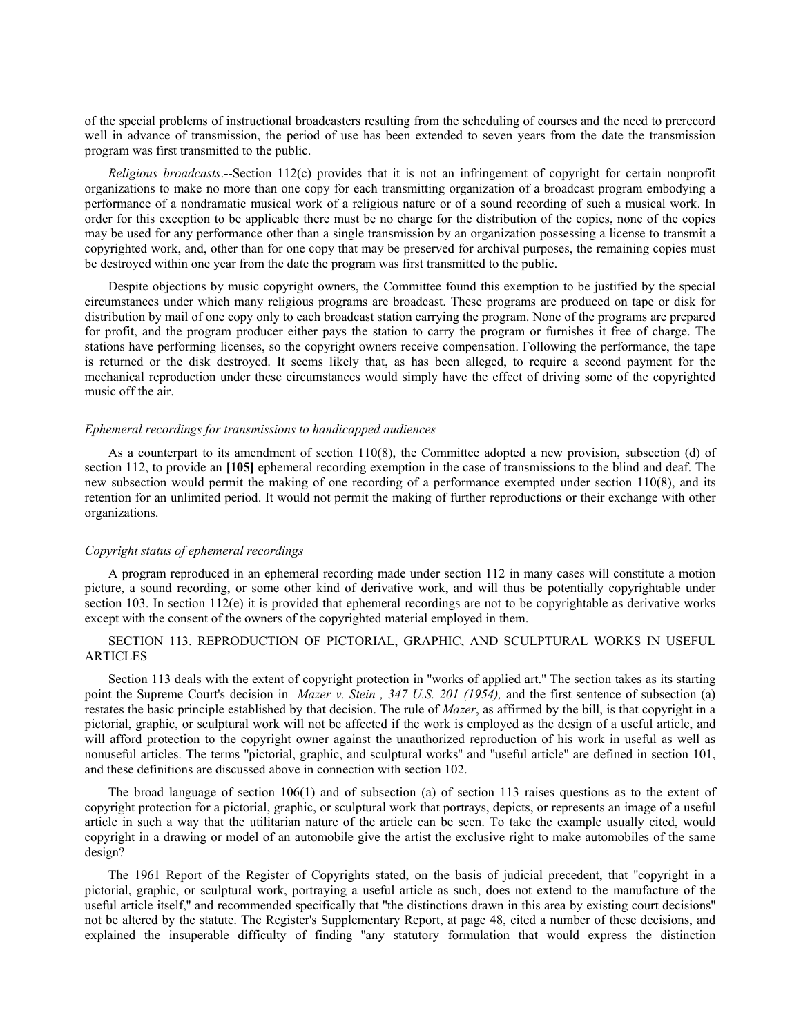of the special problems of instructional broadcasters resulting from the scheduling of courses and the need to prerecord well in advance of transmission, the period of use has been extended to seven years from the date the transmission program was first transmitted to the public.

*Religious broadcasts*.--Section 112(c) provides that it is not an infringement of copyright for certain nonprofit organizations to make no more than one copy for each transmitting organization of a broadcast program embodying a performance of a nondramatic musical work of a religious nature or of a sound recording of such a musical work. In order for this exception to be applicable there must be no charge for the distribution of the copies, none of the copies may be used for any performance other than a single transmission by an organization possessing a license to transmit a copyrighted work, and, other than for one copy that may be preserved for archival purposes, the remaining copies must be destroyed within one year from the date the program was first transmitted to the public.

Despite objections by music copyright owners, the Committee found this exemption to be justified by the special circumstances under which many religious programs are broadcast. These programs are produced on tape or disk for distribution by mail of one copy only to each broadcast station carrying the program. None of the programs are prepared for profit, and the program producer either pays the station to carry the program or furnishes it free of charge. The stations have performing licenses, so the copyright owners receive compensation. Following the performance, the tape is returned or the disk destroyed. It seems likely that, as has been alleged, to require a second payment for the mechanical reproduction under these circumstances would simply have the effect of driving some of the copyrighted music off the air.

*Ephemeral recordings for transmissions to handicapped audiences*

As a counterpart to its amendment of section 110(8), the Committee adopted a new provision, subsection (d) of section 112, to provide an **[105]** ephemeral recording exemption in the case of transmissions to the blind and deaf. The new subsection would permit the making of one recording of a performance exempted under section 110(8), and its retention for an unlimited period. It would not permit the making of further reproductions or their exchange with other organizations.

*Copyright status of ephemeral recordings*

A program reproduced in an ephemeral recording made under section 112 in many cases will constitute a motion picture, a sound recording, or some other kind of derivative work, and will thus be potentially copyrightable under section 103. In section 112(e) it is provided that ephemeral recordings are not to be copyrightable as derivative works except with the consent of the owners of the copyrighted material employed in them.

SECTION 113. REPRODUCTION OF PICTORIAL, GRAPHIC, AND SCULPTURAL WORKS IN USEFUL ARTICLES

Section 113 deals with the extent of copyright protection in "works of applied art." The section takes as its starting point the Supreme Court's decision in *Mazer v. Stein , 347 U.S. 201 (1954),* and the first sentence of subsection (a) restates the basic principle established by that decision. The rule of *Mazer*, as affirmed by the bill, is that copyright in a pictorial, graphic, or sculptural work will not be affected if the work is employed as the design of a useful article, and will afford protection to the copyright owner against the unauthorized reproduction of his work in useful as well as nonuseful articles. The terms "pictorial, graphic, and sculptural works" and "useful article" are defined in section 101, and these definitions are discussed above in connection with section 102.

The broad language of section 106(1) and of subsection (a) of section 113 raises questions as to the extent of copyright protection for a pictorial, graphic, or sculptural work that portrays, depicts, or represents an image of a useful article in such a way that the utilitarian nature of the article can be seen. To take the example usually cited, would copyright in a drawing or model of an automobile give the artist the exclusive right to make automobiles of the same design?

The 1961 Report of the Register of Copyrights stated, on the basis of judicial precedent, that "copyright in a pictorial, graphic, or sculptural work, portraying a useful article as such, does not extend to the manufacture of the useful article itself," and recommended specifically that "the distinctions drawn in this area by existing court decisions" not be altered by the statute. The Register's Supplementary Report, at page 48, cited a number of these decisions, and explained the insuperable difficulty of finding "any statutory formulation that would express the distinction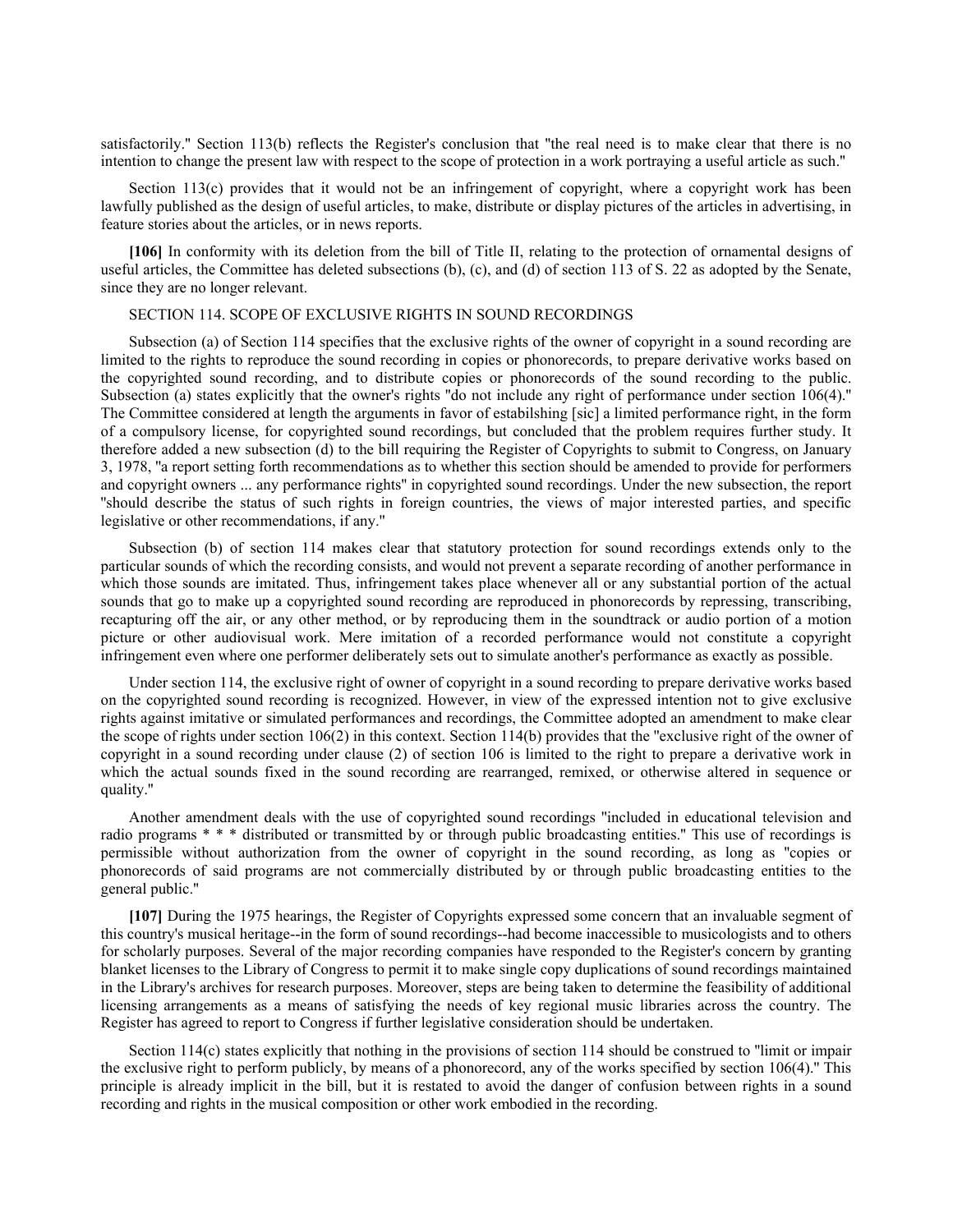satisfactorily." Section 113(b) reflects the Register's conclusion that "the real need is to make clear that there is no intention to change the present law with respect to the scope of protection in a work portraying a useful article as such."

Section 113(c) provides that it would not be an infringement of copyright, where a copyright work has been lawfully published as the design of useful articles, to make, distribute or display pictures of the articles in advertising, in feature stories about the articles, or in news reports.

**[106]** In conformity with its deletion from the bill of Title II, relating to the protection of ornamental designs of useful articles, the Committee has deleted subsections (b), (c), and (d) of section 113 of S. 22 as adopted by the Senate, since they are no longer relevant.

SECTION 114. SCOPE OF EXCLUSIVE RIGHTS IN SOUND RECORDINGS

Subsection (a) of Section 114 specifies that the exclusive rights of the owner of copyright in a sound recording are limited to the rights to reproduce the sound recording in copies or phonorecords, to prepare derivative works based on the copyrighted sound recording, and to distribute copies or phonorecords of the sound recording to the public. Subsection (a) states explicitly that the owner's rights "do not include any right of performance under section 106(4)." The Committee considered at length the arguments in favor of estabilshing [sic] a limited performance right, in the form of a compulsory license, for copyrighted sound recordings, but concluded that the problem requires further study. It therefore added a new subsection (d) to the bill requiring the Register of Copyrights to submit to Congress, on January 3, 1978, "a report setting forth recommendations as to whether this section should be amended to provide for performers and copyright owners ... any performance rights" in copyrighted sound recordings. Under the new subsection, the report "should describe the status of such rights in foreign countries, the views of major interested parties, and specific legislative or other recommendations, if any."

Subsection (b) of section 114 makes clear that statutory protection for sound recordings extends only to the particular sounds of which the recording consists, and would not prevent a separate recording of another performance in which those sounds are imitated. Thus, infringement takes place whenever all or any substantial portion of the actual sounds that go to make up a copyrighted sound recording are reproduced in phonorecords by repressing, transcribing, recapturing off the air, or any other method, or by reproducing them in the soundtrack or audio portion of a motion picture or other audiovisual work. Mere imitation of a recorded performance would not constitute a copyright infringement even where one performer deliberately sets out to simulate another's performance as exactly as possible.

Under section 114, the exclusive right of owner of copyright in a sound recording to prepare derivative works based on the copyrighted sound recording is recognized. However, in view of the expressed intention not to give exclusive rights against imitative or simulated performances and recordings, the Committee adopted an amendment to make clear the scope of rights under section 106(2) in this context. Section 114(b) provides that the "exclusive right of the owner of copyright in a sound recording under clause (2) of section 106 is limited to the right to prepare a derivative work in which the actual sounds fixed in the sound recording are rearranged, remixed, or otherwise altered in sequence or quality."

Another amendment deals with the use of copyrighted sound recordings "included in educational television and radio programs * * * distributed or transmitted by or through public broadcasting entities." This use of recordings is permissible without authorization from the owner of copyright in the sound recording, as long as "copies or phonorecords of said programs are not commercially distributed by or through public broadcasting entities to the general public."

**[107]** During the 1975 hearings, the Register of Copyrights expressed some concern that an invaluable segment of this country's musical heritage--in the form of sound recordings--had become inaccessible to musicologists and to others for scholarly purposes. Several of the major recording companies have responded to the Register's concern by granting blanket licenses to the Library of Congress to permit it to make single copy duplications of sound recordings maintained in the Library's archives for research purposes. Moreover, steps are being taken to determine the feasibility of additional licensing arrangements as a means of satisfying the needs of key regional music libraries across the country. The Register has agreed to report to Congress if further legislative consideration should be undertaken.

Section 114(c) states explicitly that nothing in the provisions of section 114 should be construed to "limit or impair the exclusive right to perform publicly, by means of a phonorecord, any of the works specified by section 106(4)." This principle is already implicit in the bill, but it is restated to avoid the danger of confusion between rights in a sound recording and rights in the musical composition or other work embodied in the recording.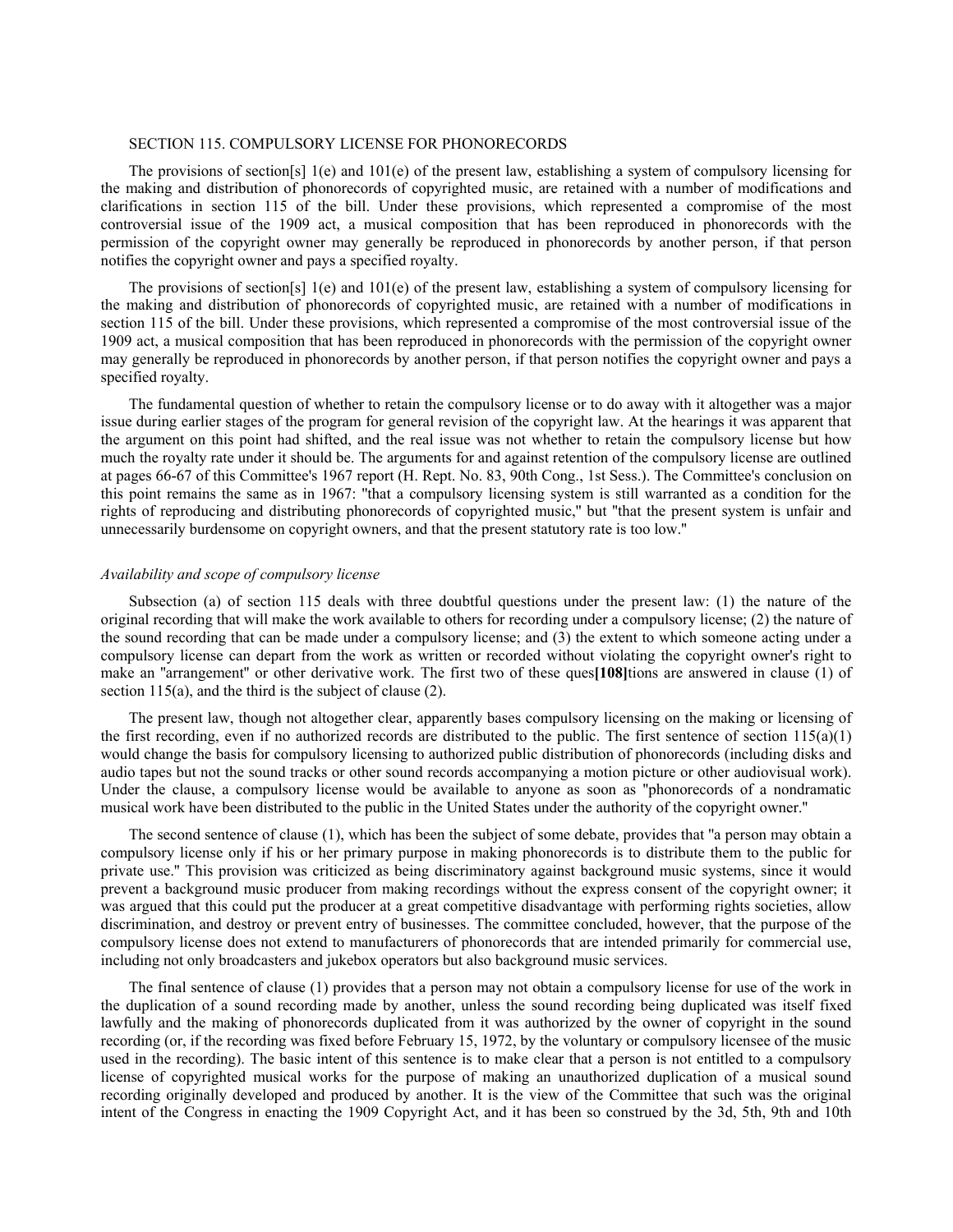SECTION 115. COMPULSORY LICENSE FOR PHONORECORDS

The provisions of section[s] 1(e) and 101(e) of the present law, establishing a system of compulsory licensing for the making and distribution of phonorecords of copyrighted music, are retained with a number of modifications and clarifications in section 115 of the bill. Under these provisions, which represented a compromise of the most controversial issue of the 1909 act, a musical composition that has been reproduced in phonorecords with the permission of the copyright owner may generally be reproduced in phonorecords by another person, if that person notifies the copyright owner and pays a specified royalty.

The provisions of section[s] 1(e) and 101(e) of the present law, establishing a system of compulsory licensing for the making and distribution of phonorecords of copyrighted music, are retained with a number of modifications in section 115 of the bill. Under these provisions, which represented a compromise of the most controversial issue of the 1909 act, a musical composition that has been reproduced in phonorecords with the permission of the copyright owner may generally be reproduced in phonorecords by another person, if that person notifies the copyright owner and pays a specified royalty.

The fundamental question of whether to retain the compulsory license or to do away with it altogether was a major issue during earlier stages of the program for general revision of the copyright law. At the hearings it was apparent that the argument on this point had shifted, and the real issue was not whether to retain the compulsory license but how much the royalty rate under it should be. The arguments for and against retention of the compulsory license are outlined at pages 66-67 of this Committee's 1967 report (H. Rept. No. 83, 90th Cong., 1st Sess.). The Committee's conclusion on this point remains the same as in 1967: "that a compulsory licensing system is still warranted as a condition for the rights of reproducing and distributing phonorecords of copyrighted music," but "that the present system is unfair and unnecessarily burdensome on copyright owners, and that the present statutory rate is too low."

*Availability and scope of compulsory license*

Subsection (a) of section 115 deals with three doubtful questions under the present law: (1) the nature of the original recording that will make the work available to others for recording under a compulsory license; (2) the nature of the sound recording that can be made under a compulsory license; and (3) the extent to which someone acting under a compulsory license can depart from the work as written or recorded without violating the copyright owner's right to make an "arrangement" or other derivative work. The first two of these ques**[108]**tions are answered in clause (1) of section 115(a), and the third is the subject of clause (2).

The present law, though not altogether clear, apparently bases compulsory licensing on the making or licensing of the first recording, even if no authorized records are distributed to the public. The first sentence of section 115(a)(1) would change the basis for compulsory licensing to authorized public distribution of phonorecords (including disks and audio tapes but not the sound tracks or other sound records accompanying a motion picture or other audiovisual work). Under the clause, a compulsory license would be available to anyone as soon as "phonorecords of a nondramatic musical work have been distributed to the public in the United States under the authority of the copyright owner."

The second sentence of clause (1), which has been the subject of some debate, provides that "a person may obtain a compulsory license only if his or her primary purpose in making phonorecords is to distribute them to the public for private use." This provision was criticized as being discriminatory against background music systems, since it would prevent a background music producer from making recordings without the express consent of the copyright owner; it was argued that this could put the producer at a great competitive disadvantage with performing rights societies, allow discrimination, and destroy or prevent entry of businesses. The committee concluded, however, that the purpose of the compulsory license does not extend to manufacturers of phonorecords that are intended primarily for commercial use, including not only broadcasters and jukebox operators but also background music services.

The final sentence of clause (1) provides that a person may not obtain a compulsory license for use of the work in the duplication of a sound recording made by another, unless the sound recording being duplicated was itself fixed lawfully and the making of phonorecords duplicated from it was authorized by the owner of copyright in the sound recording (or, if the recording was fixed before February 15, 1972, by the voluntary or compulsory licensee of the music used in the recording). The basic intent of this sentence is to make clear that a person is not entitled to a compulsory license of copyrighted musical works for the purpose of making an unauthorized duplication of a musical sound recording originally developed and produced by another. It is the view of the Committee that such was the original intent of the Congress in enacting the 1909 Copyright Act, and it has been so construed by the 3d, 5th, 9th and 10th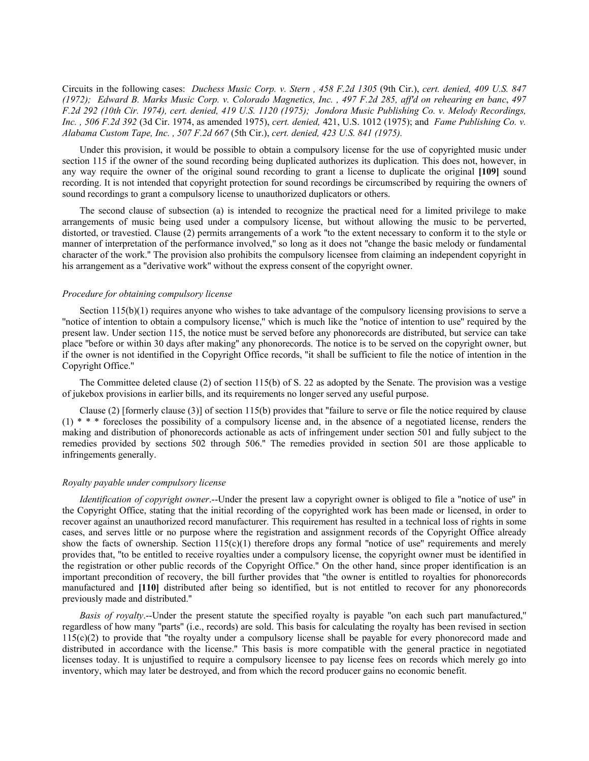Circuits in the following cases: *Duchess Music Corp. v. Stern , 458 F.2d 1305* (9th Cir.), *cert. denied, 409 U.S. 847 (1972); Edward B. Marks Music Corp. v. Colorado Magnetics, Inc. , 497 F.2d 285, aff'd on rehearing en banc*, *497 F.2d 292 (10th Cir. 1974), cert. denied, 419 U.S. 1120 (1975); Jondora Music Publishing Co. v. Melody Recordings, Inc. , 506 F.2d 392* (3d Cir. 1974, as amended 1975), *cert. denied,* 421, U.S. 1012 (1975); and *Fame Publishing Co. v. Alabama Custom Tape, Inc. , 507 F.2d 667* (5th Cir.), *cert. denied, 423 U.S. 841 (1975).*

Under this provision, it would be possible to obtain a compulsory license for the use of copyrighted music under section 115 if the owner of the sound recording being duplicated authorizes its duplication. This does not, however, in any way require the owner of the original sound recording to grant a license to duplicate the original **[109]** sound recording. It is not intended that copyright protection for sound recordings be circumscribed by requiring the owners of sound recordings to grant a compulsory license to unauthorized duplicators or others.

The second clause of subsection (a) is intended to recognize the practical need for a limited privilege to make arrangements of music being used under a compulsory license, but without allowing the music to be perverted, distorted, or travestied. Clause (2) permits arrangements of a work "to the extent necessary to conform it to the style or manner of interpretation of the performance involved," so long as it does not "change the basic melody or fundamental character of the work." The provision also prohibits the compulsory licensee from claiming an independent copyright in his arrangement as a "derivative work" without the express consent of the copyright owner.

*Procedure for obtaining compulsory license*

Section 115(b)(1) requires anyone who wishes to take advantage of the compulsory licensing provisions to serve a "notice of intention to obtain a compulsory license," which is much like the "notice of intention to use" required by the present law. Under section 115, the notice must be served before any phonorecords are distributed, but service can take place "before or within 30 days after making" any phonorecords. The notice is to be served on the copyright owner, but if the owner is not identified in the Copyright Office records, "it shall be sufficient to file the notice of intention in the Copyright Office."

The Committee deleted clause (2) of section 115(b) of S. 22 as adopted by the Senate. The provision was a vestige of jukebox provisions in earlier bills, and its requirements no longer served any useful purpose.

Clause (2) [formerly clause (3)] of section 115(b) provides that "failure to serve or file the notice required by clause (1) * * * forecloses the possibility of a compulsory license and, in the absence of a negotiated license, renders the making and distribution of phonorecords actionable as acts of infringement under section 501 and fully subject to the remedies provided by sections 502 through 506." The remedies provided in section 501 are those applicable to infringements generally.

*Royalty payable under compulsory license*

*Identification of copyright owner*.--Under the present law a copyright owner is obliged to file a "notice of use" in the Copyright Office, stating that the initial recording of the copyrighted work has been made or licensed, in order to recover against an unauthorized record manufacturer. This requirement has resulted in a technical loss of rights in some cases, and serves little or no purpose where the registration and assignment records of the Copyright Office already show the facts of ownership. Section 115(c)(1) therefore drops any formal "notice of use" requirements and merely provides that, "to be entitled to receive royalties under a compulsory license, the copyright owner must be identified in the registration or other public records of the Copyright Office." On the other hand, since proper identification is an important precondition of recovery, the bill further provides that "the owner is entitled to royalties for phonorecords manufactured and **[110]** distributed after being so identified, but is not entitled to recover for any phonorecords previously made and distributed."

*Basis of royalty*.--Under the present statute the specified royalty is payable "on each such part manufactured," regardless of how many "parts" (i.e., records) are sold. This basis for calculating the royalty has been revised in section 115(c)(2) to provide that "the royalty under a compulsory license shall be payable for every phonorecord made and distributed in accordance with the license." This basis is more compatible with the general practice in negotiated licenses today. It is unjustified to require a compulsory licensee to pay license fees on records which merely go into inventory, which may later be destroyed, and from which the record producer gains no economic benefit.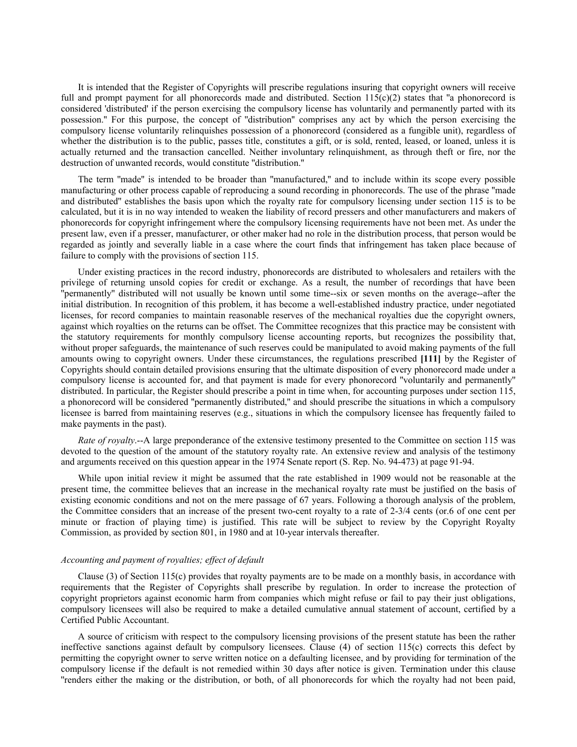It is intended that the Register of Copyrights will prescribe regulations insuring that copyright owners will receive full and prompt payment for all phonorecords made and distributed. Section 115(c)(2) states that "a phonorecord is considered 'distributed' if the person exercising the compulsory license has voluntarily and permanently parted with its possession." For this purpose, the concept of "distribution" comprises any act by which the person exercising the compulsory license voluntarily relinquishes possession of a phonorecord (considered as a fungible unit), regardless of whether the distribution is to the public, passes title, constitutes a gift, or is sold, rented, leased, or loaned, unless it is actually returned and the transaction cancelled. Neither involuntary relinquishment, as through theft or fire, nor the destruction of unwanted records, would constitute "distribution."

The term "made" is intended to be broader than "manufactured," and to include within its scope every possible manufacturing or other process capable of reproducing a sound recording in phonorecords. The use of the phrase "made and distributed" establishes the basis upon which the royalty rate for compulsory licensing under section 115 is to be calculated, but it is in no way intended to weaken the liability of record pressers and other manufacturers and makers of phonorecords for copyright infringement where the compulsory licensing requirements have not been met. As under the present law, even if a presser, manufacturer, or other maker had no role in the distribution process, that person would be regarded as jointly and severally liable in a case where the court finds that infringement has taken place because of failure to comply with the provisions of section 115.

Under existing practices in the record industry, phonorecords are distributed to wholesalers and retailers with the privilege of returning unsold copies for credit or exchange. As a result, the number of recordings that have been "permanently" distributed will not usually be known until some time--six or seven months on the average--after the initial distribution. In recognition of this problem, it has become a well-established industry practice, under negotiated licenses, for record companies to maintain reasonable reserves of the mechanical royalties due the copyright owners, against which royalties on the returns can be offset. The Committee recognizes that this practice may be consistent with the statutory requirements for monthly compulsory license accounting reports, but recognizes the possibility that, without proper safeguards, the maintenance of such reserves could be manipulated to avoid making payments of the full amounts owing to copyright owners. Under these circumstances, the regulations prescribed **[111]** by the Register of Copyrights should contain detailed provisions ensuring that the ultimate disposition of every phonorecord made under a compulsory license is accounted for, and that payment is made for every phonorecord "voluntarily and permanently" distributed. In particular, the Register should prescribe a point in time when, for accounting purposes under section 115, a phonorecord will be considered "permanently distributed," and should prescribe the situations in which a compulsory licensee is barred from maintaining reserves (e.g., situations in which the compulsory licensee has frequently failed to make payments in the past).

*Rate of royalty*.--A large preponderance of the extensive testimony presented to the Committee on section 115 was devoted to the question of the amount of the statutory royalty rate. An extensive review and analysis of the testimony and arguments received on this question appear in the 1974 Senate report (S. Rep. No. 94-473) at page 91-94.

While upon initial review it might be assumed that the rate established in 1909 would not be reasonable at the present time, the committee believes that an increase in the mechanical royalty rate must be justified on the basis of existing economic conditions and not on the mere passage of 67 years. Following a thorough analysis of the problem, the Committee considers that an increase of the present two-cent royalty to a rate of 2-3/4 cents (or.6 of one cent per minute or fraction of playing time) is justified. This rate will be subject to review by the Copyright Royalty Commission, as provided by section 801, in 1980 and at 10-year intervals thereafter.

*Accounting and payment of royalties; effect of default*

Clause (3) of Section 115(c) provides that royalty payments are to be made on a monthly basis, in accordance with requirements that the Register of Copyrights shall prescribe by regulation. In order to increase the protection of copyright proprietors against economic harm from companies which might refuse or fail to pay their just obligations, compulsory licensees will also be required to make a detailed cumulative annual statement of account, certified by a Certified Public Accountant.

A source of criticism with respect to the compulsory licensing provisions of the present statute has been the rather ineffective sanctions against default by compulsory licensees. Clause (4) of section 115(c) corrects this defect by permitting the copyright owner to serve written notice on a defaulting licensee, and by providing for termination of the compulsory license if the default is not remedied within 30 days after notice is given. Termination under this clause "renders either the making or the distribution, or both, of all phonorecords for which the royalty had not been paid,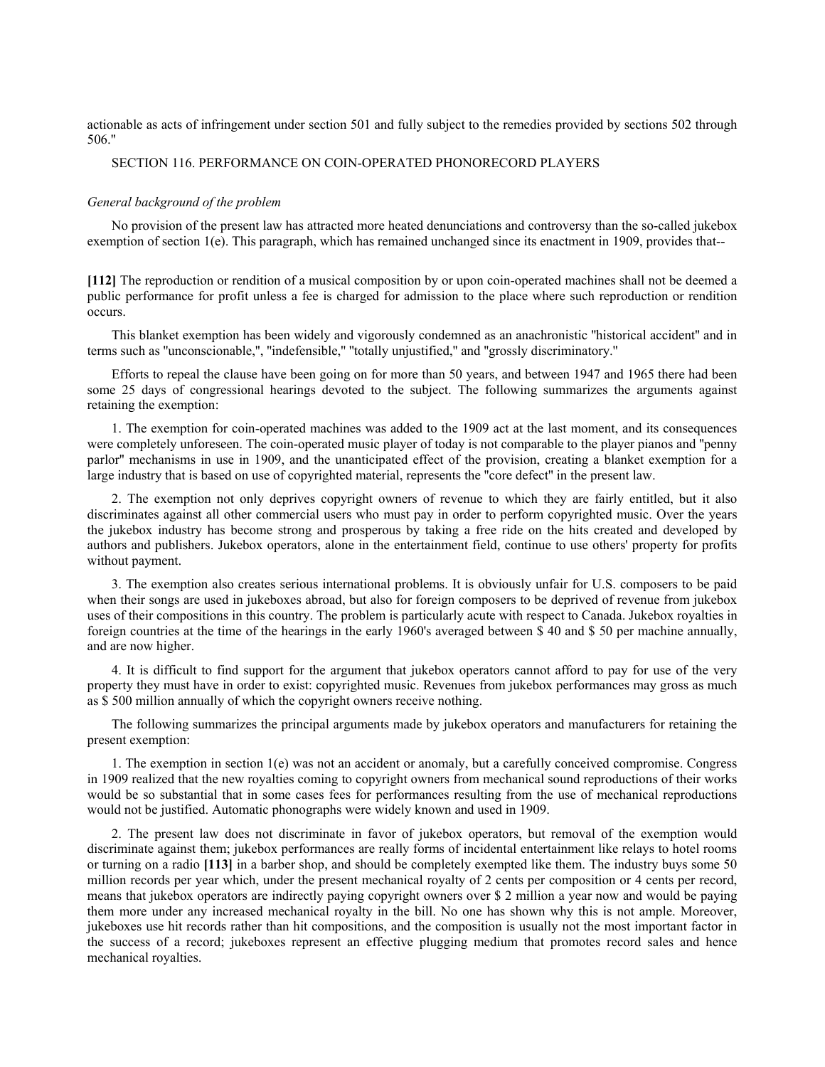actionable as acts of infringement under section 501 and fully subject to the remedies provided by sections 502 through 506."

SECTION 116. PERFORMANCE ON COIN-OPERATED PHONORECORD PLAYERS

*General background of the problem*

No provision of the present law has attracted more heated denunciations and controversy than the so-called jukebox exemption of section 1(e). This paragraph, which has remained unchanged since its enactment in 1909, provides that--

**[112]** The reproduction or rendition of a musical composition by or upon coin-operated machines shall not be deemed a public performance for profit unless a fee is charged for admission to the place where such reproduction or rendition occurs.

This blanket exemption has been widely and vigorously condemned as an anachronistic "historical accident" and in terms such as "unconscionable,", "indefensible," "totally unjustified," and "grossly discriminatory."

Efforts to repeal the clause have been going on for more than 50 years, and between 1947 and 1965 there had been some 25 days of congressional hearings devoted to the subject. The following summarizes the arguments against retaining the exemption:

1. The exemption for coin-operated machines was added to the 1909 act at the last moment, and its consequences were completely unforeseen. The coin-operated music player of today is not comparable to the player pianos and "penny parlor" mechanisms in use in 1909, and the unanticipated effect of the provision, creating a blanket exemption for a large industry that is based on use of copyrighted material, represents the "core defect" in the present law.

2. The exemption not only deprives copyright owners of revenue to which they are fairly entitled, but it also discriminates against all other commercial users who must pay in order to perform copyrighted music. Over the years the jukebox industry has become strong and prosperous by taking a free ride on the hits created and developed by authors and publishers. Jukebox operators, alone in the entertainment field, continue to use others' property for profits without payment.

3. The exemption also creates serious international problems. It is obviously unfair for U.S. composers to be paid when their songs are used in jukeboxes abroad, but also for foreign composers to be deprived of revenue from jukebox uses of their compositions in this country. The problem is particularly acute with respect to Canada. Jukebox royalties in foreign countries at the time of the hearings in the early 1960's averaged between $ 40 and $ 50 per machine annually, and are now higher.

4. It is difficult to find support for the argument that jukebox operators cannot afford to pay for use of the very property they must have in order to exist: copyrighted music. Revenues from jukebox performances may gross as much as $ 500 million annually of which the copyright owners receive nothing.

The following summarizes the principal arguments made by jukebox operators and manufacturers for retaining the present exemption:

1. The exemption in section 1(e) was not an accident or anomaly, but a carefully conceived compromise. Congress in 1909 realized that the new royalties coming to copyright owners from mechanical sound reproductions of their works would be so substantial that in some cases fees for performances resulting from the use of mechanical reproductions would not be justified. Automatic phonographs were widely known and used in 1909.

2. The present law does not discriminate in favor of jukebox operators, but removal of the exemption would discriminate against them; jukebox performances are really forms of incidental entertainment like relays to hotel rooms or turning on a radio **[113]** in a barber shop, and should be completely exempted like them. The industry buys some 50 million records per year which, under the present mechanical royalty of 2 cents per composition or 4 cents per record, means that jukebox operators are indirectly paying copyright owners over $ 2 million a year now and would be paying them more under any increased mechanical royalty in the bill. No one has shown why this is not ample. Moreover, jukeboxes use hit records rather than hit compositions, and the composition is usually not the most important factor in the success of a record; jukeboxes represent an effective plugging medium that promotes record sales and hence mechanical royalties.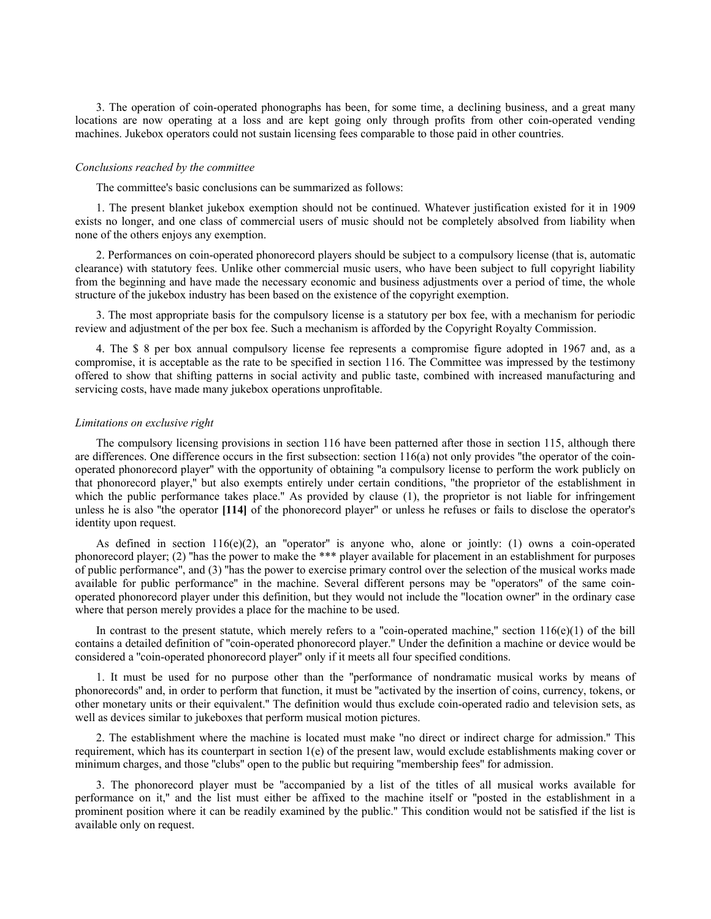3. The operation of coin-operated phonographs has been, for some time, a declining business, and a great many locations are now operating at a loss and are kept going only through profits from other coin-operated vending machines. Jukebox operators could not sustain licensing fees comparable to those paid in other countries.

*Conclusions reached by the committee*

The committee's basic conclusions can be summarized as follows:

1. The present blanket jukebox exemption should not be continued. Whatever justification existed for it in 1909 exists no longer, and one class of commercial users of music should not be completely absolved from liability when none of the others enjoys any exemption.

2. Performances on coin-operated phonorecord players should be subject to a compulsory license (that is, automatic clearance) with statutory fees. Unlike other commercial music users, who have been subject to full copyright liability from the beginning and have made the necessary economic and business adjustments over a period of time, the whole structure of the jukebox industry has been based on the existence of the copyright exemption.

3. The most appropriate basis for the compulsory license is a statutory per box fee, with a mechanism for periodic review and adjustment of the per box fee. Such a mechanism is afforded by the Copyright Royalty Commission.

4. The $ 8 per box annual compulsory license fee represents a compromise figure adopted in 1967 and, as a compromise, it is acceptable as the rate to be specified in section 116. The Committee was impressed by the testimony offered to show that shifting patterns in social activity and public taste, combined with increased manufacturing and servicing costs, have made many jukebox operations unprofitable.

*Limitations on exclusive right*

The compulsory licensing provisions in section 116 have been patterned after those in section 115, although there are differences. One difference occurs in the first subsection: section 116(a) not only provides "the operator of the coin-operated phonorecord player" with the opportunity of obtaining "a compulsory license to perform the work publicly on that phonorecord player," but also exempts entirely under certain conditions, "the proprietor of the establishment in which the public performance takes place." As provided by clause (1), the proprietor is not liable for infringement unless he is also "the operator **[114]** of the phonorecord player" or unless he refuses or fails to disclose the operator's identity upon request.

As defined in section 116(e)(2), an "operator" is anyone who, alone or jointly: (1) owns a coin-operated phonorecord player; (2) "has the power to make the *** player available for placement in an establishment for purposes of public performance", and (3) "has the power to exercise primary control over the selection of the musical works made available for public performance" in the machine. Several different persons may be "operators" of the same coin-operated phonorecord player under this definition, but they would not include the "location owner" in the ordinary case where that person merely provides a place for the machine to be used.

In contrast to the present statute, which merely refers to a "coin-operated machine," section 116(e)(1) of the bill contains a detailed definition of "coin-operated phonorecord player." Under the definition a machine or device would be considered a "coin-operated phonorecord player" only if it meets all four specified conditions.

1. It must be used for no purpose other than the "performance of nondramatic musical works by means of phonorecords" and, in order to perform that function, it must be "activated by the insertion of coins, currency, tokens, or other monetary units or their equivalent." The definition would thus exclude coin-operated radio and television sets, as well as devices similar to jukeboxes that perform musical motion pictures.

2. The establishment where the machine is located must make "no direct or indirect charge for admission." This requirement, which has its counterpart in section 1(e) of the present law, would exclude establishments making cover or minimum charges, and those "clubs" open to the public but requiring "membership fees" for admission.

3. The phonorecord player must be "accompanied by a list of the titles of all musical works available for performance on it," and the list must either be affixed to the machine itself or "posted in the establishment in a prominent position where it can be readily examined by the public." This condition would not be satisfied if the list is available only on request.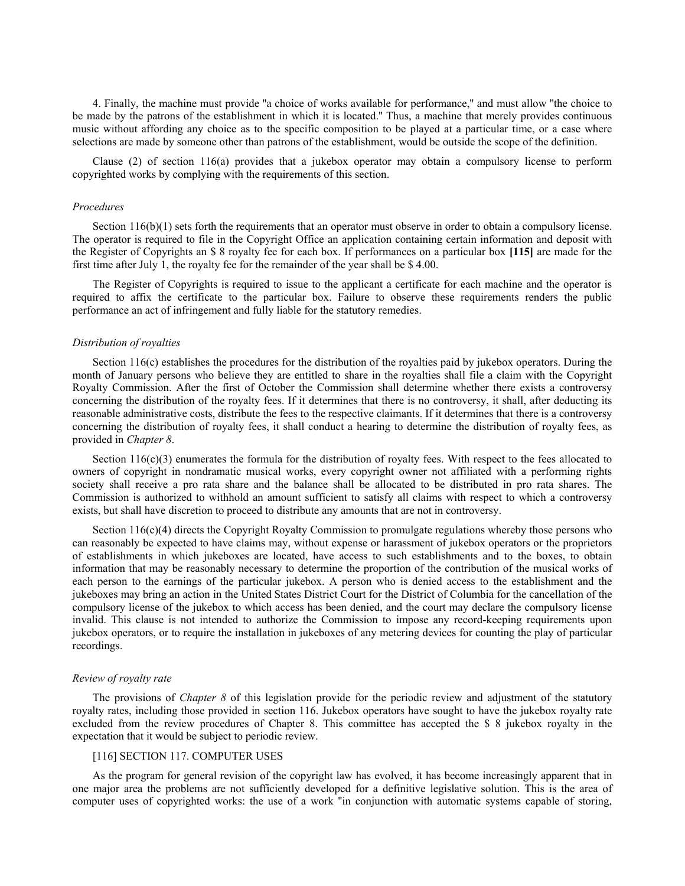4. Finally, the machine must provide "a choice of works available for performance," and must allow "the choice to be made by the patrons of the establishment in which it is located." Thus, a machine that merely provides continuous music without affording any choice as to the specific composition to be played at a particular time, or a case where selections are made by someone other than patrons of the establishment, would be outside the scope of the definition.

Clause (2) of section 116(a) provides that a jukebox operator may obtain a compulsory license to perform copyrighted works by complying with the requirements of this section.

*Procedures*

Section 116(b)(1) sets forth the requirements that an operator must observe in order to obtain a compulsory license. The operator is required to file in the Copyright Office an application containing certain information and deposit with the Register of Copyrights an $ 8 royalty fee for each box. If performances on a particular box **[115]** are made for the first time after July 1, the royalty fee for the remainder of the year shall be $ 4.00.

The Register of Copyrights is required to issue to the applicant a certificate for each machine and the operator is required to affix the certificate to the particular box. Failure to observe these requirements renders the public performance an act of infringement and fully liable for the statutory remedies.

*Distribution of royalties*

Section 116(c) establishes the procedures for the distribution of the royalties paid by jukebox operators. During the month of January persons who believe they are entitled to share in the royalties shall file a claim with the Copyright Royalty Commission. After the first of October the Commission shall determine whether there exists a controversy concerning the distribution of the royalty fees. If it determines that there is no controversy, it shall, after deducting its reasonable administrative costs, distribute the fees to the respective claimants. If it determines that there is a controversy concerning the distribution of royalty fees, it shall conduct a hearing to determine the distribution of royalty fees, as provided in *Chapter 8*.

Section 116(c)(3) enumerates the formula for the distribution of royalty fees. With respect to the fees allocated to owners of copyright in nondramatic musical works, every copyright owner not affiliated with a performing rights society shall receive a pro rata share and the balance shall be allocated to be distributed in pro rata shares. The Commission is authorized to withhold an amount sufficient to satisfy all claims with respect to which a controversy exists, but shall have discretion to proceed to distribute any amounts that are not in controversy.

Section 116(c)(4) directs the Copyright Royalty Commission to promulgate regulations whereby those persons who can reasonably be expected to have claims may, without expense or harassment of jukebox operators or the proprietors of establishments in which jukeboxes are located, have access to such establishments and to the boxes, to obtain information that may be reasonably necessary to determine the proportion of the contribution of the musical works of each person to the earnings of the particular jukebox. A person who is denied access to the establishment and the jukeboxes may bring an action in the United States District Court for the District of Columbia for the cancellation of the compulsory license of the jukebox to which access has been denied, and the court may declare the compulsory license invalid. This clause is not intended to authorize the Commission to impose any record-keeping requirements upon jukebox operators, or to require the installation in jukeboxes of any metering devices for counting the play of particular recordings.

*Review of royalty rate*

The provisions of *Chapter 8* of this legislation provide for the periodic review and adjustment of the statutory royalty rates, including those provided in section 116. Jukebox operators have sought to have the jukebox royalty rate excluded from the review procedures of Chapter 8. This committee has accepted the $ 8 jukebox royalty in the expectation that it would be subject to periodic review.

[116] SECTION 117. COMPUTER USES

As the program for general revision of the copyright law has evolved, it has become increasingly apparent that in one major area the problems are not sufficiently developed for a definitive legislative solution. This is the area of computer uses of copyrighted works: the use of a work "in conjunction with automatic systems capable of storing,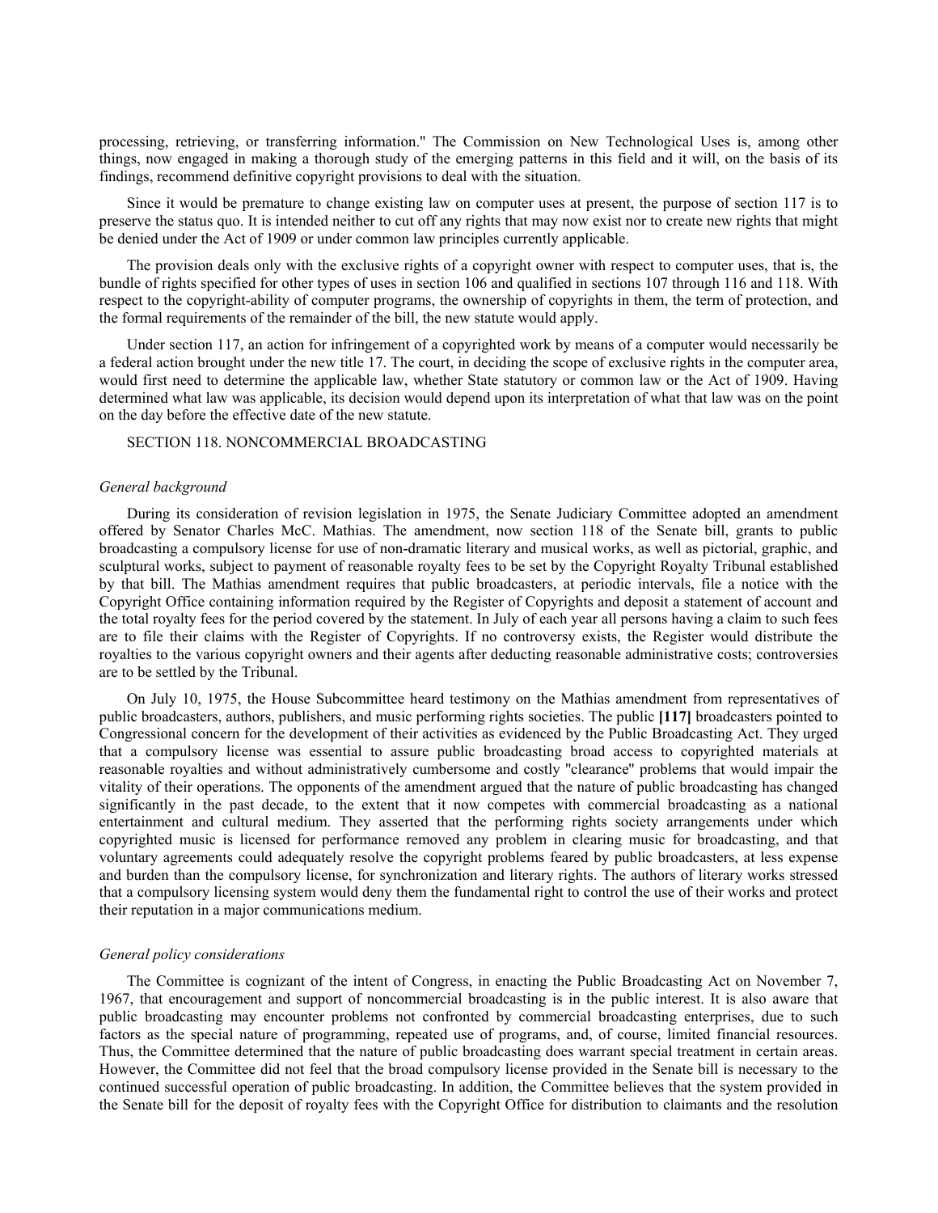processing, retrieving, or transferring information." The Commission on New Technological Uses is, among other things, now engaged in making a thorough study of the emerging patterns in this field and it will, on the basis of its findings, recommend definitive copyright provisions to deal with the situation.

Since it would be premature to change existing law on computer uses at present, the purpose of section 117 is to preserve the status quo. It is intended neither to cut off any rights that may now exist nor to create new rights that might be denied under the Act of 1909 or under common law principles currently applicable.

The provision deals only with the exclusive rights of a copyright owner with respect to computer uses, that is, the bundle of rights specified for other types of uses in section 106 and qualified in sections 107 through 116 and 118. With respect to the copyright-ability of computer programs, the ownership of copyrights in them, the term of protection, and the formal requirements of the remainder of the bill, the new statute would apply.

Under section 117, an action for infringement of a copyrighted work by means of a computer would necessarily be a federal action brought under the new title 17. The court, in deciding the scope of exclusive rights in the computer area, would first need to determine the applicable law, whether State statutory or common law or the Act of 1909. Having determined what law was applicable, its decision would depend upon its interpretation of what that law was on the point on the day before the effective date of the new statute.

SECTION 118. NONCOMMERCIAL BROADCASTING

*General background*

During its consideration of revision legislation in 1975, the Senate Judiciary Committee adopted an amendment offered by Senator Charles McC. Mathias. The amendment, now section 118 of the Senate bill, grants to public broadcasting a compulsory license for use of non-dramatic literary and musical works, as well as pictorial, graphic, and sculptural works, subject to payment of reasonable royalty fees to be set by the Copyright Royalty Tribunal established by that bill. The Mathias amendment requires that public broadcasters, at periodic intervals, file a notice with the Copyright Office containing information required by the Register of Copyrights and deposit a statement of account and the total royalty fees for the period covered by the statement. In July of each year all persons having a claim to such fees are to file their claims with the Register of Copyrights. If no controversy exists, the Register would distribute the royalties to the various copyright owners and their agents after deducting reasonable administrative costs; controversies are to be settled by the Tribunal.

On July 10, 1975, the House Subcommittee heard testimony on the Mathias amendment from representatives of public broadcasters, authors, publishers, and music performing rights societies. The public **[117]** broadcasters pointed to Congressional concern for the development of their activities as evidenced by the Public Broadcasting Act. They urged that a compulsory license was essential to assure public broadcasting broad access to copyrighted materials at reasonable royalties and without administratively cumbersome and costly "clearance" problems that would impair the vitality of their operations. The opponents of the amendment argued that the nature of public broadcasting has changed significantly in the past decade, to the extent that it now competes with commercial broadcasting as a national entertainment and cultural medium. They asserted that the performing rights society arrangements under which copyrighted music is licensed for performance removed any problem in clearing music for broadcasting, and that voluntary agreements could adequately resolve the copyright problems feared by public broadcasters, at less expense and burden than the compulsory license, for synchronization and literary rights. The authors of literary works stressed that a compulsory licensing system would deny them the fundamental right to control the use of their works and protect their reputation in a major communications medium.

*General policy considerations*

The Committee is cognizant of the intent of Congress, in enacting the Public Broadcasting Act on November 7, 1967, that encouragement and support of noncommercial broadcasting is in the public interest. It is also aware that public broadcasting may encounter problems not confronted by commercial broadcasting enterprises, due to such factors as the special nature of programming, repeated use of programs, and, of course, limited financial resources. Thus, the Committee determined that the nature of public broadcasting does warrant special treatment in certain areas. However, the Committee did not feel that the broad compulsory license provided in the Senate bill is necessary to the continued successful operation of public broadcasting. In addition, the Committee believes that the system provided in the Senate bill for the deposit of royalty fees with the Copyright Office for distribution to claimants and the resolution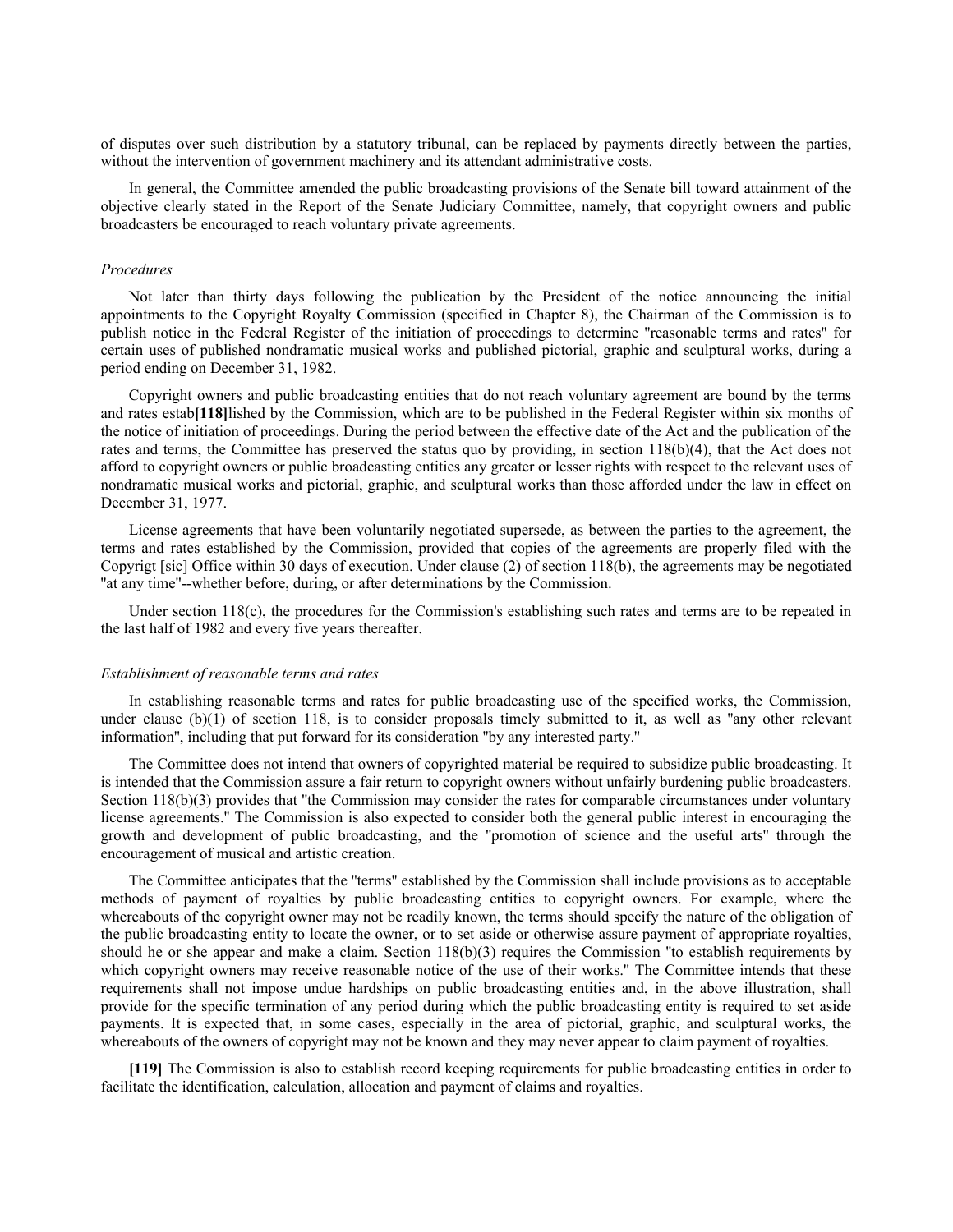of disputes over such distribution by a statutory tribunal, can be replaced by payments directly between the parties, without the intervention of government machinery and its attendant administrative costs.

In general, the Committee amended the public broadcasting provisions of the Senate bill toward attainment of the objective clearly stated in the Report of the Senate Judiciary Committee, namely, that copyright owners and public broadcasters be encouraged to reach voluntary private agreements.

*Procedures*

Not later than thirty days following the publication by the President of the notice announcing the initial appointments to the Copyright Royalty Commission (specified in Chapter 8), the Chairman of the Commission is to publish notice in the Federal Register of the initiation of proceedings to determine "reasonable terms and rates" for certain uses of published nondramatic musical works and published pictorial, graphic and sculptural works, during a period ending on December 31, 1982.

Copyright owners and public broadcasting entities that do not reach voluntary agreement are bound by the terms and rates estab**[118]**lished by the Commission, which are to be published in the Federal Register within six months of the notice of initiation of proceedings. During the period between the effective date of the Act and the publication of the rates and terms, the Committee has preserved the status quo by providing, in section 118(b)(4), that the Act does not afford to copyright owners or public broadcasting entities any greater or lesser rights with respect to the relevant uses of nondramatic musical works and pictorial, graphic, and sculptural works than those afforded under the law in effect on December 31, 1977.

License agreements that have been voluntarily negotiated supersede, as between the parties to the agreement, the terms and rates established by the Commission, provided that copies of the agreements are properly filed with the Copyrigt [sic] Office within 30 days of execution. Under clause (2) of section 118(b), the agreements may be negotiated "at any time"--whether before, during, or after determinations by the Commission.

Under section 118(c), the procedures for the Commission's establishing such rates and terms are to be repeated in the last half of 1982 and every five years thereafter.

*Establishment of reasonable terms and rates*

In establishing reasonable terms and rates for public broadcasting use of the specified works, the Commission, under clause (b)(1) of section 118, is to consider proposals timely submitted to it, as well as "any other relevant information", including that put forward for its consideration "by any interested party."

The Committee does not intend that owners of copyrighted material be required to subsidize public broadcasting. It is intended that the Commission assure a fair return to copyright owners without unfairly burdening public broadcasters. Section 118(b)(3) provides that "the Commission may consider the rates for comparable circumstances under voluntary license agreements." The Commission is also expected to consider both the general public interest in encouraging the growth and development of public broadcasting, and the "promotion of science and the useful arts" through the encouragement of musical and artistic creation.

The Committee anticipates that the "terms" established by the Commission shall include provisions as to acceptable methods of payment of royalties by public broadcasting entities to copyright owners. For example, where the whereabouts of the copyright owner may not be readily known, the terms should specify the nature of the obligation of the public broadcasting entity to locate the owner, or to set aside or otherwise assure payment of appropriate royalties, should he or she appear and make a claim. Section 118(b)(3) requires the Commission "to establish requirements by which copyright owners may receive reasonable notice of the use of their works." The Committee intends that these requirements shall not impose undue hardships on public broadcasting entities and, in the above illustration, shall provide for the specific termination of any period during which the public broadcasting entity is required to set aside payments. It is expected that, in some cases, especially in the area of pictorial, graphic, and sculptural works, the whereabouts of the owners of copyright may not be known and they may never appear to claim payment of royalties.

**[119]** The Commission is also to establish record keeping requirements for public broadcasting entities in order to facilitate the identification, calculation, allocation and payment of claims and royalties.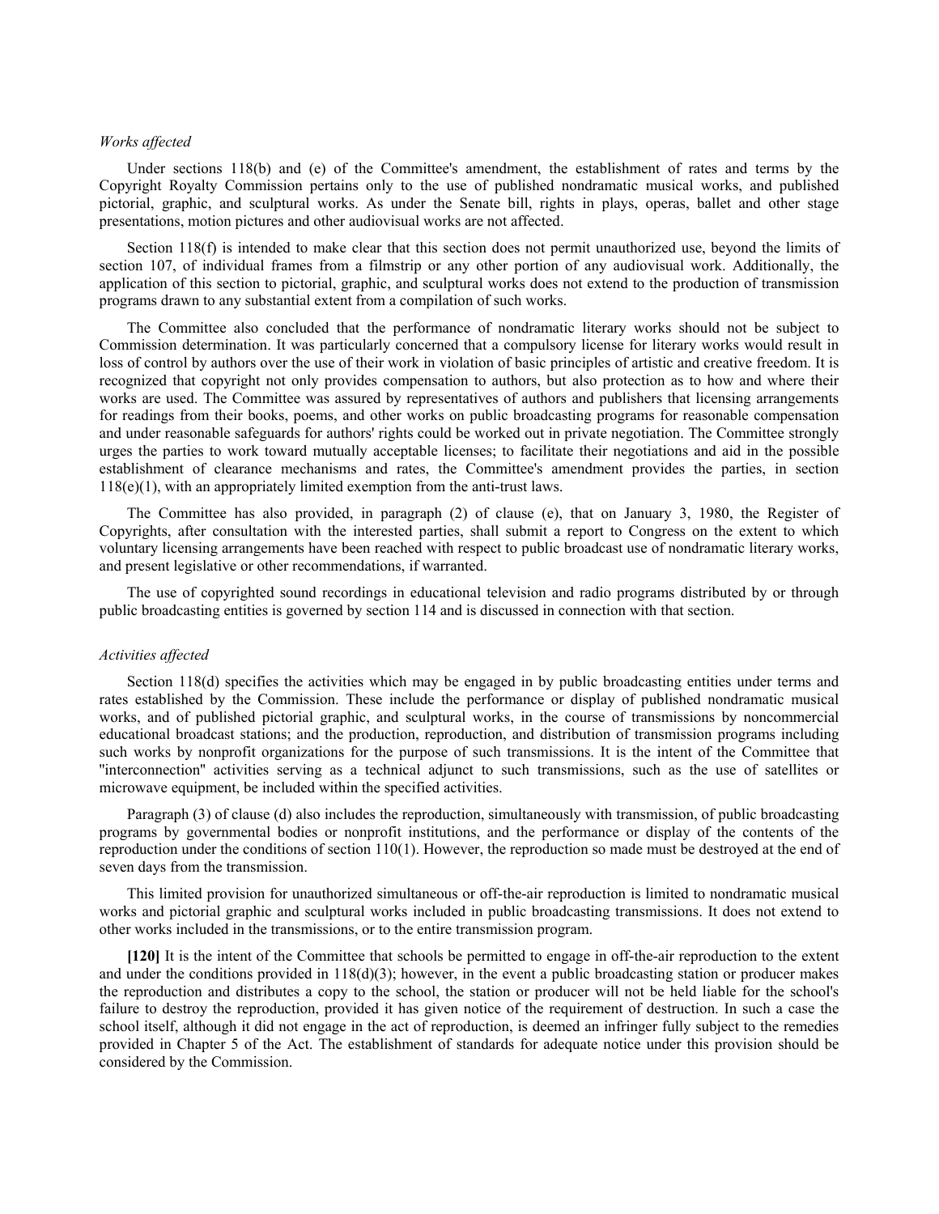*Works affected*

Under sections 118(b) and (e) of the Committee's amendment, the establishment of rates and terms by the Copyright Royalty Commission pertains only to the use of published nondramatic musical works, and published pictorial, graphic, and sculptural works. As under the Senate bill, rights in plays, operas, ballet and other stage presentations, motion pictures and other audiovisual works are not affected.

Section 118(f) is intended to make clear that this section does not permit unauthorized use, beyond the limits of section 107, of individual frames from a filmstrip or any other portion of any audiovisual work. Additionally, the application of this section to pictorial, graphic, and sculptural works does not extend to the production of transmission programs drawn to any substantial extent from a compilation of such works.

The Committee also concluded that the performance of nondramatic literary works should not be subject to Commission determination. It was particularly concerned that a compulsory license for literary works would result in loss of control by authors over the use of their work in violation of basic principles of artistic and creative freedom. It is recognized that copyright not only provides compensation to authors, but also protection as to how and where their works are used. The Committee was assured by representatives of authors and publishers that licensing arrangements for readings from their books, poems, and other works on public broadcasting programs for reasonable compensation and under reasonable safeguards for authors' rights could be worked out in private negotiation. The Committee strongly urges the parties to work toward mutually acceptable licenses; to facilitate their negotiations and aid in the possible establishment of clearance mechanisms and rates, the Committee's amendment provides the parties, in section 118(e)(1), with an appropriately limited exemption from the anti-trust laws.

The Committee has also provided, in paragraph (2) of clause (e), that on January 3, 1980, the Register of Copyrights, after consultation with the interested parties, shall submit a report to Congress on the extent to which voluntary licensing arrangements have been reached with respect to public broadcast use of nondramatic literary works, and present legislative or other recommendations, if warranted.

The use of copyrighted sound recordings in educational television and radio programs distributed by or through public broadcasting entities is governed by section 114 and is discussed in connection with that section.

*Activities affected*

Section 118(d) specifies the activities which may be engaged in by public broadcasting entities under terms and rates established by the Commission. These include the performance or display of published nondramatic musical works, and of published pictorial graphic, and sculptural works, in the course of transmissions by noncommercial educational broadcast stations; and the production, reproduction, and distribution of transmission programs including such works by nonprofit organizations for the purpose of such transmissions. It is the intent of the Committee that "interconnection" activities serving as a technical adjunct to such transmissions, such as the use of satellites or microwave equipment, be included within the specified activities.

Paragraph (3) of clause (d) also includes the reproduction, simultaneously with transmission, of public broadcasting programs by governmental bodies or nonprofit institutions, and the performance or display of the contents of the reproduction under the conditions of section 110(1). However, the reproduction so made must be destroyed at the end of seven days from the transmission.

This limited provision for unauthorized simultaneous or off-the-air reproduction is limited to nondramatic musical works and pictorial graphic and sculptural works included in public broadcasting transmissions. It does not extend to other works included in the transmissions, or to the entire transmission program.

**[120]** It is the intent of the Committee that schools be permitted to engage in off-the-air reproduction to the extent and under the conditions provided in 118(d)(3); however, in the event a public broadcasting station or producer makes the reproduction and distributes a copy to the school, the station or producer will not be held liable for the school's failure to destroy the reproduction, provided it has given notice of the requirement of destruction. In such a case the school itself, although it did not engage in the act of reproduction, is deemed an infringer fully subject to the remedies provided in Chapter 5 of the Act. The establishment of standards for adequate notice under this provision should be considered by the Commission.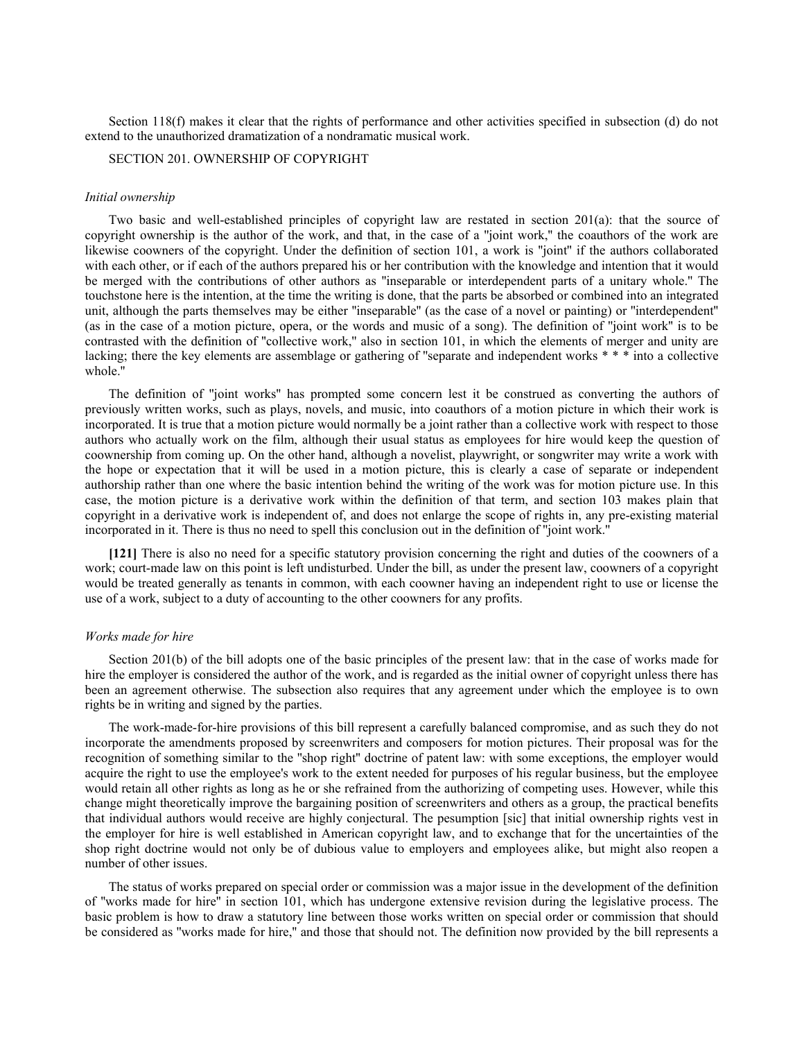Section 118(f) makes it clear that the rights of performance and other activities specified in subsection (d) do not extend to the unauthorized dramatization of a nondramatic musical work.

SECTION 201. OWNERSHIP OF COPYRIGHT

*Initial ownership*

Two basic and well-established principles of copyright law are restated in section 201(a): that the source of copyright ownership is the author of the work, and that, in the case of a "joint work," the coauthors of the work are likewise coowners of the copyright. Under the definition of section 101, a work is "joint" if the authors collaborated with each other, or if each of the authors prepared his or her contribution with the knowledge and intention that it would be merged with the contributions of other authors as "inseparable or interdependent parts of a unitary whole." The touchstone here is the intention, at the time the writing is done, that the parts be absorbed or combined into an integrated unit, although the parts themselves may be either "inseparable" (as the case of a novel or painting) or "interdependent" (as in the case of a motion picture, opera, or the words and music of a song). The definition of "joint work" is to be contrasted with the definition of "collective work," also in section 101, in which the elements of merger and unity are lacking; there the key elements are assemblage or gathering of "separate and independent works * * * into a collective whole."

The definition of "joint works" has prompted some concern lest it be construed as converting the authors of previously written works, such as plays, novels, and music, into coauthors of a motion picture in which their work is incorporated. It is true that a motion picture would normally be a joint rather than a collective work with respect to those authors who actually work on the film, although their usual status as employees for hire would keep the question of coownership from coming up. On the other hand, although a novelist, playwright, or songwriter may write a work with the hope or expectation that it will be used in a motion picture, this is clearly a case of separate or independent authorship rather than one where the basic intention behind the writing of the work was for motion picture use. In this case, the motion picture is a derivative work within the definition of that term, and section 103 makes plain that copyright in a derivative work is independent of, and does not enlarge the scope of rights in, any pre-existing material incorporated in it. There is thus no need to spell this conclusion out in the definition of "joint work."

**[121]** There is also no need for a specific statutory provision concerning the right and duties of the coowners of a work; court-made law on this point is left undisturbed. Under the bill, as under the present law, coowners of a copyright would be treated generally as tenants in common, with each coowner having an independent right to use or license the use of a work, subject to a duty of accounting to the other coowners for any profits.

*Works made for hire*

Section 201(b) of the bill adopts one of the basic principles of the present law: that in the case of works made for hire the employer is considered the author of the work, and is regarded as the initial owner of copyright unless there has been an agreement otherwise. The subsection also requires that any agreement under which the employee is to own rights be in writing and signed by the parties.

The work-made-for-hire provisions of this bill represent a carefully balanced compromise, and as such they do not incorporate the amendments proposed by screenwriters and composers for motion pictures. Their proposal was for the recognition of something similar to the "shop right" doctrine of patent law: with some exceptions, the employer would acquire the right to use the employee's work to the extent needed for purposes of his regular business, but the employee would retain all other rights as long as he or she refrained from the authorizing of competing uses. However, while this change might theoretically improve the bargaining position of screenwriters and others as a group, the practical benefits that individual authors would receive are highly conjectural. The pesumption [sic] that initial ownership rights vest in the employer for hire is well established in American copyright law, and to exchange that for the uncertainties of the shop right doctrine would not only be of dubious value to employers and employees alike, but might also reopen a number of other issues.

The status of works prepared on special order or commission was a major issue in the development of the definition of "works made for hire" in section 101, which has undergone extensive revision during the legislative process. The basic problem is how to draw a statutory line between those works written on special order or commission that should be considered as "works made for hire," and those that should not. The definition now provided by the bill represents a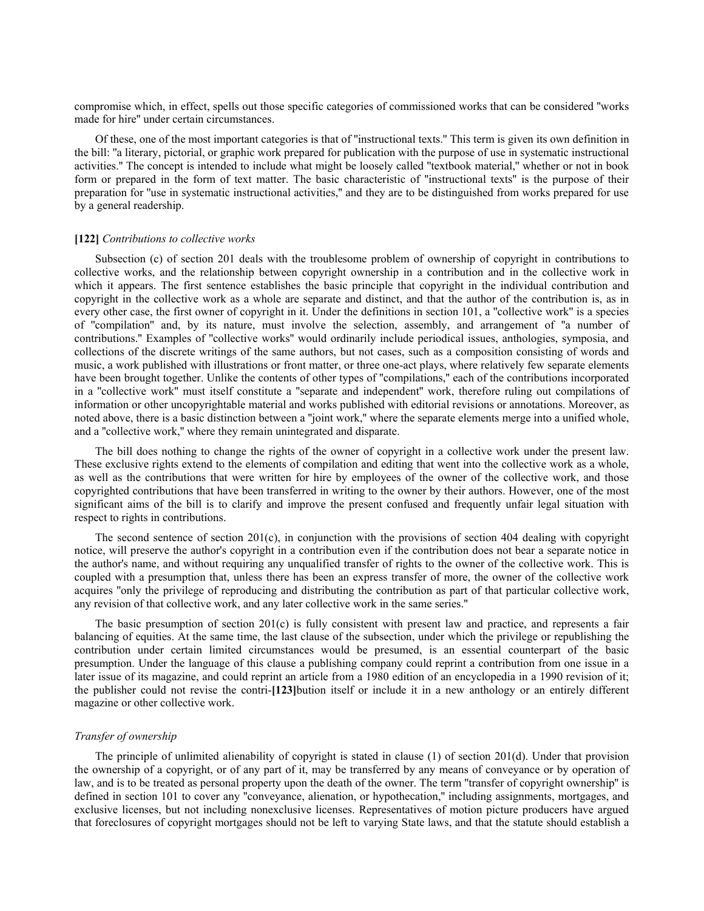compromise which, in effect, spells out those specific categories of commissioned works that can be considered "works made for hire" under certain circumstances.

Of these, one of the most important categories is that of "instructional texts." This term is given its own definition in the bill: "a literary, pictorial, or graphic work prepared for publication with the purpose of use in systematic instructional activities." The concept is intended to include what might be loosely called "textbook material," whether or not in book form or prepared in the form of text matter. The basic characteristic of "instructional texts" is the purpose of their preparation for "use in systematic instructional activities," and they are to be distinguished from works prepared for use by a general readership.

**[122]** *Contributions to collective works*

Subsection (c) of section 201 deals with the troublesome problem of ownership of copyright in contributions to collective works, and the relationship between copyright ownership in a contribution and in the collective work in which it appears. The first sentence establishes the basic principle that copyright in the individual contribution and copyright in the collective work as a whole are separate and distinct, and that the author of the contribution is, as in every other case, the first owner of copyright in it. Under the definitions in section 101, a "collective work" is a species of "compilation" and, by its nature, must involve the selection, assembly, and arrangement of "a number of contributions." Examples of "collective works" would ordinarily include periodical issues, anthologies, symposia, and collections of the discrete writings of the same authors, but not cases, such as a composition consisting of words and music, a work published with illustrations or front matter, or three one-act plays, where relatively few separate elements have been brought together. Unlike the contents of other types of "compilations," each of the contributions incorporated in a "collective work" must itself constitute a "separate and independent" work, therefore ruling out compilations of information or other uncopyrightable material and works published with editorial revisions or annotations. Moreover, as noted above, there is a basic distinction between a "joint work," where the separate elements merge into a unified whole, and a "collective work," where they remain unintegrated and disparate.

The bill does nothing to change the rights of the owner of copyright in a collective work under the present law. These exclusive rights extend to the elements of compilation and editing that went into the collective work as a whole, as well as the contributions that were written for hire by employees of the owner of the collective work, and those copyrighted contributions that have been transferred in writing to the owner by their authors. However, one of the most significant aims of the bill is to clarify and improve the present confused and frequently unfair legal situation with respect to rights in contributions.

The second sentence of section 201(c), in conjunction with the provisions of section 404 dealing with copyright notice, will preserve the author's copyright in a contribution even if the contribution does not bear a separate notice in the author's name, and without requiring any unqualified transfer of rights to the owner of the collective work. This is coupled with a presumption that, unless there has been an express transfer of more, the owner of the collective work acquires "only the privilege of reproducing and distributing the contribution as part of that particular collective work, any revision of that collective work, and any later collective work in the same series."

The basic presumption of section 201(c) is fully consistent with present law and practice, and represents a fair balancing of equities. At the same time, the last clause of the subsection, under which the privilege or republishing the contribution under certain limited circumstances would be presumed, is an essential counterpart of the basic presumption. Under the language of this clause a publishing company could reprint a contribution from one issue in a later issue of its magazine, and could reprint an article from a 1980 edition of an encyclopedia in a 1990 revision of it; the publisher could not revise the contri-**[123]**bution itself or include it in a new anthology or an entirely different magazine or other collective work.

*Transfer of ownership*

The principle of unlimited alienability of copyright is stated in clause (1) of section 201(d). Under that provision the ownership of a copyright, or of any part of it, may be transferred by any means of conveyance or by operation of law, and is to be treated as personal property upon the death of the owner. The term "transfer of copyright ownership" is defined in section 101 to cover any "conveyance, alienation, or hypothecation," including assignments, mortgages, and exclusive licenses, but not including nonexclusive licenses. Representatives of motion picture producers have argued that foreclosures of copyright mortgages should not be left to varying State laws, and that the statute should establish a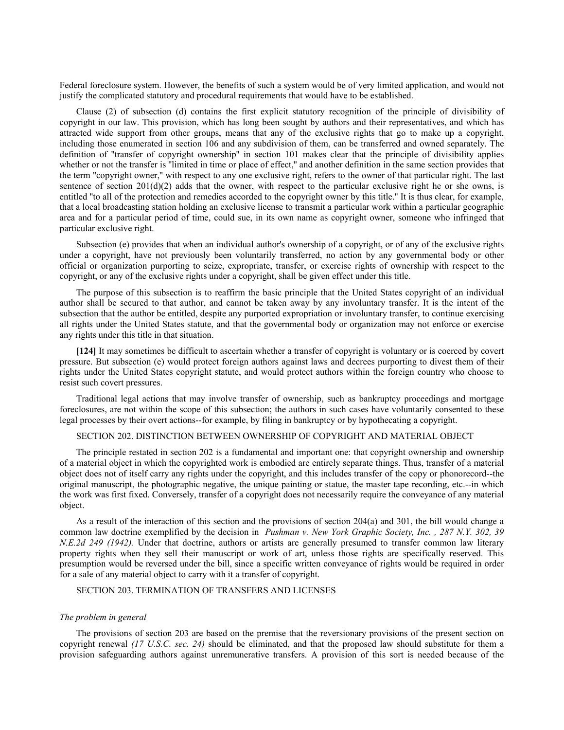Federal foreclosure system. However, the benefits of such a system would be of very limited application, and would not justify the complicated statutory and procedural requirements that would have to be established.

Clause (2) of subsection (d) contains the first explicit statutory recognition of the principle of divisibility of copyright in our law. This provision, which has long been sought by authors and their representatives, and which has attracted wide support from other groups, means that any of the exclusive rights that go to make up a copyright, including those enumerated in section 106 and any subdivision of them, can be transferred and owned separately. The definition of "transfer of copyright ownership" in section 101 makes clear that the principle of divisibility applies whether or not the transfer is "limited in time or place of effect," and another definition in the same section provides that the term "copyright owner," with respect to any one exclusive right, refers to the owner of that particular right. The last sentence of section 201(d)(2) adds that the owner, with respect to the particular exclusive right he or she owns, is entitled "to all of the protection and remedies accorded to the copyright owner by this title." It is thus clear, for example, that a local broadcasting station holding an exclusive license to transmit a particular work within a particular geographic area and for a particular period of time, could sue, in its own name as copyright owner, someone who infringed that particular exclusive right.

Subsection (e) provides that when an individual author's ownership of a copyright, or of any of the exclusive rights under a copyright, have not previously been voluntarily transferred, no action by any governmental body or other official or organization purporting to seize, expropriate, transfer, or exercise rights of ownership with respect to the copyright, or any of the exclusive rights under a copyright, shall be given effect under this title.

The purpose of this subsection is to reaffirm the basic principle that the United States copyright of an individual author shall be secured to that author, and cannot be taken away by any involuntary transfer. It is the intent of the subsection that the author be entitled, despite any purported expropriation or involuntary transfer, to continue exercising all rights under the United States statute, and that the governmental body or organization may not enforce or exercise any rights under this title in that situation.

**[124]** It may sometimes be difficult to ascertain whether a transfer of copyright is voluntary or is coerced by covert pressure. But subsection (e) would protect foreign authors against laws and decrees purporting to divest them of their rights under the United States copyright statute, and would protect authors within the foreign country who choose to resist such covert pressures.

Traditional legal actions that may involve transfer of ownership, such as bankruptcy proceedings and mortgage foreclosures, are not within the scope of this subsection; the authors in such cases have voluntarily consented to these legal processes by their overt actions--for example, by filing in bankruptcy or by hypothecating a copyright.

SECTION 202. DISTINCTION BETWEEN OWNERSHIP OF COPYRIGHT AND MATERIAL OBJECT

The principle restated in section 202 is a fundamental and important one: that copyright ownership and ownership of a material object in which the copyrighted work is embodied are entirely separate things. Thus, transfer of a material object does not of itself carry any rights under the copyright, and this includes transfer of the copy or phonorecord--the original manuscript, the photographic negative, the unique painting or statue, the master tape recording, etc.--in which the work was first fixed. Conversely, transfer of a copyright does not necessarily require the conveyance of any material object.

As a result of the interaction of this section and the provisions of section 204(a) and 301, the bill would change a common law doctrine exemplified by the decision in *Pushman v. New York Graphic Society, Inc. , 287 N.Y. 302, 39 N.E.2d 249 (1942).* Under that doctrine, authors or artists are generally presumed to transfer common law literary property rights when they sell their manuscript or work of art, unless those rights are specifically reserved. This presumption would be reversed under the bill, since a specific written conveyance of rights would be required in order for a sale of any material object to carry with it a transfer of copyright.

SECTION 203. TERMINATION OF TRANSFERS AND LICENSES

*The problem in general*

The provisions of section 203 are based on the premise that the reversionary provisions of the present section on copyright renewal *(17 U.S.C. sec. 24)* should be eliminated, and that the proposed law should substitute for them a provision safeguarding authors against unremunerative transfers. A provision of this sort is needed because of the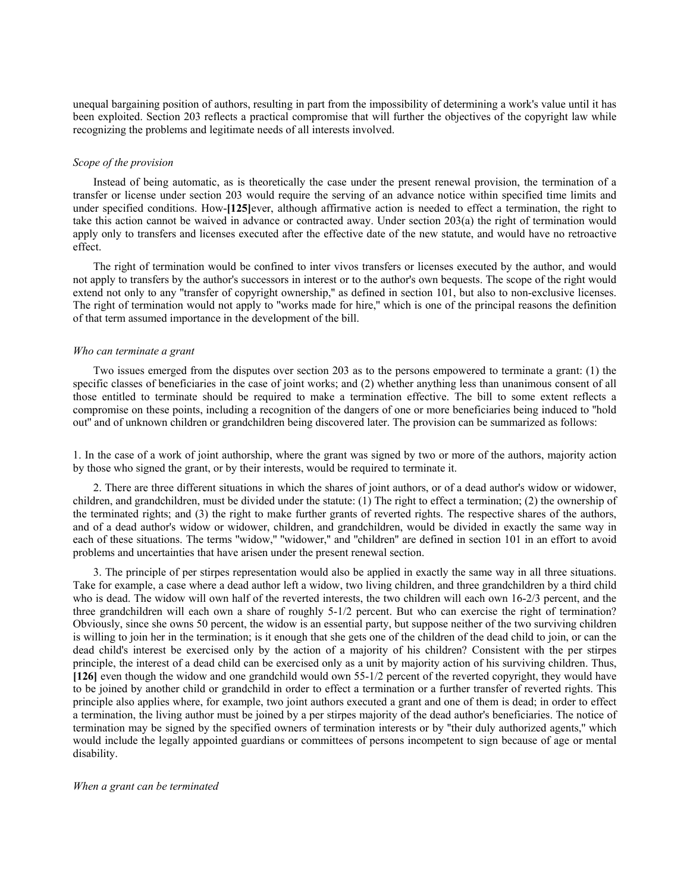unequal bargaining position of authors, resulting in part from the impossibility of determining a work's value until it has been exploited. Section 203 reflects a practical compromise that will further the objectives of the copyright law while recognizing the problems and legitimate needs of all interests involved.

*Scope of the provision*

Instead of being automatic, as is theoretically the case under the present renewal provision, the termination of a transfer or license under section 203 would require the serving of an advance notice within specified time limits and under specified conditions. How-**[125]**ever, although affirmative action is needed to effect a termination, the right to take this action cannot be waived in advance or contracted away. Under section 203(a) the right of termination would apply only to transfers and licenses executed after the effective date of the new statute, and would have no retroactive effect.

The right of termination would be confined to inter vivos transfers or licenses executed by the author, and would not apply to transfers by the author's successors in interest or to the author's own bequests. The scope of the right would extend not only to any "transfer of copyright ownership," as defined in section 101, but also to non-exclusive licenses. The right of termination would not apply to "works made for hire," which is one of the principal reasons the definition of that term assumed importance in the development of the bill.

*Who can terminate a grant*

Two issues emerged from the disputes over section 203 as to the persons empowered to terminate a grant: (1) the specific classes of beneficiaries in the case of joint works; and (2) whether anything less than unanimous consent of all those entitled to terminate should be required to make a termination effective. The bill to some extent reflects a compromise on these points, including a recognition of the dangers of one or more beneficiaries being induced to "hold out" and of unknown children or grandchildren being discovered later. The provision can be summarized as follows:

1. In the case of a work of joint authorship, where the grant was signed by two or more of the authors, majority action by those who signed the grant, or by their interests, would be required to terminate it.

2. There are three different situations in which the shares of joint authors, or of a dead author's widow or widower, children, and grandchildren, must be divided under the statute: (1) The right to effect a termination; (2) the ownership of the terminated rights; and (3) the right to make further grants of reverted rights. The respective shares of the authors, and of a dead author's widow or widower, children, and grandchildren, would be divided in exactly the same way in each of these situations. The terms "widow," "widower," and "children" are defined in section 101 in an effort to avoid problems and uncertainties that have arisen under the present renewal section.

3. The principle of per stirpes representation would also be applied in exactly the same way in all three situations. Take for example, a case where a dead author left a widow, two living children, and three grandchildren by a third child who is dead. The widow will own half of the reverted interests, the two children will each own 16-2/3 percent, and the three grandchildren will each own a share of roughly 5-1/2 percent. But who can exercise the right of termination? Obviously, since she owns 50 percent, the widow is an essential party, but suppose neither of the two surviving children is willing to join her in the termination; is it enough that she gets one of the children of the dead child to join, or can the dead child's interest be exercised only by the action of a majority of his children? Consistent with the per stirpes principle, the interest of a dead child can be exercised only as a unit by majority action of his surviving children. Thus, **[126]** even though the widow and one grandchild would own 55-1/2 percent of the reverted copyright, they would have to be joined by another child or grandchild in order to effect a termination or a further transfer of reverted rights. This principle also applies where, for example, two joint authors executed a grant and one of them is dead; in order to effect a termination, the living author must be joined by a per stirpes majority of the dead author's beneficiaries. The notice of termination may be signed by the specified owners of termination interests or by "their duly authorized agents," which would include the legally appointed guardians or committees of persons incompetent to sign because of age or mental disability.

*When a grant can be terminated*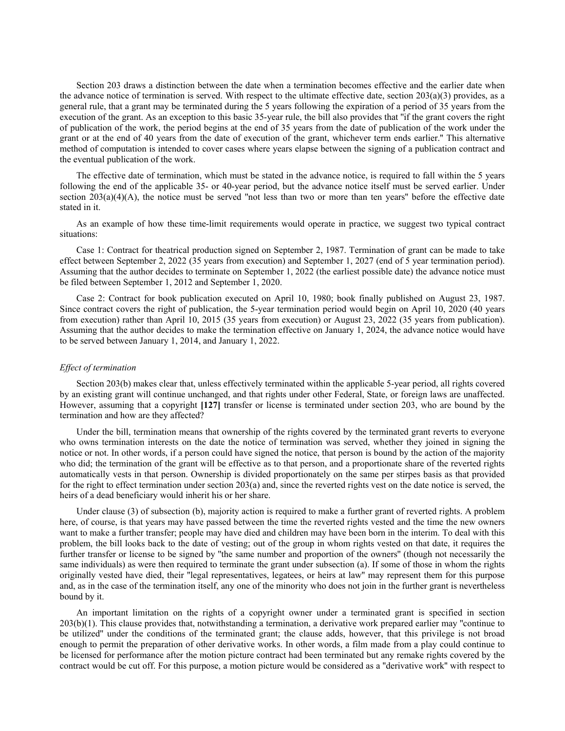Section 203 draws a distinction between the date when a termination becomes effective and the earlier date when the advance notice of termination is served. With respect to the ultimate effective date, section 203(a)(3) provides, as a general rule, that a grant may be terminated during the 5 years following the expiration of a period of 35 years from the execution of the grant. As an exception to this basic 35-year rule, the bill also provides that "if the grant covers the right of publication of the work, the period begins at the end of 35 years from the date of publication of the work under the grant or at the end of 40 years from the date of execution of the grant, whichever term ends earlier." This alternative method of computation is intended to cover cases where years elapse between the signing of a publication contract and the eventual publication of the work.

The effective date of termination, which must be stated in the advance notice, is required to fall within the 5 years following the end of the applicable 35- or 40-year period, but the advance notice itself must be served earlier. Under section 203(a)(4)(A), the notice must be served "not less than two or more than ten years" before the effective date stated in it.

As an example of how these time-limit requirements would operate in practice, we suggest two typical contract situations:

Case 1: Contract for theatrical production signed on September 2, 1987. Termination of grant can be made to take effect between September 2, 2022 (35 years from execution) and September 1, 2027 (end of 5 year termination period). Assuming that the author decides to terminate on September 1, 2022 (the earliest possible date) the advance notice must be filed between September 1, 2012 and September 1, 2020.

Case 2: Contract for book publication executed on April 10, 1980; book finally published on August 23, 1987. Since contract covers the right of publication, the 5-year termination period would begin on April 10, 2020 (40 years from execution) rather than April 10, 2015 (35 years from execution) or August 23, 2022 (35 years from publication). Assuming that the author decides to make the termination effective on January 1, 2024, the advance notice would have to be served between January 1, 2014, and January 1, 2022.

*Effect of termination*

Section 203(b) makes clear that, unless effectively terminated within the applicable 5-year period, all rights covered by an existing grant will continue unchanged, and that rights under other Federal, State, or foreign laws are unaffected. However, assuming that a copyright **[127]** transfer or license is terminated under section 203, who are bound by the termination and how are they affected?

Under the bill, termination means that ownership of the rights covered by the terminated grant reverts to everyone who owns termination interests on the date the notice of termination was served, whether they joined in signing the notice or not. In other words, if a person could have signed the notice, that person is bound by the action of the majority who did; the termination of the grant will be effective as to that person, and a proportionate share of the reverted rights automatically vests in that person. Ownership is divided proportionately on the same per stirpes basis as that provided for the right to effect termination under section 203(a) and, since the reverted rights vest on the date notice is served, the heirs of a dead beneficiary would inherit his or her share.

Under clause (3) of subsection (b), majority action is required to make a further grant of reverted rights. A problem here, of course, is that years may have passed between the time the reverted rights vested and the time the new owners want to make a further transfer; people may have died and children may have been born in the interim. To deal with this problem, the bill looks back to the date of vesting; out of the group in whom rights vested on that date, it requires the further transfer or license to be signed by "the same number and proportion of the owners" (though not necessarily the same individuals) as were then required to terminate the grant under subsection (a). If some of those in whom the rights originally vested have died, their "legal representatives, legatees, or heirs at law" may represent them for this purpose and, as in the case of the termination itself, any one of the minority who does not join in the further grant is nevertheless bound by it.

An important limitation on the rights of a copyright owner under a terminated grant is specified in section 203(b)(1). This clause provides that, notwithstanding a termination, a derivative work prepared earlier may "continue to be utilized" under the conditions of the terminated grant; the clause adds, however, that this privilege is not broad enough to permit the preparation of other derivative works. In other words, a film made from a play could continue to be licensed for performance after the motion picture contract had been terminated but any remake rights covered by the contract would be cut off. For this purpose, a motion picture would be considered as a "derivative work" with respect to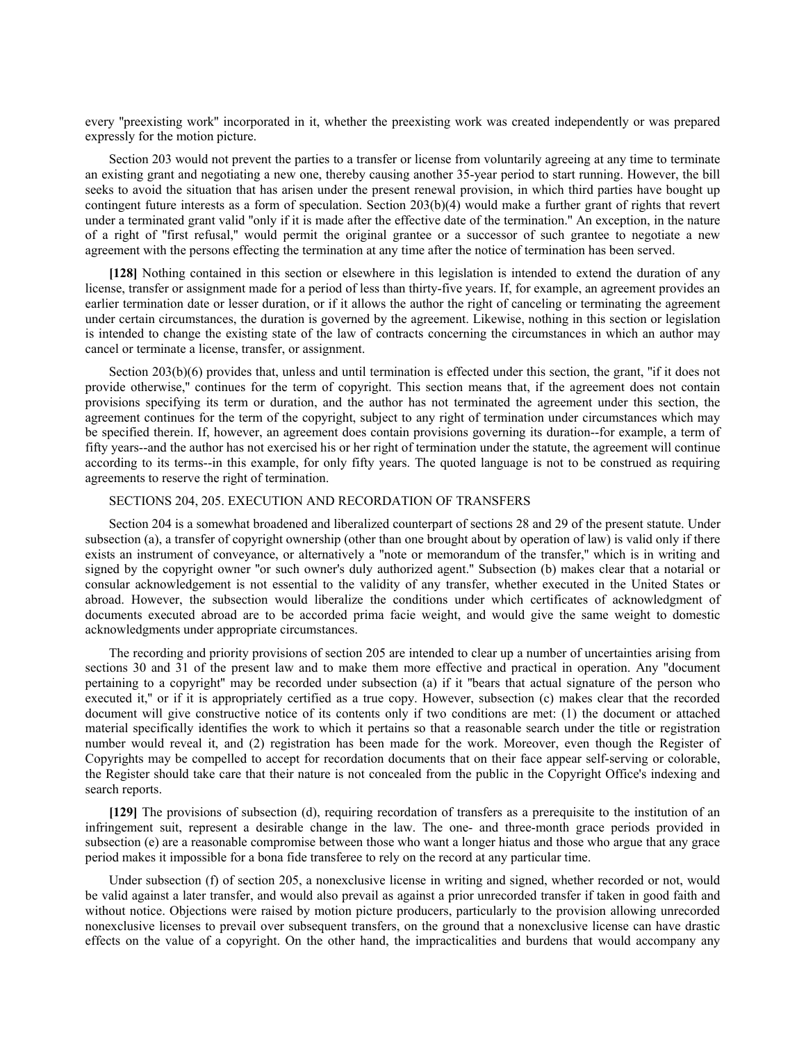every "preexisting work" incorporated in it, whether the preexisting work was created independently or was prepared expressly for the motion picture.

Section 203 would not prevent the parties to a transfer or license from voluntarily agreeing at any time to terminate an existing grant and negotiating a new one, thereby causing another 35-year period to start running. However, the bill seeks to avoid the situation that has arisen under the present renewal provision, in which third parties have bought up contingent future interests as a form of speculation. Section 203(b)(4) would make a further grant of rights that revert under a terminated grant valid "only if it is made after the effective date of the termination." An exception, in the nature of a right of "first refusal," would permit the original grantee or a successor of such grantee to negotiate a new agreement with the persons effecting the termination at any time after the notice of termination has been served.

**[128]** Nothing contained in this section or elsewhere in this legislation is intended to extend the duration of any license, transfer or assignment made for a period of less than thirty-five years. If, for example, an agreement provides an earlier termination date or lesser duration, or if it allows the author the right of canceling or terminating the agreement under certain circumstances, the duration is governed by the agreement. Likewise, nothing in this section or legislation is intended to change the existing state of the law of contracts concerning the circumstances in which an author may cancel or terminate a license, transfer, or assignment.

Section 203(b)(6) provides that, unless and until termination is effected under this section, the grant, "if it does not provide otherwise," continues for the term of copyright. This section means that, if the agreement does not contain provisions specifying its term or duration, and the author has not terminated the agreement under this section, the agreement continues for the term of the copyright, subject to any right of termination under circumstances which may be specified therein. If, however, an agreement does contain provisions governing its duration--for example, a term of fifty years--and the author has not exercised his or her right of termination under the statute, the agreement will continue according to its terms--in this example, for only fifty years. The quoted language is not to be construed as requiring agreements to reserve the right of termination.

SECTIONS 204, 205. EXECUTION AND RECORDATION OF TRANSFERS

Section 204 is a somewhat broadened and liberalized counterpart of sections 28 and 29 of the present statute. Under subsection (a), a transfer of copyright ownership (other than one brought about by operation of law) is valid only if there exists an instrument of conveyance, or alternatively a "note or memorandum of the transfer," which is in writing and signed by the copyright owner "or such owner's duly authorized agent." Subsection (b) makes clear that a notarial or consular acknowledgement is not essential to the validity of any transfer, whether executed in the United States or abroad. However, the subsection would liberalize the conditions under which certificates of acknowledgment of documents executed abroad are to be accorded prima facie weight, and would give the same weight to domestic acknowledgments under appropriate circumstances.

The recording and priority provisions of section 205 are intended to clear up a number of uncertainties arising from sections 30 and 31 of the present law and to make them more effective and practical in operation. Any "document pertaining to a copyright" may be recorded under subsection (a) if it "bears that actual signature of the person who executed it," or if it is appropriately certified as a true copy. However, subsection (c) makes clear that the recorded document will give constructive notice of its contents only if two conditions are met: (1) the document or attached material specifically identifies the work to which it pertains so that a reasonable search under the title or registration number would reveal it, and (2) registration has been made for the work. Moreover, even though the Register of Copyrights may be compelled to accept for recordation documents that on their face appear self-serving or colorable, the Register should take care that their nature is not concealed from the public in the Copyright Office's indexing and search reports.

**[129]** The provisions of subsection (d), requiring recordation of transfers as a prerequisite to the institution of an infringement suit, represent a desirable change in the law. The one- and three-month grace periods provided in subsection (e) are a reasonable compromise between those who want a longer hiatus and those who argue that any grace period makes it impossible for a bona fide transferee to rely on the record at any particular time.

Under subsection (f) of section 205, a nonexclusive license in writing and signed, whether recorded or not, would be valid against a later transfer, and would also prevail as against a prior unrecorded transfer if taken in good faith and without notice. Objections were raised by motion picture producers, particularly to the provision allowing unrecorded nonexclusive licenses to prevail over subsequent transfers, on the ground that a nonexclusive license can have drastic effects on the value of a copyright. On the other hand, the impracticalities and burdens that would accompany any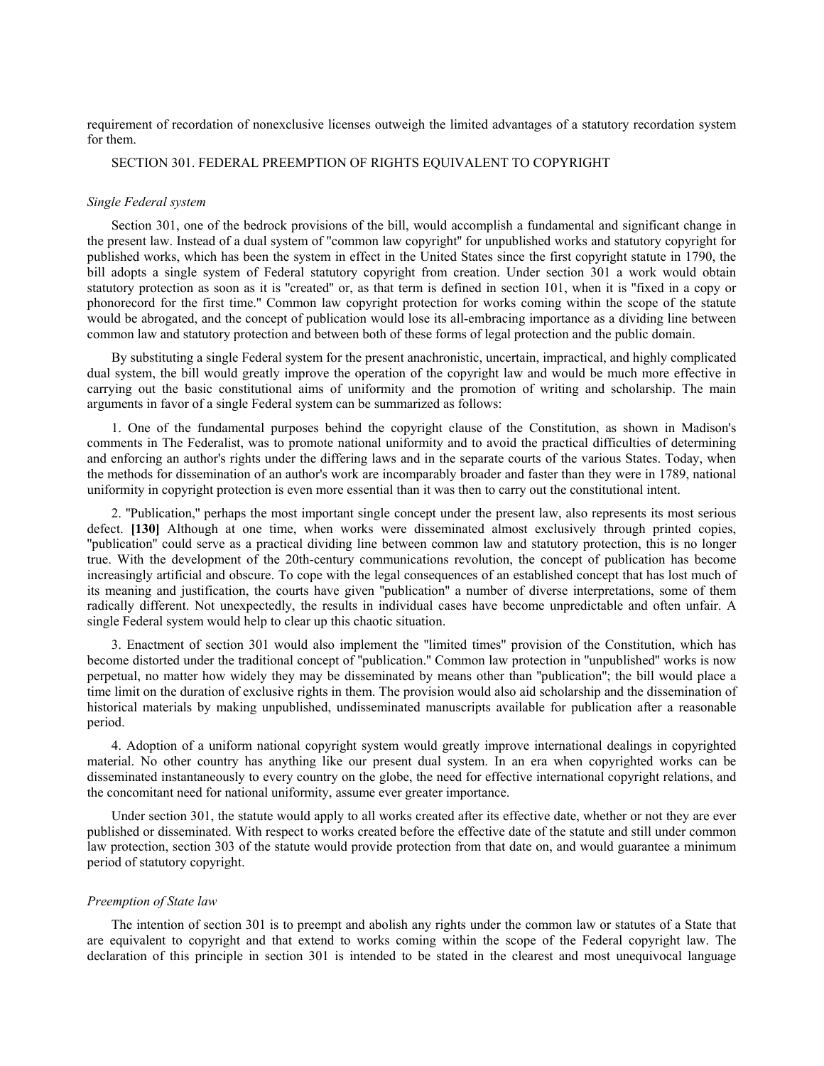requirement of recordation of nonexclusive licenses outweigh the limited advantages of a statutory recordation system for them.

## SECTION 301. FEDERAL PREEMPTION OF RIGHTS EQUIVALENT TO COPYRIGHT

### *Single Federal system*

Section 301, one of the bedrock provisions of the bill, would accomplish a fundamental and significant change in the present law. Instead of a dual system of "common law copyright" for unpublished works and statutory copyright for published works, which has been the system in effect in the United States since the first copyright statute in 1790, the bill adopts a single system of Federal statutory copyright from creation. Under section 301 a work would obtain statutory protection as soon as it is "created" or, as that term is defined in section 101, when it is "fixed in a copy or phonorecord for the first time." Common law copyright protection for works coming within the scope of the statute would be abrogated, and the concept of publication would lose its all-embracing importance as a dividing line between common law and statutory protection and between both of these forms of legal protection and the public domain.

By substituting a single Federal system for the present anachronistic, uncertain, impractical, and highly complicated dual system, the bill would greatly improve the operation of the copyright law and would be much more effective in carrying out the basic constitutional aims of uniformity and the promotion of writing and scholarship. The main arguments in favor of a single Federal system can be summarized as follows:

1. One of the fundamental purposes behind the copyright clause of the Constitution, as shown in Madison's comments in The Federalist, was to promote national uniformity and to avoid the practical difficulties of determining and enforcing an author's rights under the differing laws and in the separate courts of the various States. Today, when the methods for dissemination of an author's work are incomparably broader and faster than they were in 1789, national uniformity in copyright protection is even more essential than it was then to carry out the constitutional intent.

2. "Publication," perhaps the most important single concept under the present law, also represents its most serious defect. **[130]** Although at one time, when works were disseminated almost exclusively through printed copies, "publication" could serve as a practical dividing line between common law and statutory protection, this is no longer true. With the development of the 20th-century communications revolution, the concept of publication has become increasingly artificial and obscure. To cope with the legal consequences of an established concept that has lost much of its meaning and justification, the courts have given "publication" a number of diverse interpretations, some of them radically different. Not unexpectedly, the results in individual cases have become unpredictable and often unfair. A single Federal system would help to clear up this chaotic situation.

3. Enactment of section 301 would also implement the "limited times" provision of the Constitution, which has become distorted under the traditional concept of "publication." Common law protection in "unpublished" works is now perpetual, no matter how widely they may be disseminated by means other than "publication"; the bill would place a time limit on the duration of exclusive rights in them. The provision would also aid scholarship and the dissemination of historical materials by making unpublished, undisseminated manuscripts available for publication after a reasonable period.

4. Adoption of a uniform national copyright system would greatly improve international dealings in copyrighted material. No other country has anything like our present dual system. In an era when copyrighted works can be disseminated instantaneously to every country on the globe, the need for effective international copyright relations, and the concomitant need for national uniformity, assume ever greater importance.

Under section 301, the statute would apply to all works created after its effective date, whether or not they are ever published or disseminated. With respect to works created before the effective date of the statute and still under common law protection, section 303 of the statute would provide protection from that date on, and would guarantee a minimum period of statutory copyright.

### *Preemption of State law*

The intention of section 301 is to preempt and abolish any rights under the common law or statutes of a State that are equivalent to copyright and that extend to works coming within the scope of the Federal copyright law. The declaration of this principle in section 301 is intended to be stated in the clearest and most unequivocal language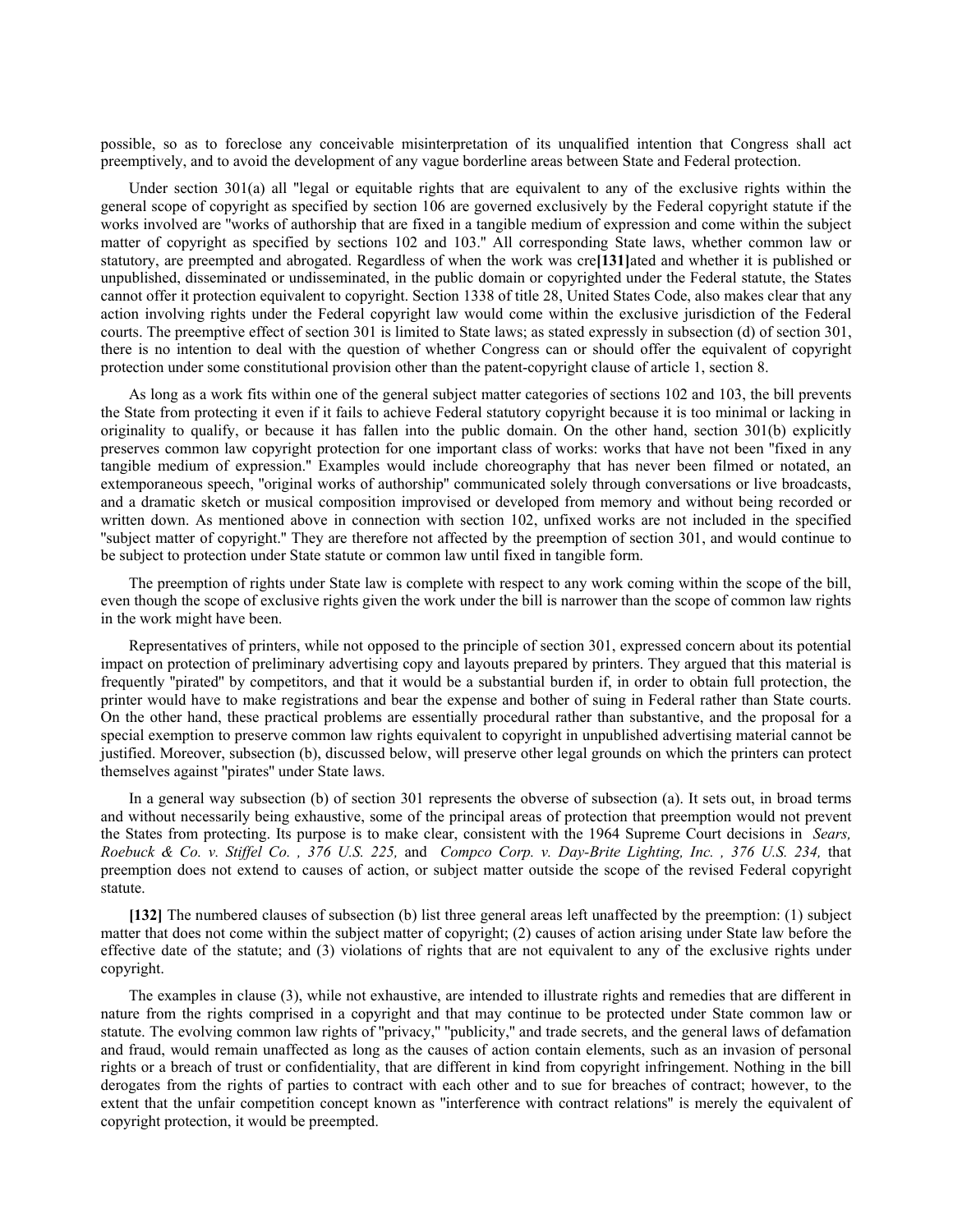possible, so as to foreclose any conceivable misinterpretation of its unqualified intention that Congress shall act preemptively, and to avoid the development of any vague borderline areas between State and Federal protection.

Under section 301(a) all "legal or equitable rights that are equivalent to any of the exclusive rights within the general scope of copyright as specified by section 106 are governed exclusively by the Federal copyright statute if the works involved are "works of authorship that are fixed in a tangible medium of expression and come within the subject matter of copyright as specified by sections 102 and 103." All corresponding State laws, whether common law or statutory, are preempted and abrogated. Regardless of when the work was cre**[131]**ated and whether it is published or unpublished, disseminated or undisseminated, in the public domain or copyrighted under the Federal statute, the States cannot offer it protection equivalent to copyright. Section 1338 of title 28, United States Code, also makes clear that any action involving rights under the Federal copyright law would come within the exclusive jurisdiction of the Federal courts. The preemptive effect of section 301 is limited to State laws; as stated expressly in subsection (d) of section 301, there is no intention to deal with the question of whether Congress can or should offer the equivalent of copyright protection under some constitutional provision other than the patent-copyright clause of article 1, section 8.

As long as a work fits within one of the general subject matter categories of sections 102 and 103, the bill prevents the State from protecting it even if it fails to achieve Federal statutory copyright because it is too minimal or lacking in originality to qualify, or because it has fallen into the public domain. On the other hand, section 301(b) explicitly preserves common law copyright protection for one important class of works: works that have not been "fixed in any tangible medium of expression." Examples would include choreography that has never been filmed or notated, an extemporaneous speech, "original works of authorship" communicated solely through conversations or live broadcasts, and a dramatic sketch or musical composition improvised or developed from memory and without being recorded or written down. As mentioned above in connection with section 102, unfixed works are not included in the specified "subject matter of copyright." They are therefore not affected by the preemption of section 301, and would continue to be subject to protection under State statute or common law until fixed in tangible form.

The preemption of rights under State law is complete with respect to any work coming within the scope of the bill, even though the scope of exclusive rights given the work under the bill is narrower than the scope of common law rights in the work might have been.

Representatives of printers, while not opposed to the principle of section 301, expressed concern about its potential impact on protection of preliminary advertising copy and layouts prepared by printers. They argued that this material is frequently "pirated" by competitors, and that it would be a substantial burden if, in order to obtain full protection, the printer would have to make registrations and bear the expense and bother of suing in Federal rather than State courts. On the other hand, these practical problems are essentially procedural rather than substantive, and the proposal for a special exemption to preserve common law rights equivalent to copyright in unpublished advertising material cannot be justified. Moreover, subsection (b), discussed below, will preserve other legal grounds on which the printers can protect themselves against "pirates" under State laws.

In a general way subsection (b) of section 301 represents the obverse of subsection (a). It sets out, in broad terms and without necessarily being exhaustive, some of the principal areas of protection that preemption would not prevent the States from protecting. Its purpose is to make clear, consistent with the 1964 Supreme Court decisions in *Sears, Roebuck & Co. v. Stiffel Co. , 376 U.S. 225,* and *Compco Corp. v. Day-Brite Lighting, Inc. , 376 U.S. 234,* that preemption does not extend to causes of action, or subject matter outside the scope of the revised Federal copyright statute.

**[132]** The numbered clauses of subsection (b) list three general areas left unaffected by the preemption: (1) subject matter that does not come within the subject matter of copyright; (2) causes of action arising under State law before the effective date of the statute; and (3) violations of rights that are not equivalent to any of the exclusive rights under copyright.

The examples in clause (3), while not exhaustive, are intended to illustrate rights and remedies that are different in nature from the rights comprised in a copyright and that may continue to be protected under State common law or statute. The evolving common law rights of "privacy," "publicity," and trade secrets, and the general laws of defamation and fraud, would remain unaffected as long as the causes of action contain elements, such as an invasion of personal rights or a breach of trust or confidentiality, that are different in kind from copyright infringement. Nothing in the bill derogates from the rights of parties to contract with each other and to sue for breaches of contract; however, to the extent that the unfair competition concept known as "interference with contract relations" is merely the equivalent of copyright protection, it would be preempted.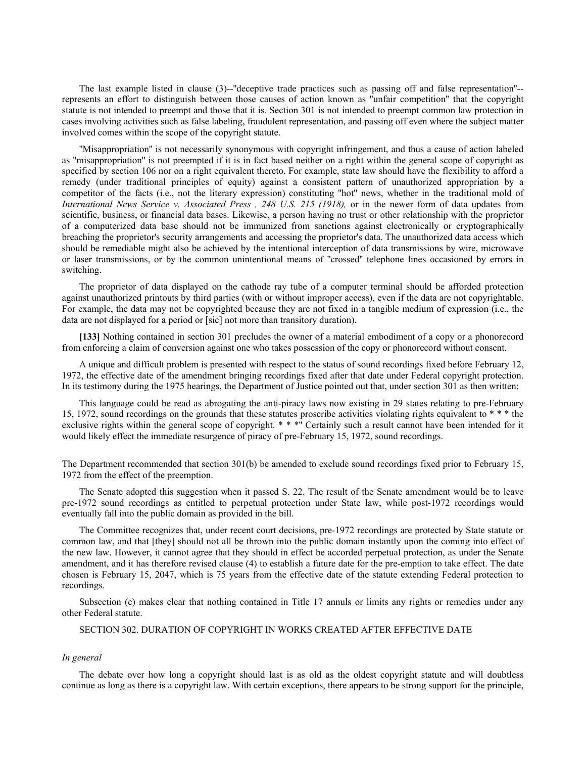The last example listed in clause (3)--"deceptive trade practices such as passing off and false representation"--represents an effort to distinguish between those causes of action known as "unfair competition" that the copyright statute is not intended to preempt and those that it is. Section 301 is not intended to preempt common law protection in cases involving activities such as false labeling, fraudulent representation, and passing off even where the subject matter involved comes within the scope of the copyright statute.

"Misappropriation" is not necessarily synonymous with copyright infringement, and thus a cause of action labeled as "misappropriation" is not preempted if it is in fact based neither on a right within the general scope of copyright as specified by section 106 nor on a right equivalent thereto. For example, state law should have the flexibility to afford a remedy (under traditional principles of equity) against a consistent pattern of unauthorized appropriation by a competitor of the facts (i.e., not the literary expression) constituting "hot" news, whether in the traditional mold of *International News Service v. Associated Press , 248 U.S. 215 (1918),* or in the newer form of data updates from scientific, business, or financial data bases. Likewise, a person having no trust or other relationship with the proprietor of a computerized data base should not be immunized from sanctions against electronically or cryptographically breaching the proprietor's security arrangements and accessing the proprietor's data. The unauthorized data access which should be remediable might also be achieved by the intentional interception of data transmissions by wire, microwave or laser transmissions, or by the common unintentional means of "crossed" telephone lines occasioned by errors in switching.

The proprietor of data displayed on the cathode ray tube of a computer terminal should be afforded protection against unauthorized printouts by third parties (with or without improper access), even if the data are not copyrightable. For example, the data may not be copyrighted because they are not fixed in a tangible medium of expression (i.e., the data are not displayed for a period or [sic] not more than transitory duration).

**[133]** Nothing contained in section 301 precludes the owner of a material embodiment of a copy or a phonorecord from enforcing a claim of conversion against one who takes possession of the copy or phonorecord without consent.

A unique and difficult problem is presented with respect to the status of sound recordings fixed before February 12, 1972, the effective date of the amendment bringing recordings fixed after that date under Federal copyright protection. In its testimony during the 1975 hearings, the Department of Justice pointed out that, under section 301 as then written:

This language could be read as abrogating the anti-piracy laws now existing in 29 states relating to pre-February 15, 1972, sound recordings on the grounds that these statutes proscribe activities violating rights equivalent to * * * the exclusive rights within the general scope of copyright. * * *" Certainly such a result cannot have been intended for it would likely effect the immediate resurgence of piracy of pre-February 15, 1972, sound recordings.

The Department recommended that section 301(b) be amended to exclude sound recordings fixed prior to February 15, 1972 from the effect of the preemption.

The Senate adopted this suggestion when it passed S. 22. The result of the Senate amendment would be to leave pre-1972 sound recordings as entitled to perpetual protection under State law, while post-1972 recordings would eventually fall into the public domain as provided in the bill.

The Committee recognizes that, under recent court decisions, pre-1972 recordings are protected by State statute or common law, and that [they] should not all be thrown into the public domain instantly upon the coming into effect of the new law. However, it cannot agree that they should in effect be accorded perpetual protection, as under the Senate amendment, and it has therefore revised clause (4) to establish a future date for the pre-emption to take effect. The date chosen is February 15, 2047, which is 75 years from the effective date of the statute extending Federal protection to recordings.

Subsection (c) makes clear that nothing contained in Title 17 annuls or limits any rights or remedies under any other Federal statute.

SECTION 302. DURATION OF COPYRIGHT IN WORKS CREATED AFTER EFFECTIVE DATE

*In general*

The debate over how long a copyright should last is as old as the oldest copyright statute and will doubtless continue as long as there is a copyright law. With certain exceptions, there appears to be strong support for the principle,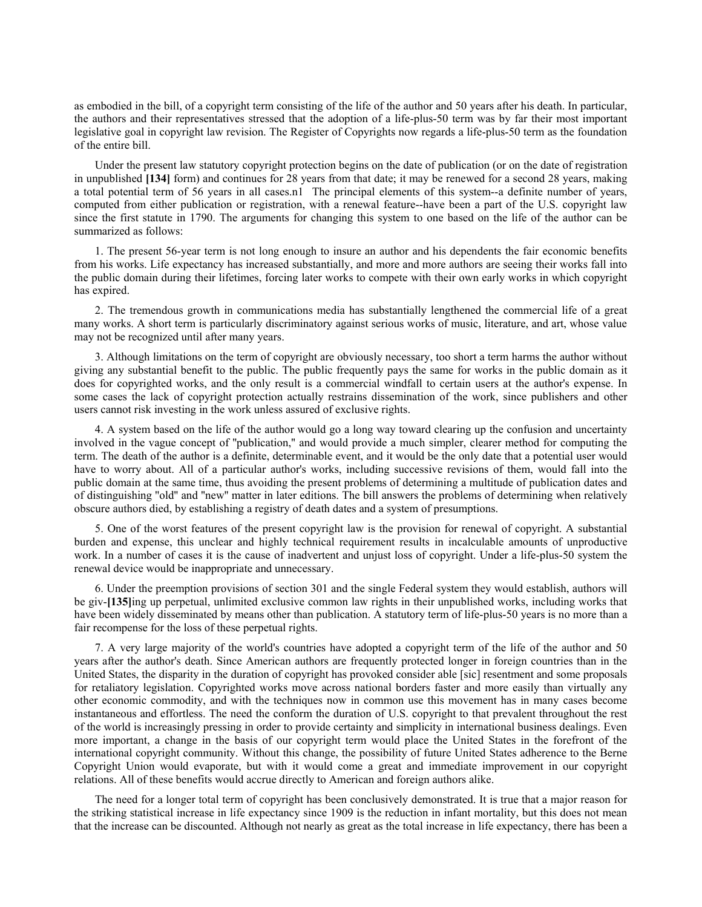as embodied in the bill, of a copyright term consisting of the life of the author and 50 years after his death. In particular, the authors and their representatives stressed that the adoption of a life-plus-50 term was by far their most important legislative goal in copyright law revision. The Register of Copyrights now regards a life-plus-50 term as the foundation of the entire bill.

Under the present law statutory copyright protection begins on the date of publication (or on the date of registration in unpublished **[134]** form) and continues for 28 years from that date; it may be renewed for a second 28 years, making a total potential term of 56 years in all cases.n1 The principal elements of this system--a definite number of years, computed from either publication or registration, with a renewal feature--have been a part of the U.S. copyright law since the first statute in 1790. The arguments for changing this system to one based on the life of the author can be summarized as follows:

1. The present 56-year term is not long enough to insure an author and his dependents the fair economic benefits from his works. Life expectancy has increased substantially, and more and more authors are seeing their works fall into the public domain during their lifetimes, forcing later works to compete with their own early works in which copyright has expired.

2. The tremendous growth in communications media has substantially lengthened the commercial life of a great many works. A short term is particularly discriminatory against serious works of music, literature, and art, whose value may not be recognized until after many years.

3. Although limitations on the term of copyright are obviously necessary, too short a term harms the author without giving any substantial benefit to the public. The public frequently pays the same for works in the public domain as it does for copyrighted works, and the only result is a commercial windfall to certain users at the author's expense. In some cases the lack of copyright protection actually restrains dissemination of the work, since publishers and other users cannot risk investing in the work unless assured of exclusive rights.

4. A system based on the life of the author would go a long way toward clearing up the confusion and uncertainty involved in the vague concept of "publication," and would provide a much simpler, clearer method for computing the term. The death of the author is a definite, determinable event, and it would be the only date that a potential user would have to worry about. All of a particular author's works, including successive revisions of them, would fall into the public domain at the same time, thus avoiding the present problems of determining a multitude of publication dates and of distinguishing "old" and "new" matter in later editions. The bill answers the problems of determining when relatively obscure authors died, by establishing a registry of death dates and a system of presumptions.

5. One of the worst features of the present copyright law is the provision for renewal of copyright. A substantial burden and expense, this unclear and highly technical requirement results in incalculable amounts of unproductive work. In a number of cases it is the cause of inadvertent and unjust loss of copyright. Under a life-plus-50 system the renewal device would be inappropriate and unnecessary.

6. Under the preemption provisions of section 301 and the single Federal system they would establish, authors will be giv-**[135]**ing up perpetual, unlimited exclusive common law rights in their unpublished works, including works that have been widely disseminated by means other than publication. A statutory term of life-plus-50 years is no more than a fair recompense for the loss of these perpetual rights.

7. A very large majority of the world's countries have adopted a copyright term of the life of the author and 50 years after the author's death. Since American authors are frequently protected longer in foreign countries than in the United States, the disparity in the duration of copyright has provoked consider able [sic] resentment and some proposals for retaliatory legislation. Copyrighted works move across national borders faster and more easily than virtually any other economic commodity, and with the techniques now in common use this movement has in many cases become instantaneous and effortless. The need the conform the duration of U.S. copyright to that prevalent throughout the rest of the world is increasingly pressing in order to provide certainty and simplicity in international business dealings. Even more important, a change in the basis of our copyright term would place the United States in the forefront of the international copyright community. Without this change, the possibility of future United States adherence to the Berne Copyright Union would evaporate, but with it would come a great and immediate improvement in our copyright relations. All of these benefits would accrue directly to American and foreign authors alike.

The need for a longer total term of copyright has been conclusively demonstrated. It is true that a major reason for the striking statistical increase in life expectancy since 1909 is the reduction in infant mortality, but this does not mean that the increase can be discounted. Although not nearly as great as the total increase in life expectancy, there has been a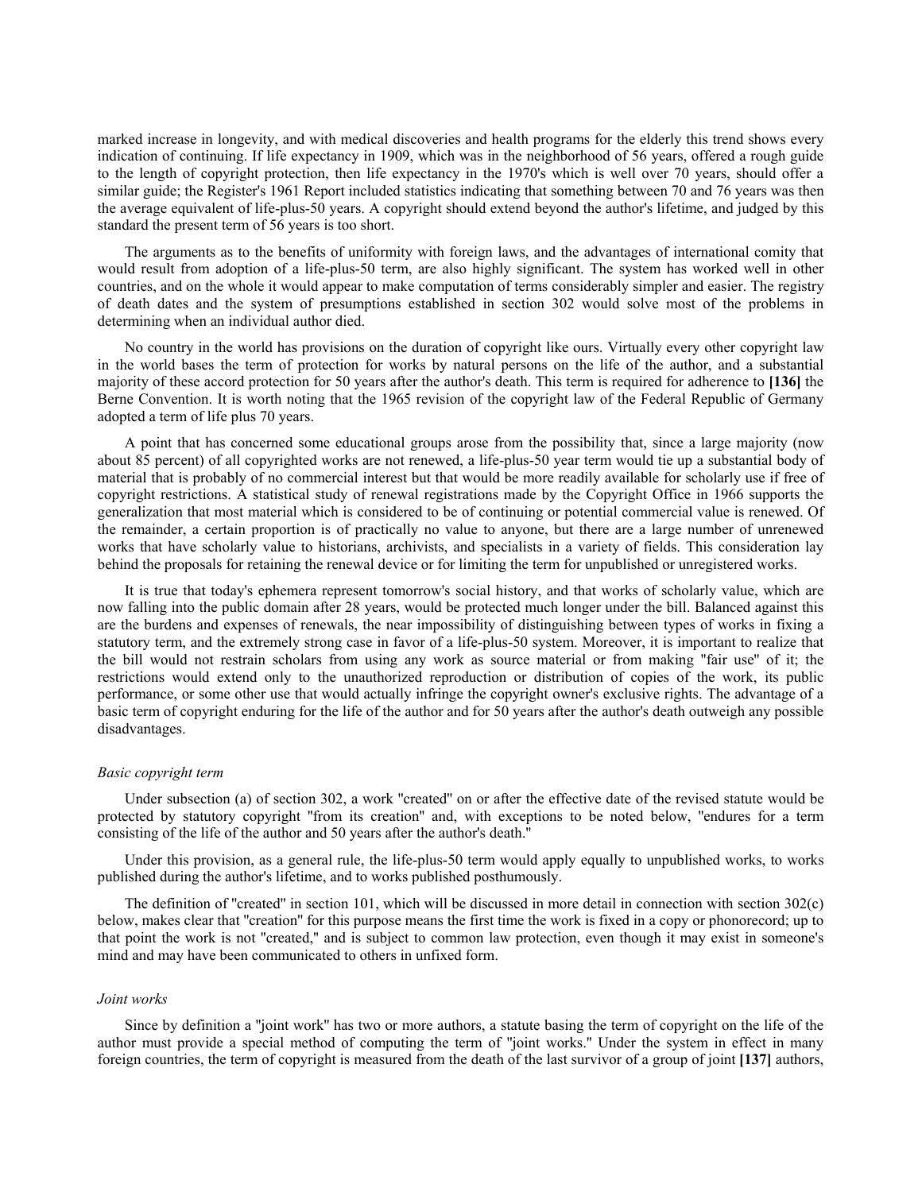marked increase in longevity, and with medical discoveries and health programs for the elderly this trend shows every indication of continuing. If life expectancy in 1909, which was in the neighborhood of 56 years, offered a rough guide to the length of copyright protection, then life expectancy in the 1970's which is well over 70 years, should offer a similar guide; the Register's 1961 Report included statistics indicating that something between 70 and 76 years was then the average equivalent of life-plus-50 years. A copyright should extend beyond the author's lifetime, and judged by this standard the present term of 56 years is too short.

The arguments as to the benefits of uniformity with foreign laws, and the advantages of international comity that would result from adoption of a life-plus-50 term, are also highly significant. The system has worked well in other countries, and on the whole it would appear to make computation of terms considerably simpler and easier. The registry of death dates and the system of presumptions established in section 302 would solve most of the problems in determining when an individual author died.

No country in the world has provisions on the duration of copyright like ours. Virtually every other copyright law in the world bases the term of protection for works by natural persons on the life of the author, and a substantial majority of these accord protection for 50 years after the author's death. This term is required for adherence to **[136]** the Berne Convention. It is worth noting that the 1965 revision of the copyright law of the Federal Republic of Germany adopted a term of life plus 70 years.

A point that has concerned some educational groups arose from the possibility that, since a large majority (now about 85 percent) of all copyrighted works are not renewed, a life-plus-50 year term would tie up a substantial body of material that is probably of no commercial interest but that would be more readily available for scholarly use if free of copyright restrictions. A statistical study of renewal registrations made by the Copyright Office in 1966 supports the generalization that most material which is considered to be of continuing or potential commercial value is renewed. Of the remainder, a certain proportion is of practically no value to anyone, but there are a large number of unrenewed works that have scholarly value to historians, archivists, and specialists in a variety of fields. This consideration lay behind the proposals for retaining the renewal device or for limiting the term for unpublished or unregistered works.

It is true that today's ephemera represent tomorrow's social history, and that works of scholarly value, which are now falling into the public domain after 28 years, would be protected much longer under the bill. Balanced against this are the burdens and expenses of renewals, the near impossibility of distinguishing between types of works in fixing a statutory term, and the extremely strong case in favor of a life-plus-50 system. Moreover, it is important to realize that the bill would not restrain scholars from using any work as source material or from making "fair use" of it; the restrictions would extend only to the unauthorized reproduction or distribution of copies of the work, its public performance, or some other use that would actually infringe the copyright owner's exclusive rights. The advantage of a basic term of copyright enduring for the life of the author and for 50 years after the author's death outweigh any possible disadvantages.

*Basic copyright term*

Under subsection (a) of section 302, a work "created" on or after the effective date of the revised statute would be protected by statutory copyright "from its creation" and, with exceptions to be noted below, "endures for a term consisting of the life of the author and 50 years after the author's death."

Under this provision, as a general rule, the life-plus-50 term would apply equally to unpublished works, to works published during the author's lifetime, and to works published posthumously.

The definition of "created" in section 101, which will be discussed in more detail in connection with section 302(c) below, makes clear that "creation" for this purpose means the first time the work is fixed in a copy or phonorecord; up to that point the work is not "created," and is subject to common law protection, even though it may exist in someone's mind and may have been communicated to others in unfixed form.

*Joint works*

Since by definition a "joint work" has two or more authors, a statute basing the term of copyright on the life of the author must provide a special method of computing the term of "joint works." Under the system in effect in many foreign countries, the term of copyright is measured from the death of the last survivor of a group of joint **[137]** authors,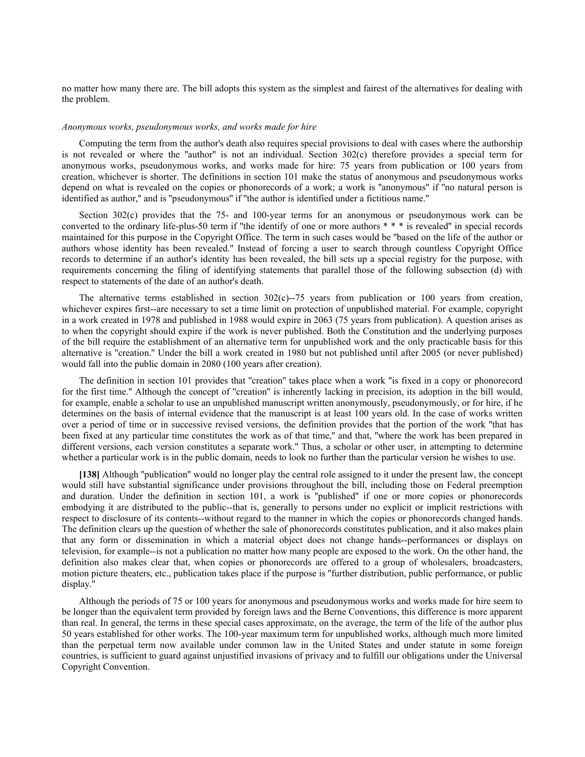no matter how many there are. The bill adopts this system as the simplest and fairest of the alternatives for dealing with the problem.

*Anonymous works, pseudonymous works, and works made for hire*

Computing the term from the author's death also requires special provisions to deal with cases where the authorship is not revealed or where the "author" is not an individual. Section 302(c) therefore provides a special term for anonymous works, pseudonymous works, and works made for hire: 75 years from publication or 100 years from creation, whichever is shorter. The definitions in section 101 make the status of anonymous and pseudonymous works depend on what is revealed on the copies or phonorecords of a work; a work is "anonymous" if "no natural person is identified as author," and is "pseudonymous" if "the author is identified under a fictitious name."

Section 302(c) provides that the 75- and 100-year terms for an anonymous or pseudonymous work can be converted to the ordinary life-plus-50 term if "the identify of one or more authors * * * is revealed" in special records maintained for this purpose in the Copyright Office. The term in such cases would be "based on the life of the author or authors whose identity has been revealed." Instead of forcing a user to search through countless Copyright Office records to determine if an author's identity has been revealed, the bill sets up a special registry for the purpose, with requirements concerning the filing of identifying statements that parallel those of the following subsection (d) with respect to statements of the date of an author's death.

The alternative terms established in section 302(c)--75 years from publication or 100 years from creation, whichever expires first--are necessary to set a time limit on protection of unpublished material. For example, copyright in a work created in 1978 and published in 1988 would expire in 2063 (75 years from publication). A question arises as to when the copyright should expire if the work is never published. Both the Constitution and the underlying purposes of the bill require the establishment of an alternative term for unpublished work and the only practicable basis for this alternative is "creation." Under the bill a work created in 1980 but not published until after 2005 (or never published) would fall into the public domain in 2080 (100 years after creation).

The definition in section 101 provides that "creation" takes place when a work "is fixed in a copy or phonorecord for the first time." Although the concept of "creation" is inherently lacking in precision, its adoption in the bill would, for example, enable a scholar to use an unpublished manuscript written anonymously, pseudonymously, or for hire, if he determines on the basis of internal evidence that the manuscript is at least 100 years old. In the case of works written over a period of time or in successive revised versions, the definition provides that the portion of the work "that has been fixed at any particular time constitutes the work as of that time," and that, "where the work has been prepared in different versions, each version constitutes a separate work." Thus, a scholar or other user, in attempting to determine whether a particular work is in the public domain, needs to look no further than the particular version he wishes to use.

**[138]** Although "publication" would no longer play the central role assigned to it under the present law, the concept would still have substantial significance under provisions throughout the bill, including those on Federal preemption and duration. Under the definition in section 101, a work is "published" if one or more copies or phonorecords embodying it are distributed to the public--that is, generally to persons under no explicit or implicit restrictions with respect to disclosure of its contents--without regard to the manner in which the copies or phonorecords changed hands. The definition clears up the question of whether the sale of phonorecords constitutes publication, and it also makes plain that any form or dissemination in which a material object does not change hands--performances or displays on television, for example--is not a publication no matter how many people are exposed to the work. On the other hand, the definition also makes clear that, when copies or phonorecords are offered to a group of wholesalers, broadcasters, motion picture theaters, etc., publication takes place if the purpose is "further distribution, public performance, or public display."

Although the periods of 75 or 100 years for anonymous and pseudonymous works and works made for hire seem to be longer than the equivalent term provided by foreign laws and the Berne Conventions, this difference is more apparent than real. In general, the terms in these special cases approximate, on the average, the term of the life of the author plus 50 years established for other works. The 100-year maximum term for unpublished works, although much more limited than the perpetual term now available under common law in the United States and under statute in some foreign countries, is sufficient to guard against unjustified invasions of privacy and to fulfill our obligations under the Universal Copyright Convention.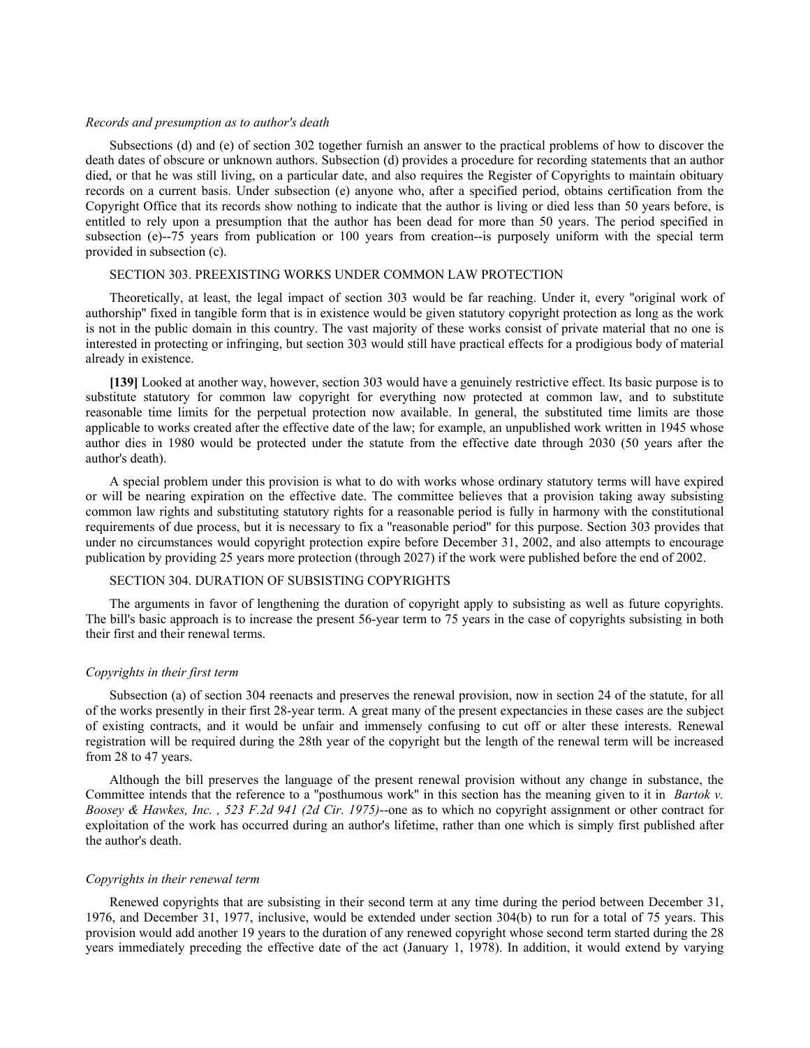*Records and presumption as to author's death*

Subsections (d) and (e) of section 302 together furnish an answer to the practical problems of how to discover the death dates of obscure or unknown authors. Subsection (d) provides a procedure for recording statements that an author died, or that he was still living, on a particular date, and also requires the Register of Copyrights to maintain obituary records on a current basis. Under subsection (e) anyone who, after a specified period, obtains certification from the Copyright Office that its records show nothing to indicate that the author is living or died less than 50 years before, is entitled to rely upon a presumption that the author has been dead for more than 50 years. The period specified in subsection (e)--75 years from publication or 100 years from creation--is purposely uniform with the special term provided in subsection (c).

SECTION 303. PREEXISTING WORKS UNDER COMMON LAW PROTECTION

Theoretically, at least, the legal impact of section 303 would be far reaching. Under it, every "original work of authorship" fixed in tangible form that is in existence would be given statutory copyright protection as long as the work is not in the public domain in this country. The vast majority of these works consist of private material that no one is interested in protecting or infringing, but section 303 would still have practical effects for a prodigious body of material already in existence.

**[139]** Looked at another way, however, section 303 would have a genuinely restrictive effect. Its basic purpose is to substitute statutory for common law copyright for everything now protected at common law, and to substitute reasonable time limits for the perpetual protection now available. In general, the substituted time limits are those applicable to works created after the effective date of the law; for example, an unpublished work written in 1945 whose author dies in 1980 would be protected under the statute from the effective date through 2030 (50 years after the author's death).

A special problem under this provision is what to do with works whose ordinary statutory terms will have expired or will be nearing expiration on the effective date. The committee believes that a provision taking away subsisting common law rights and substituting statutory rights for a reasonable period is fully in harmony with the constitutional requirements of due process, but it is necessary to fix a "reasonable period" for this purpose. Section 303 provides that under no circumstances would copyright protection expire before December 31, 2002, and also attempts to encourage publication by providing 25 years more protection (through 2027) if the work were published before the end of 2002.

SECTION 304. DURATION OF SUBSISTING COPYRIGHTS

The arguments in favor of lengthening the duration of copyright apply to subsisting as well as future copyrights. The bill's basic approach is to increase the present 56-year term to 75 years in the case of copyrights subsisting in both their first and their renewal terms.

*Copyrights in their first term*

Subsection (a) of section 304 reenacts and preserves the renewal provision, now in section 24 of the statute, for all of the works presently in their first 28-year term. A great many of the present expectancies in these cases are the subject of existing contracts, and it would be unfair and immensely confusing to cut off or alter these interests. Renewal registration will be required during the 28th year of the copyright but the length of the renewal term will be increased from 28 to 47 years.

Although the bill preserves the language of the present renewal provision without any change in substance, the Committee intends that the reference to a "posthumous work" in this section has the meaning given to it in *Bartok v. Boosey & Hawkes, Inc. , 523 F.2d 941 (2d Cir. 1975)*--one as to which no copyright assignment or other contract for exploitation of the work has occurred during an author's lifetime, rather than one which is simply first published after the author's death.

*Copyrights in their renewal term*

Renewed copyrights that are subsisting in their second term at any time during the period between December 31, 1976, and December 31, 1977, inclusive, would be extended under section 304(b) to run for a total of 75 years. This provision would add another 19 years to the duration of any renewed copyright whose second term started during the 28 years immediately preceding the effective date of the act (January 1, 1978). In addition, it would extend by varying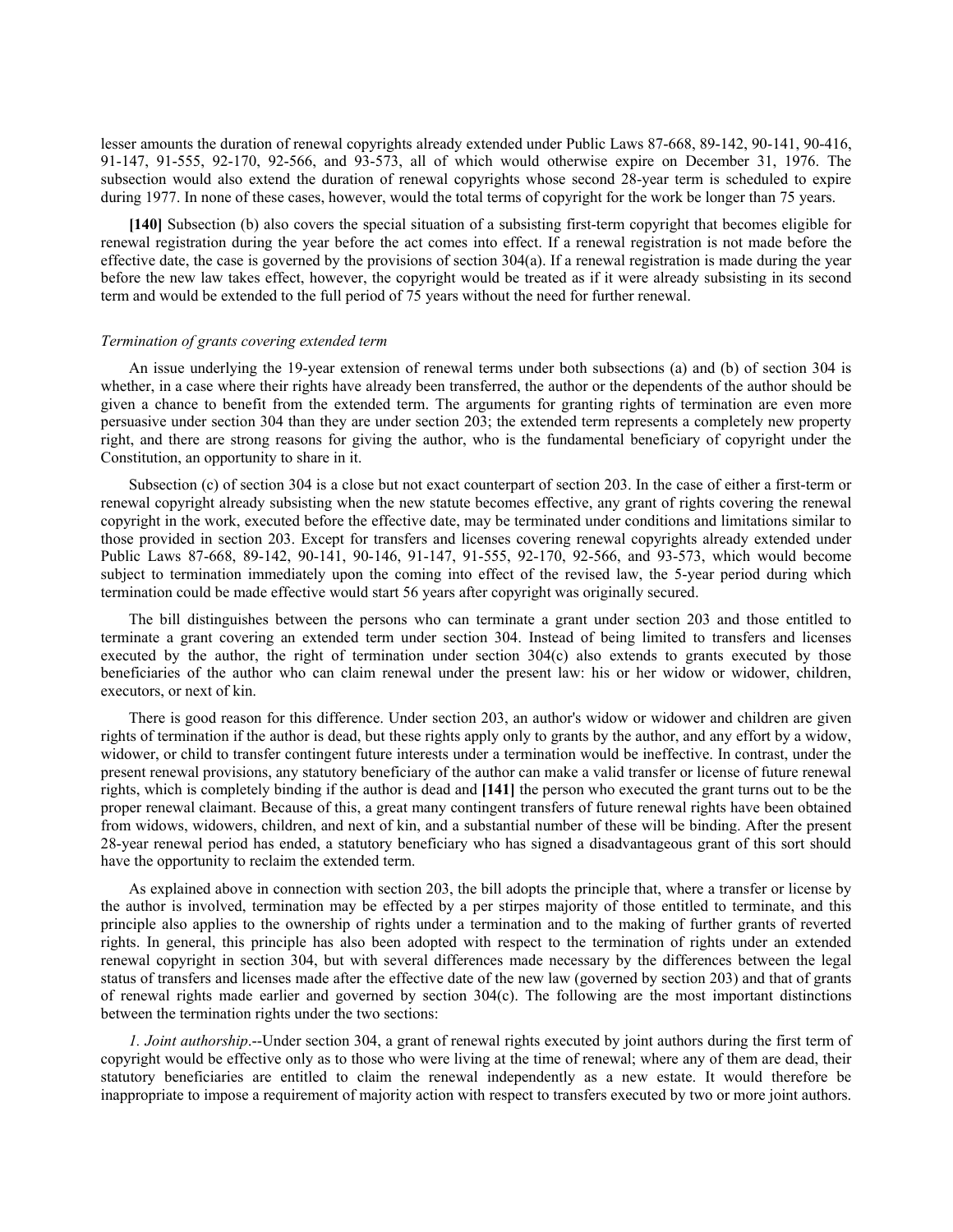lesser amounts the duration of renewal copyrights already extended under Public Laws 87-668, 89-142, 90-141, 90-416, 91-147, 91-555, 92-170, 92-566, and 93-573, all of which would otherwise expire on December 31, 1976. The subsection would also extend the duration of renewal copyrights whose second 28-year term is scheduled to expire during 1977. In none of these cases, however, would the total terms of copyright for the work be longer than 75 years.

**[140]** Subsection (b) also covers the special situation of a subsisting first-term copyright that becomes eligible for renewal registration during the year before the act comes into effect. If a renewal registration is not made before the effective date, the case is governed by the provisions of section 304(a). If a renewal registration is made during the year before the new law takes effect, however, the copyright would be treated as if it were already subsisting in its second term and would be extended to the full period of 75 years without the need for further renewal.

*Termination of grants covering extended term*

An issue underlying the 19-year extension of renewal terms under both subsections (a) and (b) of section 304 is whether, in a case where their rights have already been transferred, the author or the dependents of the author should be given a chance to benefit from the extended term. The arguments for granting rights of termination are even more persuasive under section 304 than they are under section 203; the extended term represents a completely new property right, and there are strong reasons for giving the author, who is the fundamental beneficiary of copyright under the Constitution, an opportunity to share in it.

Subsection (c) of section 304 is a close but not exact counterpart of section 203. In the case of either a first-term or renewal copyright already subsisting when the new statute becomes effective, any grant of rights covering the renewal copyright in the work, executed before the effective date, may be terminated under conditions and limitations similar to those provided in section 203. Except for transfers and licenses covering renewal copyrights already extended under Public Laws 87-668, 89-142, 90-141, 90-146, 91-147, 91-555, 92-170, 92-566, and 93-573, which would become subject to termination immediately upon the coming into effect of the revised law, the 5-year period during which termination could be made effective would start 56 years after copyright was originally secured.

The bill distinguishes between the persons who can terminate a grant under section 203 and those entitled to terminate a grant covering an extended term under section 304. Instead of being limited to transfers and licenses executed by the author, the right of termination under section 304(c) also extends to grants executed by those beneficiaries of the author who can claim renewal under the present law: his or her widow or widower, children, executors, or next of kin.

There is good reason for this difference. Under section 203, an author's widow or widower and children are given rights of termination if the author is dead, but these rights apply only to grants by the author, and any effort by a widow, widower, or child to transfer contingent future interests under a termination would be ineffective. In contrast, under the present renewal provisions, any statutory beneficiary of the author can make a valid transfer or license of future renewal rights, which is completely binding if the author is dead and **[141]** the person who executed the grant turns out to be the proper renewal claimant. Because of this, a great many contingent transfers of future renewal rights have been obtained from widows, widowers, children, and next of kin, and a substantial number of these will be binding. After the present 28-year renewal period has ended, a statutory beneficiary who has signed a disadvantageous grant of this sort should have the opportunity to reclaim the extended term.

As explained above in connection with section 203, the bill adopts the principle that, where a transfer or license by the author is involved, termination may be effected by a per stirpes majority of those entitled to terminate, and this principle also applies to the ownership of rights under a termination and to the making of further grants of reverted rights. In general, this principle has also been adopted with respect to the termination of rights under an extended renewal copyright in section 304, but with several differences made necessary by the differences between the legal status of transfers and licenses made after the effective date of the new law (governed by section 203) and that of grants of renewal rights made earlier and governed by section 304(c). The following are the most important distinctions between the termination rights under the two sections:

*1. Joint authorship*.--Under section 304, a grant of renewal rights executed by joint authors during the first term of copyright would be effective only as to those who were living at the time of renewal; where any of them are dead, their statutory beneficiaries are entitled to claim the renewal independently as a new estate. It would therefore be inappropriate to impose a requirement of majority action with respect to transfers executed by two or more joint authors.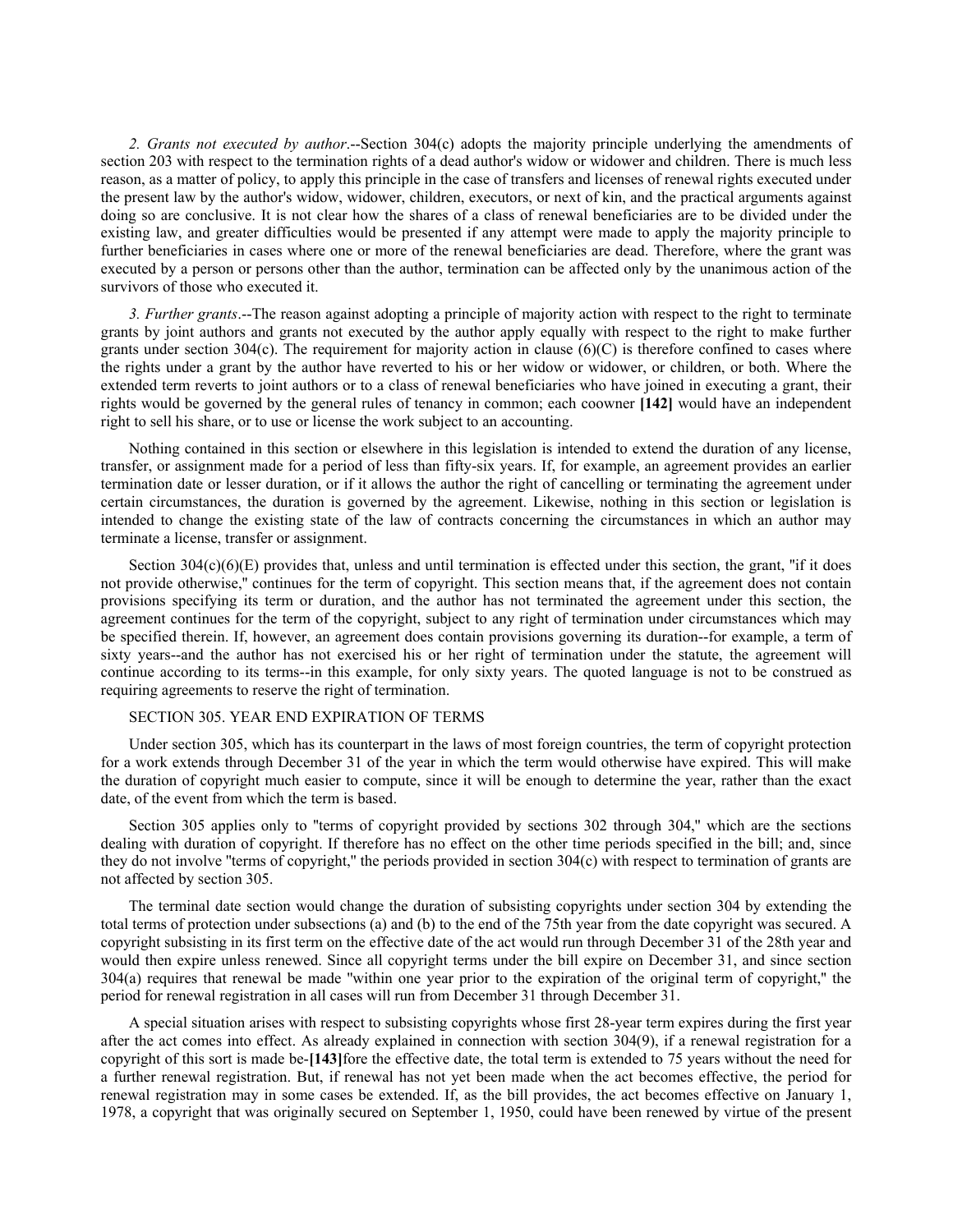*2. Grants not executed by author*.--Section 304(c) adopts the majority principle underlying the amendments of section 203 with respect to the termination rights of a dead author's widow or widower and children. There is much less reason, as a matter of policy, to apply this principle in the case of transfers and licenses of renewal rights executed under the present law by the author's widow, widower, children, executors, or next of kin, and the practical arguments against doing so are conclusive. It is not clear how the shares of a class of renewal beneficiaries are to be divided under the existing law, and greater difficulties would be presented if any attempt were made to apply the majority principle to further beneficiaries in cases where one or more of the renewal beneficiaries are dead. Therefore, where the grant was executed by a person or persons other than the author, termination can be affected only by the unanimous action of the survivors of those who executed it.

*3. Further grants*.--The reason against adopting a principle of majority action with respect to the right to terminate grants by joint authors and grants not executed by the author apply equally with respect to the right to make further grants under section 304(c). The requirement for majority action in clause (6)(C) is therefore confined to cases where the rights under a grant by the author have reverted to his or her widow or widower, or children, or both. Where the extended term reverts to joint authors or to a class of renewal beneficiaries who have joined in executing a grant, their rights would be governed by the general rules of tenancy in common; each coowner **[142]** would have an independent right to sell his share, or to use or license the work subject to an accounting.

Nothing contained in this section or elsewhere in this legislation is intended to extend the duration of any license, transfer, or assignment made for a period of less than fifty-six years. If, for example, an agreement provides an earlier termination date or lesser duration, or if it allows the author the right of cancelling or terminating the agreement under certain circumstances, the duration is governed by the agreement. Likewise, nothing in this section or legislation is intended to change the existing state of the law of contracts concerning the circumstances in which an author may terminate a license, transfer or assignment.

Section 304(c)(6)(E) provides that, unless and until termination is effected under this section, the grant, "if it does not provide otherwise," continues for the term of copyright. This section means that, if the agreement does not contain provisions specifying its term or duration, and the author has not terminated the agreement under this section, the agreement continues for the term of the copyright, subject to any right of termination under circumstances which may be specified therein. If, however, an agreement does contain provisions governing its duration--for example, a term of sixty years--and the author has not exercised his or her right of termination under the statute, the agreement will continue according to its terms--in this example, for only sixty years. The quoted language is not to be construed as requiring agreements to reserve the right of termination.

SECTION 305. YEAR END EXPIRATION OF TERMS

Under section 305, which has its counterpart in the laws of most foreign countries, the term of copyright protection for a work extends through December 31 of the year in which the term would otherwise have expired. This will make the duration of copyright much easier to compute, since it will be enough to determine the year, rather than the exact date, of the event from which the term is based.

Section 305 applies only to "terms of copyright provided by sections 302 through 304," which are the sections dealing with duration of copyright. If therefore has no effect on the other time periods specified in the bill; and, since they do not involve "terms of copyright," the periods provided in section 304(c) with respect to termination of grants are not affected by section 305.

The terminal date section would change the duration of subsisting copyrights under section 304 by extending the total terms of protection under subsections (a) and (b) to the end of the 75th year from the date copyright was secured. A copyright subsisting in its first term on the effective date of the act would run through December 31 of the 28th year and would then expire unless renewed. Since all copyright terms under the bill expire on December 31, and since section 304(a) requires that renewal be made "within one year prior to the expiration of the original term of copyright," the period for renewal registration in all cases will run from December 31 through December 31.

A special situation arises with respect to subsisting copyrights whose first 28-year term expires during the first year after the act comes into effect. As already explained in connection with section 304(9), if a renewal registration for a copyright of this sort is made be-**[143]**fore the effective date, the total term is extended to 75 years without the need for a further renewal registration. But, if renewal has not yet been made when the act becomes effective, the period for renewal registration may in some cases be extended. If, as the bill provides, the act becomes effective on January 1, 1978, a copyright that was originally secured on September 1, 1950, could have been renewed by virtue of the present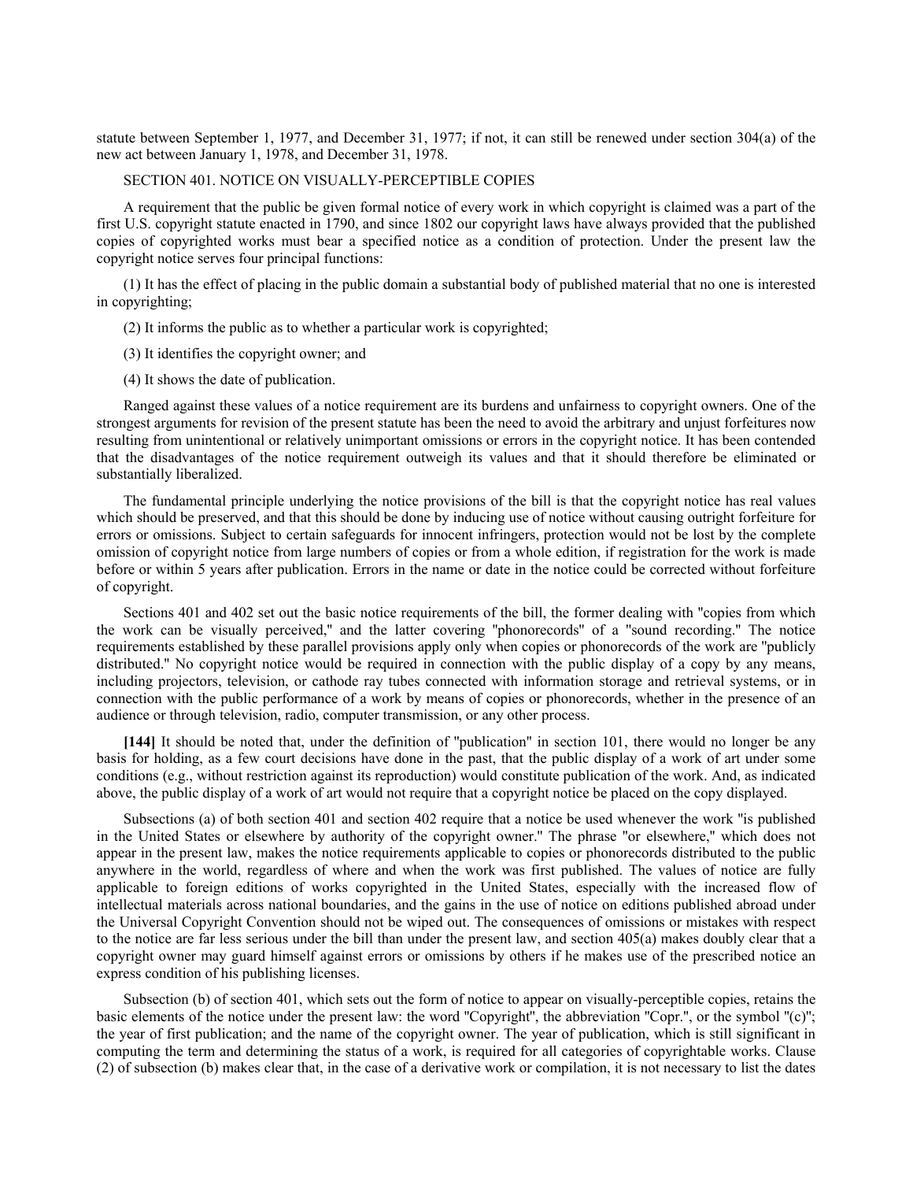statute between September 1, 1977, and December 31, 1977; if not, it can still be renewed under section 304(a) of the new act between January 1, 1978, and December 31, 1978.

SECTION 401. NOTICE ON VISUALLY-PERCEPTIBLE COPIES

A requirement that the public be given formal notice of every work in which copyright is claimed was a part of the first U.S. copyright statute enacted in 1790, and since 1802 our copyright laws have always provided that the published copies of copyrighted works must bear a specified notice as a condition of protection. Under the present law the copyright notice serves four principal functions:

(1) It has the effect of placing in the public domain a substantial body of published material that no one is interested in copyrighting;

(2) It informs the public as to whether a particular work is copyrighted;

(3) It identifies the copyright owner; and

(4) It shows the date of publication.

Ranged against these values of a notice requirement are its burdens and unfairness to copyright owners. One of the strongest arguments for revision of the present statute has been the need to avoid the arbitrary and unjust forfeitures now resulting from unintentional or relatively unimportant omissions or errors in the copyright notice. It has been contended that the disadvantages of the notice requirement outweigh its values and that it should therefore be eliminated or substantially liberalized.

The fundamental principle underlying the notice provisions of the bill is that the copyright notice has real values which should be preserved, and that this should be done by inducing use of notice without causing outright forfeiture for errors or omissions. Subject to certain safeguards for innocent infringers, protection would not be lost by the complete omission of copyright notice from large numbers of copies or from a whole edition, if registration for the work is made before or within 5 years after publication. Errors in the name or date in the notice could be corrected without forfeiture of copyright.

Sections 401 and 402 set out the basic notice requirements of the bill, the former dealing with "copies from which the work can be visually perceived," and the latter covering "phonorecords" of a "sound recording." The notice requirements established by these parallel provisions apply only when copies or phonorecords of the work are "publicly distributed." No copyright notice would be required in connection with the public display of a copy by any means, including projectors, television, or cathode ray tubes connected with information storage and retrieval systems, or in connection with the public performance of a work by means of copies or phonorecords, whether in the presence of an audience or through television, radio, computer transmission, or any other process.

**[144]** It should be noted that, under the definition of "publication" in section 101, there would no longer be any basis for holding, as a few court decisions have done in the past, that the public display of a work of art under some conditions (e.g., without restriction against its reproduction) would constitute publication of the work. And, as indicated above, the public display of a work of art would not require that a copyright notice be placed on the copy displayed.

Subsections (a) of both section 401 and section 402 require that a notice be used whenever the work "is published in the United States or elsewhere by authority of the copyright owner." The phrase "or elsewhere," which does not appear in the present law, makes the notice requirements applicable to copies or phonorecords distributed to the public anywhere in the world, regardless of where and when the work was first published. The values of notice are fully applicable to foreign editions of works copyrighted in the United States, especially with the increased flow of intellectual materials across national boundaries, and the gains in the use of notice on editions published abroad under the Universal Copyright Convention should not be wiped out. The consequences of omissions or mistakes with respect to the notice are far less serious under the bill than under the present law, and section 405(a) makes doubly clear that a copyright owner may guard himself against errors or omissions by others if he makes use of the prescribed notice an express condition of his publishing licenses.

Subsection (b) of section 401, which sets out the form of notice to appear on visually-perceptible copies, retains the basic elements of the notice under the present law: the word "Copyright", the abbreviation "Copr.", or the symbol "(c)"; the year of first publication; and the name of the copyright owner. The year of publication, which is still significant in computing the term and determining the status of a work, is required for all categories of copyrightable works. Clause (2) of subsection (b) makes clear that, in the case of a derivative work or compilation, it is not necessary to list the dates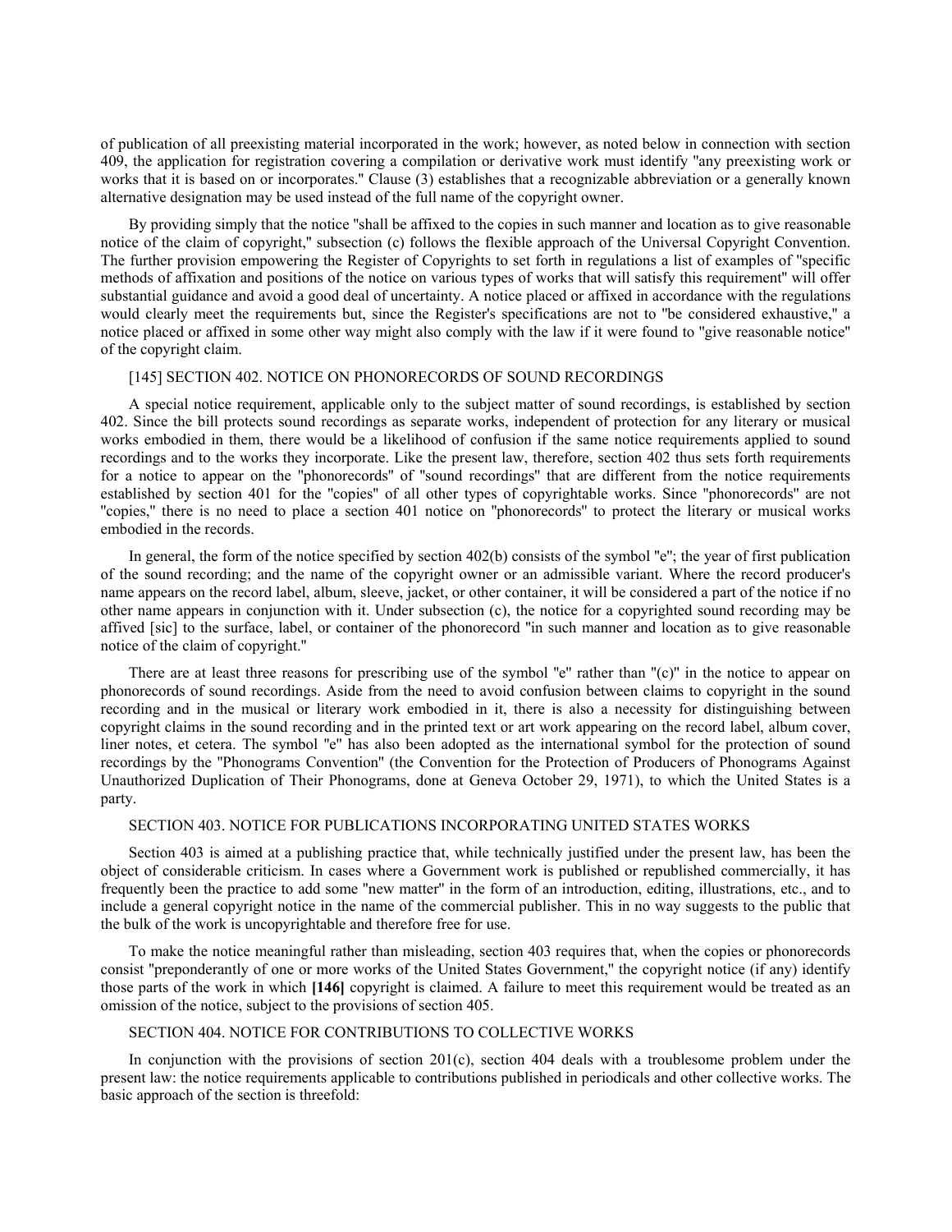of publication of all preexisting material incorporated in the work; however, as noted below in connection with section 409, the application for registration covering a compilation or derivative work must identify "any preexisting work or works that it is based on or incorporates." Clause (3) establishes that a recognizable abbreviation or a generally known alternative designation may be used instead of the full name of the copyright owner.

By providing simply that the notice "shall be affixed to the copies in such manner and location as to give reasonable notice of the claim of copyright," subsection (c) follows the flexible approach of the Universal Copyright Convention. The further provision empowering the Register of Copyrights to set forth in regulations a list of examples of "specific methods of affixation and positions of the notice on various types of works that will satisfy this requirement" will offer substantial guidance and avoid a good deal of uncertainty. A notice placed or affixed in accordance with the regulations would clearly meet the requirements but, since the Register's specifications are not to "be considered exhaustive," a notice placed or affixed in some other way might also comply with the law if it were found to "give reasonable notice" of the copyright claim.

[145] SECTION 402. NOTICE ON PHONORECORDS OF SOUND RECORDINGS

A special notice requirement, applicable only to the subject matter of sound recordings, is established by section 402. Since the bill protects sound recordings as separate works, independent of protection for any literary or musical works embodied in them, there would be a likelihood of confusion if the same notice requirements applied to sound recordings and to the works they incorporate. Like the present law, therefore, section 402 thus sets forth requirements for a notice to appear on the "phonorecords" of "sound recordings" that are different from the notice requirements established by section 401 for the "copies" of all other types of copyrightable works. Since "phonorecords" are not "copies," there is no need to place a section 401 notice on "phonorecords" to protect the literary or musical works embodied in the records.

In general, the form of the notice specified by section 402(b) consists of the symbol "e"; the year of first publication of the sound recording; and the name of the copyright owner or an admissible variant. Where the record producer's name appears on the record label, album, sleeve, jacket, or other container, it will be considered a part of the notice if no other name appears in conjunction with it. Under subsection (c), the notice for a copyrighted sound recording may be affived [sic] to the surface, label, or container of the phonorecord "in such manner and location as to give reasonable notice of the claim of copyright."

There are at least three reasons for prescribing use of the symbol "e" rather than "(c)" in the notice to appear on phonorecords of sound recordings. Aside from the need to avoid confusion between claims to copyright in the sound recording and in the musical or literary work embodied in it, there is also a necessity for distinguishing between copyright claims in the sound recording and in the printed text or art work appearing on the record label, album cover, liner notes, et cetera. The symbol "e" has also been adopted as the international symbol for the protection of sound recordings by the "Phonograms Convention" (the Convention for the Protection of Producers of Phonograms Against Unauthorized Duplication of Their Phonograms, done at Geneva October 29, 1971), to which the United States is a party.

SECTION 403. NOTICE FOR PUBLICATIONS INCORPORATING UNITED STATES WORKS

Section 403 is aimed at a publishing practice that, while technically justified under the present law, has been the object of considerable criticism. In cases where a Government work is published or republished commercially, it has frequently been the practice to add some "new matter" in the form of an introduction, editing, illustrations, etc., and to include a general copyright notice in the name of the commercial publisher. This in no way suggests to the public that the bulk of the work is uncopyrightable and therefore free for use.

To make the notice meaningful rather than misleading, section 403 requires that, when the copies or phonorecords consist "preponderantly of one or more works of the United States Government," the copyright notice (if any) identify those parts of the work in which **[146]** copyright is claimed. A failure to meet this requirement would be treated as an omission of the notice, subject to the provisions of section 405.

SECTION 404. NOTICE FOR CONTRIBUTIONS TO COLLECTIVE WORKS

In conjunction with the provisions of section 201(c), section 404 deals with a troublesome problem under the present law: the notice requirements applicable to contributions published in periodicals and other collective works. The basic approach of the section is threefold: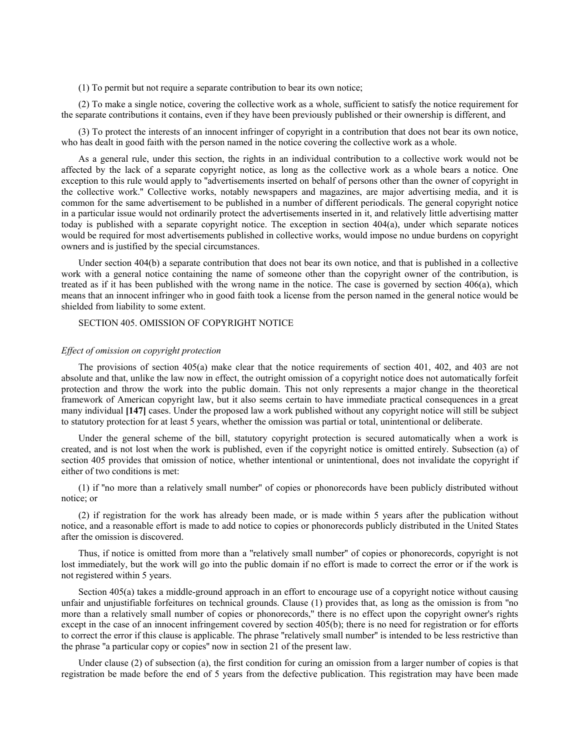(1) To permit but not require a separate contribution to bear its own notice;

(2) To make a single notice, covering the collective work as a whole, sufficient to satisfy the notice requirement for the separate contributions it contains, even if they have been previously published or their ownership is different, and

(3) To protect the interests of an innocent infringer of copyright in a contribution that does not bear its own notice, who has dealt in good faith with the person named in the notice covering the collective work as a whole.

As a general rule, under this section, the rights in an individual contribution to a collective work would not be affected by the lack of a separate copyright notice, as long as the collective work as a whole bears a notice. One exception to this rule would apply to "advertisements inserted on behalf of persons other than the owner of copyright in the collective work." Collective works, notably newspapers and magazines, are major advertising media, and it is common for the same advertisement to be published in a number of different periodicals. The general copyright notice in a particular issue would not ordinarily protect the advertisements inserted in it, and relatively little advertising matter today is published with a separate copyright notice. The exception in section 404(a), under which separate notices would be required for most advertisements published in collective works, would impose no undue burdens on copyright owners and is justified by the special circumstances.

Under section 404(b) a separate contribution that does not bear its own notice, and that is published in a collective work with a general notice containing the name of someone other than the copyright owner of the contribution, is treated as if it has been published with the wrong name in the notice. The case is governed by section 406(a), which means that an innocent infringer who in good faith took a license from the person named in the general notice would be shielded from liability to some extent.

## SECTION 405. OMISSION OF COPYRIGHT NOTICE

*Effect of omission on copyright protection*

The provisions of section 405(a) make clear that the notice requirements of section 401, 402, and 403 are not absolute and that, unlike the law now in effect, the outright omission of a copyright notice does not automatically forfeit protection and throw the work into the public domain. This not only represents a major change in the theoretical framework of American copyright law, but it also seems certain to have immediate practical consequences in a great many individual **[147]** cases. Under the proposed law a work published without any copyright notice will still be subject to statutory protection for at least 5 years, whether the omission was partial or total, unintentional or deliberate.

Under the general scheme of the bill, statutory copyright protection is secured automatically when a work is created, and is not lost when the work is published, even if the copyright notice is omitted entirely. Subsection (a) of section 405 provides that omission of notice, whether intentional or unintentional, does not invalidate the copyright if either of two conditions is met:

(1) if "no more than a relatively small number" of copies or phonorecords have been publicly distributed without notice; or

(2) if registration for the work has already been made, or is made within 5 years after the publication without notice, and a reasonable effort is made to add notice to copies or phonorecords publicly distributed in the United States after the omission is discovered.

Thus, if notice is omitted from more than a "relatively small number" of copies or phonorecords, copyright is not lost immediately, but the work will go into the public domain if no effort is made to correct the error or if the work is not registered within 5 years.

Section 405(a) takes a middle-ground approach in an effort to encourage use of a copyright notice without causing unfair and unjustifiable forfeitures on technical grounds. Clause (1) provides that, as long as the omission is from "no more than a relatively small number of copies or phonorecords," there is no effect upon the copyright owner's rights except in the case of an innocent infringement covered by section 405(b); there is no need for registration or for efforts to correct the error if this clause is applicable. The phrase "relatively small number" is intended to be less restrictive than the phrase "a particular copy or copies" now in section 21 of the present law.

Under clause (2) of subsection (a), the first condition for curing an omission from a larger number of copies is that registration be made before the end of 5 years from the defective publication. This registration may have been made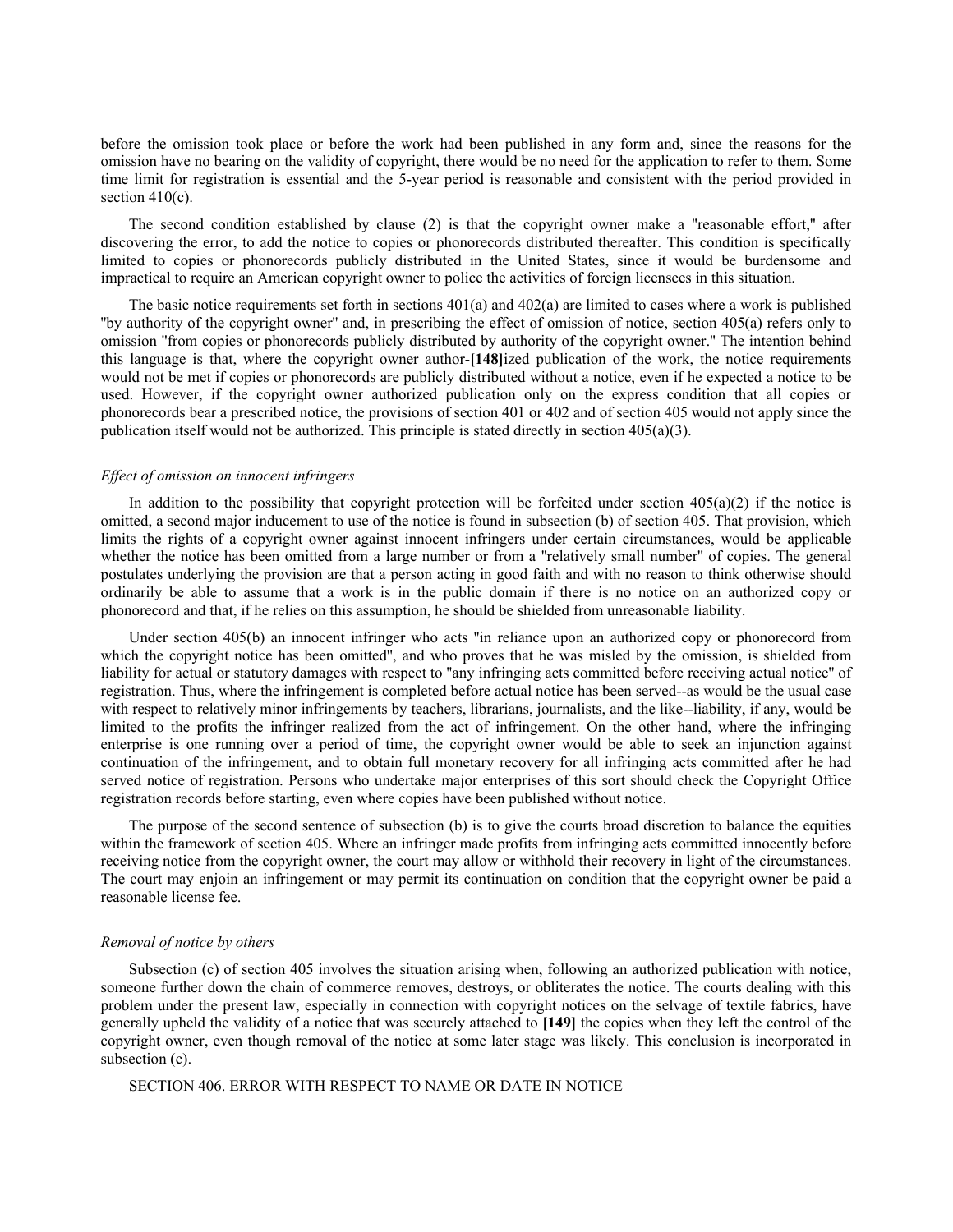before the omission took place or before the work had been published in any form and, since the reasons for the omission have no bearing on the validity of copyright, there would be no need for the application to refer to them. Some time limit for registration is essential and the 5-year period is reasonable and consistent with the period provided in section 410(c).

The second condition established by clause (2) is that the copyright owner make a "reasonable effort," after discovering the error, to add the notice to copies or phonorecords distributed thereafter. This condition is specifically limited to copies or phonorecords publicly distributed in the United States, since it would be burdensome and impractical to require an American copyright owner to police the activities of foreign licensees in this situation.

The basic notice requirements set forth in sections 401(a) and 402(a) are limited to cases where a work is published "by authority of the copyright owner" and, in prescribing the effect of omission of notice, section 405(a) refers only to omission "from copies or phonorecords publicly distributed by authority of the copyright owner." The intention behind this language is that, where the copyright owner author-**[148]**ized publication of the work, the notice requirements would not be met if copies or phonorecords are publicly distributed without a notice, even if he expected a notice to be used. However, if the copyright owner authorized publication only on the express condition that all copies or phonorecords bear a prescribed notice, the provisions of section 401 or 402 and of section 405 would not apply since the publication itself would not be authorized. This principle is stated directly in section 405(a)(3).

*Effect of omission on innocent infringers*

In addition to the possibility that copyright protection will be forfeited under section 405(a)(2) if the notice is omitted, a second major inducement to use of the notice is found in subsection (b) of section 405. That provision, which limits the rights of a copyright owner against innocent infringers under certain circumstances, would be applicable whether the notice has been omitted from a large number or from a "relatively small number" of copies. The general postulates underlying the provision are that a person acting in good faith and with no reason to think otherwise should ordinarily be able to assume that a work is in the public domain if there is no notice on an authorized copy or phonorecord and that, if he relies on this assumption, he should be shielded from unreasonable liability.

Under section 405(b) an innocent infringer who acts "in reliance upon an authorized copy or phonorecord from which the copyright notice has been omitted", and who proves that he was misled by the omission, is shielded from liability for actual or statutory damages with respect to "any infringing acts committed before receiving actual notice" of registration. Thus, where the infringement is completed before actual notice has been served--as would be the usual case with respect to relatively minor infringements by teachers, librarians, journalists, and the like--liability, if any, would be limited to the profits the infringer realized from the act of infringement. On the other hand, where the infringing enterprise is one running over a period of time, the copyright owner would be able to seek an injunction against continuation of the infringement, and to obtain full monetary recovery for all infringing acts committed after he had served notice of registration. Persons who undertake major enterprises of this sort should check the Copyright Office registration records before starting, even where copies have been published without notice.

The purpose of the second sentence of subsection (b) is to give the courts broad discretion to balance the equities within the framework of section 405. Where an infringer made profits from infringing acts committed innocently before receiving notice from the copyright owner, the court may allow or withhold their recovery in light of the circumstances. The court may enjoin an infringement or may permit its continuation on condition that the copyright owner be paid a reasonable license fee.

*Removal of notice by others*

Subsection (c) of section 405 involves the situation arising when, following an authorized publication with notice, someone further down the chain of commerce removes, destroys, or obliterates the notice. The courts dealing with this problem under the present law, especially in connection with copyright notices on the selvage of textile fabrics, have generally upheld the validity of a notice that was securely attached to **[149]** the copies when they left the control of the copyright owner, even though removal of the notice at some later stage was likely. This conclusion is incorporated in subsection (c).

SECTION 406. ERROR WITH RESPECT TO NAME OR DATE IN NOTICE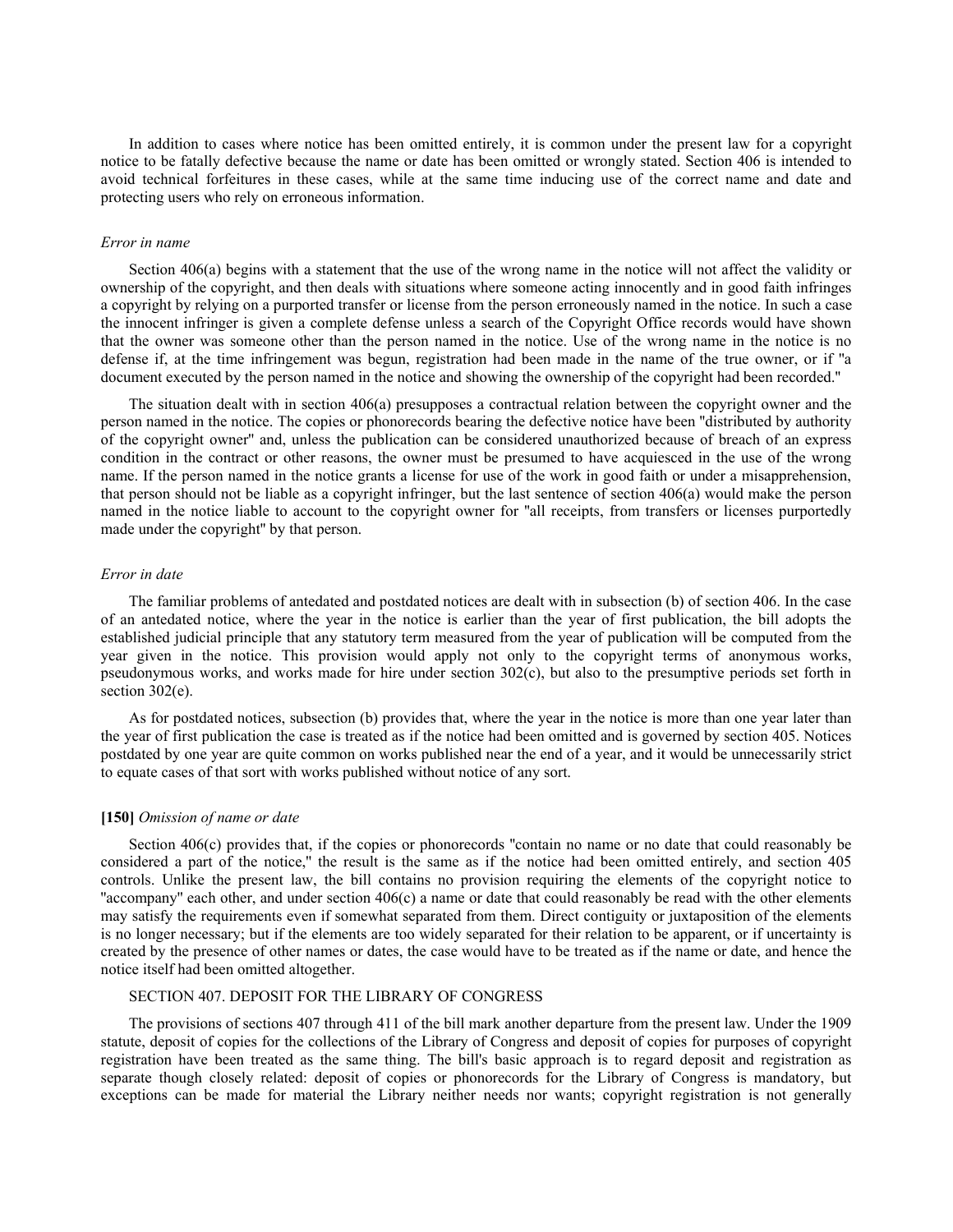In addition to cases where notice has been omitted entirely, it is common under the present law for a copyright notice to be fatally defective because the name or date has been omitted or wrongly stated. Section 406 is intended to avoid technical forfeitures in these cases, while at the same time inducing use of the correct name and date and protecting users who rely on erroneous information.

*Error in name*

Section 406(a) begins with a statement that the use of the wrong name in the notice will not affect the validity or ownership of the copyright, and then deals with situations where someone acting innocently and in good faith infringes a copyright by relying on a purported transfer or license from the person erroneously named in the notice. In such a case the innocent infringer is given a complete defense unless a search of the Copyright Office records would have shown that the owner was someone other than the person named in the notice. Use of the wrong name in the notice is no defense if, at the time infringement was begun, registration had been made in the name of the true owner, or if "a document executed by the person named in the notice and showing the ownership of the copyright had been recorded."

The situation dealt with in section 406(a) presupposes a contractual relation between the copyright owner and the person named in the notice. The copies or phonorecords bearing the defective notice have been "distributed by authority of the copyright owner" and, unless the publication can be considered unauthorized because of breach of an express condition in the contract or other reasons, the owner must be presumed to have acquiesced in the use of the wrong name. If the person named in the notice grants a license for use of the work in good faith or under a misapprehension, that person should not be liable as a copyright infringer, but the last sentence of section 406(a) would make the person named in the notice liable to account to the copyright owner for "all receipts, from transfers or licenses purportedly made under the copyright" by that person.

*Error in date*

The familiar problems of antedated and postdated notices are dealt with in subsection (b) of section 406. In the case of an antedated notice, where the year in the notice is earlier than the year of first publication, the bill adopts the established judicial principle that any statutory term measured from the year of publication will be computed from the year given in the notice. This provision would apply not only to the copyright terms of anonymous works, pseudonymous works, and works made for hire under section 302(c), but also to the presumptive periods set forth in section 302(e).

As for postdated notices, subsection (b) provides that, where the year in the notice is more than one year later than the year of first publication the case is treated as if the notice had been omitted and is governed by section 405. Notices postdated by one year are quite common on works published near the end of a year, and it would be unnecessarily strict to equate cases of that sort with works published without notice of any sort.

**[150]** *Omission of name or date*

Section 406(c) provides that, if the copies or phonorecords "contain no name or no date that could reasonably be considered a part of the notice," the result is the same as if the notice had been omitted entirely, and section 405 controls. Unlike the present law, the bill contains no provision requiring the elements of the copyright notice to "accompany" each other, and under section 406(c) a name or date that could reasonably be read with the other elements may satisfy the requirements even if somewhat separated from them. Direct contiguity or juxtaposition of the elements is no longer necessary; but if the elements are too widely separated for their relation to be apparent, or if uncertainty is created by the presence of other names or dates, the case would have to be treated as if the name or date, and hence the notice itself had been omitted altogether.

SECTION 407. DEPOSIT FOR THE LIBRARY OF CONGRESS

The provisions of sections 407 through 411 of the bill mark another departure from the present law. Under the 1909 statute, deposit of copies for the collections of the Library of Congress and deposit of copies for purposes of copyright registration have been treated as the same thing. The bill's basic approach is to regard deposit and registration as separate though closely related: deposit of copies or phonorecords for the Library of Congress is mandatory, but exceptions can be made for material the Library neither needs nor wants; copyright registration is not generally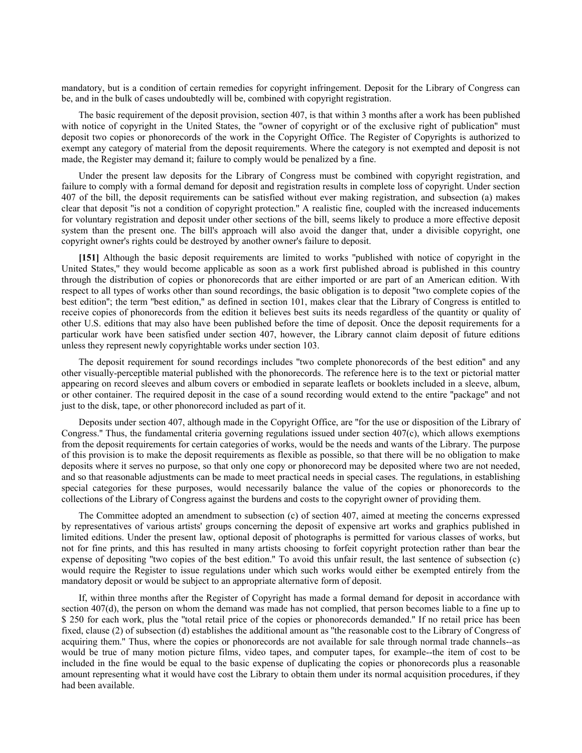mandatory, but is a condition of certain remedies for copyright infringement. Deposit for the Library of Congress can be, and in the bulk of cases undoubtedly will be, combined with copyright registration.

The basic requirement of the deposit provision, section 407, is that within 3 months after a work has been published with notice of copyright in the United States, the "owner of copyright or of the exclusive right of publication" must deposit two copies or phonorecords of the work in the Copyright Office. The Register of Copyrights is authorized to exempt any category of material from the deposit requirements. Where the category is not exempted and deposit is not made, the Register may demand it; failure to comply would be penalized by a fine.

Under the present law deposits for the Library of Congress must be combined with copyright registration, and failure to comply with a formal demand for deposit and registration results in complete loss of copyright. Under section 407 of the bill, the deposit requirements can be satisfied without ever making registration, and subsection (a) makes clear that deposit "is not a condition of copyright protection." A realistic fine, coupled with the increased inducements for voluntary registration and deposit under other sections of the bill, seems likely to produce a more effective deposit system than the present one. The bill's approach will also avoid the danger that, under a divisible copyright, one copyright owner's rights could be destroyed by another owner's failure to deposit.

**[151]** Although the basic deposit requirements are limited to works "published with notice of copyright in the United States," they would become applicable as soon as a work first published abroad is published in this country through the distribution of copies or phonorecords that are either imported or are part of an American edition. With respect to all types of works other than sound recordings, the basic obligation is to deposit "two complete copies of the best edition"; the term "best edition," as defined in section 101, makes clear that the Library of Congress is entitled to receive copies of phonorecords from the edition it believes best suits its needs regardless of the quantity or quality of other U.S. editions that may also have been published before the time of deposit. Once the deposit requirements for a particular work have been satisfied under section 407, however, the Library cannot claim deposit of future editions unless they represent newly copyrightable works under section 103.

The deposit requirement for sound recordings includes "two complete phonorecords of the best edition" and any other visually-perceptible material published with the phonorecords. The reference here is to the text or pictorial matter appearing on record sleeves and album covers or embodied in separate leaflets or booklets included in a sleeve, album, or other container. The required deposit in the case of a sound recording would extend to the entire "package" and not just to the disk, tape, or other phonorecord included as part of it.

Deposits under section 407, although made in the Copyright Office, are "for the use or disposition of the Library of Congress." Thus, the fundamental criteria governing regulations issued under section 407(c), which allows exemptions from the deposit requirements for certain categories of works, would be the needs and wants of the Library. The purpose of this provision is to make the deposit requirements as flexible as possible, so that there will be no obligation to make deposits where it serves no purpose, so that only one copy or phonorecord may be deposited where two are not needed, and so that reasonable adjustments can be made to meet practical needs in special cases. The regulations, in establishing special categories for these purposes, would necessarily balance the value of the copies or phonorecords to the collections of the Library of Congress against the burdens and costs to the copyright owner of providing them.

The Committee adopted an amendment to subsection (c) of section 407, aimed at meeting the concerns expressed by representatives of various artists' groups concerning the deposit of expensive art works and graphics published in limited editions. Under the present law, optional deposit of photographs is permitted for various classes of works, but not for fine prints, and this has resulted in many artists choosing to forfeit copyright protection rather than bear the expense of depositing "two copies of the best edition." To avoid this unfair result, the last sentence of subsection (c) would require the Register to issue regulations under which such works would either be exempted entirely from the mandatory deposit or would be subject to an appropriate alternative form of deposit.

If, within three months after the Register of Copyright has made a formal demand for deposit in accordance with section 407(d), the person on whom the demand was made has not complied, that person becomes liable to a fine up to $ 250 for each work, plus the "total retail price of the copies or phonorecords demanded." If no retail price has been fixed, clause (2) of subsection (d) establishes the additional amount as "the reasonable cost to the Library of Congress of acquiring them." Thus, where the copies or phonorecords are not available for sale through normal trade channels--as would be true of many motion picture films, video tapes, and computer tapes, for example--the item of cost to be included in the fine would be equal to the basic expense of duplicating the copies or phonorecords plus a reasonable amount representing what it would have cost the Library to obtain them under its normal acquisition procedures, if they had been available.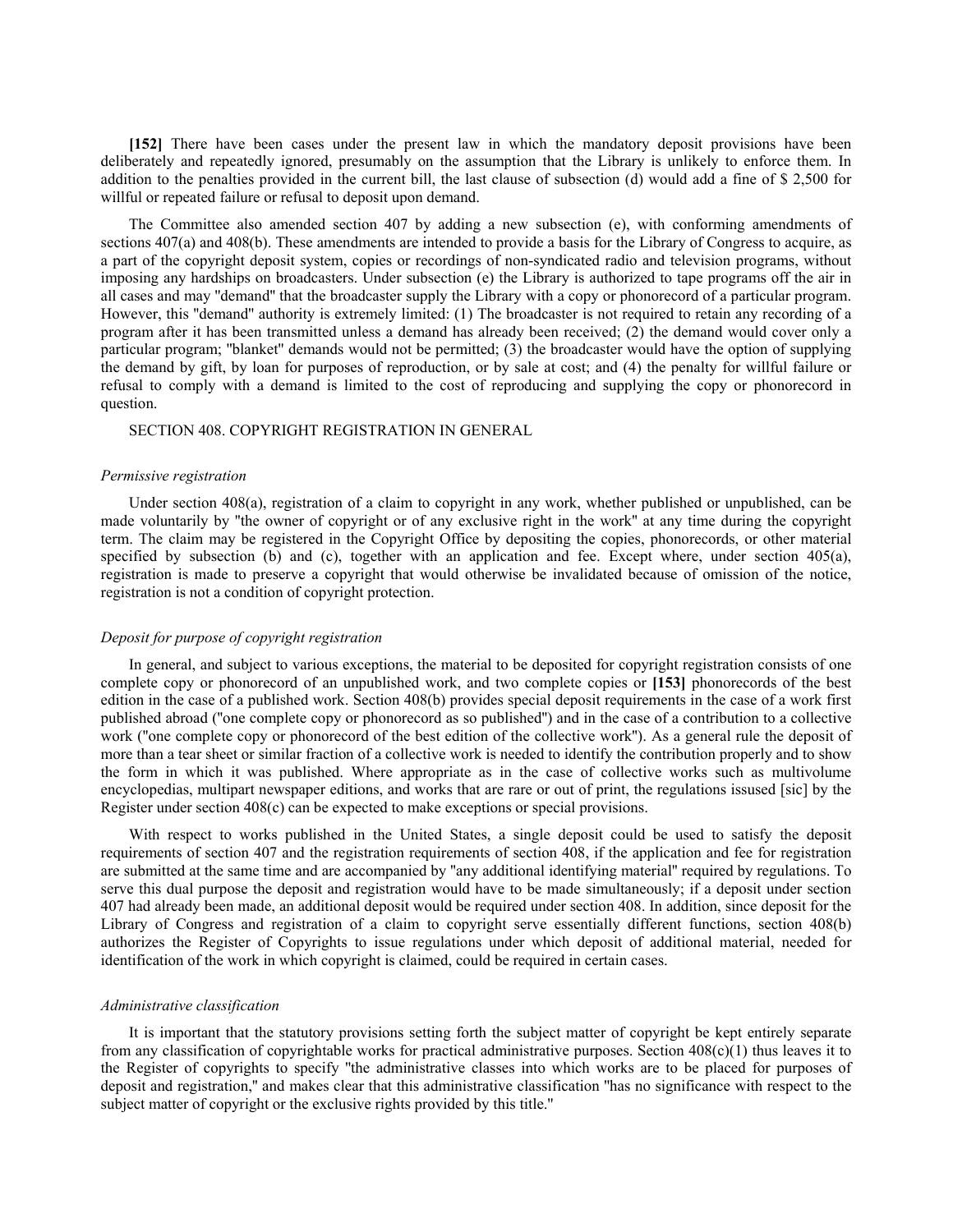**[152]** There have been cases under the present law in which the mandatory deposit provisions have been deliberately and repeatedly ignored, presumably on the assumption that the Library is unlikely to enforce them. In addition to the penalties provided in the current bill, the last clause of subsection (d) would add a fine of $ 2,500 for willful or repeated failure or refusal to deposit upon demand.

The Committee also amended section 407 by adding a new subsection (e), with conforming amendments of sections 407(a) and 408(b). These amendments are intended to provide a basis for the Library of Congress to acquire, as a part of the copyright deposit system, copies or recordings of non-syndicated radio and television programs, without imposing any hardships on broadcasters. Under subsection (e) the Library is authorized to tape programs off the air in all cases and may "demand" that the broadcaster supply the Library with a copy or phonorecord of a particular program. However, this "demand" authority is extremely limited: (1) The broadcaster is not required to retain any recording of a program after it has been transmitted unless a demand has already been received; (2) the demand would cover only a particular program; "blanket" demands would not be permitted; (3) the broadcaster would have the option of supplying the demand by gift, by loan for purposes of reproduction, or by sale at cost; and (4) the penalty for willful failure or refusal to comply with a demand is limited to the cost of reproducing and supplying the copy or phonorecord in question.

SECTION 408. COPYRIGHT REGISTRATION IN GENERAL

*Permissive registration*

Under section 408(a), registration of a claim to copyright in any work, whether published or unpublished, can be made voluntarily by "the owner of copyright or of any exclusive right in the work" at any time during the copyright term. The claim may be registered in the Copyright Office by depositing the copies, phonorecords, or other material specified by subsection (b) and (c), together with an application and fee. Except where, under section 405(a), registration is made to preserve a copyright that would otherwise be invalidated because of omission of the notice, registration is not a condition of copyright protection.

*Deposit for purpose of copyright registration*

In general, and subject to various exceptions, the material to be deposited for copyright registration consists of one complete copy or phonorecord of an unpublished work, and two complete copies or **[153]** phonorecords of the best edition in the case of a published work. Section 408(b) provides special deposit requirements in the case of a work first published abroad ("one complete copy or phonorecord as so published") and in the case of a contribution to a collective work ("one complete copy or phonorecord of the best edition of the collective work"). As a general rule the deposit of more than a tear sheet or similar fraction of a collective work is needed to identify the contribution properly and to show the form in which it was published. Where appropriate as in the case of collective works such as multivolume encyclopedias, multipart newspaper editions, and works that are rare or out of print, the regulations issued [sic] by the Register under section 408(c) can be expected to make exceptions or special provisions.

With respect to works published in the United States, a single deposit could be used to satisfy the deposit requirements of section 407 and the registration requirements of section 408, if the application and fee for registration are submitted at the same time and are accompanied by "any additional identifying material" required by regulations. To serve this dual purpose the deposit and registration would have to be made simultaneously; if a deposit under section 407 had already been made, an additional deposit would be required under section 408. In addition, since deposit for the Library of Congress and registration of a claim to copyright serve essentially different functions, section 408(b) authorizes the Register of Copyrights to issue regulations under which deposit of additional material, needed for identification of the work in which copyright is claimed, could be required in certain cases.

*Administrative classification*

It is important that the statutory provisions setting forth the subject matter of copyright be kept entirely separate from any classification of copyrightable works for practical administrative purposes. Section 408(c)(1) thus leaves it to the Register of copyrights to specify "the administrative classes into which works are to be placed for purposes of deposit and registration," and makes clear that this administrative classification "has no significance with respect to the subject matter of copyright or the exclusive rights provided by this title."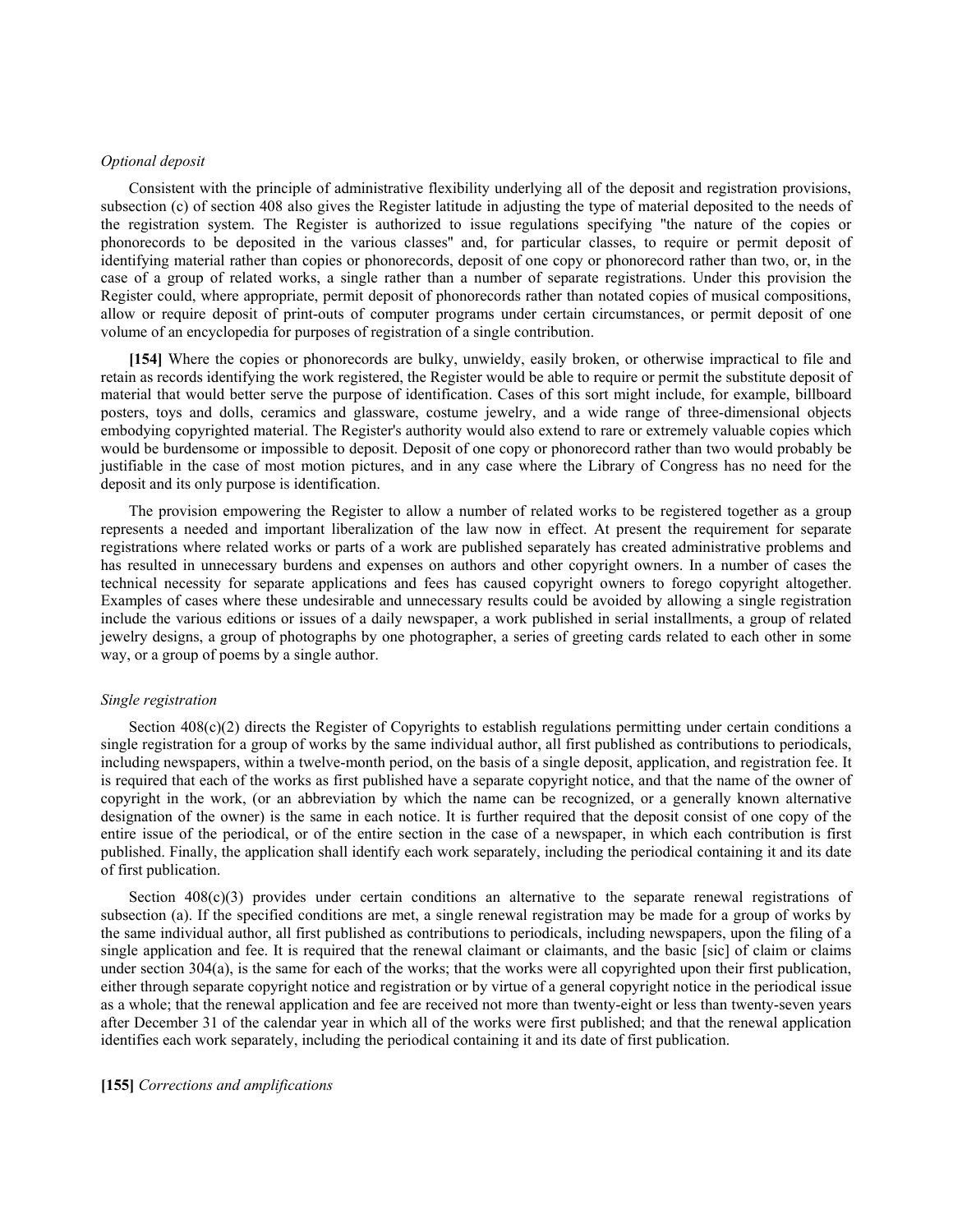*Optional deposit*

Consistent with the principle of administrative flexibility underlying all of the deposit and registration provisions, subsection (c) of section 408 also gives the Register latitude in adjusting the type of material deposited to the needs of the registration system. The Register is authorized to issue regulations specifying "the nature of the copies or phonorecords to be deposited in the various classes" and, for particular classes, to require or permit deposit of identifying material rather than copies or phonorecords, deposit of one copy or phonorecord rather than two, or, in the case of a group of related works, a single rather than a number of separate registrations. Under this provision the Register could, where appropriate, permit deposit of phonorecords rather than notated copies of musical compositions, allow or require deposit of print-outs of computer programs under certain circumstances, or permit deposit of one volume of an encyclopedia for purposes of registration of a single contribution.

**[154]** Where the copies or phonorecords are bulky, unwieldy, easily broken, or otherwise impractical to file and retain as records identifying the work registered, the Register would be able to require or permit the substitute deposit of material that would better serve the purpose of identification. Cases of this sort might include, for example, billboard posters, toys and dolls, ceramics and glassware, costume jewelry, and a wide range of three-dimensional objects embodying copyrighted material. The Register's authority would also extend to rare or extremely valuable copies which would be burdensome or impossible to deposit. Deposit of one copy or phonorecord rather than two would probably be justifiable in the case of most motion pictures, and in any case where the Library of Congress has no need for the deposit and its only purpose is identification.

The provision empowering the Register to allow a number of related works to be registered together as a group represents a needed and important liberalization of the law now in effect. At present the requirement for separate registrations where related works or parts of a work are published separately has created administrative problems and has resulted in unnecessary burdens and expenses on authors and other copyright owners. In a number of cases the technical necessity for separate applications and fees has caused copyright owners to forego copyright altogether. Examples of cases where these undesirable and unnecessary results could be avoided by allowing a single registration include the various editions or issues of a daily newspaper, a work published in serial installments, a group of related jewelry designs, a group of photographs by one photographer, a series of greeting cards related to each other in some way, or a group of poems by a single author.

*Single registration*

Section 408(c)(2) directs the Register of Copyrights to establish regulations permitting under certain conditions a single registration for a group of works by the same individual author, all first published as contributions to periodicals, including newspapers, within a twelve-month period, on the basis of a single deposit, application, and registration fee. It is required that each of the works as first published have a separate copyright notice, and that the name of the owner of copyright in the work, (or an abbreviation by which the name can be recognized, or a generally known alternative designation of the owner) is the same in each notice. It is further required that the deposit consist of one copy of the entire issue of the periodical, or of the entire section in the case of a newspaper, in which each contribution is first published. Finally, the application shall identify each work separately, including the periodical containing it and its date of first publication.

Section 408(c)(3) provides under certain conditions an alternative to the separate renewal registrations of subsection (a). If the specified conditions are met, a single renewal registration may be made for a group of works by the same individual author, all first published as contributions to periodicals, including newspapers, upon the filing of a single application and fee. It is required that the renewal claimant or claimants, and the basic [sic] of claim or claims under section 304(a), is the same for each of the works; that the works were all copyrighted upon their first publication, either through separate copyright notice and registration or by virtue of a general copyright notice in the periodical issue as a whole; that the renewal application and fee are received not more than twenty-eight or less than twenty-seven years after December 31 of the calendar year in which all of the works were first published; and that the renewal application identifies each work separately, including the periodical containing it and its date of first publication.

**[155]** *Corrections and amplifications*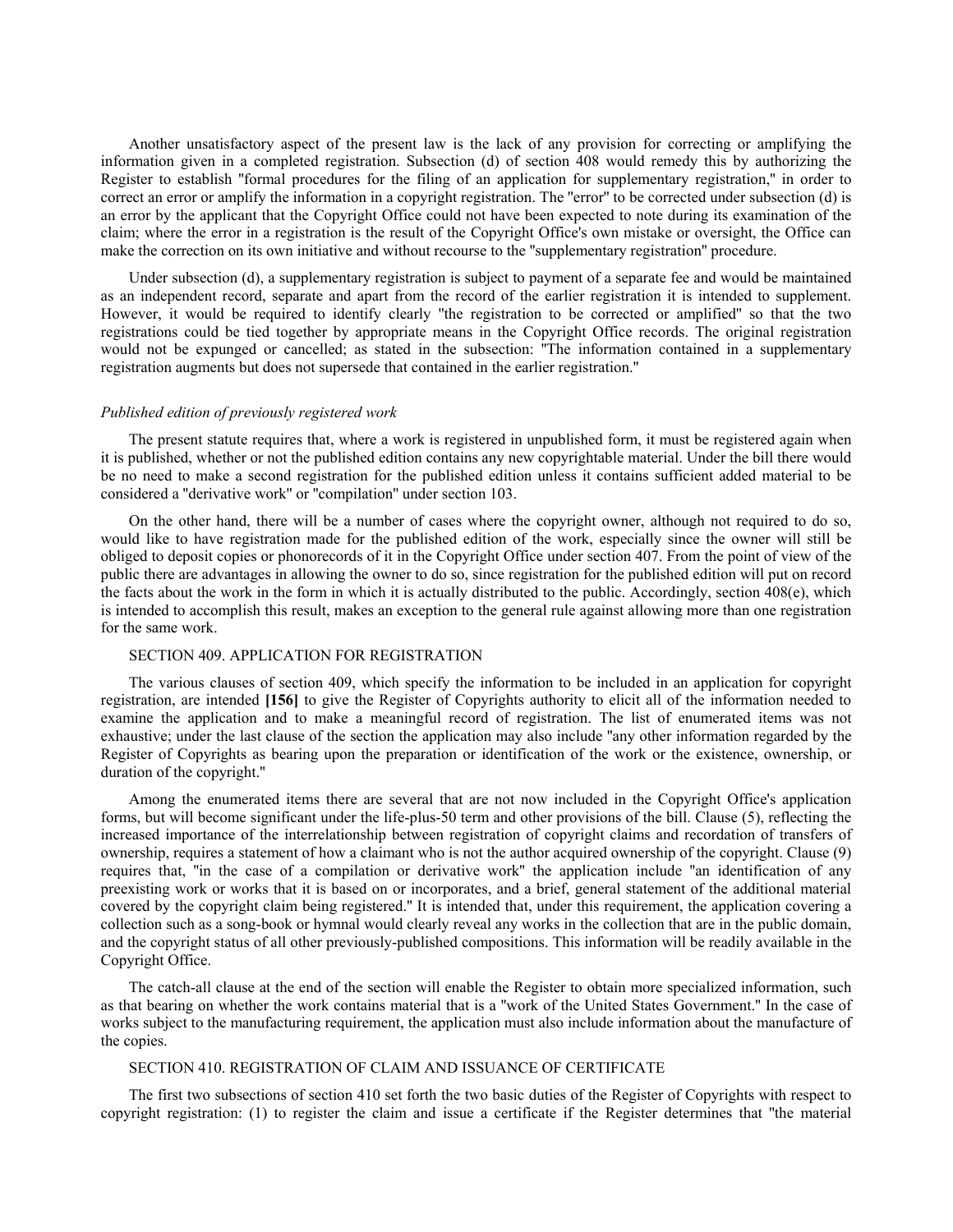Another unsatisfactory aspect of the present law is the lack of any provision for correcting or amplifying the information given in a completed registration. Subsection (d) of section 408 would remedy this by authorizing the Register to establish "formal procedures for the filing of an application for supplementary registration," in order to correct an error or amplify the information in a copyright registration. The "error" to be corrected under subsection (d) is an error by the applicant that the Copyright Office could not have been expected to note during its examination of the claim; where the error in a registration is the result of the Copyright Office's own mistake or oversight, the Office can make the correction on its own initiative and without recourse to the "supplementary registration" procedure.

Under subsection (d), a supplementary registration is subject to payment of a separate fee and would be maintained as an independent record, separate and apart from the record of the earlier registration it is intended to supplement. However, it would be required to identify clearly "the registration to be corrected or amplified" so that the two registrations could be tied together by appropriate means in the Copyright Office records. The original registration would not be expunged or cancelled; as stated in the subsection: "The information contained in a supplementary registration augments but does not supersede that contained in the earlier registration."

*Published edition of previously registered work*

The present statute requires that, where a work is registered in unpublished form, it must be registered again when it is published, whether or not the published edition contains any new copyrightable material. Under the bill there would be no need to make a second registration for the published edition unless it contains sufficient added material to be considered a "derivative work" or "compilation" under section 103.

On the other hand, there will be a number of cases where the copyright owner, although not required to do so, would like to have registration made for the published edition of the work, especially since the owner will still be obliged to deposit copies or phonorecords of it in the Copyright Office under section 407. From the point of view of the public there are advantages in allowing the owner to do so, since registration for the published edition will put on record the facts about the work in the form in which it is actually distributed to the public. Accordingly, section 408(e), which is intended to accomplish this result, makes an exception to the general rule against allowing more than one registration for the same work.

SECTION 409. APPLICATION FOR REGISTRATION

The various clauses of section 409, which specify the information to be included in an application for copyright registration, are intended **[156]** to give the Register of Copyrights authority to elicit all of the information needed to examine the application and to make a meaningful record of registration. The list of enumerated items was not exhaustive; under the last clause of the section the application may also include "any other information regarded by the Register of Copyrights as bearing upon the preparation or identification of the work or the existence, ownership, or duration of the copyright."

Among the enumerated items there are several that are not now included in the Copyright Office's application forms, but will become significant under the life-plus-50 term and other provisions of the bill. Clause (5), reflecting the increased importance of the interrelationship between registration of copyright claims and recordation of transfers of ownership, requires a statement of how a claimant who is not the author acquired ownership of the copyright. Clause (9) requires that, "in the case of a compilation or derivative work" the application include "an identification of any preexisting work or works that it is based on or incorporates, and a brief, general statement of the additional material covered by the copyright claim being registered." It is intended that, under this requirement, the application covering a collection such as a song-book or hymnal would clearly reveal any works in the collection that are in the public domain, and the copyright status of all other previously-published compositions. This information will be readily available in the Copyright Office.

The catch-all clause at the end of the section will enable the Register to obtain more specialized information, such as that bearing on whether the work contains material that is a "work of the United States Government." In the case of works subject to the manufacturing requirement, the application must also include information about the manufacture of the copies.

SECTION 410. REGISTRATION OF CLAIM AND ISSUANCE OF CERTIFICATE

The first two subsections of section 410 set forth the two basic duties of the Register of Copyrights with respect to copyright registration: (1) to register the claim and issue a certificate if the Register determines that "the material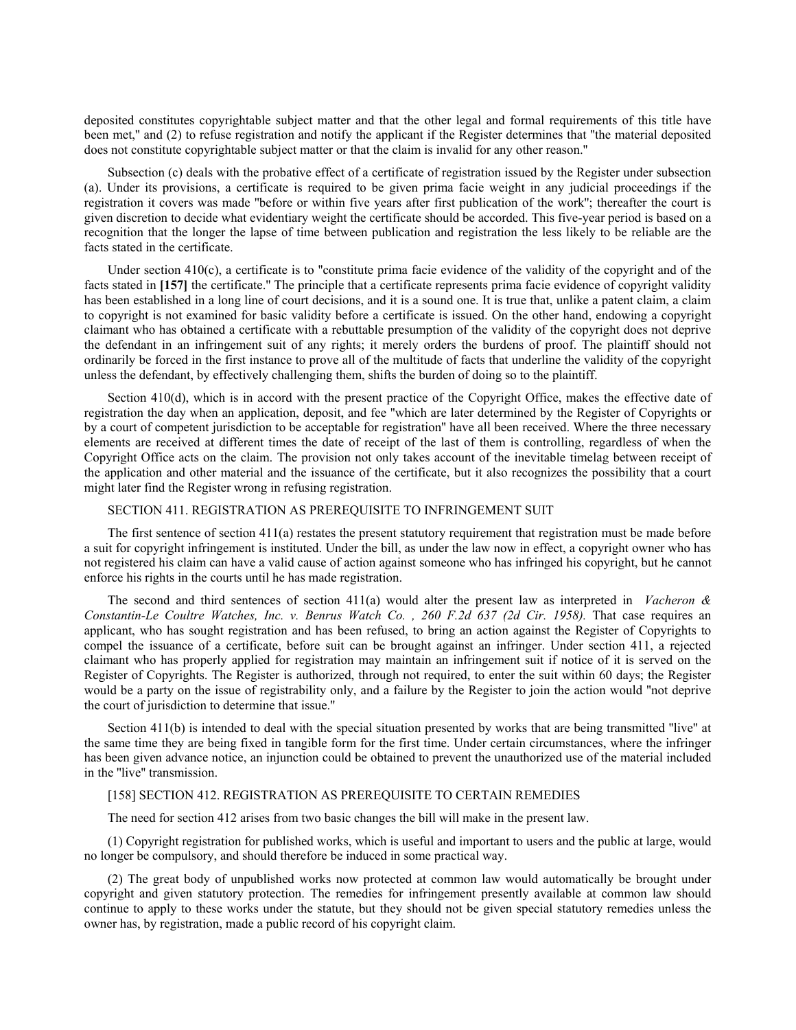deposited constitutes copyrightable subject matter and that the other legal and formal requirements of this title have been met," and (2) to refuse registration and notify the applicant if the Register determines that "the material deposited does not constitute copyrightable subject matter or that the claim is invalid for any other reason."

Subsection (c) deals with the probative effect of a certificate of registration issued by the Register under subsection (a). Under its provisions, a certificate is required to be given prima facie weight in any judicial proceedings if the registration it covers was made "before or within five years after first publication of the work"; thereafter the court is given discretion to decide what evidentiary weight the certificate should be accorded. This five-year period is based on a recognition that the longer the lapse of time between publication and registration the less likely to be reliable are the facts stated in the certificate.

Under section 410(c), a certificate is to "constitute prima facie evidence of the validity of the copyright and of the facts stated in **[157]** the certificate." The principle that a certificate represents prima facie evidence of copyright validity has been established in a long line of court decisions, and it is a sound one. It is true that, unlike a patent claim, a claim to copyright is not examined for basic validity before a certificate is issued. On the other hand, endowing a copyright claimant who has obtained a certificate with a rebuttable presumption of the validity of the copyright does not deprive the defendant in an infringement suit of any rights; it merely orders the burdens of proof. The plaintiff should not ordinarily be forced in the first instance to prove all of the multitude of facts that underline the validity of the copyright unless the defendant, by effectively challenging them, shifts the burden of doing so to the plaintiff.

Section 410(d), which is in accord with the present practice of the Copyright Office, makes the effective date of registration the day when an application, deposit, and fee "which are later determined by the Register of Copyrights or by a court of competent jurisdiction to be acceptable for registration" have all been received. Where the three necessary elements are received at different times the date of receipt of the last of them is controlling, regardless of when the Copyright Office acts on the claim. The provision not only takes account of the inevitable timelag between receipt of the application and other material and the issuance of the certificate, but it also recognizes the possibility that a court might later find the Register wrong in refusing registration.

SECTION 411. REGISTRATION AS PREREQUISITE TO INFRINGEMENT SUIT

The first sentence of section 411(a) restates the present statutory requirement that registration must be made before a suit for copyright infringement is instituted. Under the bill, as under the law now in effect, a copyright owner who has not registered his claim can have a valid cause of action against someone who has infringed his copyright, but he cannot enforce his rights in the courts until he has made registration.

The second and third sentences of section 411(a) would alter the present law as interpreted in *Vacheron & Constantin-Le Coultre Watches, Inc. v. Benrus Watch Co. , 260 F.2d 637 (2d Cir. 1958).* That case requires an applicant, who has sought registration and has been refused, to bring an action against the Register of Copyrights to compel the issuance of a certificate, before suit can be brought against an infringer. Under section 411, a rejected claimant who has properly applied for registration may maintain an infringement suit if notice of it is served on the Register of Copyrights. The Register is authorized, through not required, to enter the suit within 60 days; the Register would be a party on the issue of registrability only, and a failure by the Register to join the action would "not deprive the court of jurisdiction to determine that issue."

Section 411(b) is intended to deal with the special situation presented by works that are being transmitted "live" at the same time they are being fixed in tangible form for the first time. Under certain circumstances, where the infringer has been given advance notice, an injunction could be obtained to prevent the unauthorized use of the material included in the "live" transmission.

[158] SECTION 412. REGISTRATION AS PREREQUISITE TO CERTAIN REMEDIES

The need for section 412 arises from two basic changes the bill will make in the present law.

(1) Copyright registration for published works, which is useful and important to users and the public at large, would no longer be compulsory, and should therefore be induced in some practical way.

(2) The great body of unpublished works now protected at common law would automatically be brought under copyright and given statutory protection. The remedies for infringement presently available at common law should continue to apply to these works under the statute, but they should not be given special statutory remedies unless the owner has, by registration, made a public record of his copyright claim.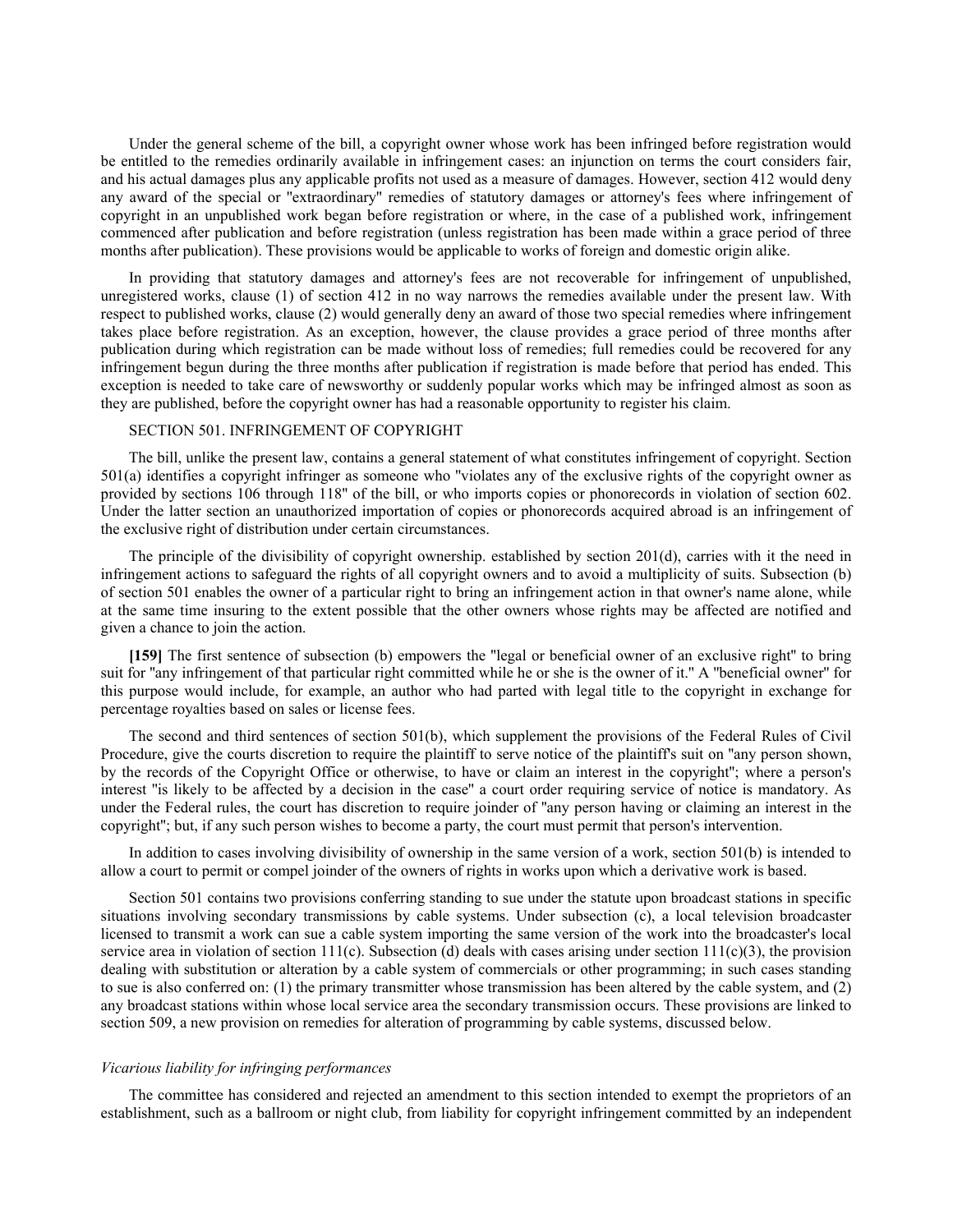Under the general scheme of the bill, a copyright owner whose work has been infringed before registration would be entitled to the remedies ordinarily available in infringement cases: an injunction on terms the court considers fair, and his actual damages plus any applicable profits not used as a measure of damages. However, section 412 would deny any award of the special or "extraordinary" remedies of statutory damages or attorney's fees where infringement of copyright in an unpublished work began before registration or where, in the case of a published work, infringement commenced after publication and before registration (unless registration has been made within a grace period of three months after publication). These provisions would be applicable to works of foreign and domestic origin alike.

In providing that statutory damages and attorney's fees are not recoverable for infringement of unpublished, unregistered works, clause (1) of section 412 in no way narrows the remedies available under the present law. With respect to published works, clause (2) would generally deny an award of those two special remedies where infringement takes place before registration. As an exception, however, the clause provides a grace period of three months after publication during which registration can be made without loss of remedies; full remedies could be recovered for any infringement begun during the three months after publication if registration is made before that period has ended. This exception is needed to take care of newsworthy or suddenly popular works which may be infringed almost as soon as they are published, before the copyright owner has had a reasonable opportunity to register his claim.

SECTION 501. INFRINGEMENT OF COPYRIGHT

The bill, unlike the present law, contains a general statement of what constitutes infringement of copyright. Section 501(a) identifies a copyright infringer as someone who "violates any of the exclusive rights of the copyright owner as provided by sections 106 through 118" of the bill, or who imports copies or phonorecords in violation of section 602. Under the latter section an unauthorized importation of copies or phonorecords acquired abroad is an infringement of the exclusive right of distribution under certain circumstances.

The principle of the divisibility of copyright ownership. established by section 201(d), carries with it the need in infringement actions to safeguard the rights of all copyright owners and to avoid a multiplicity of suits. Subsection (b) of section 501 enables the owner of a particular right to bring an infringement action in that owner's name alone, while at the same time insuring to the extent possible that the other owners whose rights may be affected are notified and given a chance to join the action.

**[159]** The first sentence of subsection (b) empowers the "legal or beneficial owner of an exclusive right" to bring suit for "any infringement of that particular right committed while he or she is the owner of it." A "beneficial owner" for this purpose would include, for example, an author who had parted with legal title to the copyright in exchange for percentage royalties based on sales or license fees.

The second and third sentences of section 501(b), which supplement the provisions of the Federal Rules of Civil Procedure, give the courts discretion to require the plaintiff to serve notice of the plaintiff's suit on "any person shown, by the records of the Copyright Office or otherwise, to have or claim an interest in the copyright"; where a person's interest "is likely to be affected by a decision in the case" a court order requiring service of notice is mandatory. As under the Federal rules, the court has discretion to require joinder of "any person having or claiming an interest in the copyright"; but, if any such person wishes to become a party, the court must permit that person's intervention.

In addition to cases involving divisibility of ownership in the same version of a work, section 501(b) is intended to allow a court to permit or compel joinder of the owners of rights in works upon which a derivative work is based.

Section 501 contains two provisions conferring standing to sue under the statute upon broadcast stations in specific situations involving secondary transmissions by cable systems. Under subsection (c), a local television broadcaster licensed to transmit a work can sue a cable system importing the same version of the work into the broadcaster's local service area in violation of section 111(c). Subsection (d) deals with cases arising under section 111(c)(3), the provision dealing with substitution or alteration by a cable system of commercials or other programming; in such cases standing to sue is also conferred on: (1) the primary transmitter whose transmission has been altered by the cable system, and (2) any broadcast stations within whose local service area the secondary transmission occurs. These provisions are linked to section 509, a new provision on remedies for alteration of programming by cable systems, discussed below.

*Vicarious liability for infringing performances*

The committee has considered and rejected an amendment to this section intended to exempt the proprietors of an establishment, such as a ballroom or night club, from liability for copyright infringement committed by an independent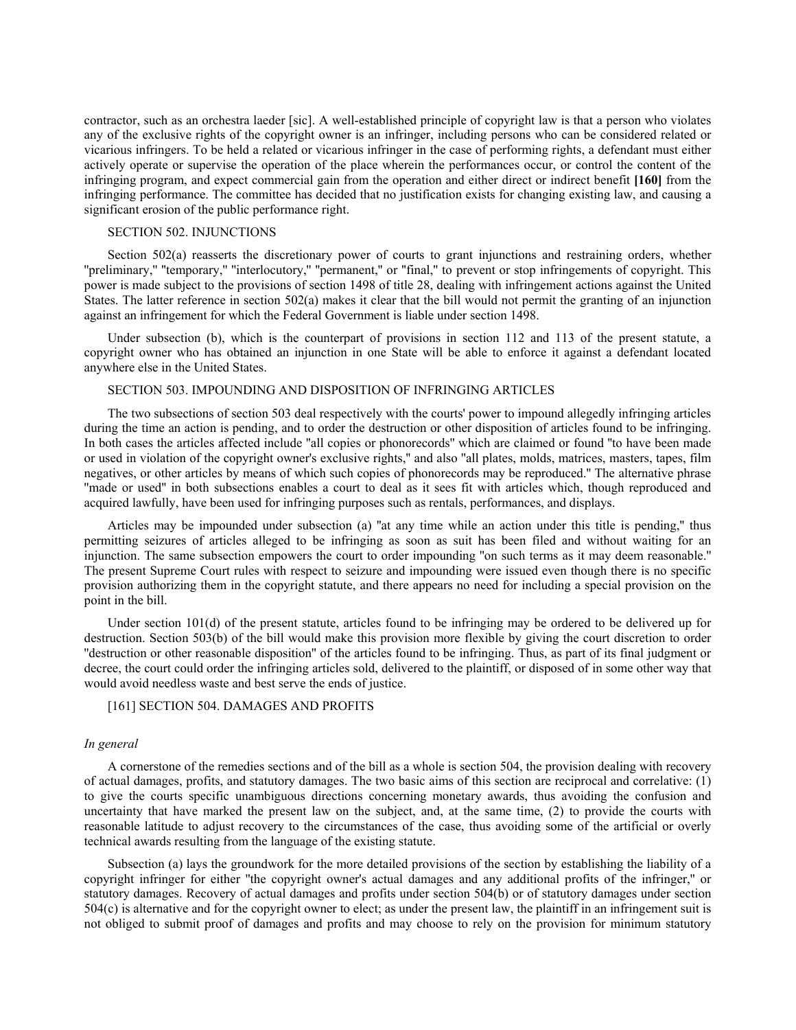contractor, such as an orchestra laeder [sic]. A well-established principle of copyright law is that a person who violates any of the exclusive rights of the copyright owner is an infringer, including persons who can be considered related or vicarious infringers. To be held a related or vicarious infringer in the case of performing rights, a defendant must either actively operate or supervise the operation of the place wherein the performances occur, or control the content of the infringing program, and expect commercial gain from the operation and either direct or indirect benefit **[160]** from the infringing performance. The committee has decided that no justification exists for changing existing law, and causing a significant erosion of the public performance right.

SECTION 502. INJUNCTIONS

Section 502(a) reasserts the discretionary power of courts to grant injunctions and restraining orders, whether "preliminary," "temporary," "interlocutory," "permanent," or "final," to prevent or stop infringements of copyright. This power is made subject to the provisions of section 1498 of title 28, dealing with infringement actions against the United States. The latter reference in section 502(a) makes it clear that the bill would not permit the granting of an injunction against an infringement for which the Federal Government is liable under section 1498.

Under subsection (b), which is the counterpart of provisions in section 112 and 113 of the present statute, a copyright owner who has obtained an injunction in one State will be able to enforce it against a defendant located anywhere else in the United States.

SECTION 503. IMPOUNDING AND DISPOSITION OF INFRINGING ARTICLES

The two subsections of section 503 deal respectively with the courts' power to impound allegedly infringing articles during the time an action is pending, and to order the destruction or other disposition of articles found to be infringing. In both cases the articles affected include "all copies or phonorecords" which are claimed or found "to have been made or used in violation of the copyright owner's exclusive rights," and also "all plates, molds, matrices, masters, tapes, film negatives, or other articles by means of which such copies of phonorecords may be reproduced." The alternative phrase "made or used" in both subsections enables a court to deal as it sees fit with articles which, though reproduced and acquired lawfully, have been used for infringing purposes such as rentals, performances, and displays.

Articles may be impounded under subsection (a) "at any time while an action under this title is pending," thus permitting seizures of articles alleged to be infringing as soon as suit has been filed and without waiting for an injunction. The same subsection empowers the court to order impounding "on such terms as it may deem reasonable." The present Supreme Court rules with respect to seizure and impounding were issued even though there is no specific provision authorizing them in the copyright statute, and there appears no need for including a special provision on the point in the bill.

Under section 101(d) of the present statute, articles found to be infringing may be ordered to be delivered up for destruction. Section 503(b) of the bill would make this provision more flexible by giving the court discretion to order "destruction or other reasonable disposition" of the articles found to be infringing. Thus, as part of its final judgment or decree, the court could order the infringing articles sold, delivered to the plaintiff, or disposed of in some other way that would avoid needless waste and best serve the ends of justice.

[161] SECTION 504. DAMAGES AND PROFITS

*In general*

A cornerstone of the remedies sections and of the bill as a whole is section 504, the provision dealing with recovery of actual damages, profits, and statutory damages. The two basic aims of this section are reciprocal and correlative: (1) to give the courts specific unambiguous directions concerning monetary awards, thus avoiding the confusion and uncertainty that have marked the present law on the subject, and, at the same time, (2) to provide the courts with reasonable latitude to adjust recovery to the circumstances of the case, thus avoiding some of the artificial or overly technical awards resulting from the language of the existing statute.

Subsection (a) lays the groundwork for the more detailed provisions of the section by establishing the liability of a copyright infringer for either "the copyright owner's actual damages and any additional profits of the infringer," or statutory damages. Recovery of actual damages and profits under section 504(b) or of statutory damages under section 504(c) is alternative and for the copyright owner to elect; as under the present law, the plaintiff in an infringement suit is not obliged to submit proof of damages and profits and may choose to rely on the provision for minimum statutory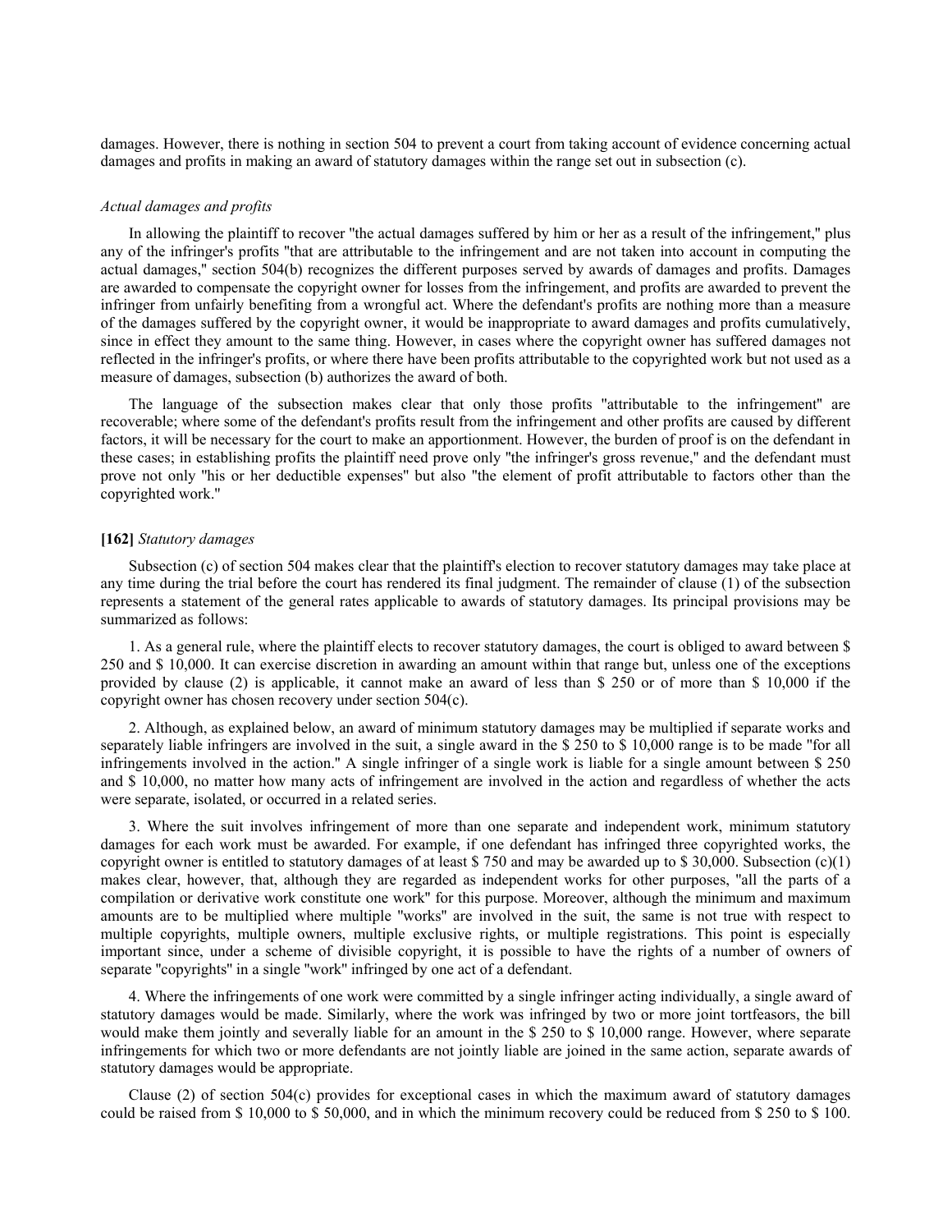damages. However, there is nothing in section 504 to prevent a court from taking account of evidence concerning actual damages and profits in making an award of statutory damages within the range set out in subsection (c).

*Actual damages and profits*

In allowing the plaintiff to recover "the actual damages suffered by him or her as a result of the infringement," plus any of the infringer's profits "that are attributable to the infringement and are not taken into account in computing the actual damages," section 504(b) recognizes the different purposes served by awards of damages and profits. Damages are awarded to compensate the copyright owner for losses from the infringement, and profits are awarded to prevent the infringer from unfairly benefiting from a wrongful act. Where the defendant's profits are nothing more than a measure of the damages suffered by the copyright owner, it would be inappropriate to award damages and profits cumulatively, since in effect they amount to the same thing. However, in cases where the copyright owner has suffered damages not reflected in the infringer's profits, or where there have been profits attributable to the copyrighted work but not used as a measure of damages, subsection (b) authorizes the award of both.

The language of the subsection makes clear that only those profits "attributable to the infringement" are recoverable; where some of the defendant's profits result from the infringement and other profits are caused by different factors, it will be necessary for the court to make an apportionment. However, the burden of proof is on the defendant in these cases; in establishing profits the plaintiff need prove only "the infringer's gross revenue," and the defendant must prove not only "his or her deductible expenses" but also "the element of profit attributable to factors other than the copyrighted work."

**[162]** *Statutory damages*

Subsection (c) of section 504 makes clear that the plaintiff's election to recover statutory damages may take place at any time during the trial before the court has rendered its final judgment. The remainder of clause (1) of the subsection represents a statement of the general rates applicable to awards of statutory damages. Its principal provisions may be summarized as follows:

1. As a general rule, where the plaintiff elects to recover statutory damages, the court is obliged to award between $ 250 and $ 10,000. It can exercise discretion in awarding an amount within that range but, unless one of the exceptions provided by clause (2) is applicable, it cannot make an award of less than $ 250 or of more than $ 10,000 if the copyright owner has chosen recovery under section 504(c).

2. Although, as explained below, an award of minimum statutory damages may be multiplied if separate works and separately liable infringers are involved in the suit, a single award in the $ 250 to $ 10,000 range is to be made "for all infringements involved in the action." A single infringer of a single work is liable for a single amount between $ 250 and $ 10,000, no matter how many acts of infringement are involved in the action and regardless of whether the acts were separate, isolated, or occurred in a related series.

3. Where the suit involves infringement of more than one separate and independent work, minimum statutory damages for each work must be awarded. For example, if one defendant has infringed three copyrighted works, the copyright owner is entitled to statutory damages of at least $ 750 and may be awarded up to $ 30,000. Subsection (c)(1) makes clear, however, that, although they are regarded as independent works for other purposes, "all the parts of a compilation or derivative work constitute one work" for this purpose. Moreover, although the minimum and maximum amounts are to be multiplied where multiple "works" are involved in the suit, the same is not true with respect to multiple copyrights, multiple owners, multiple exclusive rights, or multiple registrations. This point is especially important since, under a scheme of divisible copyright, it is possible to have the rights of a number of owners of separate "copyrights" in a single "work" infringed by one act of a defendant.

4. Where the infringements of one work were committed by a single infringer acting individually, a single award of statutory damages would be made. Similarly, where the work was infringed by two or more joint tortfeasors, the bill would make them jointly and severally liable for an amount in the $ 250 to $ 10,000 range. However, where separate infringements for which two or more defendants are not jointly liable are joined in the same action, separate awards of statutory damages would be appropriate.

Clause (2) of section 504(c) provides for exceptional cases in which the maximum award of statutory damages could be raised from $ 10,000 to $ 50,000, and in which the minimum recovery could be reduced from $ 250 to $ 100.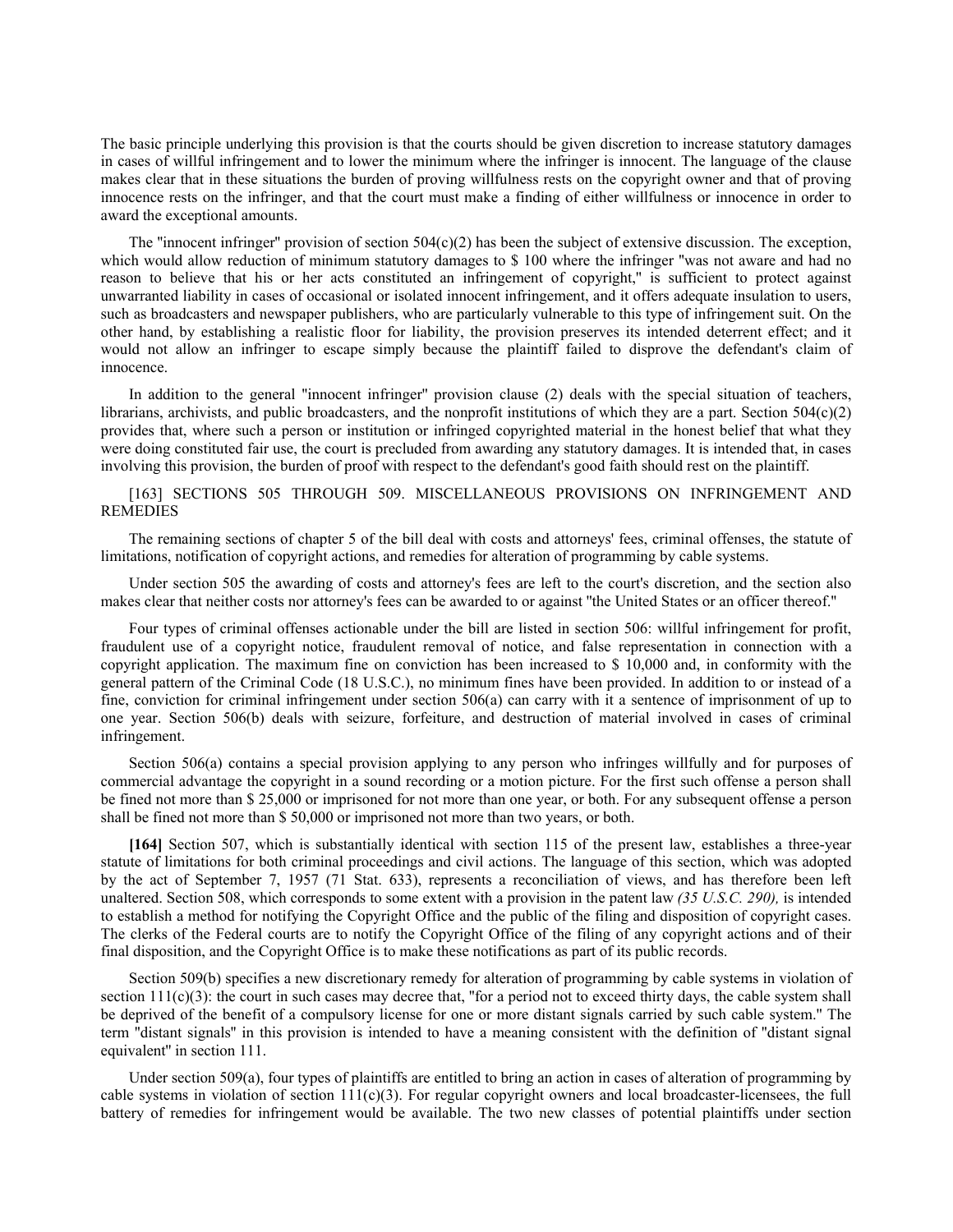The basic principle underlying this provision is that the courts should be given discretion to increase statutory damages in cases of willful infringement and to lower the minimum where the infringer is innocent. The language of the clause makes clear that in these situations the burden of proving willfulness rests on the copyright owner and that of proving innocence rests on the infringer, and that the court must make a finding of either willfulness or innocence in order to award the exceptional amounts.

The "innocent infringer" provision of section 504(c)(2) has been the subject of extensive discussion. The exception, which would allow reduction of minimum statutory damages to $ 100 where the infringer "was not aware and had no reason to believe that his or her acts constituted an infringement of copyright," is sufficient to protect against unwarranted liability in cases of occasional or isolated innocent infringement, and it offers adequate insulation to users, such as broadcasters and newspaper publishers, who are particularly vulnerable to this type of infringement suit. On the other hand, by establishing a realistic floor for liability, the provision preserves its intended deterrent effect; and it would not allow an infringer to escape simply because the plaintiff failed to disprove the defendant's claim of innocence.

In addition to the general "innocent infringer" provision clause (2) deals with the special situation of teachers, librarians, archivists, and public broadcasters, and the nonprofit institutions of which they are a part. Section 504(c)(2) provides that, where such a person or institution or infringed copyrighted material in the honest belief that what they were doing constituted fair use, the court is precluded from awarding any statutory damages. It is intended that, in cases involving this provision, the burden of proof with respect to the defendant's good faith should rest on the plaintiff.

[163] SECTIONS 505 THROUGH 509. MISCELLANEOUS PROVISIONS ON INFRINGEMENT AND REMEDIES

The remaining sections of chapter 5 of the bill deal with costs and attorneys' fees, criminal offenses, the statute of limitations, notification of copyright actions, and remedies for alteration of programming by cable systems.

Under section 505 the awarding of costs and attorney's fees are left to the court's discretion, and the section also makes clear that neither costs nor attorney's fees can be awarded to or against "the United States or an officer thereof."

Four types of criminal offenses actionable under the bill are listed in section 506: willful infringement for profit, fraudulent use of a copyright notice, fraudulent removal of notice, and false representation in connection with a copyright application. The maximum fine on conviction has been increased to $ 10,000 and, in conformity with the general pattern of the Criminal Code (18 U.S.C.), no minimum fines have been provided. In addition to or instead of a fine, conviction for criminal infringement under section 506(a) can carry with it a sentence of imprisonment of up to one year. Section 506(b) deals with seizure, forfeiture, and destruction of material involved in cases of criminal infringement.

Section 506(a) contains a special provision applying to any person who infringes willfully and for purposes of commercial advantage the copyright in a sound recording or a motion picture. For the first such offense a person shall be fined not more than $ 25,000 or imprisoned for not more than one year, or both. For any subsequent offense a person shall be fined not more than $ 50,000 or imprisoned not more than two years, or both.

**[164]** Section 507, which is substantially identical with section 115 of the present law, establishes a three-year statute of limitations for both criminal proceedings and civil actions. The language of this section, which was adopted by the act of September 7, 1957 (71 Stat. 633), represents a reconciliation of views, and has therefore been left unaltered. Section 508, which corresponds to some extent with a provision in the patent law *(35 U.S.C. 290),* is intended to establish a method for notifying the Copyright Office and the public of the filing and disposition of copyright cases. The clerks of the Federal courts are to notify the Copyright Office of the filing of any copyright actions and of their final disposition, and the Copyright Office is to make these notifications as part of its public records.

Section 509(b) specifies a new discretionary remedy for alteration of programming by cable systems in violation of section 111(c)(3): the court in such cases may decree that, "for a period not to exceed thirty days, the cable system shall be deprived of the benefit of a compulsory license for one or more distant signals carried by such cable system." The term "distant signals" in this provision is intended to have a meaning consistent with the definition of "distant signal equivalent" in section 111.

Under section 509(a), four types of plaintiffs are entitled to bring an action in cases of alteration of programming by cable systems in violation of section 111(c)(3). For regular copyright owners and local broadcaster-licensees, the full battery of remedies for infringement would be available. The two new classes of potential plaintiffs under section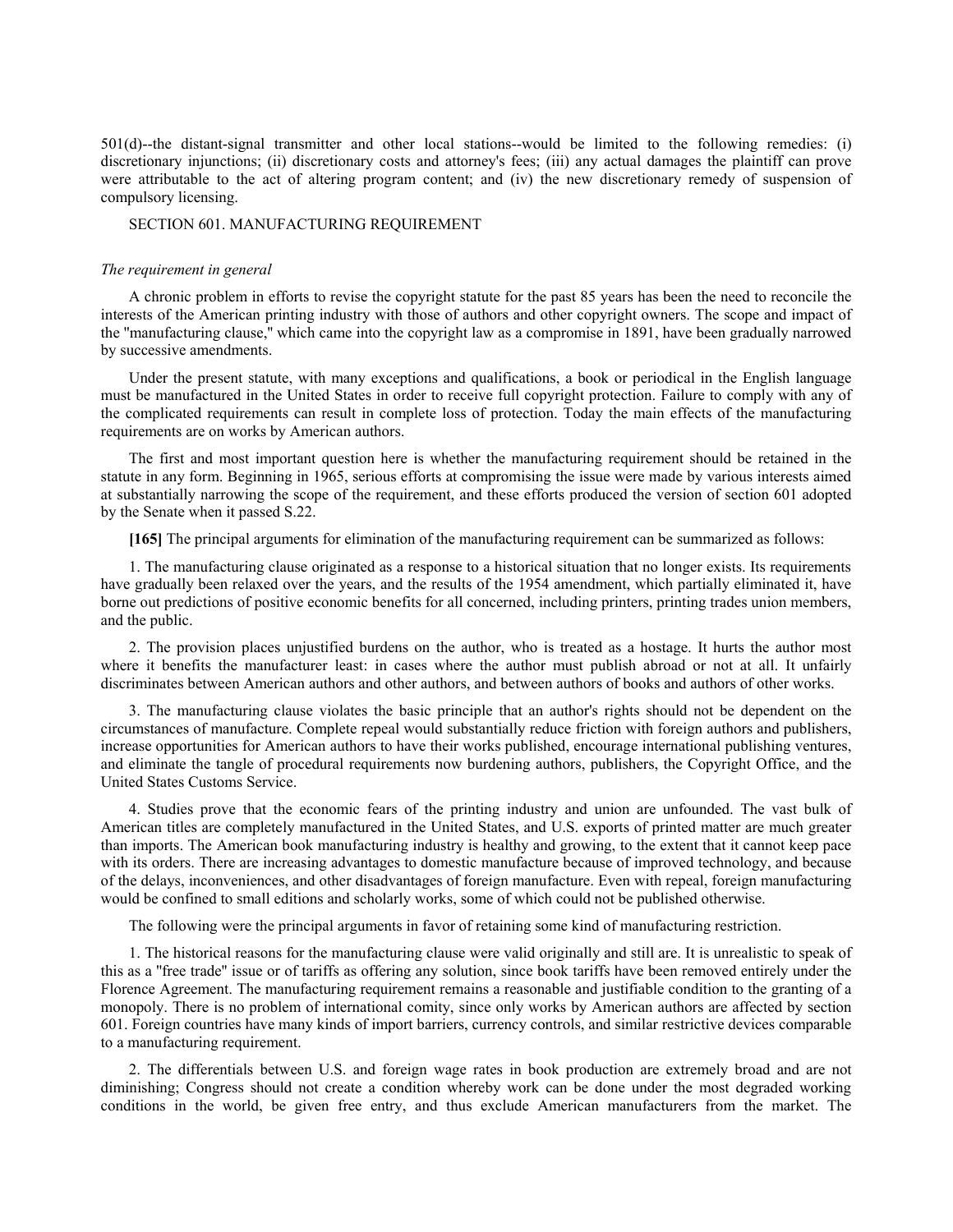501(d)--the distant-signal transmitter and other local stations--would be limited to the following remedies: (i) discretionary injunctions; (ii) discretionary costs and attorney's fees; (iii) any actual damages the plaintiff can prove were attributable to the act of altering program content; and (iv) the new discretionary remedy of suspension of compulsory licensing.

## SECTION 601. MANUFACTURING REQUIREMENT

*The requirement in general*

A chronic problem in efforts to revise the copyright statute for the past 85 years has been the need to reconcile the interests of the American printing industry with those of authors and other copyright owners. The scope and impact of the "manufacturing clause," which came into the copyright law as a compromise in 1891, have been gradually narrowed by successive amendments.

Under the present statute, with many exceptions and qualifications, a book or periodical in the English language must be manufactured in the United States in order to receive full copyright protection. Failure to comply with any of the complicated requirements can result in complete loss of protection. Today the main effects of the manufacturing requirements are on works by American authors.

The first and most important question here is whether the manufacturing requirement should be retained in the statute in any form. Beginning in 1965, serious efforts at compromising the issue were made by various interests aimed at substantially narrowing the scope of the requirement, and these efforts produced the version of section 601 adopted by the Senate when it passed S.22.

**[165]** The principal arguments for elimination of the manufacturing requirement can be summarized as follows:

1. The manufacturing clause originated as a response to a historical situation that no longer exists. Its requirements have gradually been relaxed over the years, and the results of the 1954 amendment, which partially eliminated it, have borne out predictions of positive economic benefits for all concerned, including printers, printing trades union members, and the public.

2. The provision places unjustified burdens on the author, who is treated as a hostage. It hurts the author most where it benefits the manufacturer least: in cases where the author must publish abroad or not at all. It unfairly discriminates between American authors and other authors, and between authors of books and authors of other works.

3. The manufacturing clause violates the basic principle that an author's rights should not be dependent on the circumstances of manufacture. Complete repeal would substantially reduce friction with foreign authors and publishers, increase opportunities for American authors to have their works published, encourage international publishing ventures, and eliminate the tangle of procedural requirements now burdening authors, publishers, the Copyright Office, and the United States Customs Service.

4. Studies prove that the economic fears of the printing industry and union are unfounded. The vast bulk of American titles are completely manufactured in the United States, and U.S. exports of printed matter are much greater than imports. The American book manufacturing industry is healthy and growing, to the extent that it cannot keep pace with its orders. There are increasing advantages to domestic manufacture because of improved technology, and because of the delays, inconveniences, and other disadvantages of foreign manufacture. Even with repeal, foreign manufacturing would be confined to small editions and scholarly works, some of which could not be published otherwise.

The following were the principal arguments in favor of retaining some kind of manufacturing restriction.

1. The historical reasons for the manufacturing clause were valid originally and still are. It is unrealistic to speak of this as a "free trade" issue or of tariffs as offering any solution, since book tariffs have been removed entirely under the Florence Agreement. The manufacturing requirement remains a reasonable and justifiable condition to the granting of a monopoly. There is no problem of international comity, since only works by American authors are affected by section 601. Foreign countries have many kinds of import barriers, currency controls, and similar restrictive devices comparable to a manufacturing requirement.

2. The differentials between U.S. and foreign wage rates in book production are extremely broad and are not diminishing; Congress should not create a condition whereby work can be done under the most degraded working conditions in the world, be given free entry, and thus exclude American manufacturers from the market. The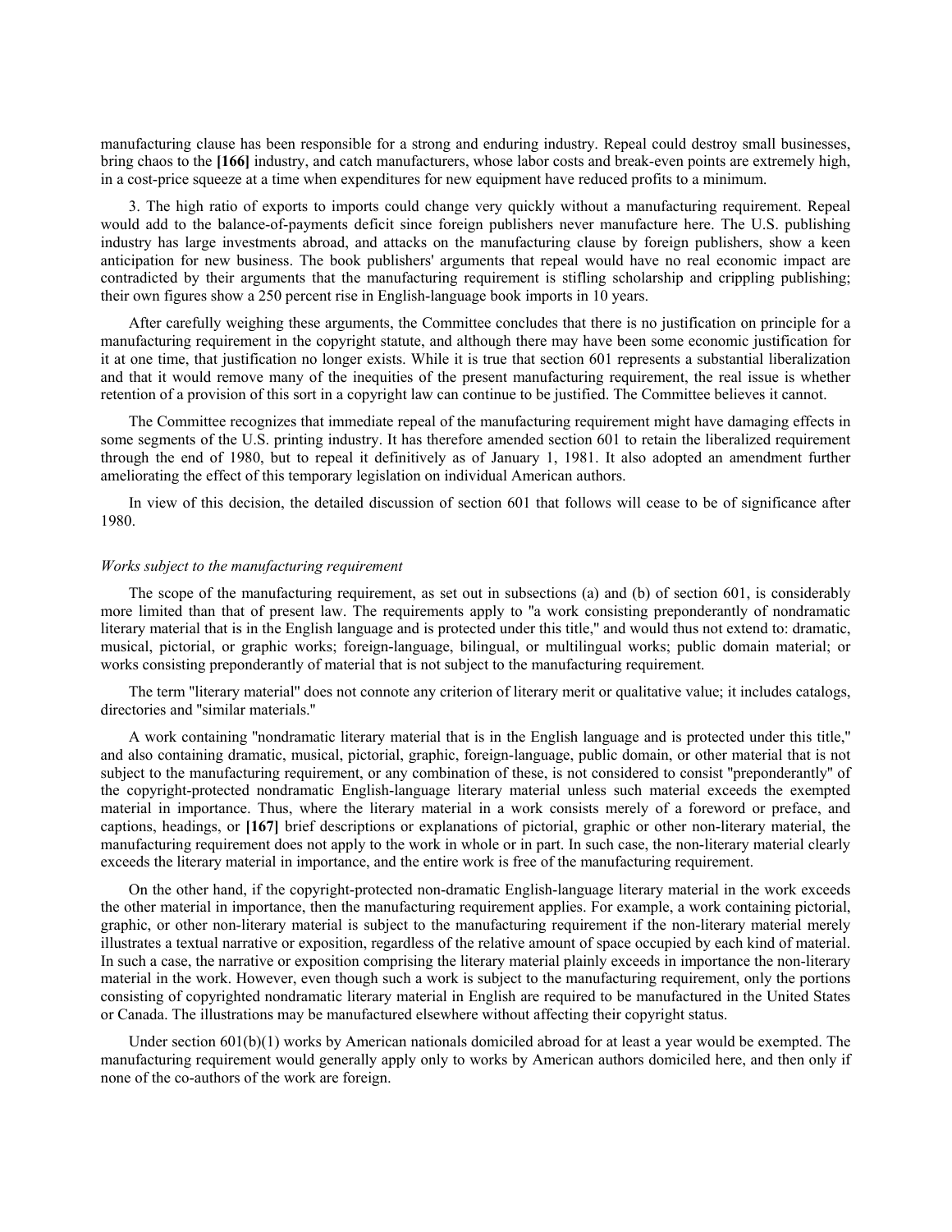manufacturing clause has been responsible for a strong and enduring industry. Repeal could destroy small businesses, bring chaos to the **[166]** industry, and catch manufacturers, whose labor costs and break-even points are extremely high, in a cost-price squeeze at a time when expenditures for new equipment have reduced profits to a minimum.

3. The high ratio of exports to imports could change very quickly without a manufacturing requirement. Repeal would add to the balance-of-payments deficit since foreign publishers never manufacture here. The U.S. publishing industry has large investments abroad, and attacks on the manufacturing clause by foreign publishers, show a keen anticipation for new business. The book publishers' arguments that repeal would have no real economic impact are contradicted by their arguments that the manufacturing requirement is stifling scholarship and crippling publishing; their own figures show a 250 percent rise in English-language book imports in 10 years.

After carefully weighing these arguments, the Committee concludes that there is no justification on principle for a manufacturing requirement in the copyright statute, and although there may have been some economic justification for it at one time, that justification no longer exists. While it is true that section 601 represents a substantial liberalization and that it would remove many of the inequities of the present manufacturing requirement, the real issue is whether retention of a provision of this sort in a copyright law can continue to be justified. The Committee believes it cannot.

The Committee recognizes that immediate repeal of the manufacturing requirement might have damaging effects in some segments of the U.S. printing industry. It has therefore amended section 601 to retain the liberalized requirement through the end of 1980, but to repeal it definitively as of January 1, 1981. It also adopted an amendment further ameliorating the effect of this temporary legislation on individual American authors.

In view of this decision, the detailed discussion of section 601 that follows will cease to be of significance after 1980.

*Works subject to the manufacturing requirement*

The scope of the manufacturing requirement, as set out in subsections (a) and (b) of section 601, is considerably more limited than that of present law. The requirements apply to "a work consisting preponderantly of nondramatic literary material that is in the English language and is protected under this title," and would thus not extend to: dramatic, musical, pictorial, or graphic works; foreign-language, bilingual, or multilingual works; public domain material; or works consisting preponderantly of material that is not subject to the manufacturing requirement.

The term "literary material" does not connote any criterion of literary merit or qualitative value; it includes catalogs, directories and "similar materials."

A work containing "nondramatic literary material that is in the English language and is protected under this title," and also containing dramatic, musical, pictorial, graphic, foreign-language, public domain, or other material that is not subject to the manufacturing requirement, or any combination of these, is not considered to consist "preponderantly" of the copyright-protected nondramatic English-language literary material unless such material exceeds the exempted material in importance. Thus, where the literary material in a work consists merely of a foreword or preface, and captions, headings, or **[167]** brief descriptions or explanations of pictorial, graphic or other non-literary material, the manufacturing requirement does not apply to the work in whole or in part. In such case, the non-literary material clearly exceeds the literary material in importance, and the entire work is free of the manufacturing requirement.

On the other hand, if the copyright-protected non-dramatic English-language literary material in the work exceeds the other material in importance, then the manufacturing requirement applies. For example, a work containing pictorial, graphic, or other non-literary material is subject to the manufacturing requirement if the non-literary material merely illustrates a textual narrative or exposition, regardless of the relative amount of space occupied by each kind of material. In such a case, the narrative or exposition comprising the literary material plainly exceeds in importance the non-literary material in the work. However, even though such a work is subject to the manufacturing requirement, only the portions consisting of copyrighted nondramatic literary material in English are required to be manufactured in the United States or Canada. The illustrations may be manufactured elsewhere without affecting their copyright status.

Under section 601(b)(1) works by American nationals domiciled abroad for at least a year would be exempted. The manufacturing requirement would generally apply only to works by American authors domiciled here, and then only if none of the co-authors of the work are foreign.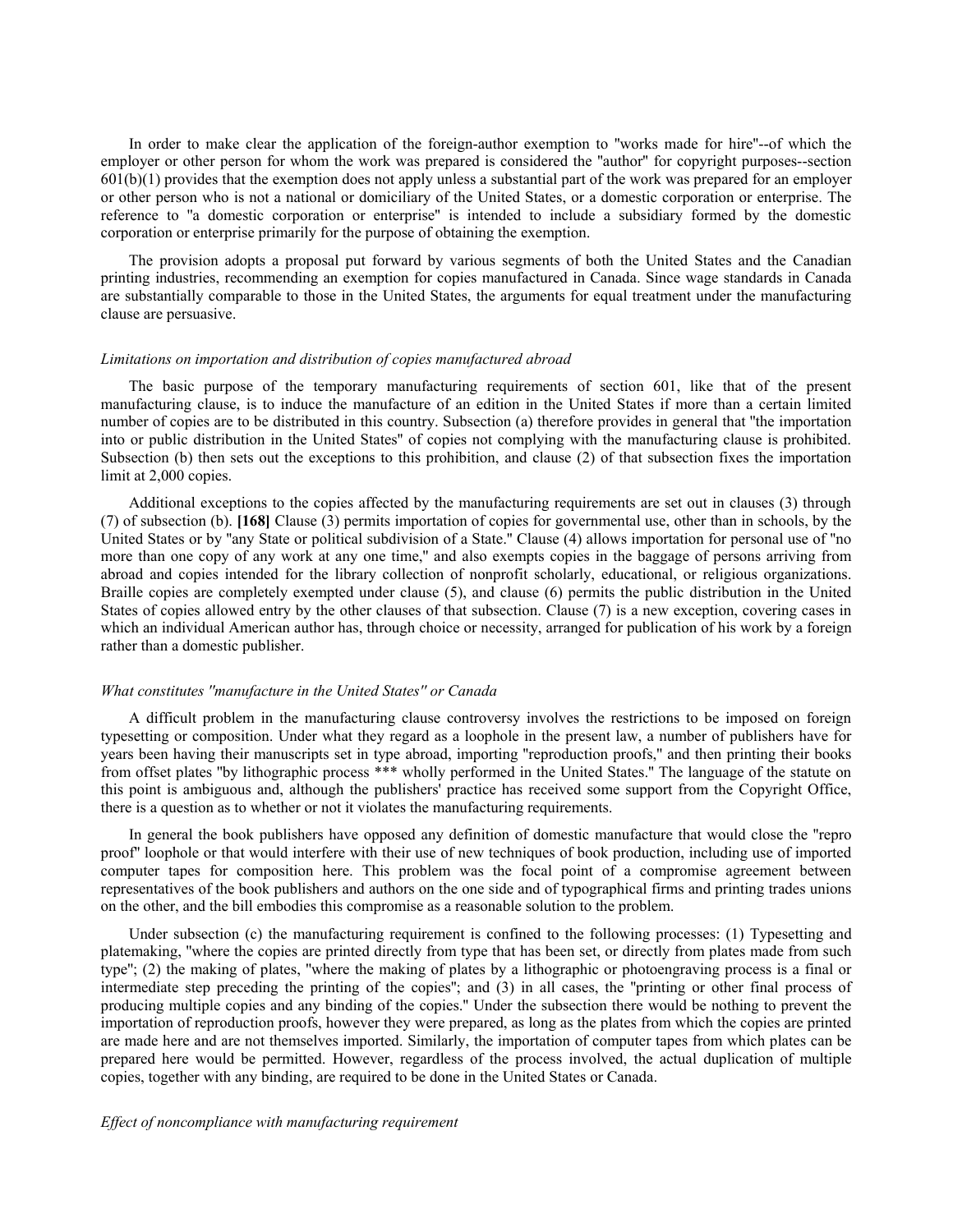In order to make clear the application of the foreign-author exemption to "works made for hire"--of which the employer or other person for whom the work was prepared is considered the "author" for copyright purposes--section 601(b)(1) provides that the exemption does not apply unless a substantial part of the work was prepared for an employer or other person who is not a national or domiciliary of the United States, or a domestic corporation or enterprise. The reference to "a domestic corporation or enterprise" is intended to include a subsidiary formed by the domestic corporation or enterprise primarily for the purpose of obtaining the exemption.

The provision adopts a proposal put forward by various segments of both the United States and the Canadian printing industries, recommending an exemption for copies manufactured in Canada. Since wage standards in Canada are substantially comparable to those in the United States, the arguments for equal treatment under the manufacturing clause are persuasive.

*Limitations on importation and distribution of copies manufactured abroad*

The basic purpose of the temporary manufacturing requirements of section 601, like that of the present manufacturing clause, is to induce the manufacture of an edition in the United States if more than a certain limited number of copies are to be distributed in this country. Subsection (a) therefore provides in general that "the importation into or public distribution in the United States" of copies not complying with the manufacturing clause is prohibited. Subsection (b) then sets out the exceptions to this prohibition, and clause (2) of that subsection fixes the importation limit at 2,000 copies.

Additional exceptions to the copies affected by the manufacturing requirements are set out in clauses (3) through (7) of subsection (b). **[168]** Clause (3) permits importation of copies for governmental use, other than in schools, by the United States or by "any State or political subdivision of a State." Clause (4) allows importation for personal use of "no more than one copy of any work at any one time," and also exempts copies in the baggage of persons arriving from abroad and copies intended for the library collection of nonprofit scholarly, educational, or religious organizations. Braille copies are completely exempted under clause (5), and clause (6) permits the public distribution in the United States of copies allowed entry by the other clauses of that subsection. Clause (7) is a new exception, covering cases in which an individual American author has, through choice or necessity, arranged for publication of his work by a foreign rather than a domestic publisher.

*What constitutes "manufacture in the United States" or Canada*

A difficult problem in the manufacturing clause controversy involves the restrictions to be imposed on foreign typesetting or composition. Under what they regard as a loophole in the present law, a number of publishers have for years been having their manuscripts set in type abroad, importing "reproduction proofs," and then printing their books from offset plates "by lithographic process *** wholly performed in the United States." The language of the statute on this point is ambiguous and, although the publishers' practice has received some support from the Copyright Office, there is a question as to whether or not it violates the manufacturing requirements.

In general the book publishers have opposed any definition of domestic manufacture that would close the "repro proof" loophole or that would interfere with their use of new techniques of book production, including use of imported computer tapes for composition here. This problem was the focal point of a compromise agreement between representatives of the book publishers and authors on the one side and of typographical firms and printing trades unions on the other, and the bill embodies this compromise as a reasonable solution to the problem.

Under subsection (c) the manufacturing requirement is confined to the following processes: (1) Typesetting and platemaking, "where the copies are printed directly from type that has been set, or directly from plates made from such type"; (2) the making of plates, "where the making of plates by a lithographic or photoengraving process is a final or intermediate step preceding the printing of the copies"; and (3) in all cases, the "printing or other final process of producing multiple copies and any binding of the copies." Under the subsection there would be nothing to prevent the importation of reproduction proofs, however they were prepared, as long as the plates from which the copies are printed are made here and are not themselves imported. Similarly, the importation of computer tapes from which plates can be prepared here would be permitted. However, regardless of the process involved, the actual duplication of multiple copies, together with any binding, are required to be done in the United States or Canada.

*Effect of noncompliance with manufacturing requirement*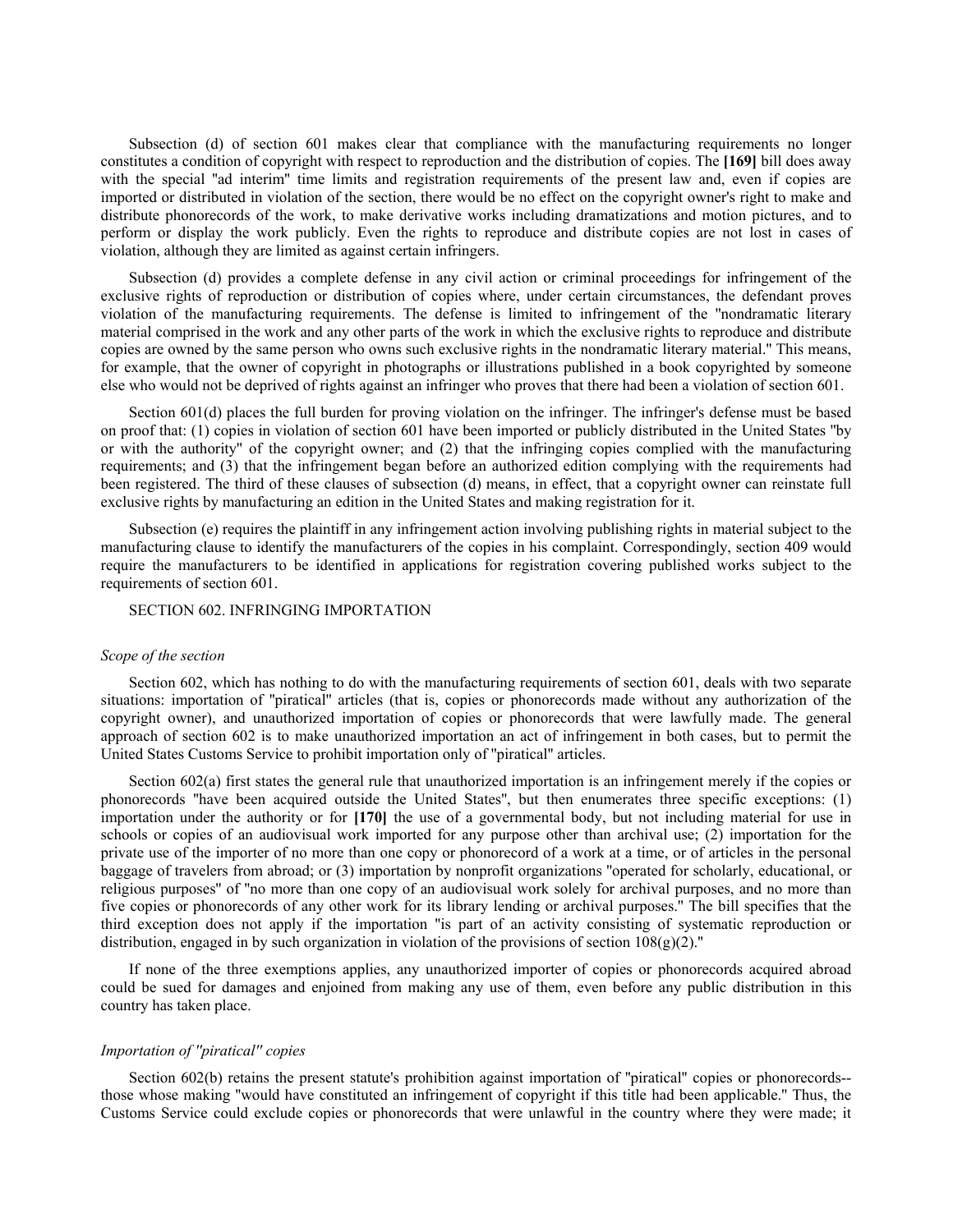Subsection (d) of section 601 makes clear that compliance with the manufacturing requirements no longer constitutes a condition of copyright with respect to reproduction and the distribution of copies. The **[169]** bill does away with the special "ad interim" time limits and registration requirements of the present law and, even if copies are imported or distributed in violation of the section, there would be no effect on the copyright owner's right to make and distribute phonorecords of the work, to make derivative works including dramatizations and motion pictures, and to perform or display the work publicly. Even the rights to reproduce and distribute copies are not lost in cases of violation, although they are limited as against certain infringers.

Subsection (d) provides a complete defense in any civil action or criminal proceedings for infringement of the exclusive rights of reproduction or distribution of copies where, under certain circumstances, the defendant proves violation of the manufacturing requirements. The defense is limited to infringement of the "nondramatic literary material comprised in the work and any other parts of the work in which the exclusive rights to reproduce and distribute copies are owned by the same person who owns such exclusive rights in the nondramatic literary material." This means, for example, that the owner of copyright in photographs or illustrations published in a book copyrighted by someone else who would not be deprived of rights against an infringer who proves that there had been a violation of section 601.

Section 601(d) places the full burden for proving violation on the infringer. The infringer's defense must be based on proof that: (1) copies in violation of section 601 have been imported or publicly distributed in the United States "by or with the authority" of the copyright owner; and (2) that the infringing copies complied with the manufacturing requirements; and (3) that the infringement began before an authorized edition complying with the requirements had been registered. The third of these clauses of subsection (d) means, in effect, that a copyright owner can reinstate full exclusive rights by manufacturing an edition in the United States and making registration for it.

Subsection (e) requires the plaintiff in any infringement action involving publishing rights in material subject to the manufacturing clause to identify the manufacturers of the copies in his complaint. Correspondingly, section 409 would require the manufacturers to be identified in applications for registration covering published works subject to the requirements of section 601.

SECTION 602. INFRINGING IMPORTATION

*Scope of the section*

Section 602, which has nothing to do with the manufacturing requirements of section 601, deals with two separate situations: importation of "piratical" articles (that is, copies or phonorecords made without any authorization of the copyright owner), and unauthorized importation of copies or phonorecords that were lawfully made. The general approach of section 602 is to make unauthorized importation an act of infringement in both cases, but to permit the United States Customs Service to prohibit importation only of "piratical" articles.

Section 602(a) first states the general rule that unauthorized importation is an infringement merely if the copies or phonorecords "have been acquired outside the United States", but then enumerates three specific exceptions: (1) importation under the authority or for **[170]** the use of a governmental body, but not including material for use in schools or copies of an audiovisual work imported for any purpose other than archival use; (2) importation for the private use of the importer of no more than one copy or phonorecord of a work at a time, or of articles in the personal baggage of travelers from abroad; or (3) importation by nonprofit organizations "operated for scholarly, educational, or religious purposes" of "no more than one copy of an audiovisual work solely for archival purposes, and no more than five copies or phonorecords of any other work for its library lending or archival purposes." The bill specifies that the third exception does not apply if the importation "is part of an activity consisting of systematic reproduction or distribution, engaged in by such organization in violation of the provisions of section 108(g)(2)."

If none of the three exemptions applies, any unauthorized importer of copies or phonorecords acquired abroad could be sued for damages and enjoined from making any use of them, even before any public distribution in this country has taken place.

*Importation of "piratical" copies*

Section 602(b) retains the present statute's prohibition against importation of "piratical" copies or phonorecords--those whose making "would have constituted an infringement of copyright if this title had been applicable." Thus, the Customs Service could exclude copies or phonorecords that were unlawful in the country where they were made; it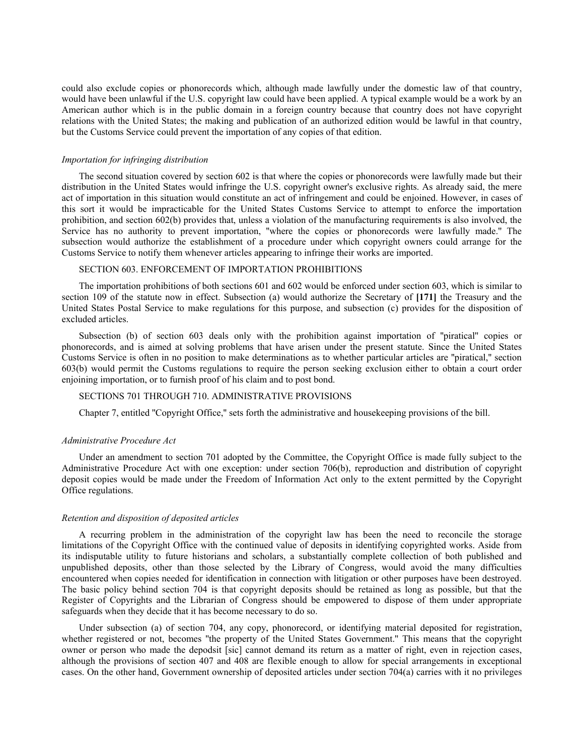could also exclude copies or phonorecords which, although made lawfully under the domestic law of that country, would have been unlawful if the U.S. copyright law could have been applied. A typical example would be a work by an American author which is in the public domain in a foreign country because that country does not have copyright relations with the United States; the making and publication of an authorized edition would be lawful in that country, but the Customs Service could prevent the importation of any copies of that edition.

*Importation for infringing distribution*

The second situation covered by section 602 is that where the copies or phonorecords were lawfully made but their distribution in the United States would infringe the U.S. copyright owner's exclusive rights. As already said, the mere act of importation in this situation would constitute an act of infringement and could be enjoined. However, in cases of this sort it would be impracticable for the United States Customs Service to attempt to enforce the importation prohibition, and section 602(b) provides that, unless a violation of the manufacturing requirements is also involved, the Service has no authority to prevent importation, "where the copies or phonorecords were lawfully made." The subsection would authorize the establishment of a procedure under which copyright owners could arrange for the Customs Service to notify them whenever articles appearing to infringe their works are imported.

SECTION 603. ENFORCEMENT OF IMPORTATION PROHIBITIONS

The importation prohibitions of both sections 601 and 602 would be enforced under section 603, which is similar to section 109 of the statute now in effect. Subsection (a) would authorize the Secretary of **[171]** the Treasury and the United States Postal Service to make regulations for this purpose, and subsection (c) provides for the disposition of excluded articles.

Subsection (b) of section 603 deals only with the prohibition against importation of "piratical" copies or phonorecords, and is aimed at solving problems that have arisen under the present statute. Since the United States Customs Service is often in no position to make determinations as to whether particular articles are "piratical," section 603(b) would permit the Customs regulations to require the person seeking exclusion either to obtain a court order enjoining importation, or to furnish proof of his claim and to post bond.

SECTIONS 701 THROUGH 710. ADMINISTRATIVE PROVISIONS

Chapter 7, entitled "Copyright Office," sets forth the administrative and housekeeping provisions of the bill.

*Administrative Procedure Act*

Under an amendment to section 701 adopted by the Committee, the Copyright Office is made fully subject to the Administrative Procedure Act with one exception: under section 706(b), reproduction and distribution of copyright deposit copies would be made under the Freedom of Information Act only to the extent permitted by the Copyright Office regulations.

*Retention and disposition of deposited articles*

A recurring problem in the administration of the copyright law has been the need to reconcile the storage limitations of the Copyright Office with the continued value of deposits in identifying copyrighted works. Aside from its indisputable utility to future historians and scholars, a substantially complete collection of both published and unpublished deposits, other than those selected by the Library of Congress, would avoid the many difficulties encountered when copies needed for identification in connection with litigation or other purposes have been destroyed. The basic policy behind section 704 is that copyright deposits should be retained as long as possible, but that the Register of Copyrights and the Librarian of Congress should be empowered to dispose of them under appropriate safeguards when they decide that it has become necessary to do so.

Under subsection (a) of section 704, any copy, phonorecord, or identifying material deposited for registration, whether registered or not, becomes "the property of the United States Government." This means that the copyright owner or person who made the depodsit [sic] cannot demand its return as a matter of right, even in rejection cases, although the provisions of section 407 and 408 are flexible enough to allow for special arrangements in exceptional cases. On the other hand, Government ownership of deposited articles under section 704(a) carries with it no privileges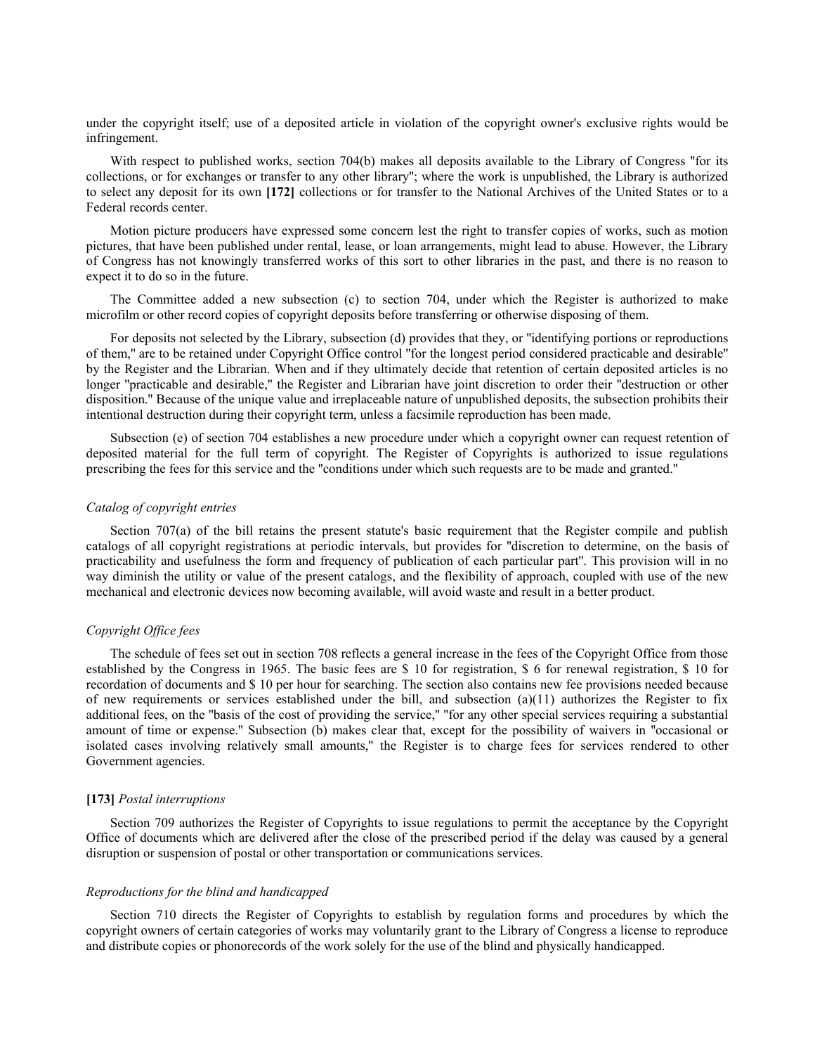under the copyright itself; use of a deposited article in violation of the copyright owner's exclusive rights would be infringement.

With respect to published works, section 704(b) makes all deposits available to the Library of Congress "for its collections, or for exchanges or transfer to any other library"; where the work is unpublished, the Library is authorized to select any deposit for its own **[172]** collections or for transfer to the National Archives of the United States or to a Federal records center.

Motion picture producers have expressed some concern lest the right to transfer copies of works, such as motion pictures, that have been published under rental, lease, or loan arrangements, might lead to abuse. However, the Library of Congress has not knowingly transferred works of this sort to other libraries in the past, and there is no reason to expect it to do so in the future.

The Committee added a new subsection (c) to section 704, under which the Register is authorized to make microfilm or other record copies of copyright deposits before transferring or otherwise disposing of them.

For deposits not selected by the Library, subsection (d) provides that they, or "identifying portions or reproductions of them," are to be retained under Copyright Office control "for the longest period considered practicable and desirable" by the Register and the Librarian. When and if they ultimately decide that retention of certain deposited articles is no longer "practicable and desirable," the Register and Librarian have joint discretion to order their "destruction or other disposition." Because of the unique value and irreplaceable nature of unpublished deposits, the subsection prohibits their intentional destruction during their copyright term, unless a facsimile reproduction has been made.

Subsection (e) of section 704 establishes a new procedure under which a copyright owner can request retention of deposited material for the full term of copyright. The Register of Copyrights is authorized to issue regulations prescribing the fees for this service and the "conditions under which such requests are to be made and granted."

*Catalog of copyright entries*

Section 707(a) of the bill retains the present statute's basic requirement that the Register compile and publish catalogs of all copyright registrations at periodic intervals, but provides for "discretion to determine, on the basis of practicability and usefulness the form and frequency of publication of each particular part". This provision will in no way diminish the utility or value of the present catalogs, and the flexibility of approach, coupled with use of the new mechanical and electronic devices now becoming available, will avoid waste and result in a better product.

*Copyright Office fees*

The schedule of fees set out in section 708 reflects a general increase in the fees of the Copyright Office from those established by the Congress in 1965. The basic fees are $ 10 for registration, $ 6 for renewal registration, $ 10 for recordation of documents and $ 10 per hour for searching. The section also contains new fee provisions needed because of new requirements or services established under the bill, and subsection (a)(11) authorizes the Register to fix additional fees, on the "basis of the cost of providing the service," "for any other special services requiring a substantial amount of time or expense." Subsection (b) makes clear that, except for the possibility of waivers in "occasional or isolated cases involving relatively small amounts," the Register is to charge fees for services rendered to other Government agencies.

**[173]** *Postal interruptions*

Section 709 authorizes the Register of Copyrights to issue regulations to permit the acceptance by the Copyright Office of documents which are delivered after the close of the prescribed period if the delay was caused by a general disruption or suspension of postal or other transportation or communications services.

*Reproductions for the blind and handicapped*

Section 710 directs the Register of Copyrights to establish by regulation forms and procedures by which the copyright owners of certain categories of works may voluntarily grant to the Library of Congress a license to reproduce and distribute copies or phonorecords of the work solely for the use of the blind and physically handicapped.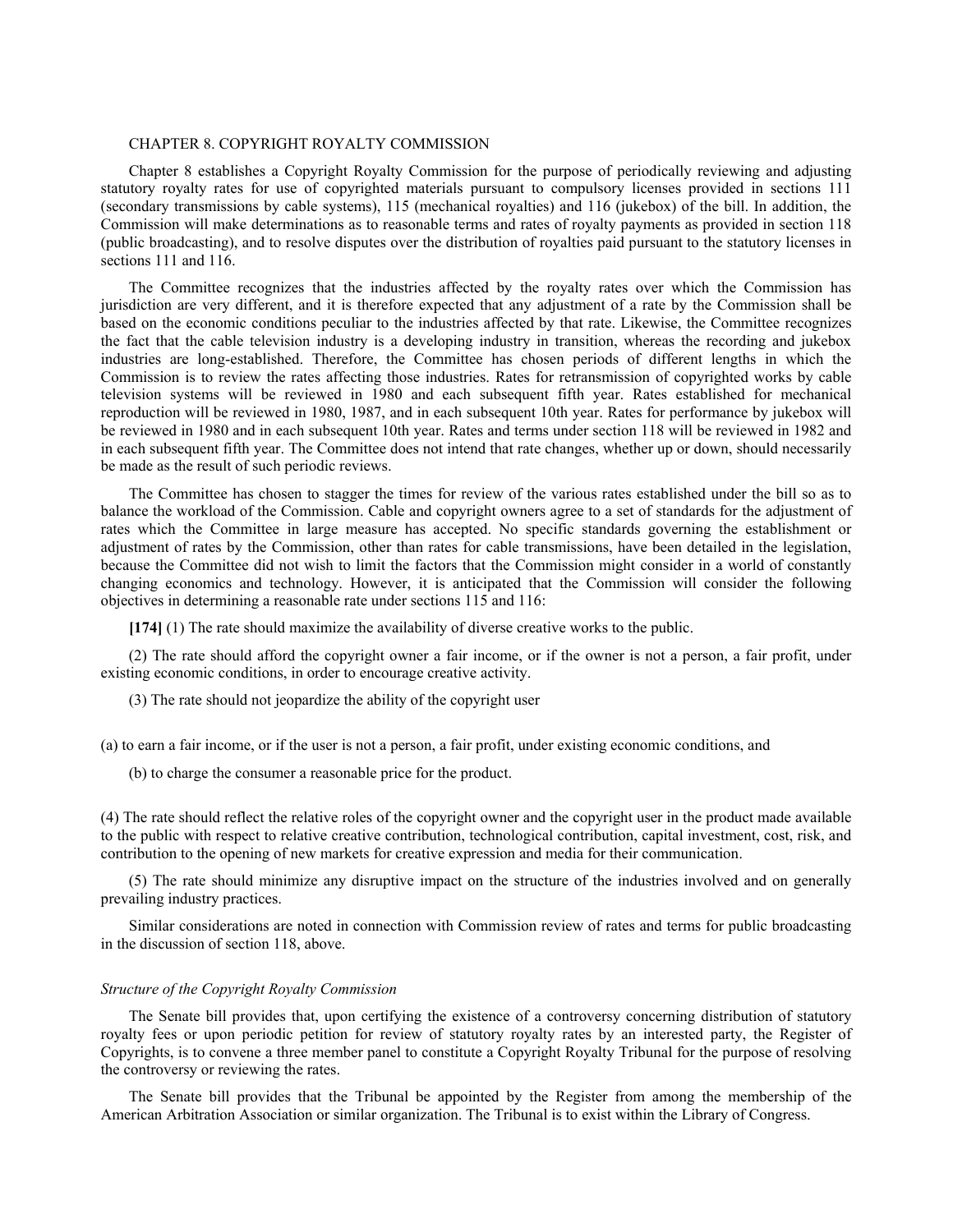CHAPTER 8. COPYRIGHT ROYALTY COMMISSION

Chapter 8 establishes a Copyright Royalty Commission for the purpose of periodically reviewing and adjusting statutory royalty rates for use of copyrighted materials pursuant to compulsory licenses provided in sections 111 (secondary transmissions by cable systems), 115 (mechanical royalties) and 116 (jukebox) of the bill. In addition, the Commission will make determinations as to reasonable terms and rates of royalty payments as provided in section 118 (public broadcasting), and to resolve disputes over the distribution of royalties paid pursuant to the statutory licenses in sections 111 and 116.

The Committee recognizes that the industries affected by the royalty rates over which the Commission has jurisdiction are very different, and it is therefore expected that any adjustment of a rate by the Commission shall be based on the economic conditions peculiar to the industries affected by that rate. Likewise, the Committee recognizes the fact that the cable television industry is a developing industry in transition, whereas the recording and jukebox industries are long-established. Therefore, the Committee has chosen periods of different lengths in which the Commission is to review the rates affecting those industries. Rates for retransmission of copyrighted works by cable television systems will be reviewed in 1980 and each subsequent fifth year. Rates established for mechanical reproduction will be reviewed in 1980, 1987, and in each subsequent 10th year. Rates for performance by jukebox will be reviewed in 1980 and in each subsequent 10th year. Rates and terms under section 118 will be reviewed in 1982 and in each subsequent fifth year. The Committee does not intend that rate changes, whether up or down, should necessarily be made as the result of such periodic reviews.

The Committee has chosen to stagger the times for review of the various rates established under the bill so as to balance the workload of the Commission. Cable and copyright owners agree to a set of standards for the adjustment of rates which the Committee in large measure has accepted. No specific standards governing the establishment or adjustment of rates by the Commission, other than rates for cable transmissions, have been detailed in the legislation, because the Committee did not wish to limit the factors that the Commission might consider in a world of constantly changing economics and technology. However, it is anticipated that the Commission will consider the following objectives in determining a reasonable rate under sections 115 and 116:

**[174]** (1) The rate should maximize the availability of diverse creative works to the public.

(2) The rate should afford the copyright owner a fair income, or if the owner is not a person, a fair profit, under existing economic conditions, in order to encourage creative activity.

(3) The rate should not jeopardize the ability of the copyright user

(a) to earn a fair income, or if the user is not a person, a fair profit, under existing economic conditions, and

(b) to charge the consumer a reasonable price for the product.

(4) The rate should reflect the relative roles of the copyright owner and the copyright user in the product made available to the public with respect to relative creative contribution, technological contribution, capital investment, cost, risk, and contribution to the opening of new markets for creative expression and media for their communication.

(5) The rate should minimize any disruptive impact on the structure of the industries involved and on generally prevailing industry practices.

Similar considerations are noted in connection with Commission review of rates and terms for public broadcasting in the discussion of section 118, above.

*Structure of the Copyright Royalty Commission*

The Senate bill provides that, upon certifying the existence of a controversy concerning distribution of statutory royalty fees or upon periodic petition for review of statutory royalty rates by an interested party, the Register of Copyrights, is to convene a three member panel to constitute a Copyright Royalty Tribunal for the purpose of resolving the controversy or reviewing the rates.

The Senate bill provides that the Tribunal be appointed by the Register from among the membership of the American Arbitration Association or similar organization. The Tribunal is to exist within the Library of Congress.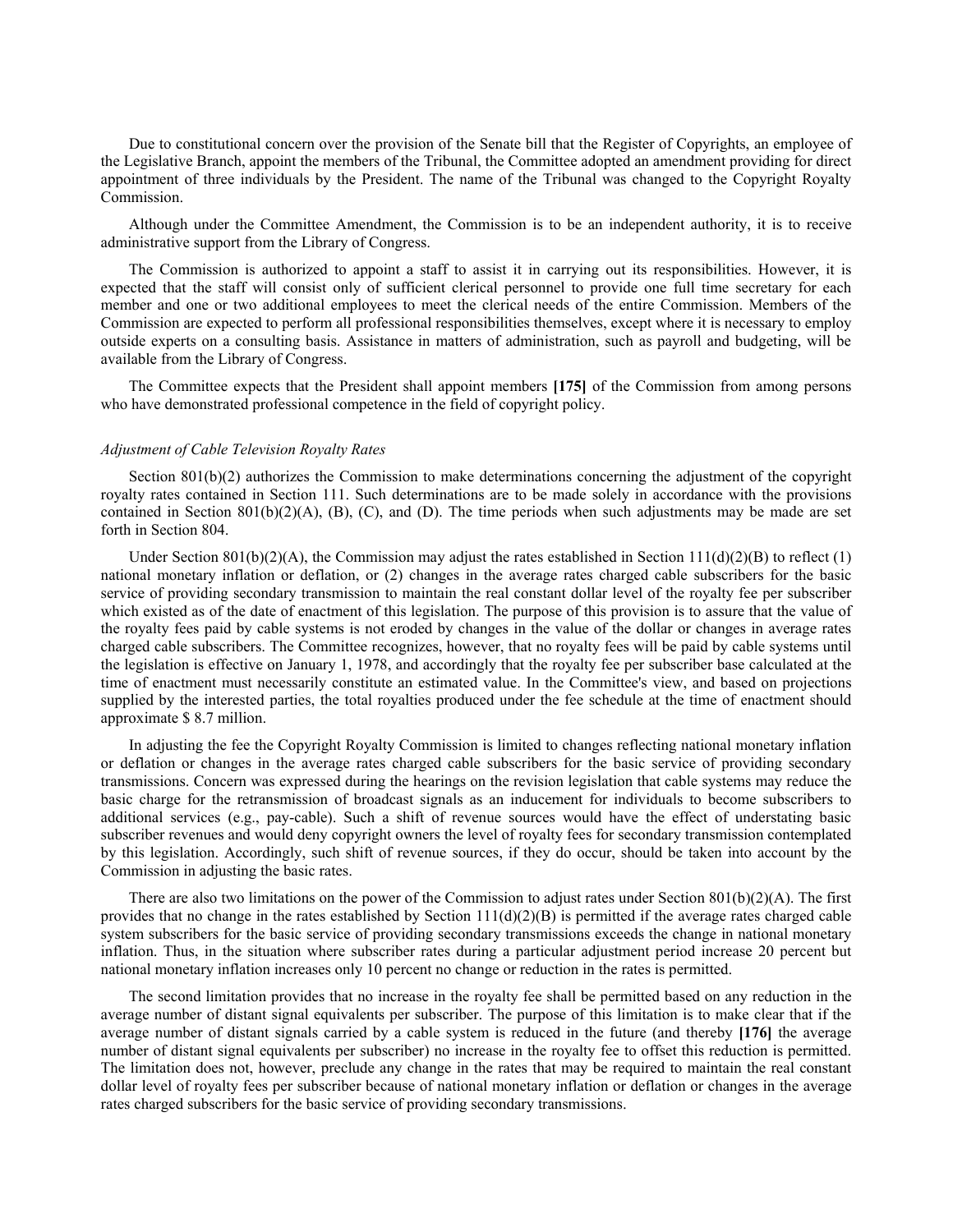Due to constitutional concern over the provision of the Senate bill that the Register of Copyrights, an employee of the Legislative Branch, appoint the members of the Tribunal, the Committee adopted an amendment providing for direct appointment of three individuals by the President. The name of the Tribunal was changed to the Copyright Royalty Commission.

Although under the Committee Amendment, the Commission is to be an independent authority, it is to receive administrative support from the Library of Congress.

The Commission is authorized to appoint a staff to assist it in carrying out its responsibilities. However, it is expected that the staff will consist only of sufficient clerical personnel to provide one full time secretary for each member and one or two additional employees to meet the clerical needs of the entire Commission. Members of the Commission are expected to perform all professional responsibilities themselves, except where it is necessary to employ outside experts on a consulting basis. Assistance in matters of administration, such as payroll and budgeting, will be available from the Library of Congress.

The Committee expects that the President shall appoint members **[175]** of the Commission from among persons who have demonstrated professional competence in the field of copyright policy.

*Adjustment of Cable Television Royalty Rates*

Section 801(b)(2) authorizes the Commission to make determinations concerning the adjustment of the copyright royalty rates contained in Section 111. Such determinations are to be made solely in accordance with the provisions contained in Section 801(b)(2)(A), (B), (C), and (D). The time periods when such adjustments may be made are set forth in Section 804.

Under Section 801(b)(2)(A), the Commission may adjust the rates established in Section 111(d)(2)(B) to reflect (1) national monetary inflation or deflation, or (2) changes in the average rates charged cable subscribers for the basic service of providing secondary transmission to maintain the real constant dollar level of the royalty fee per subscriber which existed as of the date of enactment of this legislation. The purpose of this provision is to assure that the value of the royalty fees paid by cable systems is not eroded by changes in the value of the dollar or changes in average rates charged cable subscribers. The Committee recognizes, however, that no royalty fees will be paid by cable systems until the legislation is effective on January 1, 1978, and accordingly that the royalty fee per subscriber base calculated at the time of enactment must necessarily constitute an estimated value. In the Committee's view, and based on projections supplied by the interested parties, the total royalties produced under the fee schedule at the time of enactment should approximate $ 8.7 million.

In adjusting the fee the Copyright Royalty Commission is limited to changes reflecting national monetary inflation or deflation or changes in the average rates charged cable subscribers for the basic service of providing secondary transmissions. Concern was expressed during the hearings on the revision legislation that cable systems may reduce the basic charge for the retransmission of broadcast signals as an inducement for individuals to become subscribers to additional services (e.g., pay-cable). Such a shift of revenue sources would have the effect of understating basic subscriber revenues and would deny copyright owners the level of royalty fees for secondary transmission contemplated by this legislation. Accordingly, such shift of revenue sources, if they do occur, should be taken into account by the Commission in adjusting the basic rates.

There are also two limitations on the power of the Commission to adjust rates under Section 801(b)(2)(A). The first provides that no change in the rates established by Section 111(d)(2)(B) is permitted if the average rates charged cable system subscribers for the basic service of providing secondary transmissions exceeds the change in national monetary inflation. Thus, in the situation where subscriber rates during a particular adjustment period increase 20 percent but national monetary inflation increases only 10 percent no change or reduction in the rates is permitted.

The second limitation provides that no increase in the royalty fee shall be permitted based on any reduction in the average number of distant signal equivalents per subscriber. The purpose of this limitation is to make clear that if the average number of distant signals carried by a cable system is reduced in the future (and thereby **[176]** the average number of distant signal equivalents per subscriber) no increase in the royalty fee to offset this reduction is permitted. The limitation does not, however, preclude any change in the rates that may be required to maintain the real constant dollar level of royalty fees per subscriber because of national monetary inflation or deflation or changes in the average rates charged subscribers for the basic service of providing secondary transmissions.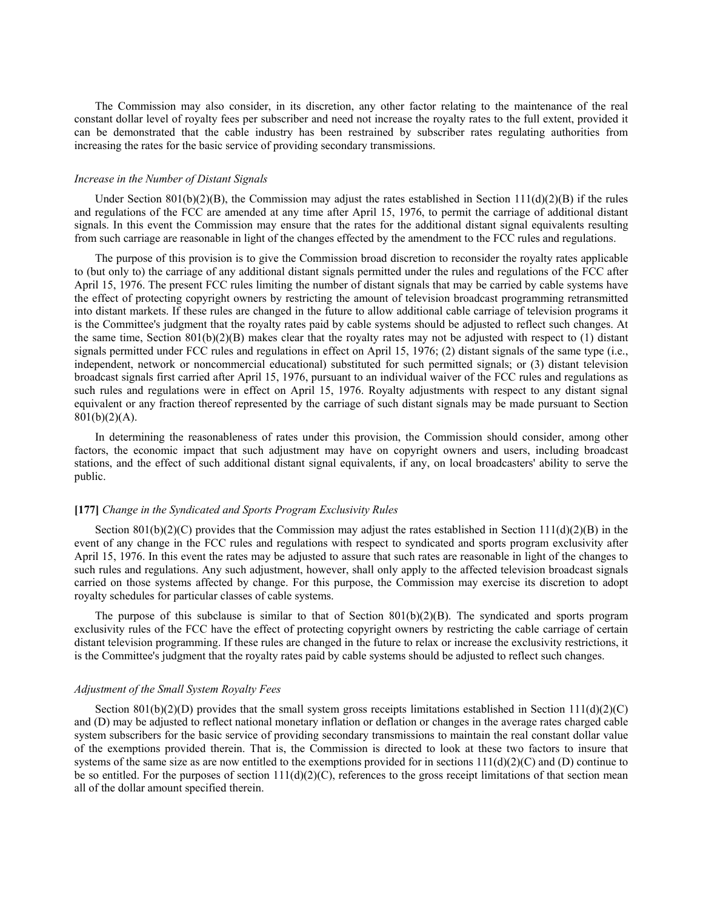The Commission may also consider, in its discretion, any other factor relating to the maintenance of the real constant dollar level of royalty fees per subscriber and need not increase the royalty rates to the full extent, provided it can be demonstrated that the cable industry has been restrained by subscriber rates regulating authorities from increasing the rates for the basic service of providing secondary transmissions.

*Increase in the Number of Distant Signals*

Under Section 801(b)(2)(B), the Commission may adjust the rates established in Section 111(d)(2)(B) if the rules and regulations of the FCC are amended at any time after April 15, 1976, to permit the carriage of additional distant signals. In this event the Commission may ensure that the rates for the additional distant signal equivalents resulting from such carriage are reasonable in light of the changes effected by the amendment to the FCC rules and regulations.

The purpose of this provision is to give the Commission broad discretion to reconsider the royalty rates applicable to (but only to) the carriage of any additional distant signals permitted under the rules and regulations of the FCC after April 15, 1976. The present FCC rules limiting the number of distant signals that may be carried by cable systems have the effect of protecting copyright owners by restricting the amount of television broadcast programming retransmitted into distant markets. If these rules are changed in the future to allow additional cable carriage of television programs it is the Committee's judgment that the royalty rates paid by cable systems should be adjusted to reflect such changes. At the same time, Section 801(b)(2)(B) makes clear that the royalty rates may not be adjusted with respect to (1) distant signals permitted under FCC rules and regulations in effect on April 15, 1976; (2) distant signals of the same type (i.e., independent, network or noncommercial educational) substituted for such permitted signals; or (3) distant television broadcast signals first carried after April 15, 1976, pursuant to an individual waiver of the FCC rules and regulations as such rules and regulations were in effect on April 15, 1976. Royalty adjustments with respect to any distant signal equivalent or any fraction thereof represented by the carriage of such distant signals may be made pursuant to Section 801(b)(2)(A).

In determining the reasonableness of rates under this provision, the Commission should consider, among other factors, the economic impact that such adjustment may have on copyright owners and users, including broadcast stations, and the effect of such additional distant signal equivalents, if any, on local broadcasters' ability to serve the public.

**[177]** *Change in the Syndicated and Sports Program Exclusivity Rules*

Section 801(b)(2)(C) provides that the Commission may adjust the rates established in Section 111(d)(2)(B) in the event of any change in the FCC rules and regulations with respect to syndicated and sports program exclusivity after April 15, 1976. In this event the rates may be adjusted to assure that such rates are reasonable in light of the changes to such rules and regulations. Any such adjustment, however, shall only apply to the affected television broadcast signals carried on those systems affected by change. For this purpose, the Commission may exercise its discretion to adopt royalty schedules for particular classes of cable systems.

The purpose of this subclause is similar to that of Section 801(b)(2)(B). The syndicated and sports program exclusivity rules of the FCC have the effect of protecting copyright owners by restricting the cable carriage of certain distant television programming. If these rules are changed in the future to relax or increase the exclusivity restrictions, it is the Committee's judgment that the royalty rates paid by cable systems should be adjusted to reflect such changes.

*Adjustment of the Small System Royalty Fees*

Section 801(b)(2)(D) provides that the small system gross receipts limitations established in Section 111(d)(2)(C) and (D) may be adjusted to reflect national monetary inflation or deflation or changes in the average rates charged cable system subscribers for the basic service of providing secondary transmissions to maintain the real constant dollar value of the exemptions provided therein. That is, the Commission is directed to look at these two factors to insure that systems of the same size as are now entitled to the exemptions provided for in sections 111(d)(2)(C) and (D) continue to be so entitled. For the purposes of section 111(d)(2)(C), references to the gross receipt limitations of that section mean all of the dollar amount specified therein.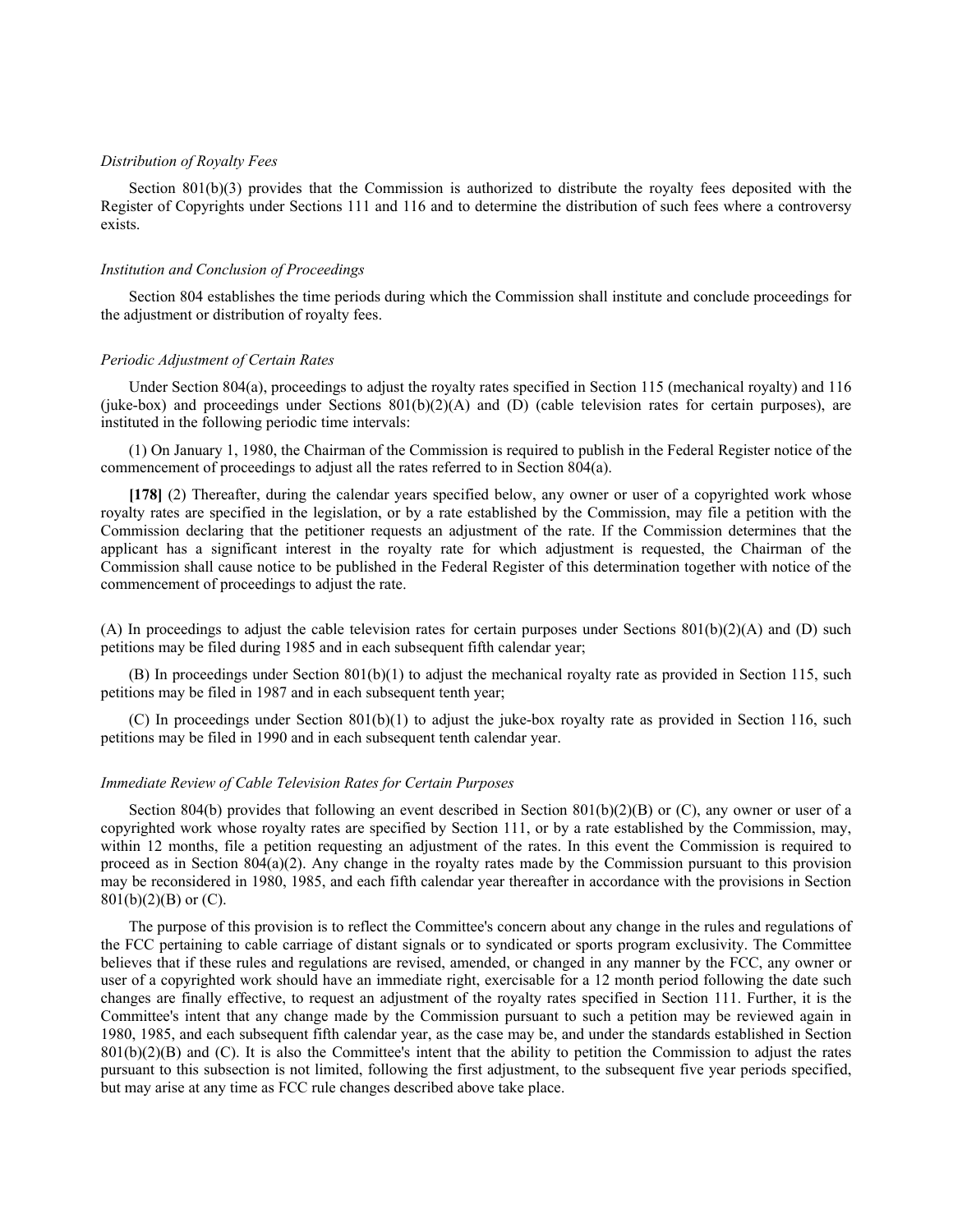*Distribution of Royalty Fees*

Section 801(b)(3) provides that the Commission is authorized to distribute the royalty fees deposited with the Register of Copyrights under Sections 111 and 116 and to determine the distribution of such fees where a controversy exists.

*Institution and Conclusion of Proceedings*

Section 804 establishes the time periods during which the Commission shall institute and conclude proceedings for the adjustment or distribution of royalty fees.

*Periodic Adjustment of Certain Rates*

Under Section 804(a), proceedings to adjust the royalty rates specified in Section 115 (mechanical royalty) and 116 (juke-box) and proceedings under Sections 801(b)(2)(A) and (D) (cable television rates for certain purposes), are instituted in the following periodic time intervals:

(1) On January 1, 1980, the Chairman of the Commission is required to publish in the Federal Register notice of the commencement of proceedings to adjust all the rates referred to in Section 804(a).

**[178]** (2) Thereafter, during the calendar years specified below, any owner or user of a copyrighted work whose royalty rates are specified in the legislation, or by a rate established by the Commission, may file a petition with the Commission declaring that the petitioner requests an adjustment of the rate. If the Commission determines that the applicant has a significant interest in the royalty rate for which adjustment is requested, the Chairman of the Commission shall cause notice to be published in the Federal Register of this determination together with notice of the commencement of proceedings to adjust the rate.

(A) In proceedings to adjust the cable television rates for certain purposes under Sections 801(b)(2)(A) and (D) such petitions may be filed during 1985 and in each subsequent fifth calendar year;

(B) In proceedings under Section 801(b)(1) to adjust the mechanical royalty rate as provided in Section 115, such petitions may be filed in 1987 and in each subsequent tenth year;

(C) In proceedings under Section 801(b)(1) to adjust the juke-box royalty rate as provided in Section 116, such petitions may be filed in 1990 and in each subsequent tenth calendar year.

*Immediate Review of Cable Television Rates for Certain Purposes*

Section 804(b) provides that following an event described in Section 801(b)(2)(B) or (C), any owner or user of a copyrighted work whose royalty rates are specified by Section 111, or by a rate established by the Commission, may, within 12 months, file a petition requesting an adjustment of the rates. In this event the Commission is required to proceed as in Section 804(a)(2). Any change in the royalty rates made by the Commission pursuant to this provision may be reconsidered in 1980, 1985, and each fifth calendar year thereafter in accordance with the provisions in Section 801(b)(2)(B) or (C).

The purpose of this provision is to reflect the Committee's concern about any change in the rules and regulations of the FCC pertaining to cable carriage of distant signals or to syndicated or sports program exclusivity. The Committee believes that if these rules and regulations are revised, amended, or changed in any manner by the FCC, any owner or user of a copyrighted work should have an immediate right, exercisable for a 12 month period following the date such changes are finally effective, to request an adjustment of the royalty rates specified in Section 111. Further, it is the Committee's intent that any change made by the Commission pursuant to such a petition may be reviewed again in 1980, 1985, and each subsequent fifth calendar year, as the case may be, and under the standards established in Section 801(b)(2)(B) and (C). It is also the Committee's intent that the ability to petition the Commission to adjust the rates pursuant to this subsection is not limited, following the first adjustment, to the subsequent five year periods specified, but may arise at any time as FCC rule changes described above take place.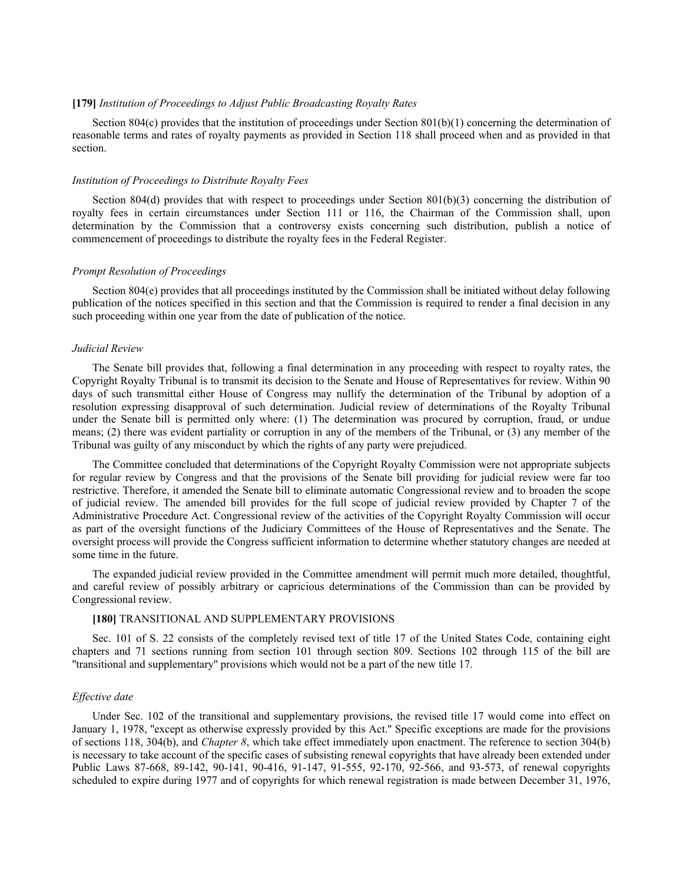**[179]** *Institution of Proceedings to Adjust Public Broadcasting Royalty Rates*

Section 804(c) provides that the institution of proceedings under Section 801(b)(1) concerning the determination of reasonable terms and rates of royalty payments as provided in Section 118 shall proceed when and as provided in that section.

*Institution of Proceedings to Distribute Royalty Fees*

Section 804(d) provides that with respect to proceedings under Section 801(b)(3) concerning the distribution of royalty fees in certain circumstances under Section 111 or 116, the Chairman of the Commission shall, upon determination by the Commission that a controversy exists concerning such distribution, publish a notice of commencement of proceedings to distribute the royalty fees in the Federal Register.

*Prompt Resolution of Proceedings*

Section 804(e) provides that all proceedings instituted by the Commission shall be initiated without delay following publication of the notices specified in this section and that the Commission is required to render a final decision in any such proceeding within one year from the date of publication of the notice.

*Judicial Review*

The Senate bill provides that, following a final determination in any proceeding with respect to royalty rates, the Copyright Royalty Tribunal is to transmit its decision to the Senate and House of Representatives for review. Within 90 days of such transmittal either House of Congress may nullify the determination of the Tribunal by adoption of a resolution expressing disapproval of such determination. Judicial review of determinations of the Royalty Tribunal under the Senate bill is permitted only where: (1) The determination was procured by corruption, fraud, or undue means; (2) there was evident partiality or corruption in any of the members of the Tribunal, or (3) any member of the Tribunal was guilty of any misconduct by which the rights of any party were prejudiced.

The Committee concluded that determinations of the Copyright Royalty Commission were not appropriate subjects for regular review by Congress and that the provisions of the Senate bill providing for judicial review were far too restrictive. Therefore, it amended the Senate bill to eliminate automatic Congressional review and to broaden the scope of judicial review. The amended bill provides for the full scope of judicial review provided by Chapter 7 of the Administrative Procedure Act. Congressional review of the activities of the Copyright Royalty Commission will occur as part of the oversight functions of the Judiciary Committees of the House of Representatives and the Senate. The oversight process will provide the Congress sufficient information to determine whether statutory changes are needed at some time in the future.

The expanded judicial review provided in the Committee amendment will permit much more detailed, thoughtful, and careful review of possibly arbitrary or capricious determinations of the Commission than can be provided by Congressional review.

**[180]** TRANSITIONAL AND SUPPLEMENTARY PROVISIONS

Sec. 101 of S. 22 consists of the completely revised text of title 17 of the United States Code, containing eight chapters and 71 sections running from section 101 through section 809. Sections 102 through 115 of the bill are "transitional and supplementary" provisions which would not be a part of the new title 17.

*Effective date*

Under Sec. 102 of the transitional and supplementary provisions, the revised title 17 would come into effect on January 1, 1978, "except as otherwise expressly provided by this Act." Specific exceptions are made for the provisions of sections 118, 304(b), and *Chapter 8*, which take effect immediately upon enactment. The reference to section 304(b) is necessary to take account of the specific cases of subsisting renewal copyrights that have already been extended under Public Laws 87-668, 89-142, 90-141, 90-416, 91-147, 91-555, 92-170, 92-566, and 93-573, of renewal copyrights scheduled to expire during 1977 and of copyrights for which renewal registration is made between December 31, 1976,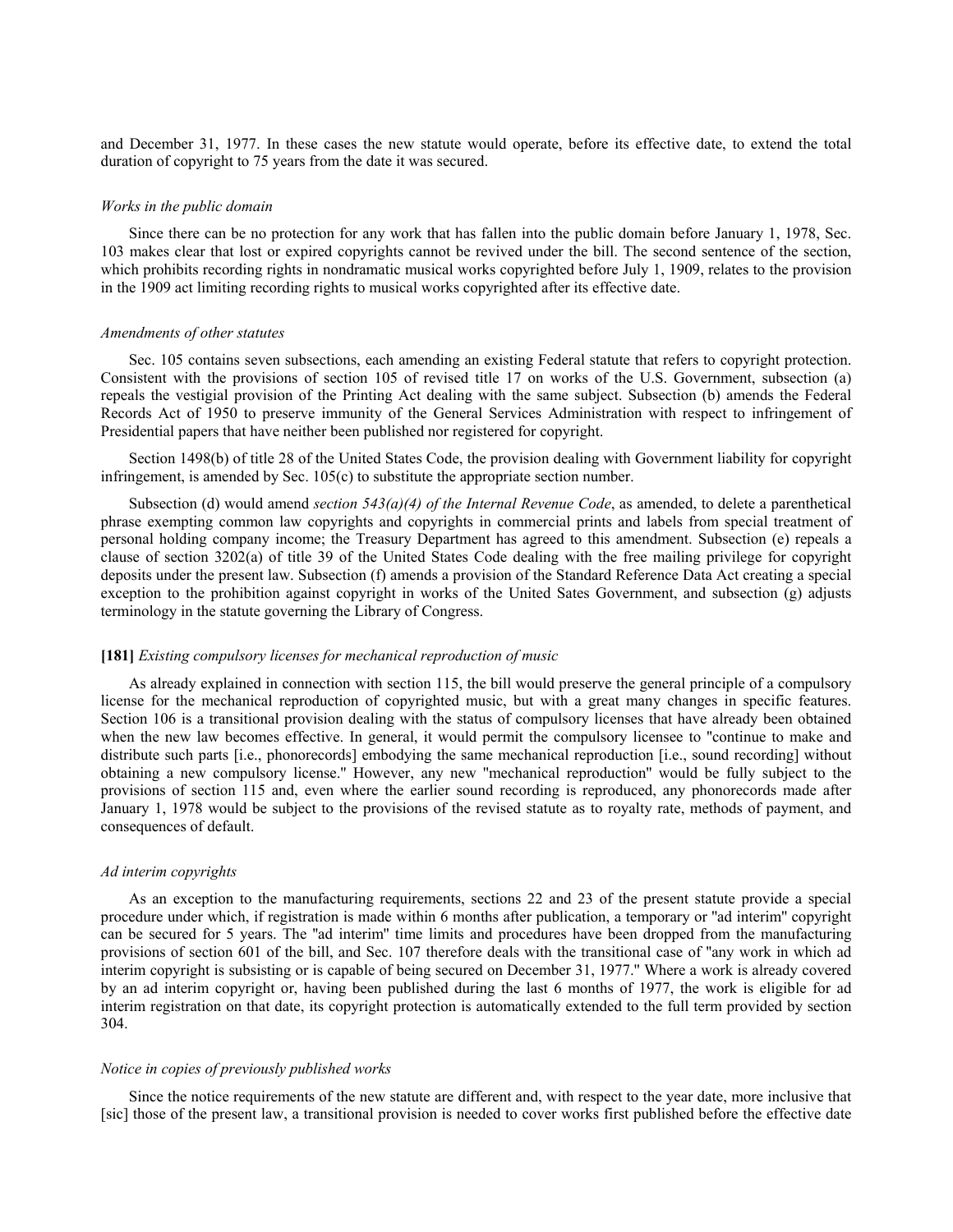and December 31, 1977. In these cases the new statute would operate, before its effective date, to extend the total duration of copyright to 75 years from the date it was secured.

*Works in the public domain*

Since there can be no protection for any work that has fallen into the public domain before January 1, 1978, Sec. 103 makes clear that lost or expired copyrights cannot be revived under the bill. The second sentence of the section, which prohibits recording rights in nondramatic musical works copyrighted before July 1, 1909, relates to the provision in the 1909 act limiting recording rights to musical works copyrighted after its effective date.

*Amendments of other statutes*

Sec. 105 contains seven subsections, each amending an existing Federal statute that refers to copyright protection. Consistent with the provisions of section 105 of revised title 17 on works of the U.S. Government, subsection (a) repeals the vestigial provision of the Printing Act dealing with the same subject. Subsection (b) amends the Federal Records Act of 1950 to preserve immunity of the General Services Administration with respect to infringement of Presidential papers that have neither been published nor registered for copyright.

Section 1498(b) of title 28 of the United States Code, the provision dealing with Government liability for copyright infringement, is amended by Sec. 105(c) to substitute the appropriate section number.

Subsection (d) would amend *section 543(a)(4) of the Internal Revenue Code*, as amended, to delete a parenthetical phrase exempting common law copyrights and copyrights in commercial prints and labels from special treatment of personal holding company income; the Treasury Department has agreed to this amendment. Subsection (e) repeals a clause of section 3202(a) of title 39 of the United States Code dealing with the free mailing privilege for copyright deposits under the present law. Subsection (f) amends a provision of the Standard Reference Data Act creating a special exception to the prohibition against copyright in works of the United Sates Government, and subsection (g) adjusts terminology in the statute governing the Library of Congress.

**[181]** *Existing compulsory licenses for mechanical reproduction of music*

As already explained in connection with section 115, the bill would preserve the general principle of a compulsory license for the mechanical reproduction of copyrighted music, but with a great many changes in specific features. Section 106 is a transitional provision dealing with the status of compulsory licenses that have already been obtained when the new law becomes effective. In general, it would permit the compulsory licensee to "continue to make and distribute such parts [i.e., phonorecords] embodying the same mechanical reproduction [i.e., sound recording] without obtaining a new compulsory license." However, any new "mechanical reproduction" would be fully subject to the provisions of section 115 and, even where the earlier sound recording is reproduced, any phonorecords made after January 1, 1978 would be subject to the provisions of the revised statute as to royalty rate, methods of payment, and consequences of default.

*Ad interim copyrights*

As an exception to the manufacturing requirements, sections 22 and 23 of the present statute provide a special procedure under which, if registration is made within 6 months after publication, a temporary or "ad interim" copyright can be secured for 5 years. The "ad interim" time limits and procedures have been dropped from the manufacturing provisions of section 601 of the bill, and Sec. 107 therefore deals with the transitional case of "any work in which ad interim copyright is subsisting or is capable of being secured on December 31, 1977." Where a work is already covered by an ad interim copyright or, having been published during the last 6 months of 1977, the work is eligible for ad interim registration on that date, its copyright protection is automatically extended to the full term provided by section 304.

*Notice in copies of previously published works*

Since the notice requirements of the new statute are different and, with respect to the year date, more inclusive that [sic] those of the present law, a transitional provision is needed to cover works first published before the effective date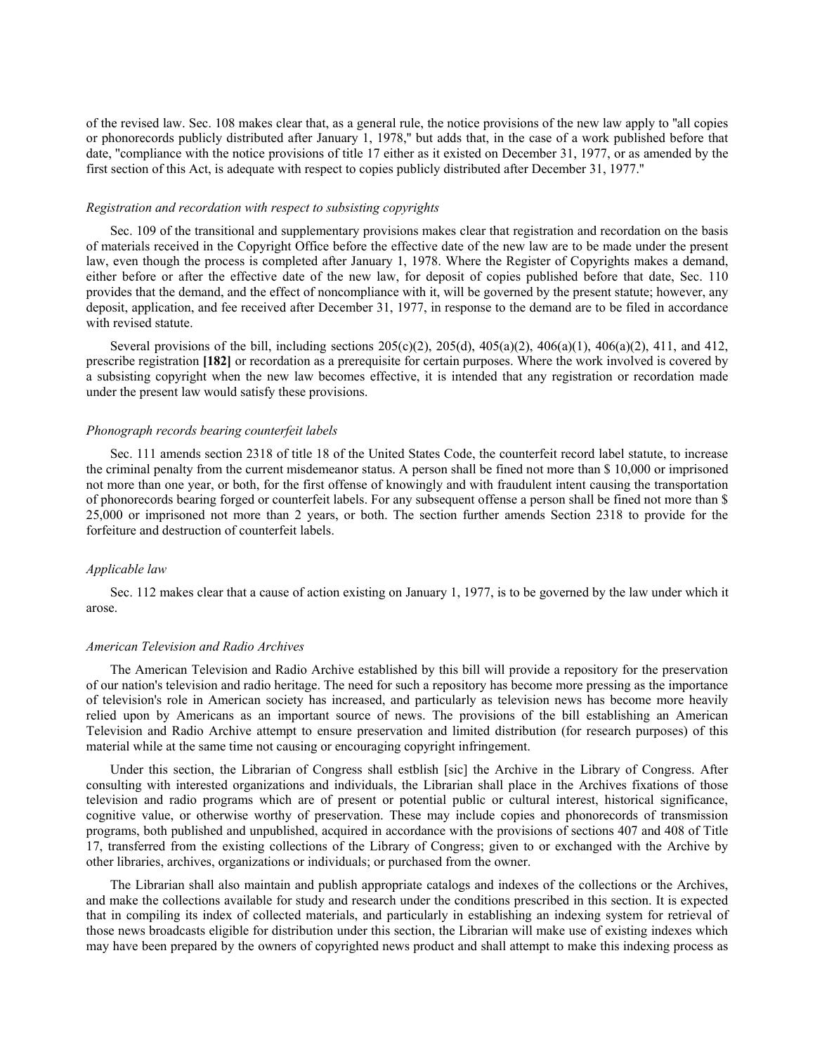of the revised law. Sec. 108 makes clear that, as a general rule, the notice provisions of the new law apply to "all copies or phonorecords publicly distributed after January 1, 1978," but adds that, in the case of a work published before that date, "compliance with the notice provisions of title 17 either as it existed on December 31, 1977, or as amended by the first section of this Act, is adequate with respect to copies publicly distributed after December 31, 1977."

*Registration and recordation with respect to subsisting copyrights*

Sec. 109 of the transitional and supplementary provisions makes clear that registration and recordation on the basis of materials received in the Copyright Office before the effective date of the new law are to be made under the present law, even though the process is completed after January 1, 1978. Where the Register of Copyrights makes a demand, either before or after the effective date of the new law, for deposit of copies published before that date, Sec. 110 provides that the demand, and the effect of noncompliance with it, will be governed by the present statute; however, any deposit, application, and fee received after December 31, 1977, in response to the demand are to be filed in accordance with revised statute.

Several provisions of the bill, including sections 205(c)(2), 205(d), 405(a)(2), 406(a)(1), 406(a)(2), 411, and 412, prescribe registration **[182]** or recordation as a prerequisite for certain purposes. Where the work involved is covered by a subsisting copyright when the new law becomes effective, it is intended that any registration or recordation made under the present law would satisfy these provisions.

*Phonograph records bearing counterfeit labels*

Sec. 111 amends section 2318 of title 18 of the United States Code, the counterfeit record label statute, to increase the criminal penalty from the current misdemeanor status. A person shall be fined not more than $ 10,000 or imprisoned not more than one year, or both, for the first offense of knowingly and with fraudulent intent causing the transportation of phonorecords bearing forged or counterfeit labels. For any subsequent offense a person shall be fined not more than $ 25,000 or imprisoned not more than 2 years, or both. The section further amends Section 2318 to provide for the forfeiture and destruction of counterfeit labels.

*Applicable law*

Sec. 112 makes clear that a cause of action existing on January 1, 1977, is to be governed by the law under which it arose.

*American Television and Radio Archives*

The American Television and Radio Archive established by this bill will provide a repository for the preservation of our nation's television and radio heritage. The need for such a repository has become more pressing as the importance of television's role in American society has increased, and particularly as television news has become more heavily relied upon by Americans as an important source of news. The provisions of the bill establishing an American Television and Radio Archive attempt to ensure preservation and limited distribution (for research purposes) of this material while at the same time not causing or encouraging copyright infringement.

Under this section, the Librarian of Congress shall estblish [sic] the Archive in the Library of Congress. After consulting with interested organizations and individuals, the Librarian shall place in the Archives fixations of those television and radio programs which are of present or potential public or cultural interest, historical significance, cognitive value, or otherwise worthy of preservation. These may include copies and phonorecords of transmission programs, both published and unpublished, acquired in accordance with the provisions of sections 407 and 408 of Title 17, transferred from the existing collections of the Library of Congress; given to or exchanged with the Archive by other libraries, archives, organizations or individuals; or purchased from the owner.

The Librarian shall also maintain and publish appropriate catalogs and indexes of the collections or the Archives, and make the collections available for study and research under the conditions prescribed in this section. It is expected that in compiling its index of collected materials, and particularly in establishing an indexing system for retrieval of those news broadcasts eligible for distribution under this section, the Librarian will make use of existing indexes which may have been prepared by the owners of copyrighted news product and shall attempt to make this indexing process as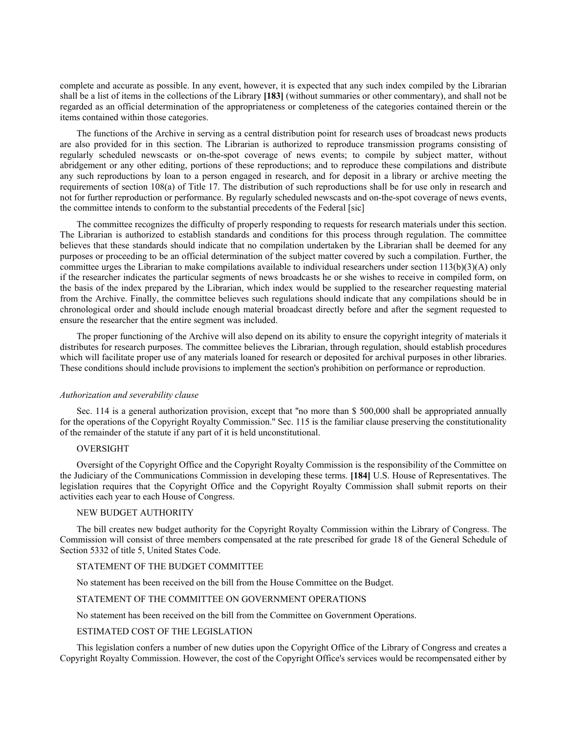complete and accurate as possible. In any event, however, it is expected that any such index compiled by the Librarian shall be a list of items in the collections of the Library **[183]** (without summaries or other commentary), and shall not be regarded as an official determination of the appropriateness or completeness of the categories contained therein or the items contained within those categories.

The functions of the Archive in serving as a central distribution point for research uses of broadcast news products are also provided for in this section. The Librarian is authorized to reproduce transmission programs consisting of regularly scheduled newscasts or on-the-spot coverage of news events; to compile by subject matter, without abridgement or any other editing, portions of these reproductions; and to reproduce these compilations and distribute any such reproductions by loan to a person engaged in research, and for deposit in a library or archive meeting the requirements of section 108(a) of Title 17. The distribution of such reproductions shall be for use only in research and not for further reproduction or performance. By regularly scheduled newscasts and on-the-spot coverage of news events, the committee intends to conform to the substantial precedents of the Federal [sic]

The committee recognizes the difficulty of properly responding to requests for research materials under this section. The Librarian is authorized to establish standards and conditions for this process through regulation. The committee believes that these standards should indicate that no compilation undertaken by the Librarian shall be deemed for any purposes or proceeding to be an official determination of the subject matter covered by such a compilation. Further, the committee urges the Librarian to make compilations available to individual researchers under section 113(b)(3)(A) only if the researcher indicates the particular segments of news broadcasts he or she wishes to receive in compiled form, on the basis of the index prepared by the Librarian, which index would be supplied to the researcher requesting material from the Archive. Finally, the committee believes such regulations should indicate that any compilations should be in chronological order and should include enough material broadcast directly before and after the segment requested to ensure the researcher that the entire segment was included.

The proper functioning of the Archive will also depend on its ability to ensure the copyright integrity of materials it distributes for research purposes. The committee believes the Librarian, through regulation, should establish procedures which will facilitate proper use of any materials loaned for research or deposited for archival purposes in other libraries. These conditions should include provisions to implement the section's prohibition on performance or reproduction.

*Authorization and severability clause*

Sec. 114 is a general authorization provision, except that "no more than $ 500,000 shall be appropriated annually for the operations of the Copyright Royalty Commission." Sec. 115 is the familiar clause preserving the constitutionality of the remainder of the statute if any part of it is held unconstitutional.

OVERSIGHT

Oversight of the Copyright Office and the Copyright Royalty Commission is the responsibility of the Committee on the Judiciary of the Communications Commission in developing these terms. **[184]** U.S. House of Representatives. The legislation requires that the Copyright Office and the Copyright Royalty Commission shall submit reports on their activities each year to each House of Congress.

NEW BUDGET AUTHORITY

The bill creates new budget authority for the Copyright Royalty Commission within the Library of Congress. The Commission will consist of three members compensated at the rate prescribed for grade 18 of the General Schedule of Section 5332 of title 5, United States Code.

STATEMENT OF THE BUDGET COMMITTEE

No statement has been received on the bill from the House Committee on the Budget.

STATEMENT OF THE COMMITTEE ON GOVERNMENT OPERATIONS

No statement has been received on the bill from the Committee on Government Operations.

ESTIMATED COST OF THE LEGISLATION

This legislation confers a number of new duties upon the Copyright Office of the Library of Congress and creates a Copyright Royalty Commission. However, the cost of the Copyright Office's services would be recompensated either by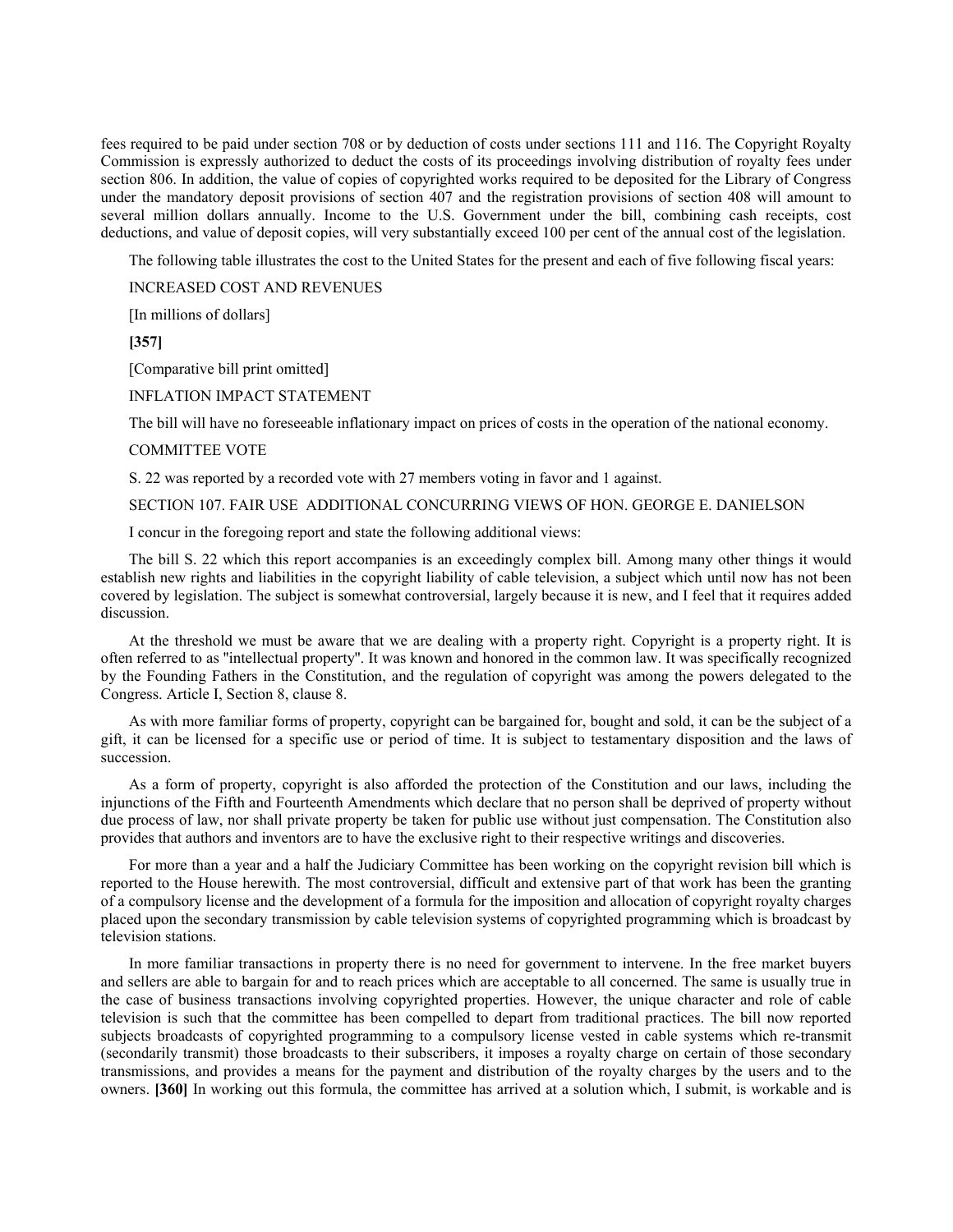fees required to be paid under section 708 or by deduction of costs under sections 111 and 116. The Copyright Royalty Commission is expressly authorized to deduct the costs of its proceedings involving distribution of royalty fees under section 806. In addition, the value of copies of copyrighted works required to be deposited for the Library of Congress under the mandatory deposit provisions of section 407 and the registration provisions of section 408 will amount to several million dollars annually. Income to the U.S. Government under the bill, combining cash receipts, cost deductions, and value of deposit copies, will very substantially exceed 100 per cent of the annual cost of the legislation.

The following table illustrates the cost to the United States for the present and each of five following fiscal years:

INCREASED COST AND REVENUES

[In millions of dollars]

**[357]**

[Comparative bill print omitted]

INFLATION IMPACT STATEMENT

The bill will have no foreseeable inflationary impact on prices of costs in the operation of the national economy.

COMMITTEE VOTE

S. 22 was reported by a recorded vote with 27 members voting in favor and 1 against.

SECTION 107. FAIR USE ADDITIONAL CONCURRING VIEWS OF HON. GEORGE E. DANIELSON

I concur in the foregoing report and state the following additional views:

The bill S. 22 which this report accompanies is an exceedingly complex bill. Among many other things it would establish new rights and liabilities in the copyright liability of cable television, a subject which until now has not been covered by legislation. The subject is somewhat controversial, largely because it is new, and I feel that it requires added discussion.

At the threshold we must be aware that we are dealing with a property right. Copyright is a property right. It is often referred to as "intellectual property". It was known and honored in the common law. It was specifically recognized by the Founding Fathers in the Constitution, and the regulation of copyright was among the powers delegated to the Congress. Article I, Section 8, clause 8.

As with more familiar forms of property, copyright can be bargained for, bought and sold, it can be the subject of a gift, it can be licensed for a specific use or period of time. It is subject to testamentary disposition and the laws of succession.

As a form of property, copyright is also afforded the protection of the Constitution and our laws, including the injunctions of the Fifth and Fourteenth Amendments which declare that no person shall be deprived of property without due process of law, nor shall private property be taken for public use without just compensation. The Constitution also provides that authors and inventors are to have the exclusive right to their respective writings and discoveries.

For more than a year and a half the Judiciary Committee has been working on the copyright revision bill which is reported to the House herewith. The most controversial, difficult and extensive part of that work has been the granting of a compulsory license and the development of a formula for the imposition and allocation of copyright royalty charges placed upon the secondary transmission by cable television systems of copyrighted programming which is broadcast by television stations.

In more familiar transactions in property there is no need for government to intervene. In the free market buyers and sellers are able to bargain for and to reach prices which are acceptable to all concerned. The same is usually true in the case of business transactions involving copyrighted properties. However, the unique character and role of cable television is such that the committee has been compelled to depart from traditional practices. The bill now reported subjects broadcasts of copyrighted programming to a compulsory license vested in cable systems which re-transmit (secondarily transmit) those broadcasts to their subscribers, it imposes a royalty charge on certain of those secondary transmissions, and provides a means for the payment and distribution of the royalty charges by the users and to the owners. **[360]** In working out this formula, the committee has arrived at a solution which, I submit, is workable and is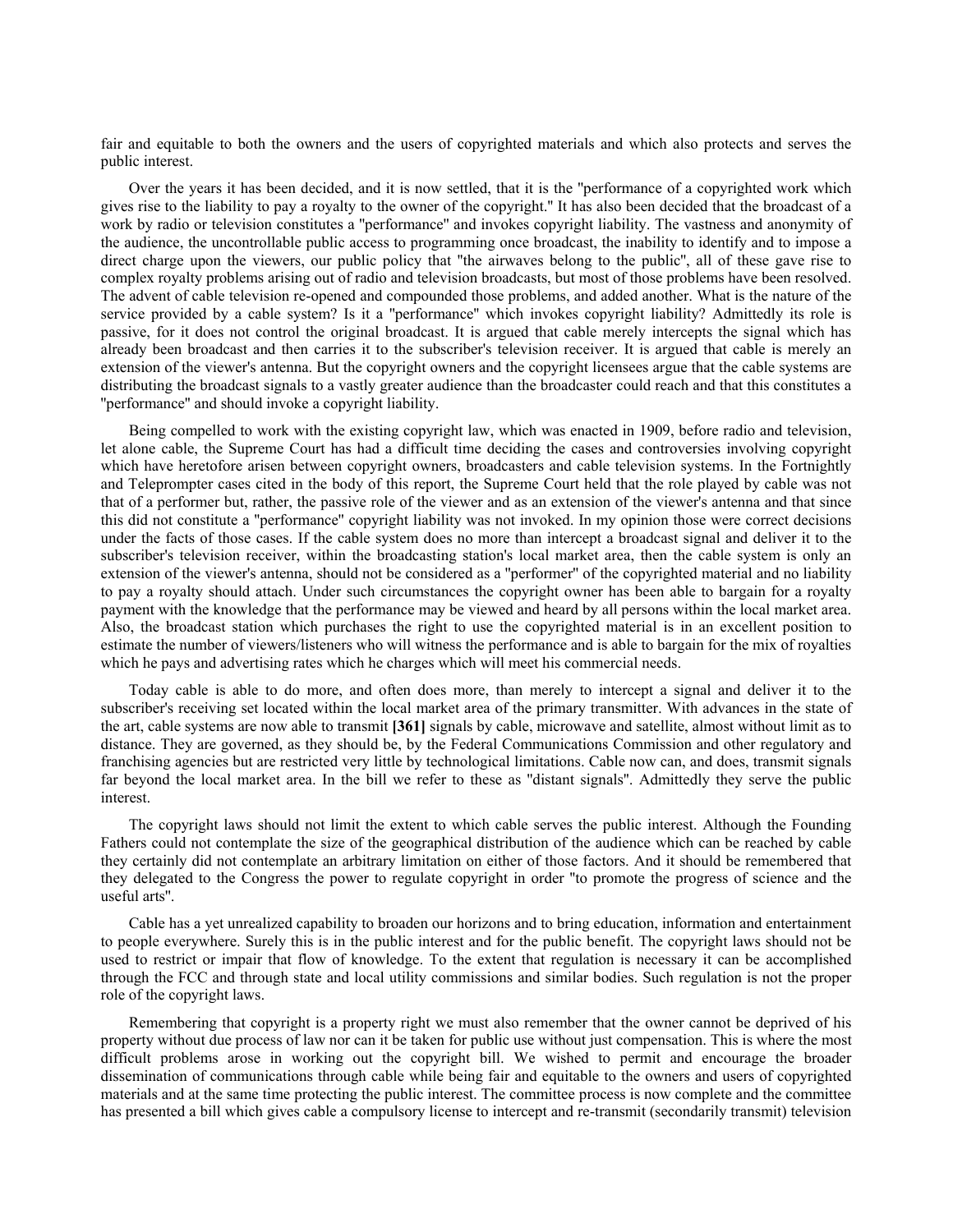fair and equitable to both the owners and the users of copyrighted materials and which also protects and serves the public interest.

Over the years it has been decided, and it is now settled, that it is the "performance of a copyrighted work which gives rise to the liability to pay a royalty to the owner of the copyright." It has also been decided that the broadcast of a work by radio or television constitutes a "performance" and invokes copyright liability. The vastness and anonymity of the audience, the uncontrollable public access to programming once broadcast, the inability to identify and to impose a direct charge upon the viewers, our public policy that "the airwaves belong to the public", all of these gave rise to complex royalty problems arising out of radio and television broadcasts, but most of those problems have been resolved. The advent of cable television re-opened and compounded those problems, and added another. What is the nature of the service provided by a cable system? Is it a "performance" which invokes copyright liability? Admittedly its role is passive, for it does not control the original broadcast. It is argued that cable merely intercepts the signal which has already been broadcast and then carries it to the subscriber's television receiver. It is argued that cable is merely an extension of the viewer's antenna. But the copyright owners and the copyright licensees argue that the cable systems are distributing the broadcast signals to a vastly greater audience than the broadcaster could reach and that this constitutes a "performance" and should invoke a copyright liability.

Being compelled to work with the existing copyright law, which was enacted in 1909, before radio and television, let alone cable, the Supreme Court has had a difficult time deciding the cases and controversies involving copyright which have heretofore arisen between copyright owners, broadcasters and cable television systems. In the Fortnightly and Teleprompter cases cited in the body of this report, the Supreme Court held that the role played by cable was not that of a performer but, rather, the passive role of the viewer and as an extension of the viewer's antenna and that since this did not constitute a "performance" copyright liability was not invoked. In my opinion those were correct decisions under the facts of those cases. If the cable system does no more than intercept a broadcast signal and deliver it to the subscriber's television receiver, within the broadcasting station's local market area, then the cable system is only an extension of the viewer's antenna, should not be considered as a "performer" of the copyrighted material and no liability to pay a royalty should attach. Under such circumstances the copyright owner has been able to bargain for a royalty payment with the knowledge that the performance may be viewed and heard by all persons within the local market area. Also, the broadcast station which purchases the right to use the copyrighted material is in an excellent position to estimate the number of viewers/listeners who will witness the performance and is able to bargain for the mix of royalties which he pays and advertising rates which he charges which will meet his commercial needs.

Today cable is able to do more, and often does more, than merely to intercept a signal and deliver it to the subscriber's receiving set located within the local market area of the primary transmitter. With advances in the state of the art, cable systems are now able to transmit **[361]** signals by cable, microwave and satellite, almost without limit as to distance. They are governed, as they should be, by the Federal Communications Commission and other regulatory and franchising agencies but are restricted very little by technological limitations. Cable now can, and does, transmit signals far beyond the local market area. In the bill we refer to these as "distant signals". Admittedly they serve the public interest.

The copyright laws should not limit the extent to which cable serves the public interest. Although the Founding Fathers could not contemplate the size of the geographical distribution of the audience which can be reached by cable they certainly did not contemplate an arbitrary limitation on either of those factors. And it should be remembered that they delegated to the Congress the power to regulate copyright in order "to promote the progress of science and the useful arts".

Cable has a yet unrealized capability to broaden our horizons and to bring education, information and entertainment to people everywhere. Surely this is in the public interest and for the public benefit. The copyright laws should not be used to restrict or impair that flow of knowledge. To the extent that regulation is necessary it can be accomplished through the FCC and through state and local utility commissions and similar bodies. Such regulation is not the proper role of the copyright laws.

Remembering that copyright is a property right we must also remember that the owner cannot be deprived of his property without due process of law nor can it be taken for public use without just compensation. This is where the most difficult problems arose in working out the copyright bill. We wished to permit and encourage the broader dissemination of communications through cable while being fair and equitable to the owners and users of copyrighted materials and at the same time protecting the public interest. The committee process is now complete and the committee has presented a bill which gives cable a compulsory license to intercept and re-transmit (secondarily transmit) television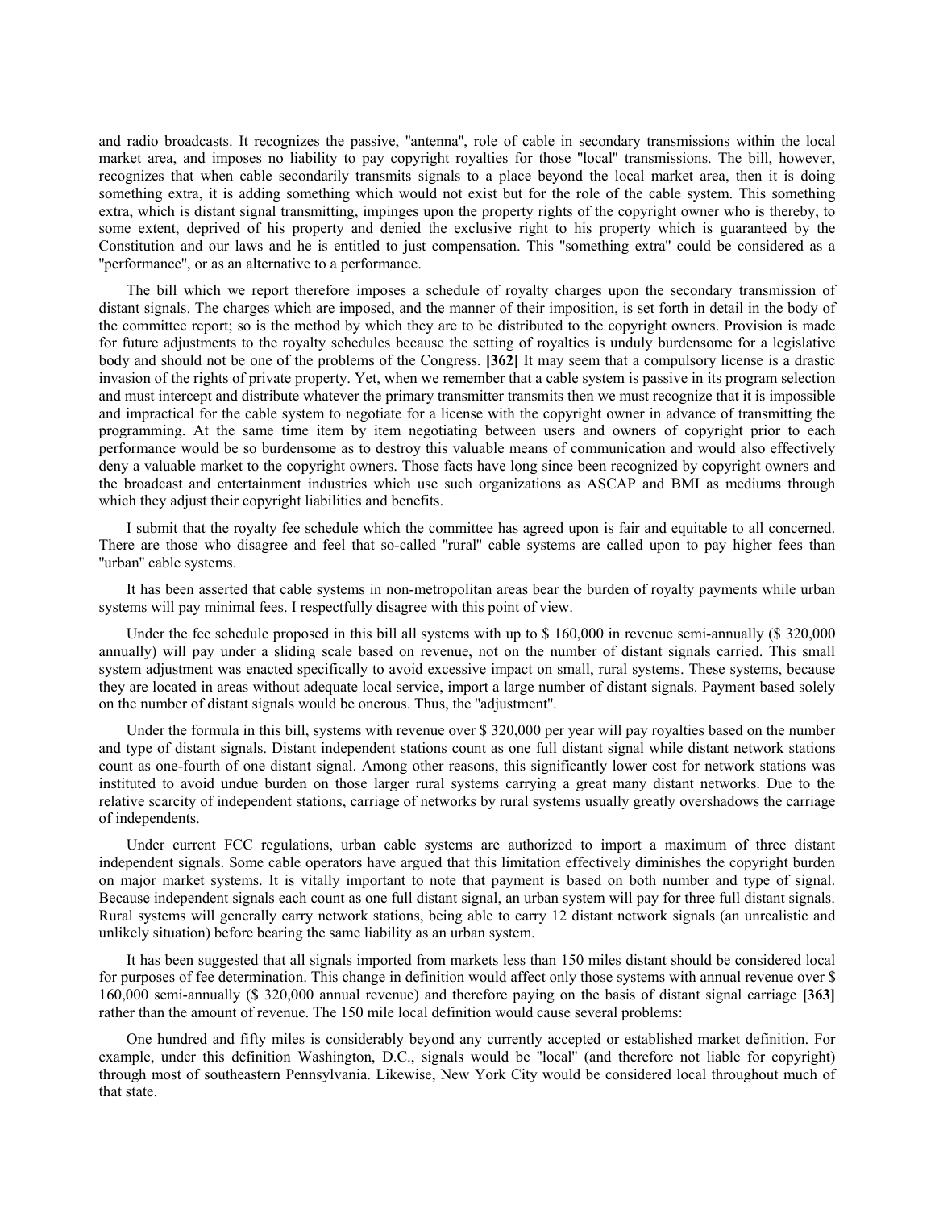and radio broadcasts. It recognizes the passive, "antenna", role of cable in secondary transmissions within the local market area, and imposes no liability to pay copyright royalties for those "local" transmissions. The bill, however, recognizes that when cable secondarily transmits signals to a place beyond the local market area, then it is doing something extra, it is adding something which would not exist but for the role of the cable system. This something extra, which is distant signal transmitting, impinges upon the property rights of the copyright owner who is thereby, to some extent, deprived of his property and denied the exclusive right to his property which is guaranteed by the Constitution and our laws and he is entitled to just compensation. This "something extra" could be considered as a "performance", or as an alternative to a performance.

The bill which we report therefore imposes a schedule of royalty charges upon the secondary transmission of distant signals. The charges which are imposed, and the manner of their imposition, is set forth in detail in the body of the committee report; so is the method by which they are to be distributed to the copyright owners. Provision is made for future adjustments to the royalty schedules because the setting of royalties is unduly burdensome for a legislative body and should not be one of the problems of the Congress. **[362]** It may seem that a compulsory license is a drastic invasion of the rights of private property. Yet, when we remember that a cable system is passive in its program selection and must intercept and distribute whatever the primary transmitter transmits then we must recognize that it is impossible and impractical for the cable system to negotiate for a license with the copyright owner in advance of transmitting the programming. At the same time item by item negotiating between users and owners of copyright prior to each performance would be so burdensome as to destroy this valuable means of communication and would also effectively deny a valuable market to the copyright owners. Those facts have long since been recognized by copyright owners and the broadcast and entertainment industries which use such organizations as ASCAP and BMI as mediums through which they adjust their copyright liabilities and benefits.

I submit that the royalty fee schedule which the committee has agreed upon is fair and equitable to all concerned. There are those who disagree and feel that so-called "rural" cable systems are called upon to pay higher fees than "urban" cable systems.

It has been asserted that cable systems in non-metropolitan areas bear the burden of royalty payments while urban systems will pay minimal fees. I respectfully disagree with this point of view.

Under the fee schedule proposed in this bill all systems with up to $ 160,000 in revenue semi-annually ($ 320,000 annually) will pay under a sliding scale based on revenue, not on the number of distant signals carried. This small system adjustment was enacted specifically to avoid excessive impact on small, rural systems. These systems, because they are located in areas without adequate local service, import a large number of distant signals. Payment based solely on the number of distant signals would be onerous. Thus, the "adjustment".

Under the formula in this bill, systems with revenue over $ 320,000 per year will pay royalties based on the number and type of distant signals. Distant independent stations count as one full distant signal while distant network stations count as one-fourth of one distant signal. Among other reasons, this significantly lower cost for network stations was instituted to avoid undue burden on those larger rural systems carrying a great many distant networks. Due to the relative scarcity of independent stations, carriage of networks by rural systems usually greatly overshadows the carriage of independents.

Under current FCC regulations, urban cable systems are authorized to import a maximum of three distant independent signals. Some cable operators have argued that this limitation effectively diminishes the copyright burden on major market systems. It is vitally important to note that payment is based on both number and type of signal. Because independent signals each count as one full distant signal, an urban system will pay for three full distant signals. Rural systems will generally carry network stations, being able to carry 12 distant network signals (an unrealistic and unlikely situation) before bearing the same liability as an urban system.

It has been suggested that all signals imported from markets less than 150 miles distant should be considered local for purposes of fee determination. This change in definition would affect only those systems with annual revenue over $ 160,000 semi-annually ($ 320,000 annual revenue) and therefore paying on the basis of distant signal carriage **[363]** rather than the amount of revenue. The 150 mile local definition would cause several problems:

One hundred and fifty miles is considerably beyond any currently accepted or established market definition. For example, under this definition Washington, D.C., signals would be "local" (and therefore not liable for copyright) through most of southeastern Pennsylvania. Likewise, New York City would be considered local throughout much of that state.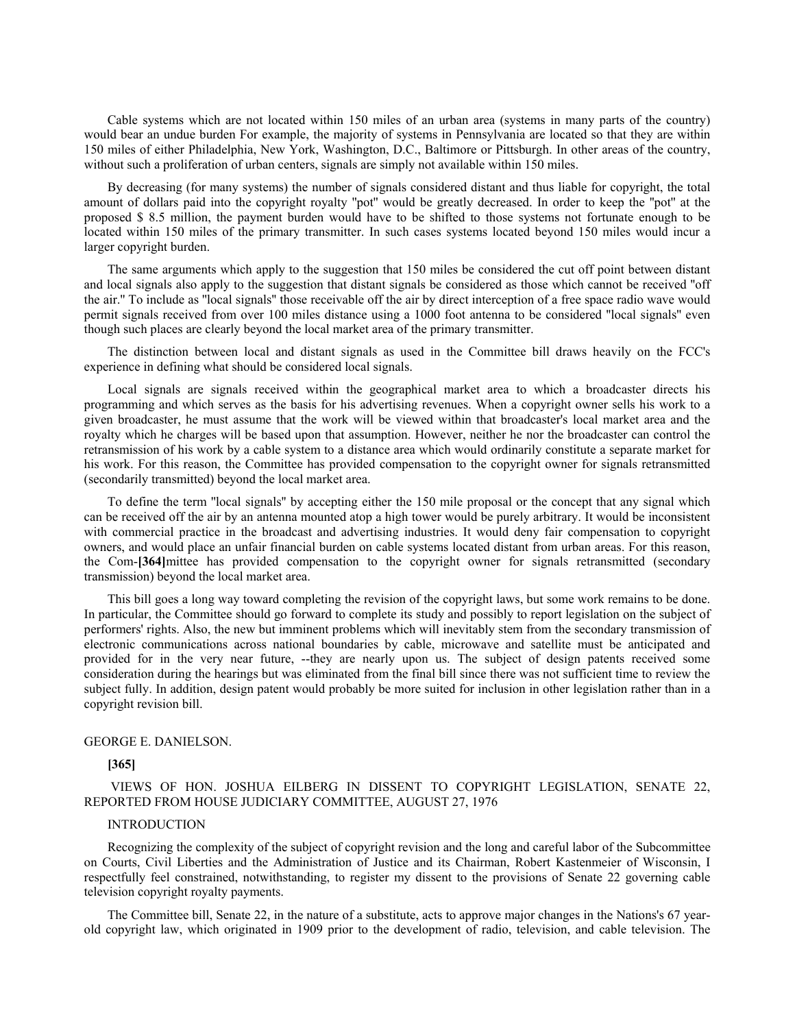Cable systems which are not located within 150 miles of an urban area (systems in many parts of the country) would bear an undue burden For example, the majority of systems in Pennsylvania are located so that they are within 150 miles of either Philadelphia, New York, Washington, D.C., Baltimore or Pittsburgh. In other areas of the country, without such a proliferation of urban centers, signals are simply not available within 150 miles.

By decreasing (for many systems) the number of signals considered distant and thus liable for copyright, the total amount of dollars paid into the copyright royalty "pot" would be greatly decreased. In order to keep the "pot" at the proposed $ 8.5 million, the payment burden would have to be shifted to those systems not fortunate enough to be located within 150 miles of the primary transmitter. In such cases systems located beyond 150 miles would incur a larger copyright burden.

The same arguments which apply to the suggestion that 150 miles be considered the cut off point between distant and local signals also apply to the suggestion that distant signals be considered as those which cannot be received "off the air." To include as "local signals" those receivable off the air by direct interception of a free space radio wave would permit signals received from over 100 miles distance using a 1000 foot antenna to be considered "local signals" even though such places are clearly beyond the local market area of the primary transmitter.

The distinction between local and distant signals as used in the Committee bill draws heavily on the FCC's experience in defining what should be considered local signals.

Local signals are signals received within the geographical market area to which a broadcaster directs his programming and which serves as the basis for his advertising revenues. When a copyright owner sells his work to a given broadcaster, he must assume that the work will be viewed within that broadcaster's local market area and the royalty which he charges will be based upon that assumption. However, neither he nor the broadcaster can control the retransmission of his work by a cable system to a distance area which would ordinarily constitute a separate market for his work. For this reason, the Committee has provided compensation to the copyright owner for signals retransmitted (secondarily transmitted) beyond the local market area.

To define the term "local signals" by accepting either the 150 mile proposal or the concept that any signal which can be received off the air by an antenna mounted atop a high tower would be purely arbitrary. It would be inconsistent with commercial practice in the broadcast and advertising industries. It would deny fair compensation to copyright owners, and would place an unfair financial burden on cable systems located distant from urban areas. For this reason, the Com-**[364]**mittee has provided compensation to the copyright owner for signals retransmitted (secondary transmission) beyond the local market area.

This bill goes a long way toward completing the revision of the copyright laws, but some work remains to be done. In particular, the Committee should go forward to complete its study and possibly to report legislation on the subject of performers' rights. Also, the new but imminent problems which will inevitably stem from the secondary transmission of electronic communications across national boundaries by cable, microwave and satellite must be anticipated and provided for in the very near future, --they are nearly upon us. The subject of design patents received some consideration during the hearings but was eliminated from the final bill since there was not sufficient time to review the subject fully. In addition, design patent would probably be more suited for inclusion in other legislation rather than in a copyright revision bill.

GEORGE E. DANIELSON.

**[365]**

VIEWS OF HON. JOSHUA EILBERG IN DISSENT TO COPYRIGHT LEGISLATION, SENATE 22, REPORTED FROM HOUSE JUDICIARY COMMITTEE, AUGUST 27, 1976

INTRODUCTION

Recognizing the complexity of the subject of copyright revision and the long and careful labor of the Subcommittee on Courts, Civil Liberties and the Administration of Justice and its Chairman, Robert Kastenmeier of Wisconsin, I respectfully feel constrained, notwithstanding, to register my dissent to the provisions of Senate 22 governing cable television copyright royalty payments.

The Committee bill, Senate 22, in the nature of a substitute, acts to approve major changes in the Nations's 67 year-old copyright law, which originated in 1909 prior to the development of radio, television, and cable television. The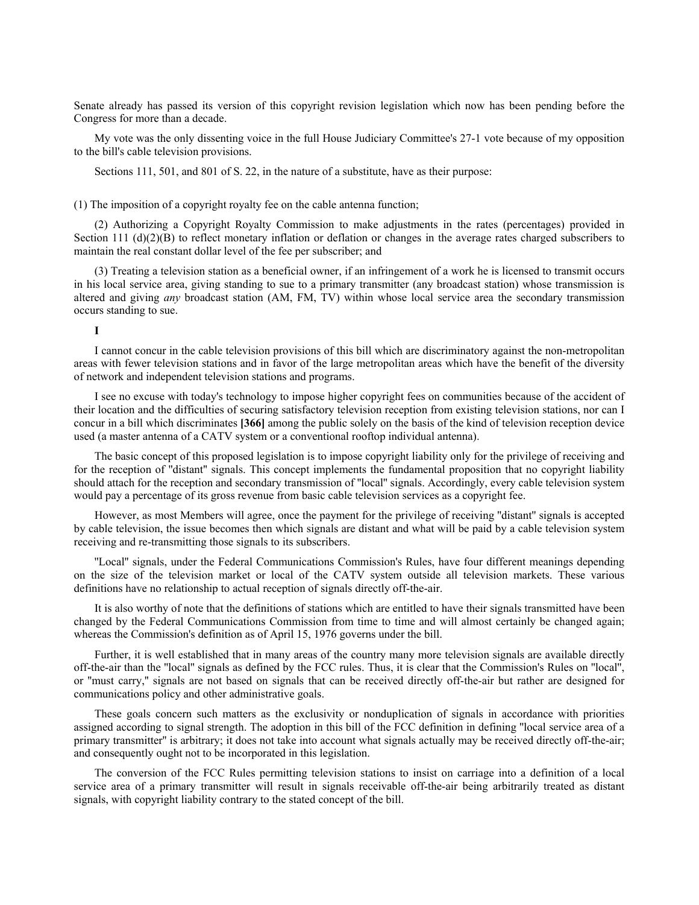Senate already has passed its version of this copyright revision legislation which now has been pending before the Congress for more than a decade.

My vote was the only dissenting voice in the full House Judiciary Committee's 27-1 vote because of my opposition to the bill's cable television provisions.

Sections 111, 501, and 801 of S. 22, in the nature of a substitute, have as their purpose:

(1) The imposition of a copyright royalty fee on the cable antenna function;

(2) Authorizing a Copyright Royalty Commission to make adjustments in the rates (percentages) provided in Section 111 (d)(2)(B) to reflect monetary inflation or deflation or changes in the average rates charged subscribers to maintain the real constant dollar level of the fee per subscriber; and

(3) Treating a television station as a beneficial owner, if an infringement of a work he is licensed to transmit occurs in his local service area, giving standing to sue to a primary transmitter (any broadcast station) whose transmission is altered and giving *any* broadcast station (AM, FM, TV) within whose local service area the secondary transmission occurs standing to sue.

**I**

I cannot concur in the cable television provisions of this bill which are discriminatory against the non-metropolitan areas with fewer television stations and in favor of the large metropolitan areas which have the benefit of the diversity of network and independent television stations and programs.

I see no excuse with today's technology to impose higher copyright fees on communities because of the accident of their location and the difficulties of securing satisfactory television reception from existing television stations, nor can I concur in a bill which discriminates **[366]** among the public solely on the basis of the kind of television reception device used (a master antenna of a CATV system or a conventional rooftop individual antenna).

The basic concept of this proposed legislation is to impose copyright liability only for the privilege of receiving and for the reception of "distant" signals. This concept implements the fundamental proposition that no copyright liability should attach for the reception and secondary transmission of "local" signals. Accordingly, every cable television system would pay a percentage of its gross revenue from basic cable television services as a copyright fee.

However, as most Members will agree, once the payment for the privilege of receiving "distant" signals is accepted by cable television, the issue becomes then which signals are distant and what will be paid by a cable television system receiving and re-transmitting those signals to its subscribers.

"Local" signals, under the Federal Communications Commission's Rules, have four different meanings depending on the size of the television market or local of the CATV system outside all television markets. These various definitions have no relationship to actual reception of signals directly off-the-air.

It is also worthy of note that the definitions of stations which are entitled to have their signals transmitted have been changed by the Federal Communications Commission from time to time and will almost certainly be changed again; whereas the Commission's definition as of April 15, 1976 governs under the bill.

Further, it is well established that in many areas of the country many more television signals are available directly off-the-air than the "local" signals as defined by the FCC rules. Thus, it is clear that the Commission's Rules on "local", or "must carry," signals are not based on signals that can be received directly off-the-air but rather are designed for communications policy and other administrative goals.

These goals concern such matters as the exclusivity or nonduplication of signals in accordance with priorities assigned according to signal strength. The adoption in this bill of the FCC definition in defining "local service area of a primary transmitter" is arbitrary; it does not take into account what signals actually may be received directly off-the-air; and consequently ought not to be incorporated in this legislation.

The conversion of the FCC Rules permitting television stations to insist on carriage into a definition of a local service area of a primary transmitter will result in signals receivable off-the-air being arbitrarily treated as distant signals, with copyright liability contrary to the stated concept of the bill.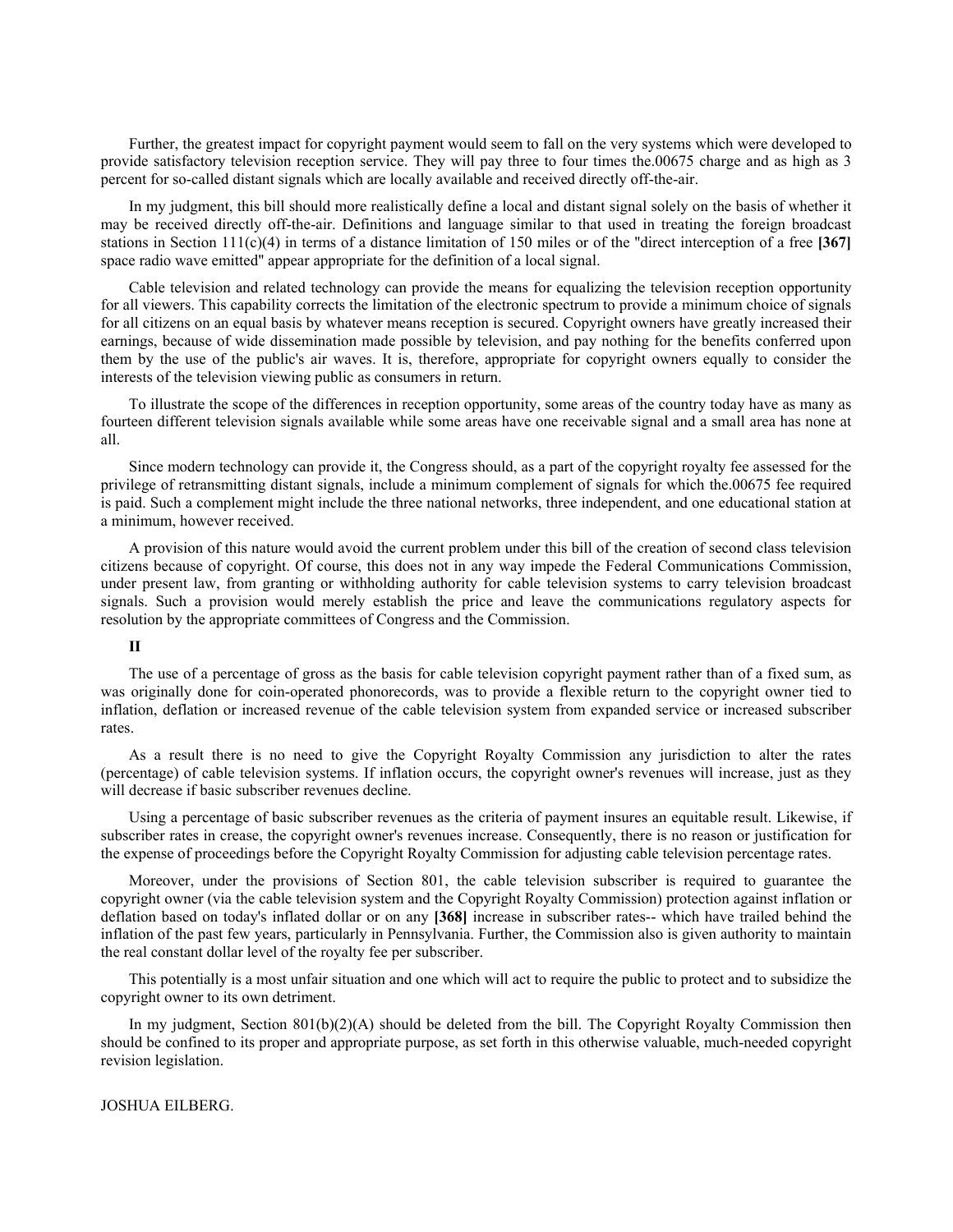Further, the greatest impact for copyright payment would seem to fall on the very systems which were developed to provide satisfactory television reception service. They will pay three to four times the.00675 charge and as high as 3 percent for so-called distant signals which are locally available and received directly off-the-air.

In my judgment, this bill should more realistically define a local and distant signal solely on the basis of whether it may be received directly off-the-air. Definitions and language similar to that used in treating the foreign broadcast stations in Section 111(c)(4) in terms of a distance limitation of 150 miles or of the "direct interception of a free **[367]** space radio wave emitted" appear appropriate for the definition of a local signal.

Cable television and related technology can provide the means for equalizing the television reception opportunity for all viewers. This capability corrects the limitation of the electronic spectrum to provide a minimum choice of signals for all citizens on an equal basis by whatever means reception is secured. Copyright owners have greatly increased their earnings, because of wide dissemination made possible by television, and pay nothing for the benefits conferred upon them by the use of the public's air waves. It is, therefore, appropriate for copyright owners equally to consider the interests of the television viewing public as consumers in return.

To illustrate the scope of the differences in reception opportunity, some areas of the country today have as many as fourteen different television signals available while some areas have one receivable signal and a small area has none at all.

Since modern technology can provide it, the Congress should, as a part of the copyright royalty fee assessed for the privilege of retransmitting distant signals, include a minimum complement of signals for which the.00675 fee required is paid. Such a complement might include the three national networks, three independent, and one educational station at a minimum, however received.

A provision of this nature would avoid the current problem under this bill of the creation of second class television citizens because of copyright. Of course, this does not in any way impede the Federal Communications Commission, under present law, from granting or withholding authority for cable television systems to carry television broadcast signals. Such a provision would merely establish the price and leave the communications regulatory aspects for resolution by the appropriate committees of Congress and the Commission.

**II**

The use of a percentage of gross as the basis for cable television copyright payment rather than of a fixed sum, as was originally done for coin-operated phonorecords, was to provide a flexible return to the copyright owner tied to inflation, deflation or increased revenue of the cable television system from expanded service or increased subscriber rates.

As a result there is no need to give the Copyright Royalty Commission any jurisdiction to alter the rates (percentage) of cable television systems. If inflation occurs, the copyright owner's revenues will increase, just as they will decrease if basic subscriber revenues decline.

Using a percentage of basic subscriber revenues as the criteria of payment insures an equitable result. Likewise, if subscriber rates in crease, the copyright owner's revenues increase. Consequently, there is no reason or justification for the expense of proceedings before the Copyright Royalty Commission for adjusting cable television percentage rates.

Moreover, under the provisions of Section 801, the cable television subscriber is required to guarantee the copyright owner (via the cable television system and the Copyright Royalty Commission) protection against inflation or deflation based on today's inflated dollar or on any **[368]** increase in subscriber rates-- which have trailed behind the inflation of the past few years, particularly in Pennsylvania. Further, the Commission also is given authority to maintain the real constant dollar level of the royalty fee per subscriber.

This potentially is a most unfair situation and one which will act to require the public to protect and to subsidize the copyright owner to its own detriment.

In my judgment, Section 801(b)(2)(A) should be deleted from the bill. The Copyright Royalty Commission then should be confined to its proper and appropriate purpose, as set forth in this otherwise valuable, much-needed copyright revision legislation.

JOSHUA EILBERG.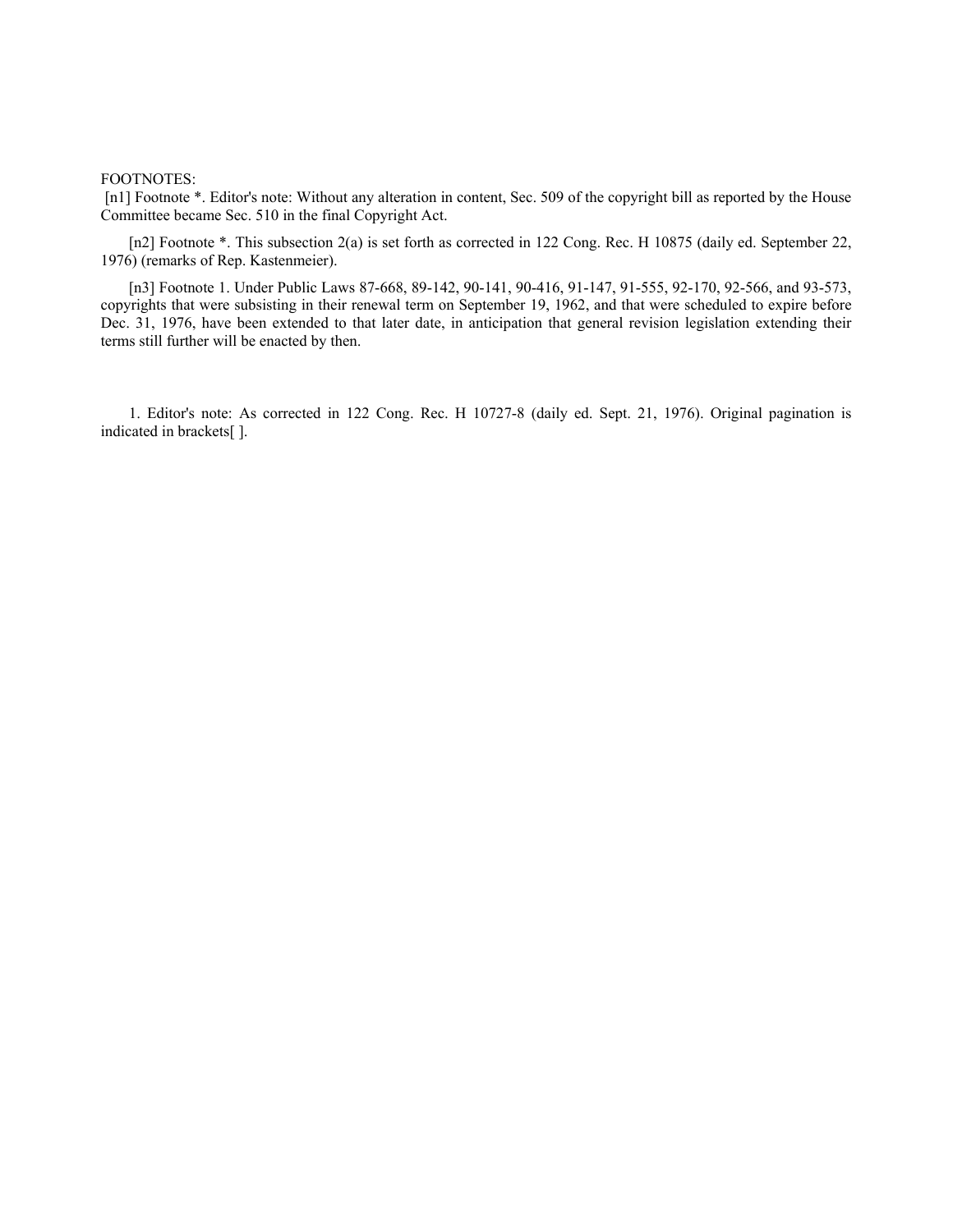FOOTNOTES:

[n1] Footnote *. Editor's note: Without any alteration in content, Sec. 509 of the copyright bill as reported by the House Committee became Sec. 510 in the final Copyright Act.

[n2] Footnote *. This subsection 2(a) is set forth as corrected in 122 Cong. Rec. H 10875 (daily ed. September 22, 1976) (remarks of Rep. Kastenmeier).

[n3] Footnote 1. Under Public Laws 87-668, 89-142, 90-141, 90-416, 91-147, 91-555, 92-170, 92-566, and 93-573, copyrights that were subsisting in their renewal term on September 19, 1962, and that were scheduled to expire before Dec. 31, 1976, have been extended to that later date, in anticipation that general revision legislation extending their terms still further will be enacted by then.

1. Editor's note: As corrected in 122 Cong. Rec. H 10727-8 (daily ed. Sept. 21, 1976). Original pagination is indicated in brackets[ ].